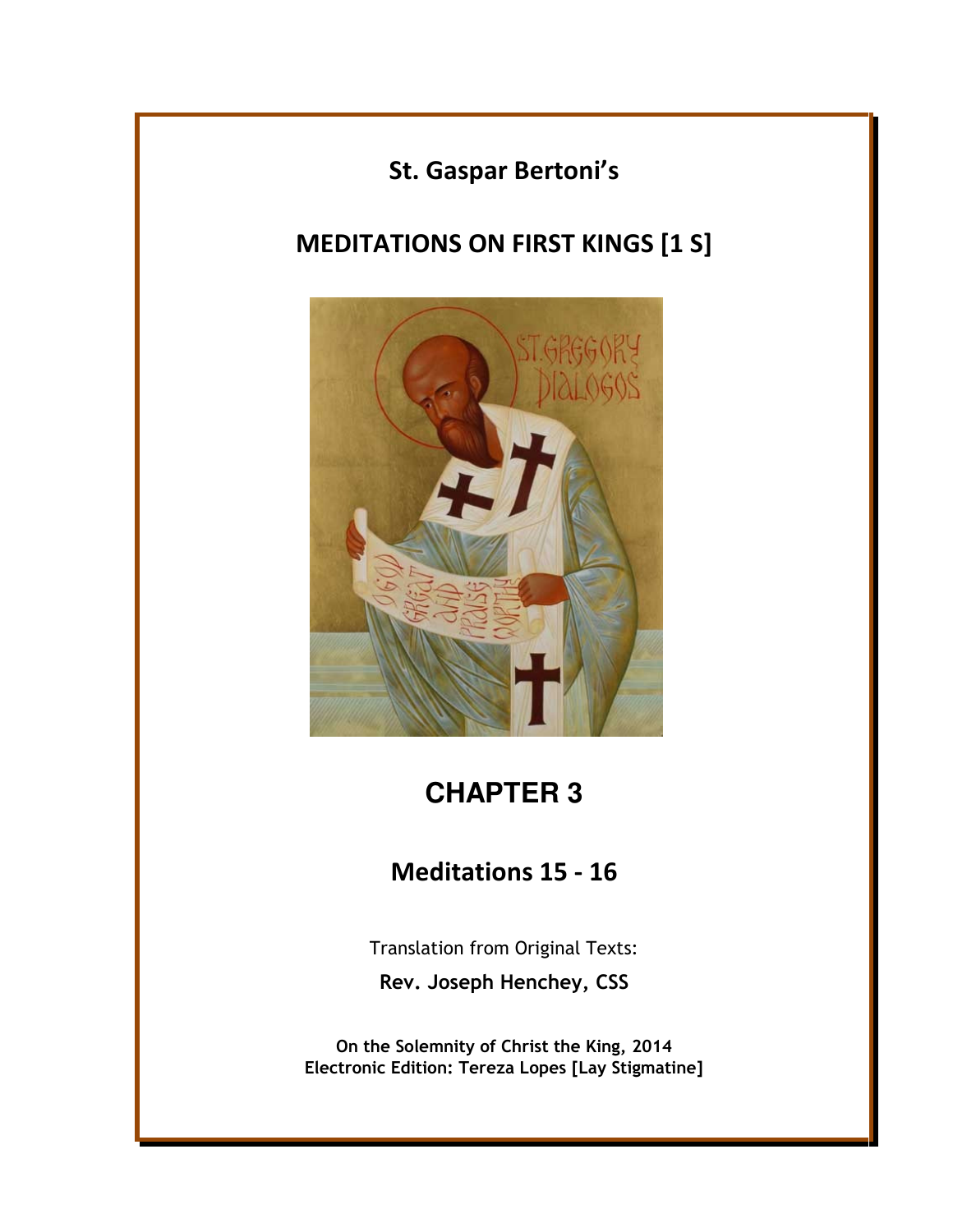# St. Gaspar Bertoni's

# MEDITATIONS ON FIRST KINGS [1 S]

# CHAPTER 3

## Meditations 15 - 16

Translation from Original Texts:

**Rev. Joseph Henchey, CSS**

**On the Solemnity of Christ the King, 2014**
**Electronic Edition: Tereza Lopes [Lay Stigmatine]**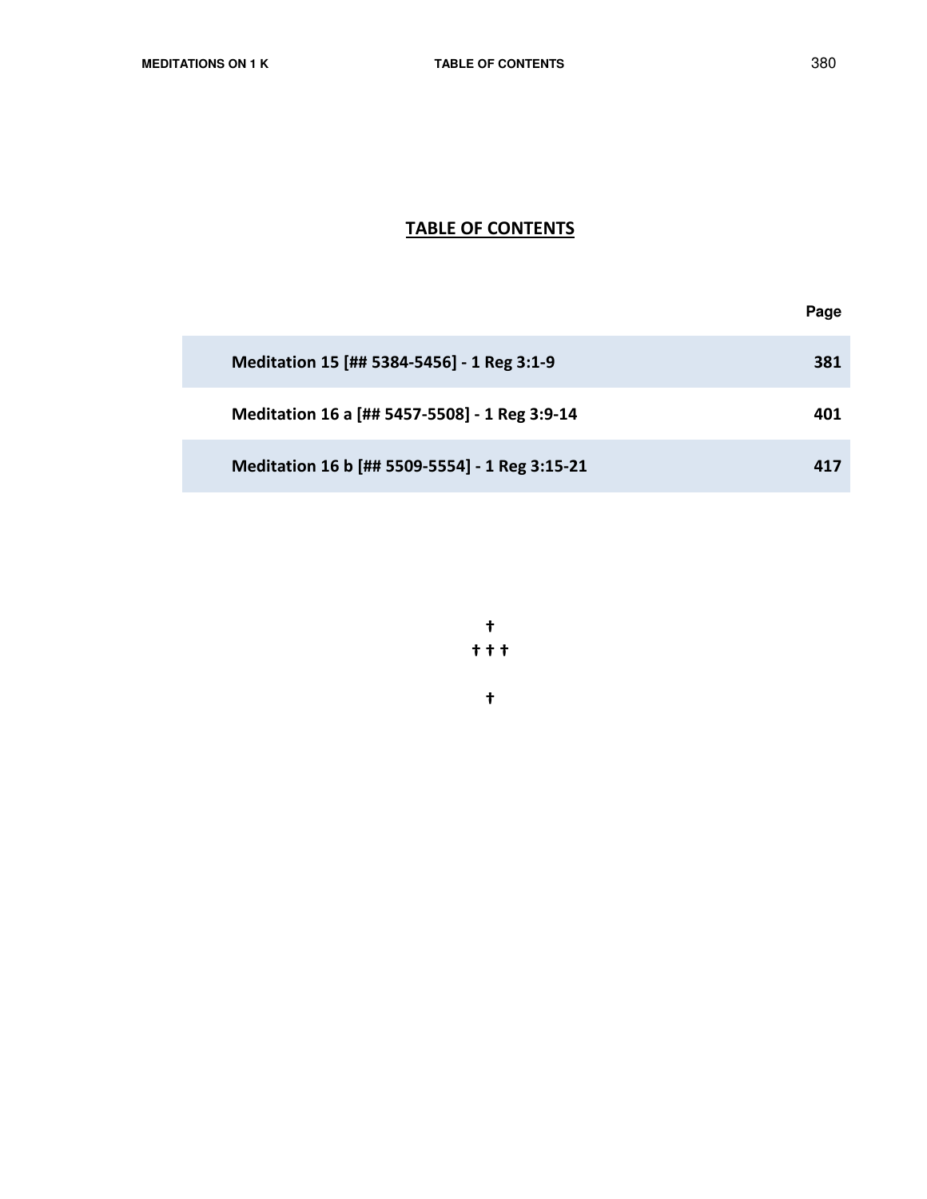## TABLE OF CONTENTS

| | Page |
|---|---|
| **Meditation 15 [## 5384-5456] - 1 Reg 3:1-9** | **381** |
| **Meditation 16 a [## 5457-5508] - 1 Reg 3:9-14** | **401** |
| **Meditation 16 b [## 5509-5554] - 1 Reg 3:15-21** | **417** |

†
† † †

†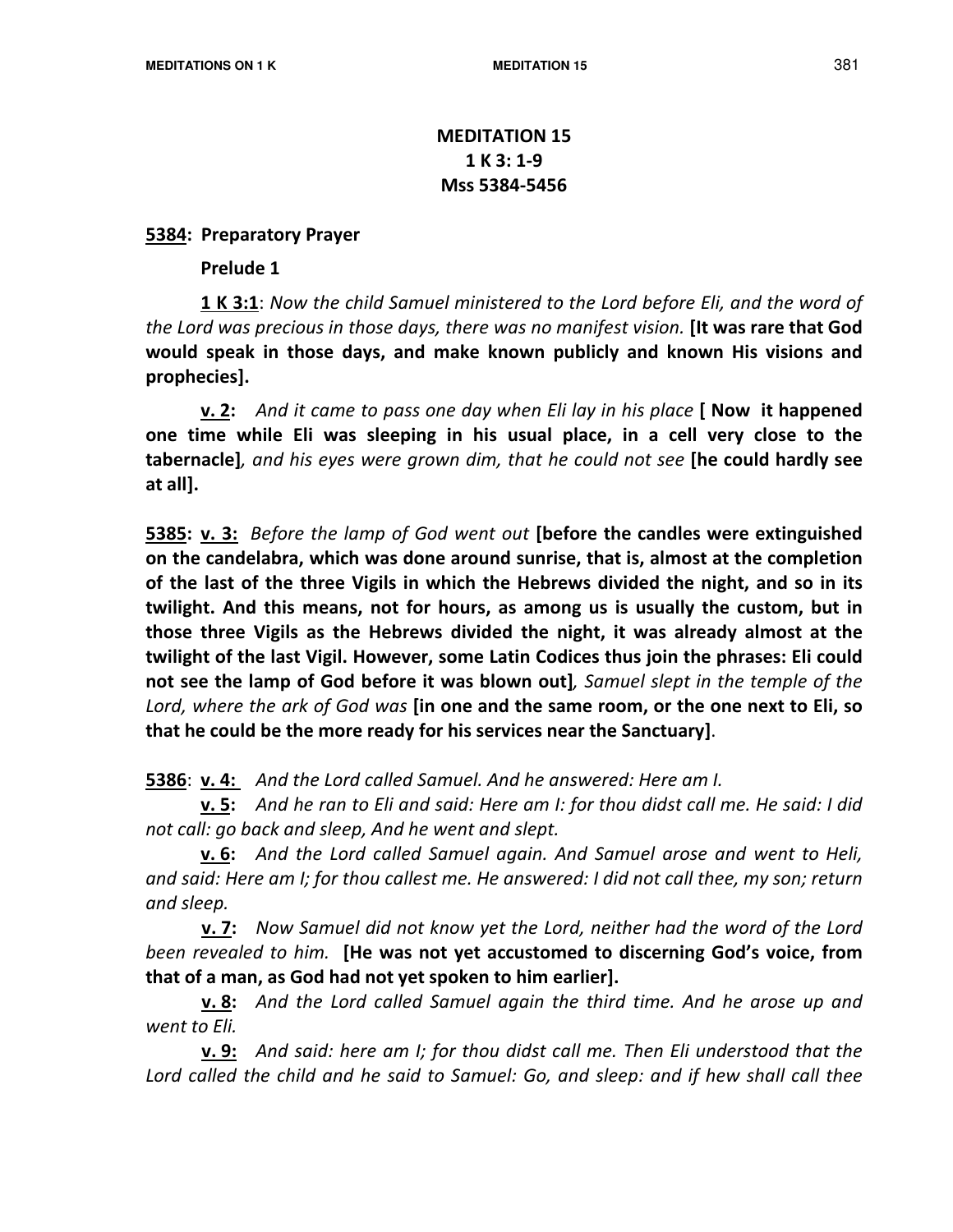## MEDITATION 15
## 1 K 3: 1-9
## Mss 5384-5456

**5384: Preparatory Prayer**

**Prelude 1**

**1 K 3:1**: *Now the child Samuel ministered to the Lord before Eli, and the word of the Lord was precious in those days, there was no manifest vision.* **[It was rare that God would speak in those days, and make known publicly and known His visions and prophecies].**

**v. 2:** *And it came to pass one day when Eli lay in his place* **[ Now it happened one time while Eli was sleeping in his usual place, in a cell very close to the tabernacle]***, and his eyes were grown dim, that he could not see* **[he could hardly see at all].**

**5385: v. 3:** *Before the lamp of God went out* **[before the candles were extinguished on the candelabra, which was done around sunrise, that is, almost at the completion of the last of the three Vigils in which the Hebrews divided the night, and so in its twilight. And this means, not for hours, as among us is usually the custom, but in those three Vigils as the Hebrews divided the night, it was already almost at the twilight of the last Vigil. However, some Latin Codices thus join the phrases: Eli could not see the lamp of God before it was blown out]***, Samuel slept in the temple of the Lord, where the ark of God was* **[in one and the same room, or the one next to Eli, so that he could be the more ready for his services near the Sanctuary]**.

**5386**: **v. 4:** *And the Lord called Samuel. And he answered: Here am I.*

**v. 5:** *And he ran to Eli and said: Here am I: for thou didst call me. He said: I did not call: go back and sleep, And he went and slept.*

**v. 6:** *And the Lord called Samuel again. And Samuel arose and went to Heli, and said: Here am I; for thou callest me. He answered: I did not call thee, my son; return and sleep.*

**v. 7:** *Now Samuel did not know yet the Lord, neither had the word of the Lord been revealed to him.* **[He was not yet accustomed to discerning God's voice, from that of a man, as God had not yet spoken to him earlier].**

**v. 8:** *And the Lord called Samuel again the third time. And he arose up and went to Eli.*

**v. 9:** *And said: here am I; for thou didst call me. Then Eli understood that the Lord called the child and he said to Samuel: Go, and sleep: and if hew shall call thee*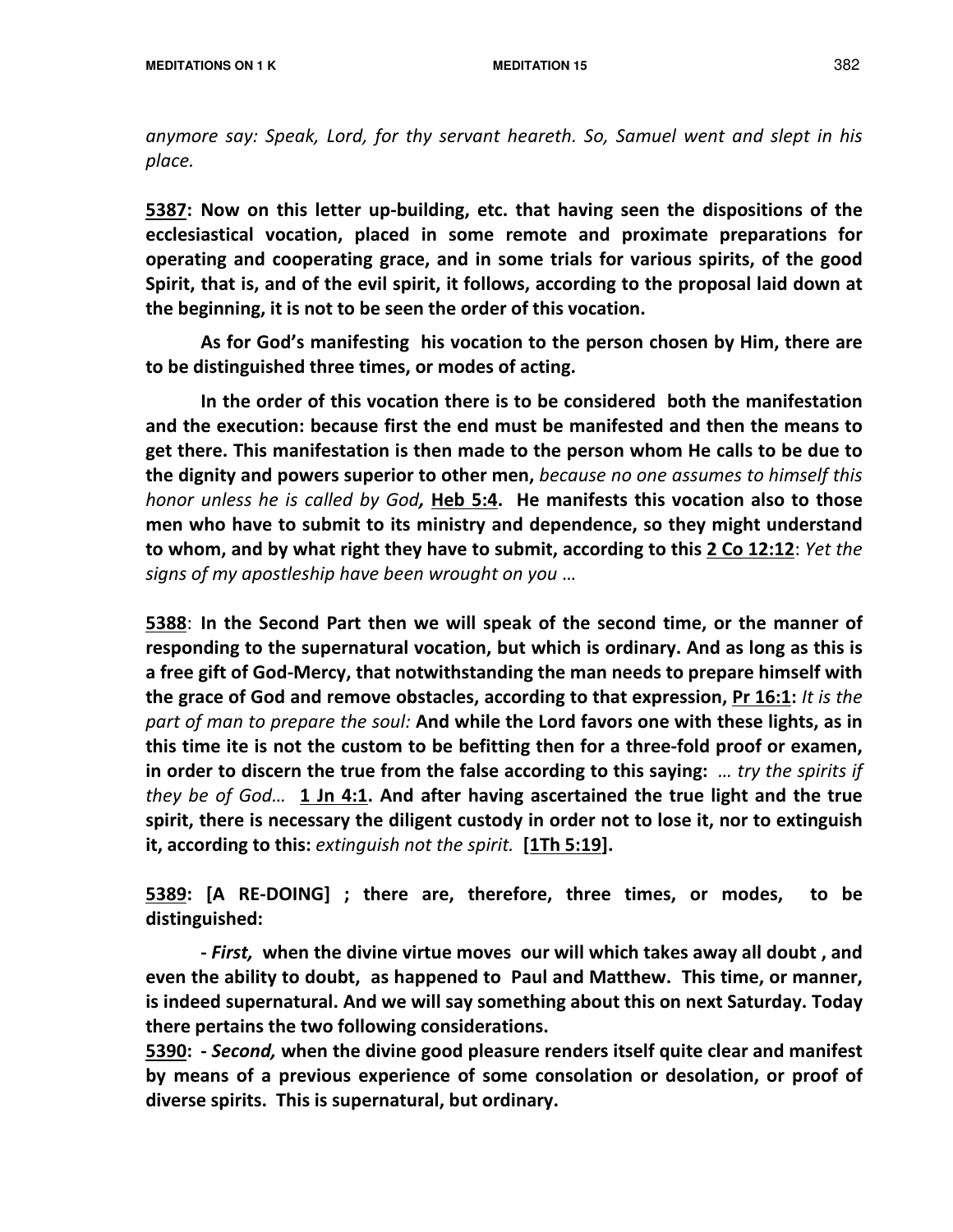*anymore say: Speak, Lord, for thy servant heareth. So, Samuel went and slept in his place.*

**5387: Now on this letter up-building, etc. that having seen the dispositions of the ecclesiastical vocation, placed in some remote and proximate preparations for operating and cooperating grace, and in some trials for various spirits, of the good Spirit, that is, and of the evil spirit, it follows, according to the proposal laid down at the beginning, it is not to be seen the order of this vocation.**

**As for God's manifesting his vocation to the person chosen by Him, there are to be distinguished three times, or modes of acting.**

**In the order of this vocation there is to be considered both the manifestation and the execution: because first the end must be manifested and then the means to get there. This manifestation is then made to the person whom He calls to be due to the dignity and powers superior to other men,** *because no one assumes to himself this honor unless he is called by God***, Heb 5:4. He manifests this vocation also to those men who have to submit to its ministry and dependence, so they might understand to whom, and by what right they have to submit, according to this 2 Co 12:12**: *Yet the signs of my apostleship have been wrought on you …*

**5388**: **In the Second Part then we will speak of the second time, or the manner of responding to the supernatural vocation, but which is ordinary. And as long as this is a free gift of God-Mercy, that notwithstanding the man needs to prepare himself with the grace of God and remove obstacles, according to that expression, Pr 16:1:** *It is the part of man to prepare the soul:* **And while the Lord favors one with these lights, as in this time ite is not the custom to be befitting then for a three-fold proof or examen, in order to discern the true from the false according to this saying:** *… try the spirits if they be of God…* **1 Jn 4:1. And after having ascertained the true light and the true spirit, there is necessary the diligent custody in order not to lose it, nor to extinguish it, according to this:** *extinguish not the spirit.* **[1Th 5:19].**

**5389: [A RE-DOING] ; there are, therefore, three times, or modes, to be distinguished:**

**- *First,* when the divine virtue moves our will which takes away all doubt , and even the ability to doubt, as happened to Paul and Matthew. This time, or manner, is indeed supernatural. And we will say something about this on next Saturday. Today there pertains the two following considerations.**

**5390: - *Second,* when the divine good pleasure renders itself quite clear and manifest by means of a previous experience of some consolation or desolation, or proof of diverse spirits. This is supernatural, but ordinary.**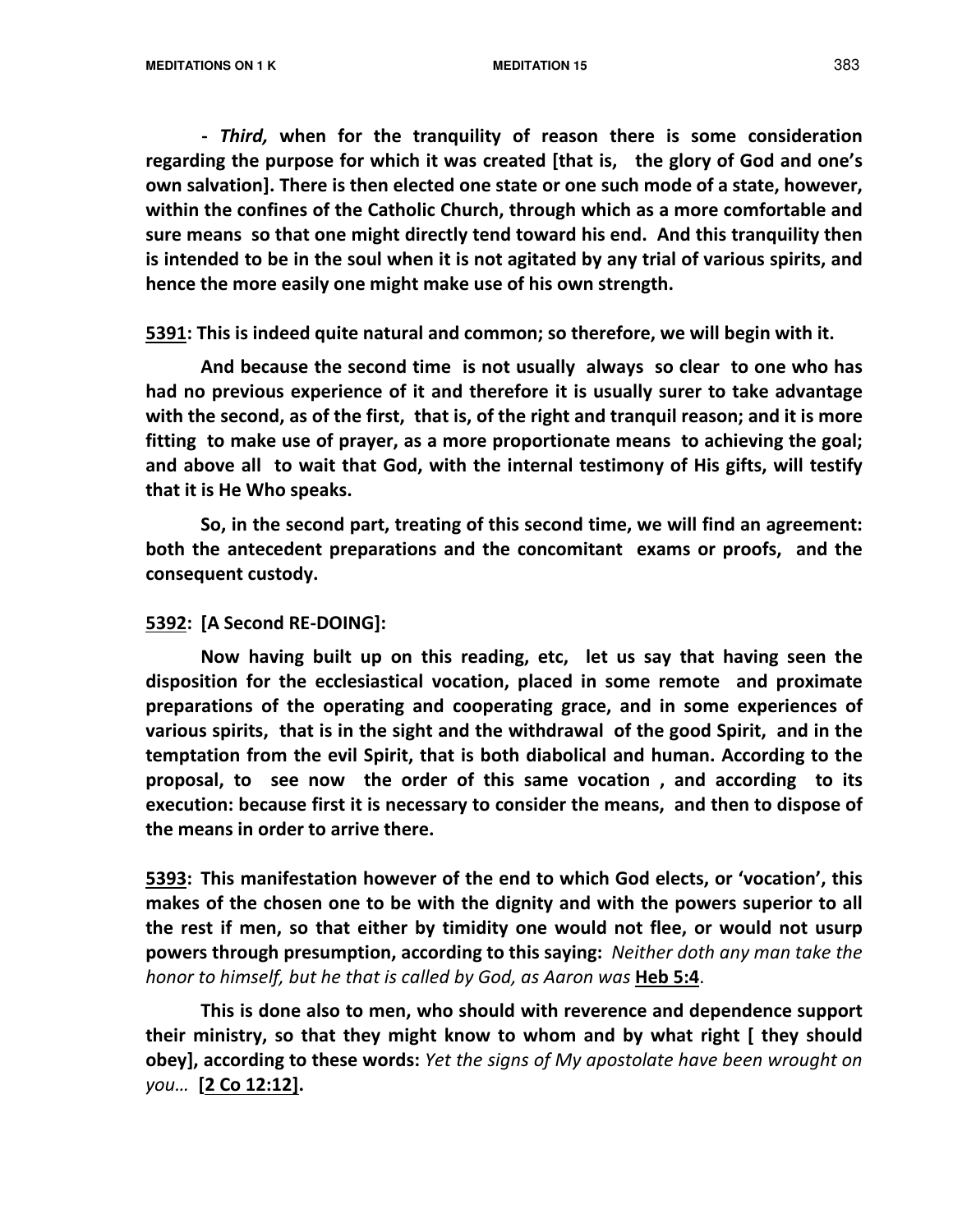**- *Third,* when for the tranquility of reason there is some consideration regarding the purpose for which it was created [that is, the glory of God and one's own salvation]. There is then elected one state or one such mode of a state, however, within the confines of the Catholic Church, through which as a more comfortable and sure means so that one might directly tend toward his end. And this tranquility then is intended to be in the soul when it is not agitated by any trial of various spirits, and hence the more easily one might make use of his own strength.**

**<u>5391</u>: This is indeed quite natural and common; so therefore, we will begin with it.**

**And because the second time is not usually always so clear to one who has had no previous experience of it and therefore it is usually surer to take advantage with the second, as of the first, that is, of the right and tranquil reason; and it is more fitting to make use of prayer, as a more proportionate means to achieving the goal; and above all to wait that God, with the internal testimony of His gifts, will testify that it is He Who speaks.**

**So, in the second part, treating of this second time, we will find an agreement: both the antecedent preparations and the concomitant exams or proofs, and the consequent custody.**

**<u>5392</u>: [A Second RE-DOING]:**

**Now having built up on this reading, etc, let us say that having seen the disposition for the ecclesiastical vocation, placed in some remote and proximate preparations of the operating and cooperating grace, and in some experiences of various spirits, that is in the sight and the withdrawal of the good Spirit, and in the temptation from the evil Spirit, that is both diabolical and human. According to the proposal, to see now the order of this same vocation , and according to its execution: because first it is necessary to consider the means, and then to dispose of the means in order to arrive there.**

**<u>5393</u>: This manifestation however of the end to which God elects, or 'vocation', this makes of the chosen one to be with the dignity and with the powers superior to all the rest if men, so that either by timidity one would not flee, or would not usurp powers through presumption, according to this saying:** *Neither doth any man take the honor to himself, but he that is called by God, as Aaron was* **<u>Heb 5:4</u>**.

**This is done also to men, who should with reverence and dependence support their ministry, so that they might know to whom and by what right [ they should obey], according to these words:** *Yet the signs of My apostolate have been wrought on you…* **[<u>2 Co 12:12</u>].**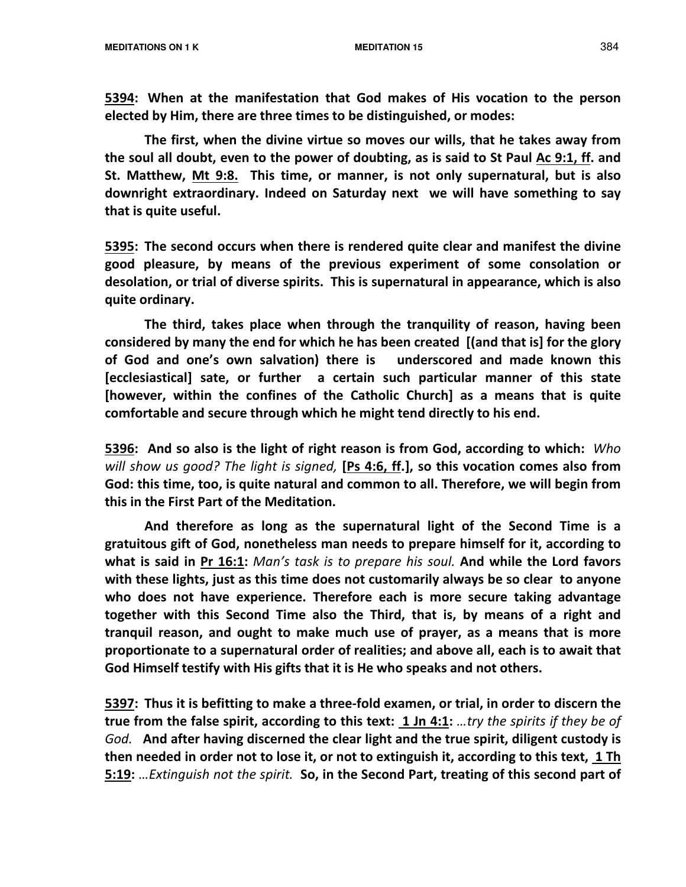**5394: When at the manifestation that God makes of His vocation to the person elected by Him, there are three times to be distinguished, or modes:**

**The first, when the divine virtue so moves our wills, that he takes away from the soul all doubt, even to the power of doubting, as is said to St Paul Ac 9:1, ff. and St. Matthew, Mt 9:8. This time, or manner, is not only supernatural, but is also downright extraordinary. Indeed on Saturday next we will have something to say that is quite useful.**

**5395: The second occurs when there is rendered quite clear and manifest the divine good pleasure, by means of the previous experiment of some consolation or desolation, or trial of diverse spirits. This is supernatural in appearance, which is also quite ordinary.**

**The third, takes place when through the tranquility of reason, having been considered by many the end for which he has been created [(and that is] for the glory of God and one's own salvation) there is underscored and made known this [ecclesiastical] sate, or further a certain such particular manner of this state [however, within the confines of the Catholic Church] as a means that is quite comfortable and secure through which he might tend directly to his end.**

**5396: And so also is the light of right reason is from God, according to which:** *Who will show us good? The light is signed,* **[Ps 4:6, ff.], so this vocation comes also from God: this time, too, is quite natural and common to all. Therefore, we will begin from this in the First Part of the Meditation.**

**And therefore as long as the supernatural light of the Second Time is a gratuitous gift of God, nonetheless man needs to prepare himself for it, according to what is said in Pr 16:1:** *Man's task is to prepare his soul.* **And while the Lord favors with these lights, just as this time does not customarily always be so clear to anyone who does not have experience. Therefore each is more secure taking advantage together with this Second Time also the Third, that is, by means of a right and tranquil reason, and ought to make much use of prayer, as a means that is more proportionate to a supernatural order of realities; and above all, each is to await that God Himself testify with His gifts that it is He who speaks and not others.**

**5397: Thus it is befitting to make a three-fold examen, or trial, in order to discern the true from the false spirit, according to this text: 1 Jn 4:1:** *…try the spirits if they be of God.* **And after having discerned the clear light and the true spirit, diligent custody is then needed in order not to lose it, or not to extinguish it, according to this text, 1 Th 5:19:** *…Extinguish not the spirit.* **So, in the Second Part, treating of this second part of**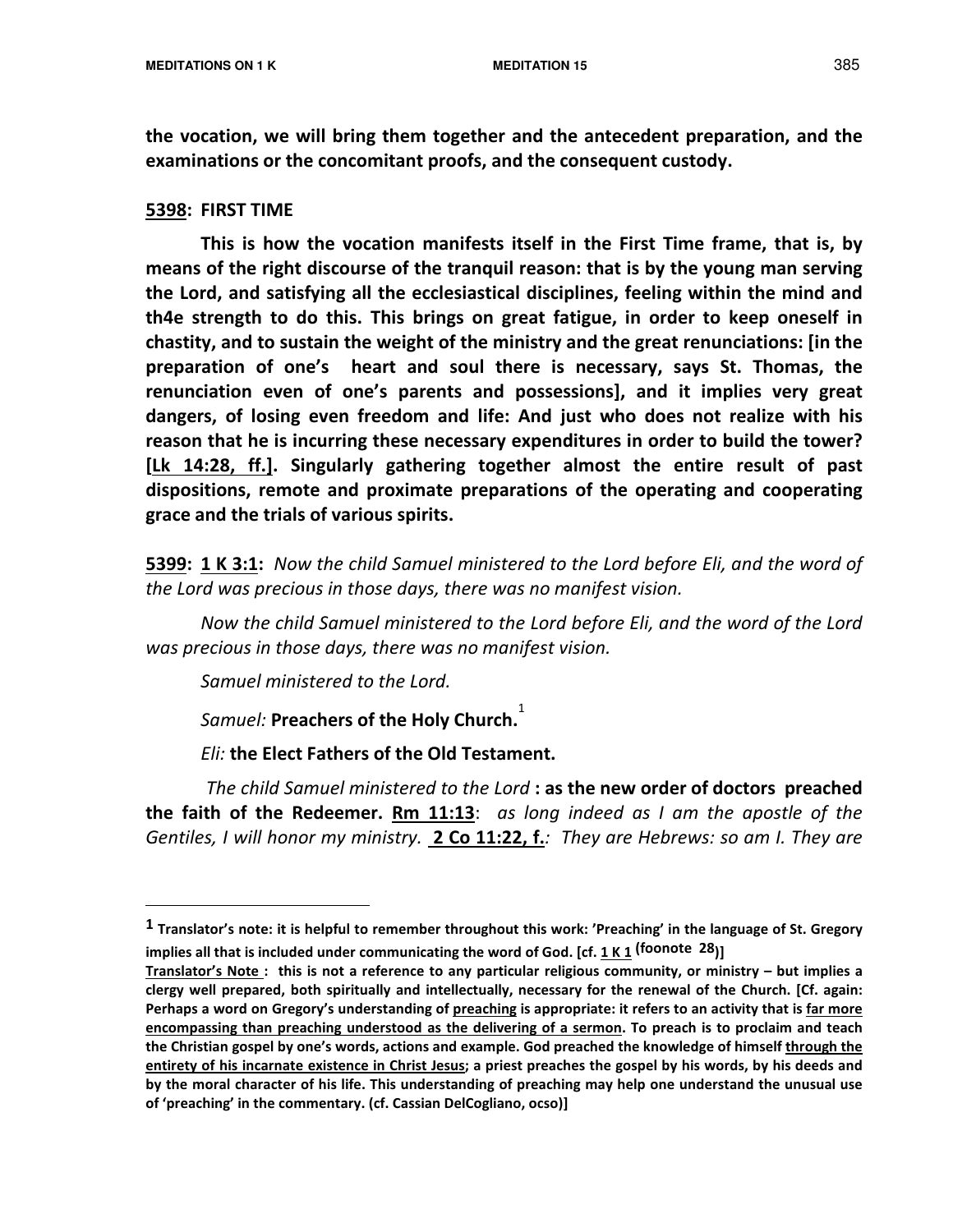**the vocation, we will bring them together and the antecedent preparation, and the examinations or the concomitant proofs, and the consequent custody.**

**5398: FIRST TIME**

**This is how the vocation manifests itself in the First Time frame, that is, by means of the right discourse of the tranquil reason: that is by the young man serving the Lord, and satisfying all the ecclesiastical disciplines, feeling within the mind and th4e strength to do this. This brings on great fatigue, in order to keep oneself in chastity, and to sustain the weight of the ministry and the great renunciations: [in the preparation of one's heart and soul there is necessary, says St. Thomas, the renunciation even of one's parents and possessions], and it implies very great dangers, of losing even freedom and life: And just who does not realize with his reason that he is incurring these necessary expenditures in order to build the tower? [Lk 14:28, ff.]. Singularly gathering together almost the entire result of past dispositions, remote and proximate preparations of the operating and cooperating grace and the trials of various spirits.**

**5399: 1 K 3:1:** *Now the child Samuel ministered to the Lord before Eli, and the word of the Lord was precious in those days, there was no manifest vision.*

*Now the child Samuel ministered to the Lord before Eli, and the word of the Lord was precious in those days, there was no manifest vision.*

*Samuel ministered to the Lord.*

*Samuel:* **Preachers of the Holy Church.**[1]

*Eli:* **the Elect Fathers of the Old Testament.**

*The child Samuel ministered to the Lord* **: as the new order of doctors preached the faith of the Redeemer. Rm 11:13**: *as long indeed as I am the apostle of the Gentiles, I will honor my ministry.* **2 Co 11:22, f.**: *They are Hebrews: so am I. They are*

---

[1] **Translator's note: it is helpful to remember throughout this work: 'Preaching' in the language of St. Gregory implies all that is included under communicating the word of God. [cf. 1 K 1 (foonote 28)]**

**Translator's Note : this is not a reference to any particular religious community, or ministry – but implies a clergy well prepared, both spiritually and intellectually, necessary for the renewal of the Church. [Cf. again: Perhaps a word on Gregory's understanding of preaching is appropriate: it refers to an activity that is far more encompassing than preaching understood as the delivering of a sermon. To preach is to proclaim and teach the Christian gospel by one's words, actions and example. God preached the knowledge of himself through the entirety of his incarnate existence in Christ Jesus; a priest preaches the gospel by his words, by his deeds and by the moral character of his life. This understanding of preaching may help one understand the unusual use of 'preaching' in the commentary. (cf. Cassian DelCogliano, ocso)]**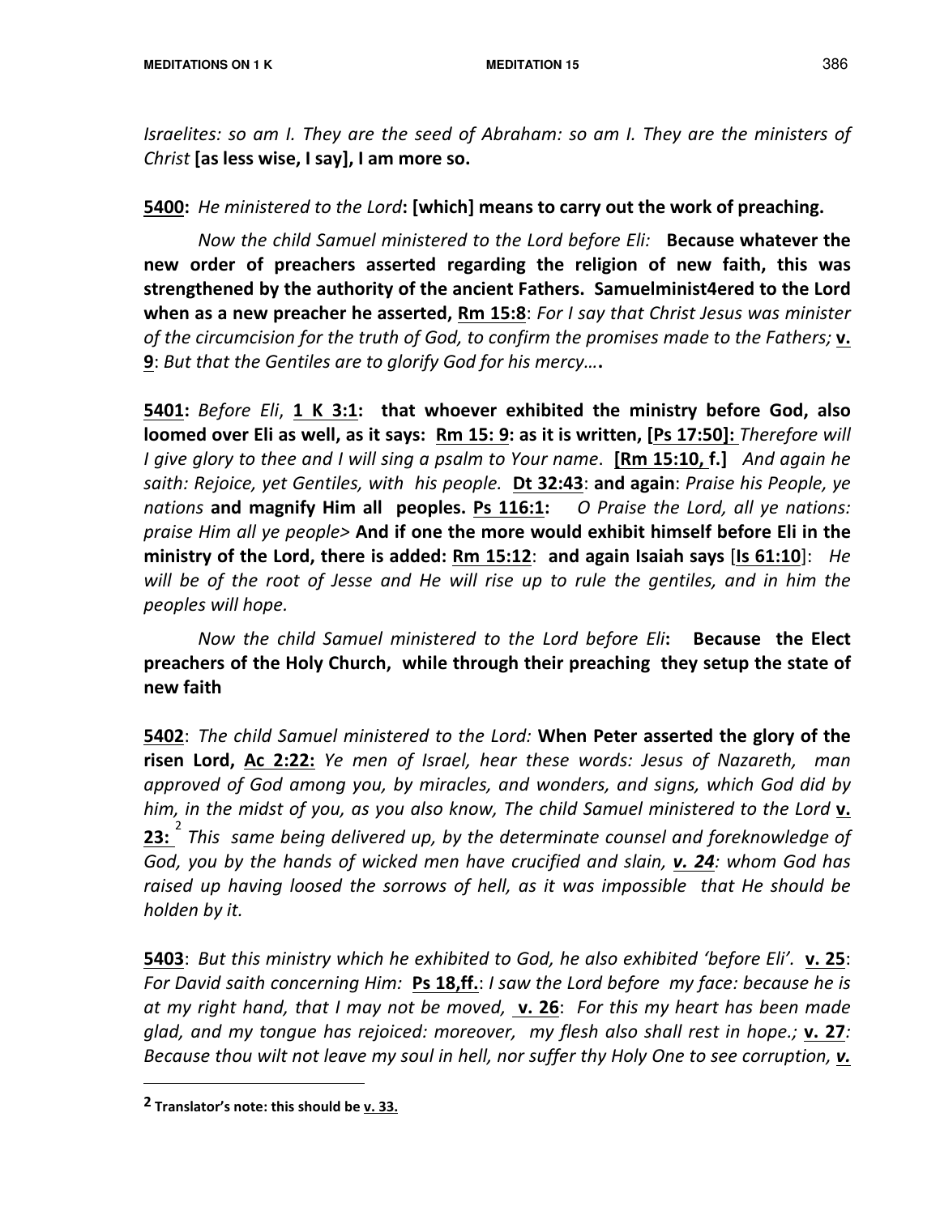*Israelites: so am I. They are the seed of Abraham: so am I. They are the ministers of Christ* **[as less wise, I say], I am more so.**

**5400:** *He ministered to the Lord*: **[which] means to carry out the work of preaching.**

*Now the child Samuel ministered to the Lord before Eli:* **Because whatever the new order of preachers asserted regarding the religion of new faith, this was strengthened by the authority of the ancient Fathers. Samuelminist4ered to the Lord when as a new preacher he asserted, Rm 15:8**: *For I say that Christ Jesus was minister of the circumcision for the truth of God, to confirm the promises made to the Fathers;* **v. 9**: *But that the Gentiles are to glorify God for his mercy….*

**5401:** *Before Eli*, **1 K 3:1: that whoever exhibited the ministry before God, also loomed over Eli as well, as it says: Rm 15: 9: as it is written, [Ps 17:50]:** *Therefore will I give glory to thee and I will sing a psalm to Your name.* **[Rm 15:10, f.]** *And again he saith: Rejoice, yet Gentiles, with his people.* **Dt 32:43**: **and again**: *Praise his People, ye nations* **and magnify Him all peoples. Ps 116:1:** *O Praise the Lord, all ye nations: praise Him all ye people>* **And if one the more would exhibit himself before Eli in the ministry of the Lord, there is added: Rm 15:12: and again Isaiah says** [**Is 61:10**]: *He will be of the root of Jesse and He will rise up to rule the gentiles, and in him the peoples will hope.*

*Now the child Samuel ministered to the Lord before Eli*: **Because the Elect preachers of the Holy Church, while through their preaching they setup the state of new faith**

**5402**: *The child Samuel ministered to the Lord:* **When Peter asserted the glory of the risen Lord, Ac 2:22:** *Ye men of Israel, hear these words: Jesus of Nazareth, man approved of God among you, by miracles, and wonders, and signs, which God did by him, in the midst of you, as you also know, The child Samuel ministered to the Lord* **v. 23:**[2] *This same being delivered up, by the determinate counsel and foreknowledge of God, you by the hands of wicked men have crucified and slain,* ***v. 24****: whom God has raised up having loosed the sorrows of hell, as it was impossible that He should be holden by it.*

**5403**: *But this ministry which he exhibited to God, he also exhibited 'before Eli'.* **v. 25**: *For David saith concerning Him:* **Ps 18,ff.**: *I saw the Lord before my face: because he is at my right hand, that I may not be moved,* **v. 26**: *For this my heart has been made glad, and my tongue has rejoiced: moreover, my flesh also shall rest in hope.;* **v. 27***: Because thou wilt not leave my soul in hell, nor suffer thy Holy One to see corruption,* ***v.***

---

[2] **Translator's note: this should be v. 33.**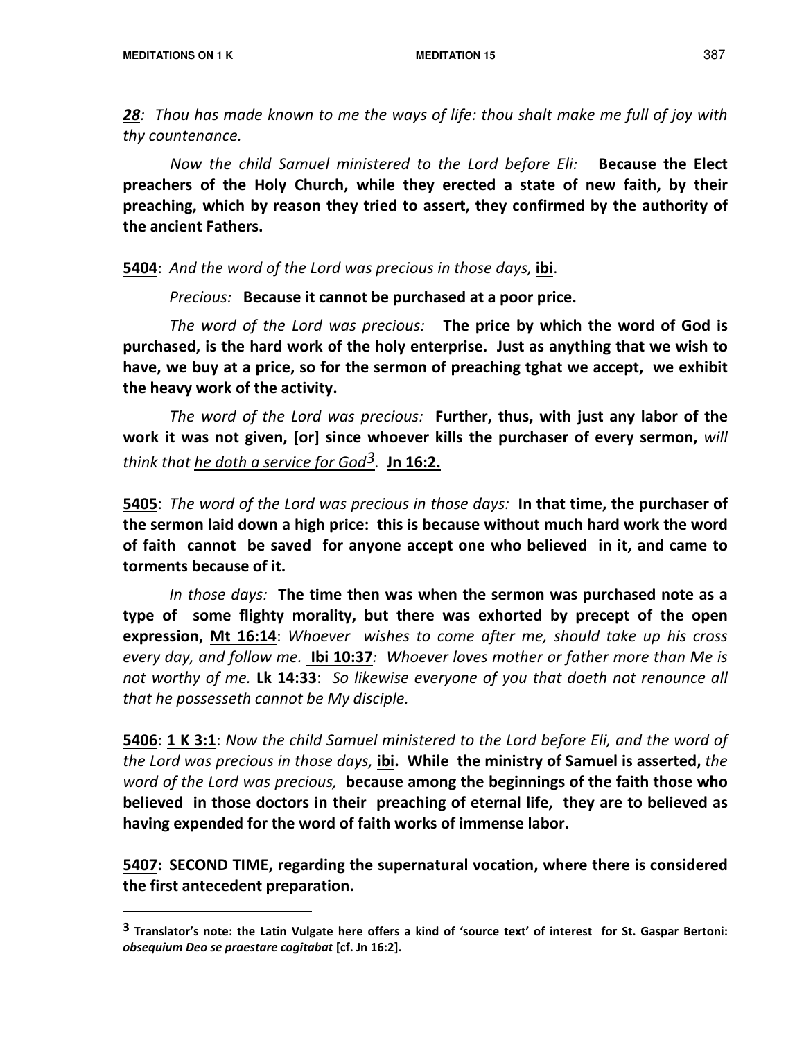***28***: *Thou has made known to me the ways of life: thou shalt make me full of joy with thy countenance.*

*Now the child Samuel ministered to the Lord before Eli:* **Because the Elect preachers of the Holy Church, while they erected a state of new faith, by their preaching, which by reason they tried to assert, they confirmed by the authority of the ancient Fathers.**

**5404**: *And the word of the Lord was precious in those days,* **ibi**.

*Precious:* **Because it cannot be purchased at a poor price.**

*The word of the Lord was precious:* **The price by which the word of God is purchased, is the hard work of the holy enterprise. Just as anything that we wish to have, we buy at a price, so for the sermon of preaching tghat we accept, we exhibit the heavy work of the activity.**

*The word of the Lord was precious:* **Further, thus, with just any labor of the work it was not given, [or] since whoever kills the purchaser of every sermon,** *will think that he doth a service for God*[3]. **Jn 16:2.**

**5405**: *The word of the Lord was precious in those days:* **In that time, the purchaser of the sermon laid down a high price: this is because without much hard work the word of faith cannot be saved for anyone accept one who believed in it, and came to torments because of it.**

*In those days:* **The time then was when the sermon was purchased note as a type of some flighty morality, but there was exhorted by precept of the open expression, Mt 16:14**: *Whoever wishes to come after me, should take up his cross every day, and follow me.* **Ibi 10:37***: Whoever loves mother or father more than Me is not worthy of me.* **Lk 14:33**: *So likewise everyone of you that doeth not renounce all that he possesseth cannot be My disciple.*

**5406**: **1 K 3:1**: *Now the child Samuel ministered to the Lord before Eli, and the word of the Lord was precious in those days,* **ibi. While the ministry of Samuel is asserted,** *the word of the Lord was precious,* **because among the beginnings of the faith those who believed in those doctors in their preaching of eternal life, they are to believed as having expended for the word of faith works of immense labor.**

**5407: SECOND TIME, regarding the supernatural vocation, where there is considered the first antecedent preparation.**

---

[3] **Translator's note: the Latin Vulgate here offers a kind of 'source text' of interest for St. Gaspar Bertoni: *obsequium Deo se praestare cogitabat* [cf. Jn 16:2].**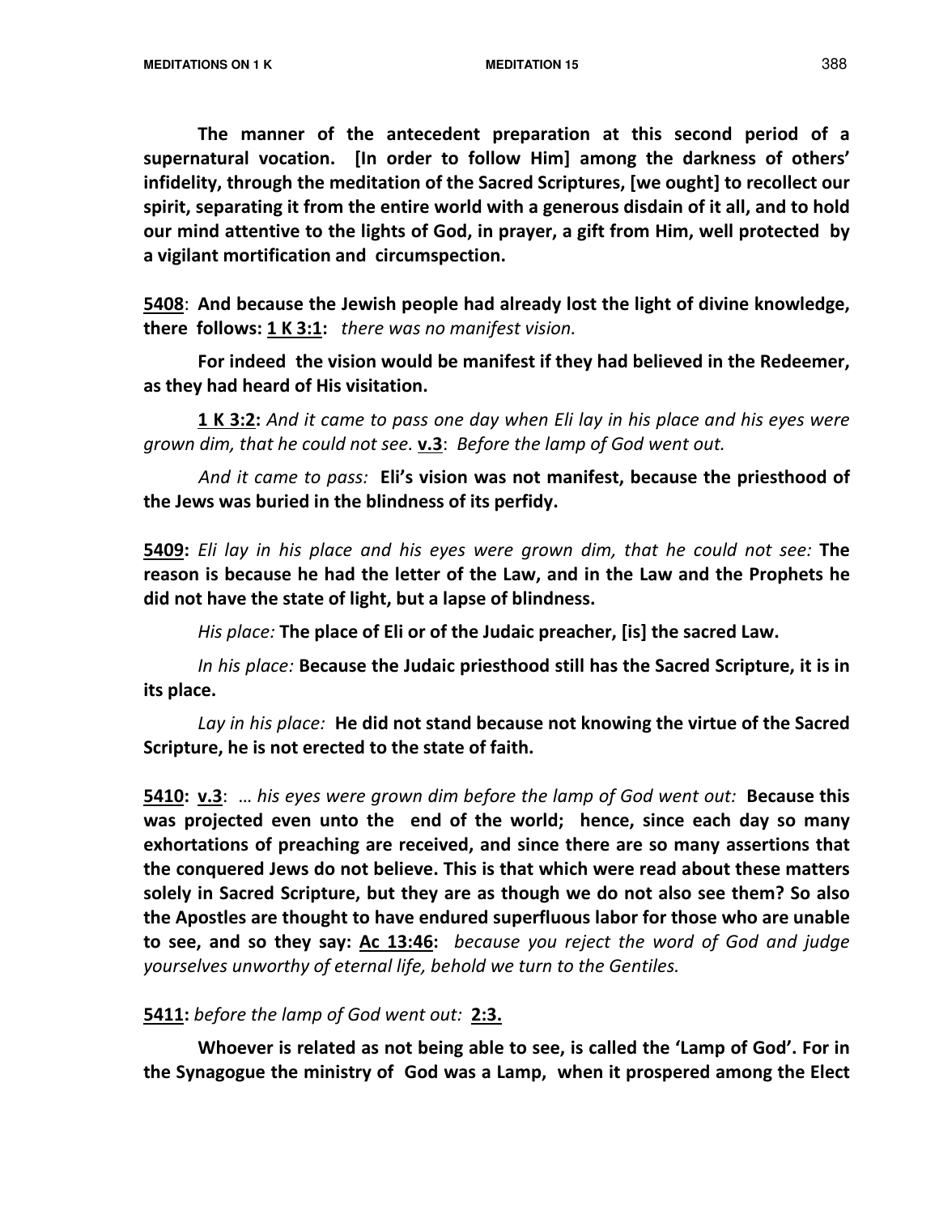**The manner of the antecedent preparation at this second period of a supernatural vocation. [In order to follow Him] among the darkness of others' infidelity, through the meditation of the Sacred Scriptures, [we ought] to recollect our spirit, separating it from the entire world with a generous disdain of it all, and to hold our mind attentive to the lights of God, in prayer, a gift from Him, well protected by a vigilant mortification and circumspection.**

**<u>5408</u>**: **And because the Jewish people had already lost the light of divine knowledge, there follows: <u>1 K 3:1</u>:** *there was no manifest vision.*

**For indeed the vision would be manifest if they had believed in the Redeemer, as they had heard of His visitation.**

**<u>1 K 3:2</u>:** *And it came to pass one day when Eli lay in his place and his eyes were grown dim, that he could not see.* **<u>v.3</u>**: *Before the lamp of God went out.*

*And it came to pass:* **Eli's vision was not manifest, because the priesthood of the Jews was buried in the blindness of its perfidy.**

**<u>5409</u>:** *Eli lay in his place and his eyes were grown dim, that he could not see:* **The reason is because he had the letter of the Law, and in the Law and the Prophets he did not have the state of light, but a lapse of blindness.**

*His place:* **The place of Eli or of the Judaic preacher, [is] the sacred Law.**

*In his place:* **Because the Judaic priesthood still has the Sacred Scripture, it is in its place.**

*Lay in his place:* **He did not stand because not knowing the virtue of the Sacred Scripture, he is not erected to the state of faith.**

**<u>5410</u>: <u>v.3</u>**: *… his eyes were grown dim before the lamp of God went out:* **Because this was projected even unto the end of the world; hence, since each day so many exhortations of preaching are received, and since there are so many assertions that the conquered Jews do not believe. This is that which were read about these matters solely in Sacred Scripture, but they are as though we do not also see them? So also the Apostles are thought to have endured superfluous labor for those who are unable to see, and so they say: <u>Ac 13:46</u>:** *because you reject the word of God and judge yourselves unworthy of eternal life, behold we turn to the Gentiles.*

**<u>5411</u>:** *before the lamp of God went out:* **<u>2:3.</u>**

**Whoever is related as not being able to see, is called the 'Lamp of God'. For in the Synagogue the ministry of God was a Lamp, when it prospered among the Elect**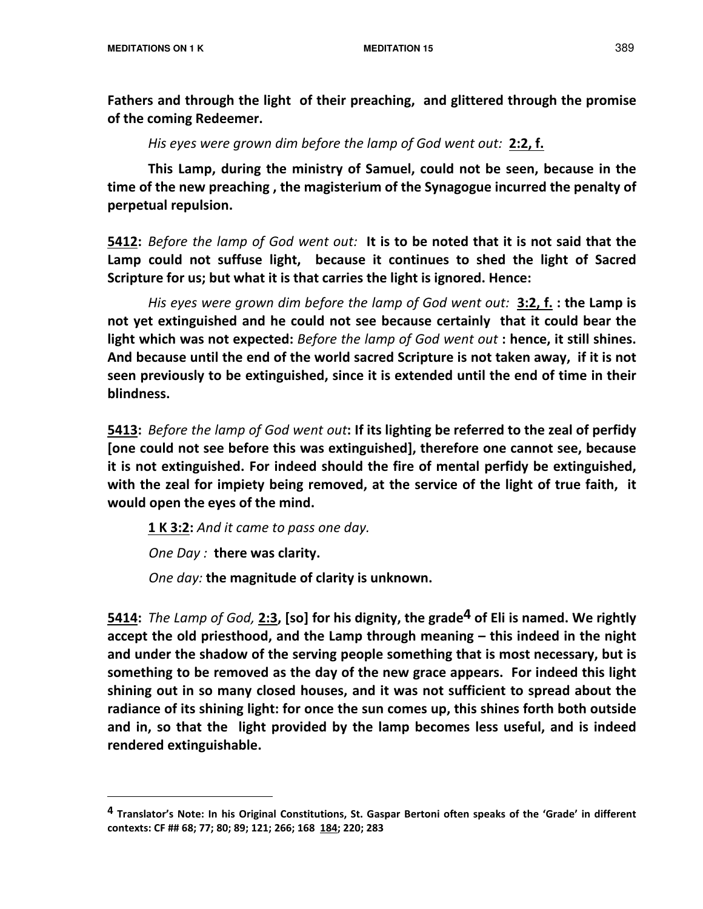**Fathers and through the light of their preaching, and glittered through the promise of the coming Redeemer.**

*His eyes were grown dim before the lamp of God went out:* **2:2, f.**

**This Lamp, during the ministry of Samuel, could not be seen, because in the time of the new preaching , the magisterium of the Synagogue incurred the penalty of perpetual repulsion.**

**5412:** *Before the lamp of God went out:* **It is to be noted that it is not said that the Lamp could not suffuse light, because it continues to shed the light of Sacred Scripture for us; but what it is that carries the light is ignored. Hence:**

*His eyes were grown dim before the lamp of God went out:* **3:2, f. : the Lamp is not yet extinguished and he could not see because certainly that it could bear the light which was not expected:** *Before the lamp of God went out* **: hence, it still shines. And because until the end of the world sacred Scripture is not taken away, if it is not seen previously to be extinguished, since it is extended until the end of time in their blindness.**

**5413:** *Before the lamp of God went out***: If its lighting be referred to the zeal of perfidy [one could not see before this was extinguished], therefore one cannot see, because it is not extinguished. For indeed should the fire of mental perfidy be extinguished, with the zeal for impiety being removed, at the service of the light of true faith, it would open the eyes of the mind.**

**1 K 3:2:** *And it came to pass one day.*

*One Day :* **there was clarity.**

*One day:* **the magnitude of clarity is unknown.**

**5414:** *The Lamp of God,* **2:3, [so] for his dignity, the grade[4] of Eli is named. We rightly accept the old priesthood, and the Lamp through meaning – this indeed in the night and under the shadow of the serving people something that is most necessary, but is something to be removed as the day of the new grace appears. For indeed this light shining out in so many closed houses, and it was not sufficient to spread about the radiance of its shining light: for once the sun comes up, this shines forth both outside and in, so that the light provided by the lamp becomes less useful, and is indeed rendered extinguishable.**

---

[4] **Translator's Note: In his Original Constitutions, St. Gaspar Bertoni often speaks of the 'Grade' in different contexts: CF ## 68; 77; 80; 89; 121; 266; 168 184; 220; 283**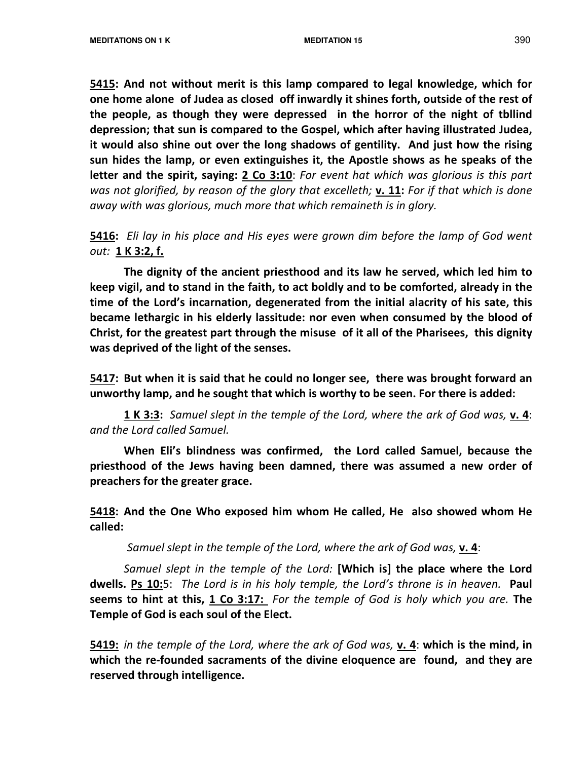**<u>5415</u>: And not without merit is this lamp compared to legal knowledge, which for one home alone of Judea as closed off inwardly it shines forth, outside of the rest of the people, as though they were depressed in the horror of the night of tbllind depression; that sun is compared to the Gospel, which after having illustrated Judea, it would also shine out over the long shadows of gentility. And just how the rising sun hides the lamp, or even extinguishes it, the Apostle shows as he speaks of the letter and the spirit, saying: <u>2 Co 3:10</u>**: *For event hat which was glorious is this part was not glorified, by reason of the glory that excelleth;* **<u>v. 11</u>:** *For if that which is done away with was glorious, much more that which remaineth is in glory.*

**<u>5416</u>:** *Eli lay in his place and His eyes were grown dim before the lamp of God went out:* **<u>1 K 3:2, f.</u>**

**The dignity of the ancient priesthood and its law he served, which led him to keep vigil, and to stand in the faith, to act boldly and to be comforted, already in the time of the Lord's incarnation, degenerated from the initial alacrity of his sate, this became lethargic in his elderly lassitude: nor even when consumed by the blood of Christ, for the greatest part through the misuse of it all of the Pharisees, this dignity was deprived of the light of the senses.**

**<u>5417</u>: But when it is said that he could no longer see, there was brought forward an unworthy lamp, and he sought that which is worthy to be seen. For there is added:**

**<u>1 K 3:3</u>:** *Samuel slept in the temple of the Lord, where the ark of God was,* **<u>v. 4</u>**: *and the Lord called Samuel.*

**When Eli's blindness was confirmed, the Lord called Samuel, because the priesthood of the Jews having been damned, there was assumed a new order of preachers for the greater grace.**

**<u>5418</u>: And the One Who exposed him whom He called, He also showed whom He called:**

*Samuel slept in the temple of the Lord, where the ark of God was,* **<u>v. 4</u>**:

*Samuel slept in the temple of the Lord:* **[Which is] the place where the Lord dwells. <u>Ps 10:</u>**5: *The Lord is in his holy temple, the Lord's throne is in heaven.* **Paul seems to hint at this, <u>1 Co 3:17:</u>** *For the temple of God is holy which you are.* **The Temple of God is each soul of the Elect.**

**<u>5419:</u>** *in the temple of the Lord, where the ark of God was,* **<u>v. 4</u>**: **which is the mind, in which the re-founded sacraments of the divine eloquence are found, and they are reserved through intelligence.**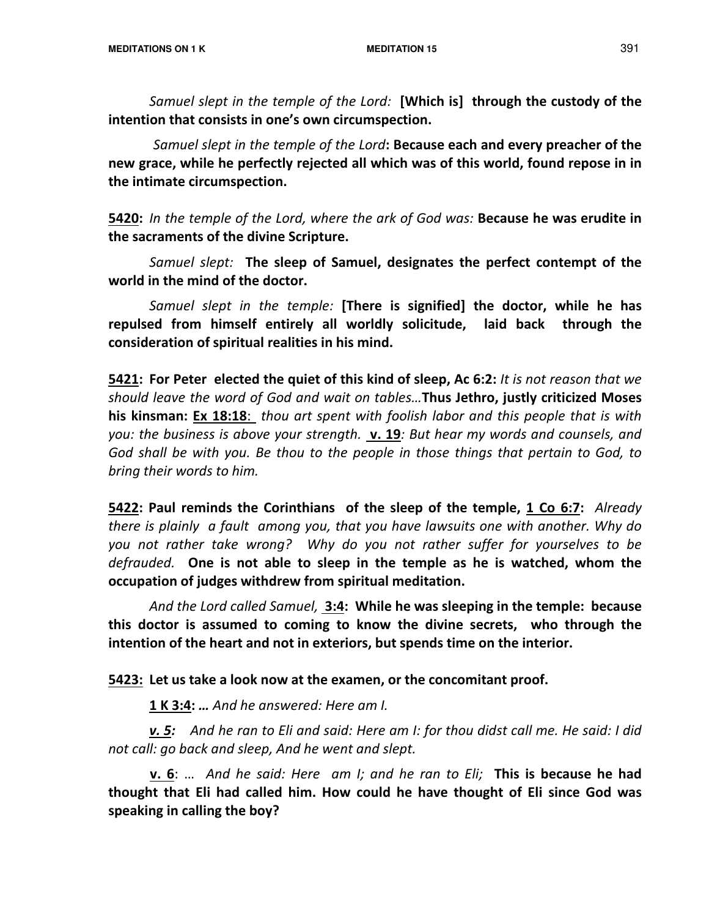*Samuel slept in the temple of the Lord:* **[Which is] through the custody of the intention that consists in one's own circumspection.**

*Samuel slept in the temple of the Lord***: Because each and every preacher of the new grace, while he perfectly rejected all which was of this world, found repose in in the intimate circumspection.**

**<u>5420</u>:** *In the temple of the Lord, where the ark of God was:* **Because he was erudite in the sacraments of the divine Scripture.**

*Samuel slept:* **The sleep of Samuel, designates the perfect contempt of the world in the mind of the doctor.**

*Samuel slept in the temple:* **[There is signified] the doctor, while he has repulsed from himself entirely all worldly solicitude, laid back through the consideration of spiritual realities in his mind.**

**<u>5421</u>: For Peter elected the quiet of this kind of sleep, Ac 6:2:** *It is not reason that we should leave the word of God and wait on tables…* **Thus Jethro, justly criticized Moses his kinsman: <u>Ex 18:18</u>:** *thou art spent with foolish labor and this people that is with you: the business is above your strength.* **<u>v. 19</u>***: But hear my words and counsels, and God shall be with you. Be thou to the people in those things that pertain to God, to bring their words to him.*

**<u>5422</u>: Paul reminds the Corinthians of the sleep of the temple, <u>1 Co 6:7</u>:** *Already there is plainly a fault among you, that you have lawsuits one with another. Why do you not rather take wrong? Why do you not rather suffer for yourselves to be defrauded.* **One is not able to sleep in the temple as he is watched, whom the occupation of judges withdrew from spiritual meditation.**

*And the Lord called Samuel,* **<u>3:4</u>: While he was sleeping in the temple: because this doctor is assumed to coming to know the divine secrets, who through the intention of the heart and not in exteriors, but spends time on the interior.**

**<u>5423</u>: Let us take a look now at the examen, or the concomitant proof.**

**<u>1 K 3:4</u>: …** *And he answered: Here am I.*

***<u>v. 5</u>:*** *And he ran to Eli and said: Here am I: for thou didst call me. He said: I did not call: go back and sleep, And he went and slept.*

**<u>v. 6</u>**: … *And he said: Here am I; and he ran to Eli;* **This is because he had thought that Eli had called him. How could he have thought of Eli since God was speaking in calling the boy?**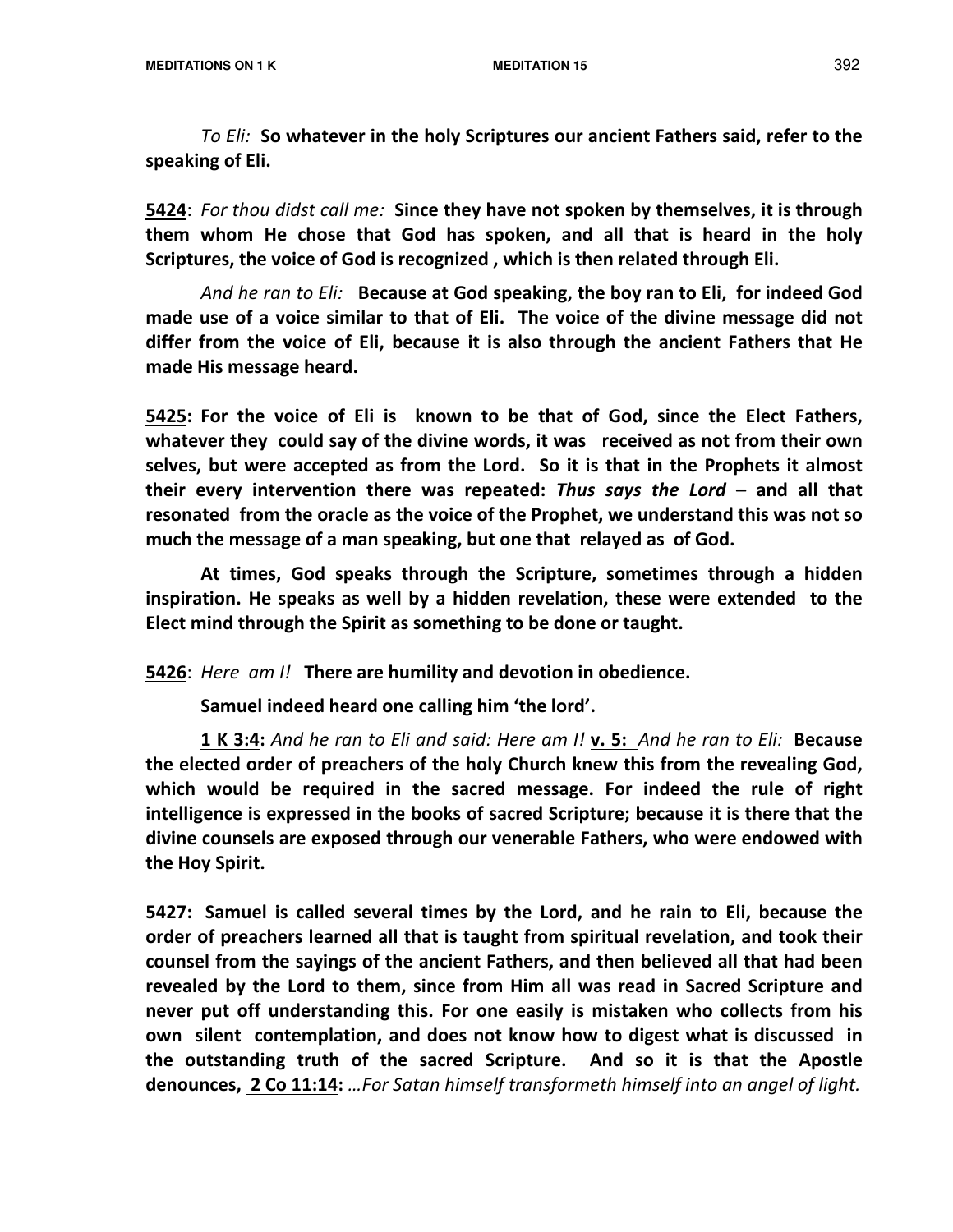*To Eli:* **So whatever in the holy Scriptures our ancient Fathers said, refer to the speaking of Eli.**

**5424**: *For thou didst call me:* **Since they have not spoken by themselves, it is through them whom He chose that God has spoken, and all that is heard in the holy Scriptures, the voice of God is recognized , which is then related through Eli.**

*And he ran to Eli:* **Because at God speaking, the boy ran to Eli, for indeed God made use of a voice similar to that of Eli. The voice of the divine message did not differ from the voice of Eli, because it is also through the ancient Fathers that He made His message heard.**

**5425: For the voice of Eli is known to be that of God, since the Elect Fathers, whatever they could say of the divine words, it was received as not from their own selves, but were accepted as from the Lord. So it is that in the Prophets it almost their every intervention there was repeated: *Thus says the Lord* – and all that resonated from the oracle as the voice of the Prophet, we understand this was not so much the message of a man speaking, but one that relayed as of God.**

**At times, God speaks through the Scripture, sometimes through a hidden inspiration. He speaks as well by a hidden revelation, these were extended to the Elect mind through the Spirit as something to be done or taught.**

**5426**: *Here am I!* **There are humility and devotion in obedience.**

**Samuel indeed heard one calling him 'the lord'.**

**1 K 3:4:** *And he ran to Eli and said: Here am I!* **v. 5:** *And he ran to Eli:* **Because the elected order of preachers of the holy Church knew this from the revealing God, which would be required in the sacred message. For indeed the rule of right intelligence is expressed in the books of sacred Scripture; because it is there that the divine counsels are exposed through our venerable Fathers, who were endowed with the Hoy Spirit.**

**5427: Samuel is called several times by the Lord, and he rain to Eli, because the order of preachers learned all that is taught from spiritual revelation, and took their counsel from the sayings of the ancient Fathers, and then believed all that had been revealed by the Lord to them, since from Him all was read in Sacred Scripture and never put off understanding this. For one easily is mistaken who collects from his own silent contemplation, and does not know how to digest what is discussed in the outstanding truth of the sacred Scripture. And so it is that the Apostle denounces, 2 Co 11:14:** *…For Satan himself transformeth himself into an angel of light.*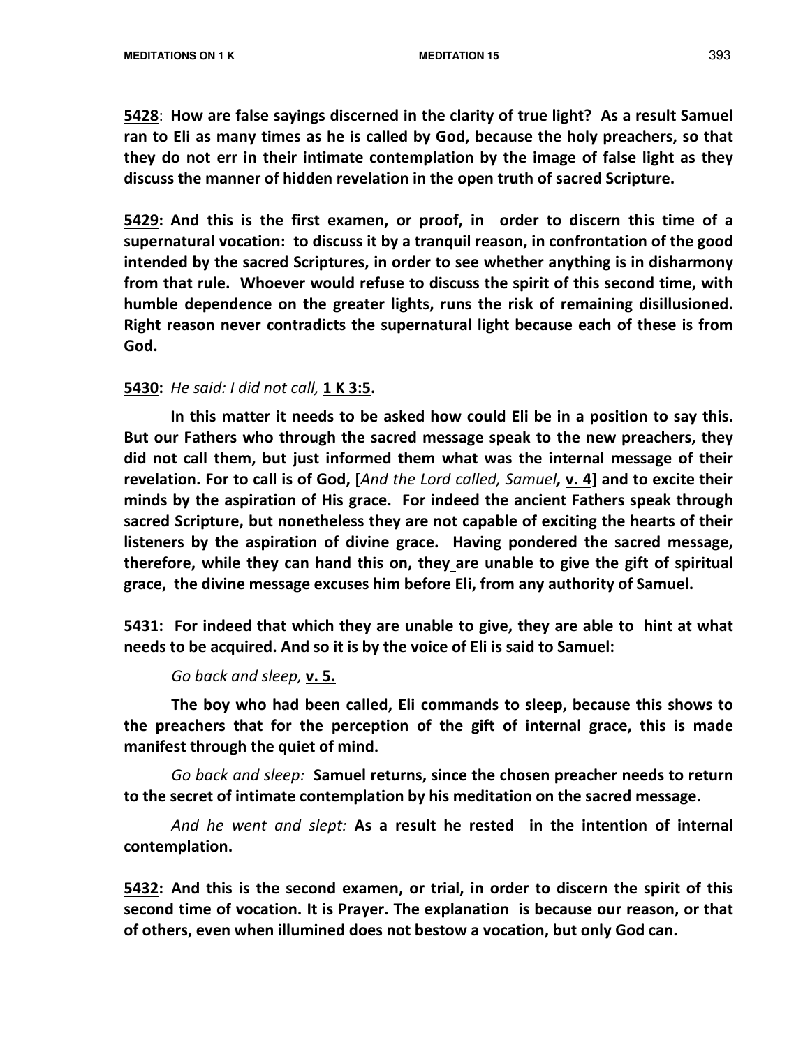**<u>5428</u>**: **How are false sayings discerned in the clarity of true light? As a result Samuel ran to Eli as many times as he is called by God, because the holy preachers, so that they do not err in their intimate contemplation by the image of false light as they discuss the manner of hidden revelation in the open truth of sacred Scripture.**

**<u>5429</u>: And this is the first examen, or proof, in order to discern this time of a supernatural vocation: to discuss it by a tranquil reason, in confrontation of the good intended by the sacred Scriptures, in order to see whether anything is in disharmony from that rule. Whoever would refuse to discuss the spirit of this second time, with humble dependence on the greater lights, runs the risk of remaining disillusioned. Right reason never contradicts the supernatural light because each of these is from God.**

**<u>5430</u>:** *He said: I did not call,* **<u>1 K 3:5</u>.**

**In this matter it needs to be asked how could Eli be in a position to say this. But our Fathers who through the sacred message speak to the new preachers, they did not call them, but just informed them what was the internal message of their revelation. For to call is of God, [***And the Lord called, Samuel,* **<u>v. 4</u>] and to excite their minds by the aspiration of His grace. For indeed the ancient Fathers speak through sacred Scripture, but nonetheless they are not capable of exciting the hearts of their listeners by the aspiration of divine grace. Having pondered the sacred message, therefore, while they can hand this on, they are unable to give the gift of spiritual grace, the divine message excuses him before Eli, from any authority of Samuel.**

**<u>5431</u>: For indeed that which they are unable to give, they are able to hint at what needs to be acquired. And so it is by the voice of Eli is said to Samuel:**

*Go back and sleep,* **<u>v. 5.</u>**

**The boy who had been called, Eli commands to sleep, because this shows to the preachers that for the perception of the gift of internal grace, this is made manifest through the quiet of mind.**

*Go back and sleep:* **Samuel returns, since the chosen preacher needs to return to the secret of intimate contemplation by his meditation on the sacred message.**

*And he went and slept:* **As a result he rested in the intention of internal contemplation.**

**<u>5432</u>: And this is the second examen, or trial, in order to discern the spirit of this second time of vocation. It is Prayer. The explanation is because our reason, or that of others, even when illumined does not bestow a vocation, but only God can.**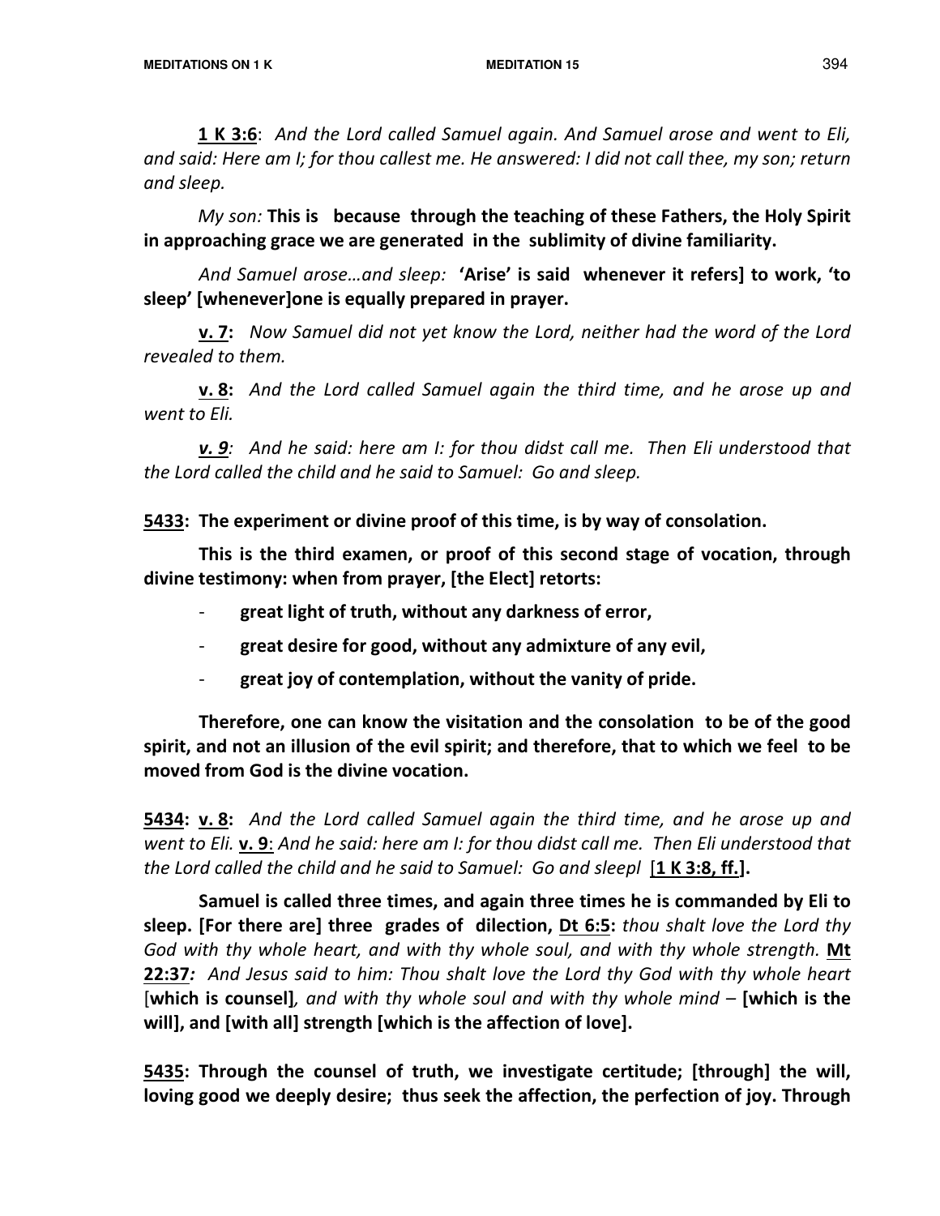**1 K 3:6**: *And the Lord called Samuel again. And Samuel arose and went to Eli, and said: Here am I; for thou callest me. He answered: I did not call thee, my son; return and sleep.*

*My son:* **This is because through the teaching of these Fathers, the Holy Spirit in approaching grace we are generated in the sublimity of divine familiarity.**

*And Samuel arose…and sleep:* **'Arise' is said whenever it refers] to work, 'to sleep' [whenever]one is equally prepared in prayer.**

**v. 7:** *Now Samuel did not yet know the Lord, neither had the word of the Lord revealed to them.*

**v. 8:** *And the Lord called Samuel again the third time, and he arose up and went to Eli.*

***v. 9****: And he said: here am I: for thou didst call me. Then Eli understood that the Lord called the child and he said to Samuel: Go and sleep.*

**5433: The experiment or divine proof of this time, is by way of consolation.**

**This is the third examen, or proof of this second stage of vocation, through divine testimony: when from prayer, [the Elect] retorts:**

- **great light of truth, without any darkness of error,**
- **great desire for good, without any admixture of any evil,**
- **great joy of contemplation, without the vanity of pride.**

**Therefore, one can know the visitation and the consolation to be of the good spirit, and not an illusion of the evil spirit; and therefore, that to which we feel to be moved from God is the divine vocation.**

**5434: v. 8:** *And the Lord called Samuel again the third time, and he arose up and went to Eli.* **v. 9**: *And he said: here am I: for thou didst call me. Then Eli understood that the Lord called the child and he said to Samuel: Go and sleepl* **[1 K 3:8, ff.].**

**Samuel is called three times, and again three times he is commanded by Eli to sleep. [For there are] three grades of dilection, Dt 6:5:** *thou shalt love the Lord thy God with thy whole heart, and with thy whole soul, and with thy whole strength.* **Mt 22:37***: And Jesus said to him: Thou shalt love the Lord thy God with thy whole heart* [**which is counsel]***, and with thy whole soul and with thy whole mind* – **[which is the will], and [with all] strength [which is the affection of love].**

**5435: Through the counsel of truth, we investigate certitude; [through] the will, loving good we deeply desire; thus seek the affection, the perfection of joy. Through**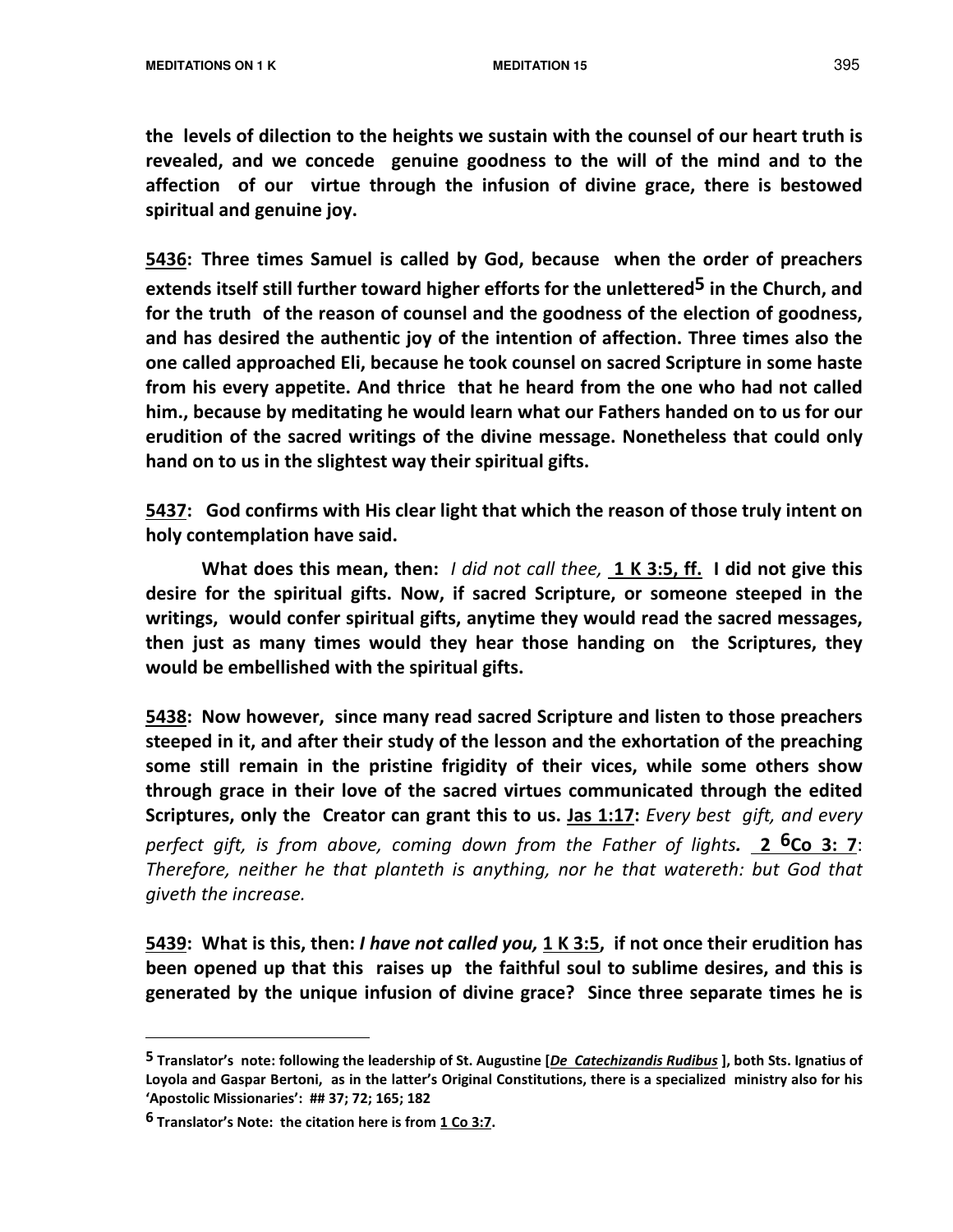**the levels of dilection to the heights we sustain with the counsel of our heart truth is revealed, and we concede genuine goodness to the will of the mind and to the affection of our virtue through the infusion of divine grace, there is bestowed spiritual and genuine joy.**

**5436: Three times Samuel is called by God, because when the order of preachers extends itself still further toward higher efforts for the unlettered[5] in the Church, and for the truth of the reason of counsel and the goodness of the election of goodness, and has desired the authentic joy of the intention of affection. Three times also the one called approached Eli, because he took counsel on sacred Scripture in some haste from his every appetite. And thrice that he heard from the one who had not called him., because by meditating he would learn what our Fathers handed on to us for our erudition of the sacred writings of the divine message. Nonetheless that could only hand on to us in the slightest way their spiritual gifts.**

**5437: God confirms with His clear light that which the reason of those truly intent on holy contemplation have said.**

**What does this mean, then:** ***I did not call thee,*** **1 K 3:5, ff. I did not give this desire for the spiritual gifts. Now, if sacred Scripture, or someone steeped in the writings, would confer spiritual gifts, anytime they would read the sacred messages, then just as many times would they hear those handing on the Scriptures, they would be embellished with the spiritual gifts.**

**5438: Now however, since many read sacred Scripture and listen to those preachers steeped in it, and after their study of the lesson and the exhortation of the preaching some still remain in the pristine frigidity of their vices, while some others show through grace in their love of the sacred virtues communicated through the edited Scriptures, only the Creator can grant this to us. Jas 1:17:** ***Every best gift, and every perfect gift, is from above, coming down from the Father of lights.*** **2 [6]Co 3: 7:** ***Therefore, neither he that planteth is anything, nor he that watereth: but God that giveth the increase.***

**5439: What is this, then:** ***I have not called you,*** **1 K 3:5, if not once their erudition has been opened up that this raises up the faithful soul to sublime desires, and this is generated by the unique infusion of divine grace? Since three separate times he is**

---

**[5] Translator's note: following the leadership of St. Augustine [*De Catechizandis Rudibus* ], both Sts. Ignatius of Loyola and Gaspar Bertoni, as in the latter's Original Constitutions, there is a specialized ministry also for his 'Apostolic Missionaries': ## 37; 72; 165; 182**

**[6] Translator's Note: the citation here is from 1 Co 3:7.**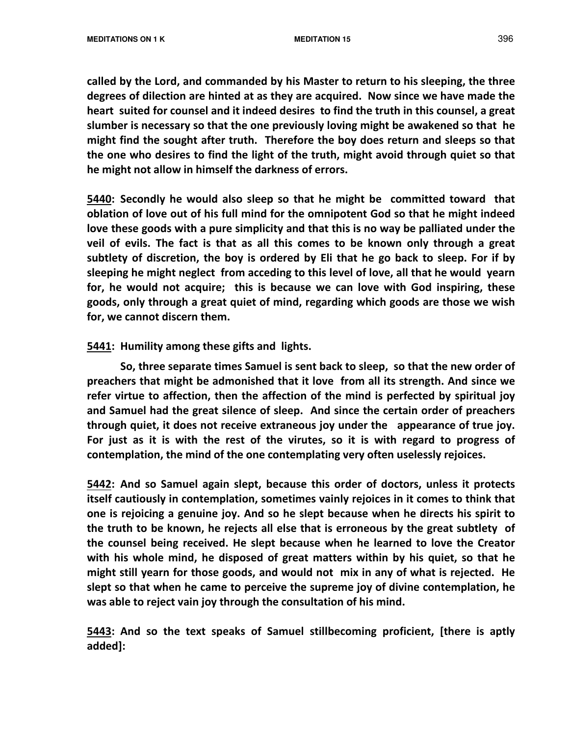**called by the Lord, and commanded by his Master to return to his sleeping, the three degrees of dilection are hinted at as they are acquired. Now since we have made the heart suited for counsel and it indeed desires to find the truth in this counsel, a great slumber is necessary so that the one previously loving might be awakened so that he might find the sought after truth. Therefore the boy does return and sleeps so that the one who desires to find the light of the truth, might avoid through quiet so that he might not allow in himself the darkness of errors.**

**5440: Secondly he would also sleep so that he might be committed toward that oblation of love out of his full mind for the omnipotent God so that he might indeed love these goods with a pure simplicity and that this is no way be palliated under the veil of evils. The fact is that as all this comes to be known only through a great subtlety of discretion, the boy is ordered by Eli that he go back to sleep. For if by sleeping he might neglect from acceding to this level of love, all that he would yearn for, he would not acquire; this is because we can love with God inspiring, these goods, only through a great quiet of mind, regarding which goods are those we wish for, we cannot discern them.**

**5441: Humility among these gifts and lights.**

**So, three separate times Samuel is sent back to sleep, so that the new order of preachers that might be admonished that it love from all its strength. And since we refer virtue to affection, then the affection of the mind is perfected by spiritual joy and Samuel had the great silence of sleep. And since the certain order of preachers through quiet, it does not receive extraneous joy under the appearance of true joy. For just as it is with the rest of the virutes, so it is with regard to progress of contemplation, the mind of the one contemplating very often uselessly rejoices.**

**5442: And so Samuel again slept, because this order of doctors, unless it protects itself cautiously in contemplation, sometimes vainly rejoices in it comes to think that one is rejoicing a genuine joy. And so he slept because when he directs his spirit to the truth to be known, he rejects all else that is erroneous by the great subtlety of the counsel being received. He slept because when he learned to love the Creator with his whole mind, he disposed of great matters within by his quiet, so that he might still yearn for those goods, and would not mix in any of what is rejected. He slept so that when he came to perceive the supreme joy of divine contemplation, he was able to reject vain joy through the consultation of his mind.**

**5443: And so the text speaks of Samuel stillbecoming proficient, [there is aptly added]:**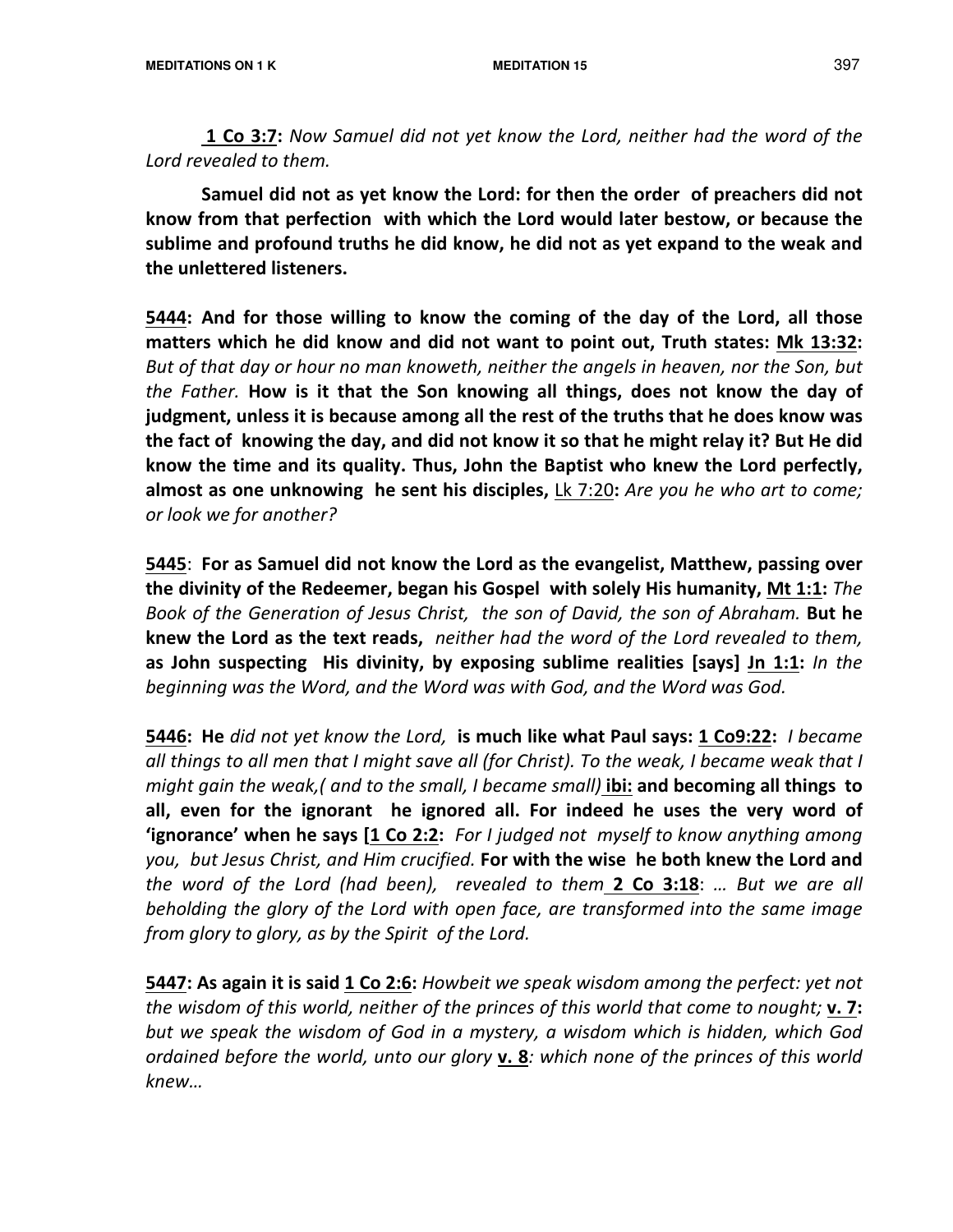**1 Co 3:7:** *Now Samuel did not yet know the Lord, neither had the word of the Lord revealed to them.*

**Samuel did not as yet know the Lord: for then the order of preachers did not know from that perfection with which the Lord would later bestow, or because the sublime and profound truths he did know, he did not as yet expand to the weak and the unlettered listeners.**

**5444: And for those willing to know the coming of the day of the Lord, all those matters which he did know and did not want to point out, Truth states: Mk 13:32:** *But of that day or hour no man knoweth, neither the angels in heaven, nor the Son, but the Father.* **How is it that the Son knowing all things, does not know the day of judgment, unless it is because among all the rest of the truths that he does know was the fact of knowing the day, and did not know it so that he might relay it? But He did know the time and its quality. Thus, John the Baptist who knew the Lord perfectly, almost as one unknowing he sent his disciples,** Lk 7:20**:** *Are you he who art to come; or look we for another?*

**5445**: **For as Samuel did not know the Lord as the evangelist, Matthew, passing over the divinity of the Redeemer, began his Gospel with solely His humanity, Mt 1:1:** *The Book of the Generation of Jesus Christ, the son of David, the son of Abraham.* **But he knew the Lord as the text reads,** *neither had the word of the Lord revealed to them,* **as John suspecting His divinity, by exposing sublime realities [says] Jn 1:1:** *In the beginning was the Word, and the Word was with God, and the Word was God.*

**5446: He** *did not yet know the Lord,* **is much like what Paul says: 1 Co9:22:** *I became all things to all men that I might save all (for Christ). To the weak, I became weak that I might gain the weak,( and to the small, I became small)* **ibi: and becoming all things to all, even for the ignorant he ignored all. For indeed he uses the very word of 'ignorance' when he says [1 Co 2:2:** *For I judged not myself to know anything among you, but Jesus Christ, and Him crucified.* **For with the wise he both knew the Lord and** *the word of the Lord (had been), revealed to them* **2 Co 3:18**: *… But we are all beholding the glory of the Lord with open face, are transformed into the same image from glory to glory, as by the Spirit of the Lord.*

**5447: As again it is said 1 Co 2:6:** *Howbeit we speak wisdom among the perfect: yet not the wisdom of this world, neither of the princes of this world that come to nought;* **v. 7:** *but we speak the wisdom of God in a mystery, a wisdom which is hidden, which God ordained before the world, unto our glory* **v. 8***: which none of the princes of this world knew…*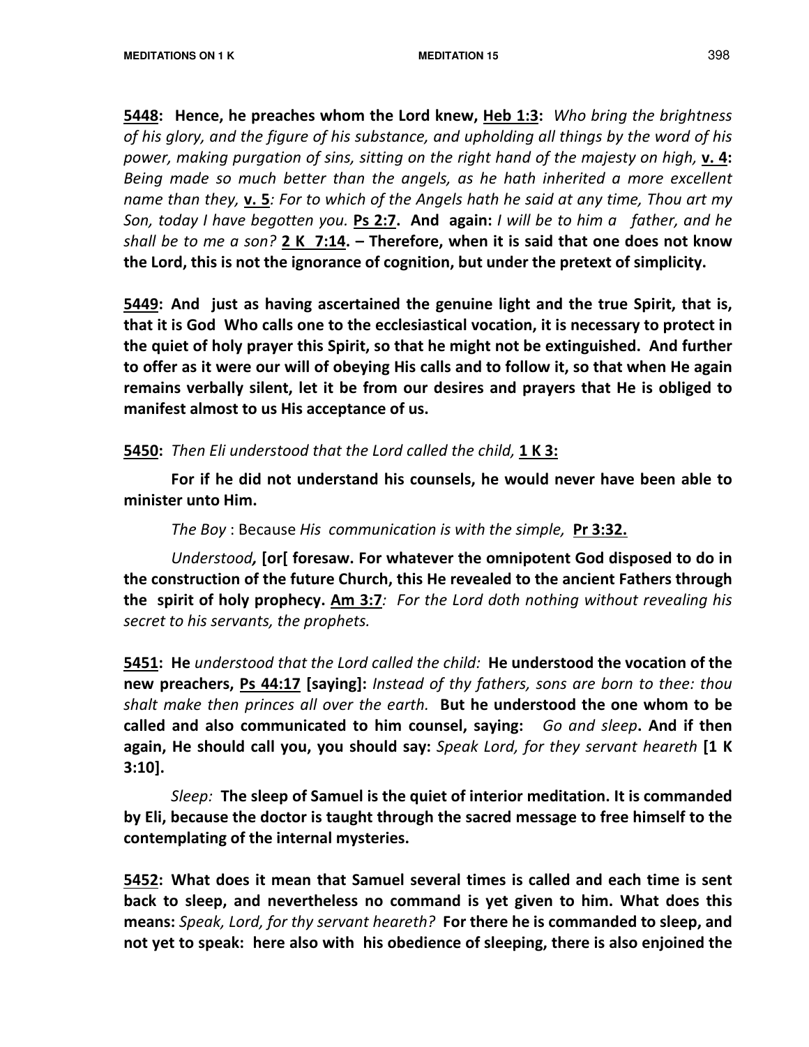**<u>5448</u>: Hence, he preaches whom the Lord knew, <u>Heb 1:3</u>:** *Who bring the brightness of his glory, and the figure of his substance, and upholding all things by the word of his power, making purgation of sins, sitting on the right hand of the majesty on high,* **<u>v. 4</u>:** *Being made so much better than the angels, as he hath inherited a more excellent name than they,* **<u>v. 5</u>***: For to which of the Angels hath he said at any time, Thou art my Son, today I have begotten you.* **<u>Ps 2:7</u>. And again:** *I will be to him a father, and he shall be to me a son?* **<u>2 K 7:14</u>. – Therefore, when it is said that one does not know the Lord, this is not the ignorance of cognition, but under the pretext of simplicity.**

**<u>5449</u>: And just as having ascertained the genuine light and the true Spirit, that is, that it is God Who calls one to the ecclesiastical vocation, it is necessary to protect in the quiet of holy prayer this Spirit, so that he might not be extinguished. And further to offer as it were our will of obeying His calls and to follow it, so that when He again remains verbally silent, let it be from our desires and prayers that He is obliged to manifest almost to us His acceptance of us.**

**<u>5450</u>:** *Then Eli understood that the Lord called the child,* **<u>1 K 3:</u>**

**For if he did not understand his counsels, he would never have been able to minister unto Him.**

*The Boy* : Because *His communication is with the simple,* **<u>Pr 3:32.</u>**

*Understood***, [or[ foresaw. For whatever the omnipotent God disposed to do in the construction of the future Church, this He revealed to the ancient Fathers through the spirit of holy prophecy. <u>Am 3:7</u>***: For the Lord doth nothing without revealing his secret to his servants, the prophets.*

**<u>5451</u>: He** *understood that the Lord called the child:* **He understood the vocation of the new preachers, <u>Ps 44:17</u> [saying]:** *Instead of thy fathers, sons are born to thee: thou shalt make then princes all over the earth.* **But he understood the one whom to be called and also communicated to him counsel, saying:** *Go and sleep***. And if then again, He should call you, you should say:** *Speak Lord, for they servant heareth* **[1 K 3:10].**

*Sleep:* **The sleep of Samuel is the quiet of interior meditation. It is commanded by Eli, because the doctor is taught through the sacred message to free himself to the contemplating of the internal mysteries.**

**<u>5452</u>: What does it mean that Samuel several times is called and each time is sent back to sleep, and nevertheless no command is yet given to him. What does this means:** *Speak, Lord, for thy servant heareth?* **For there he is commanded to sleep, and not yet to speak: here also with his obedience of sleeping, there is also enjoined the**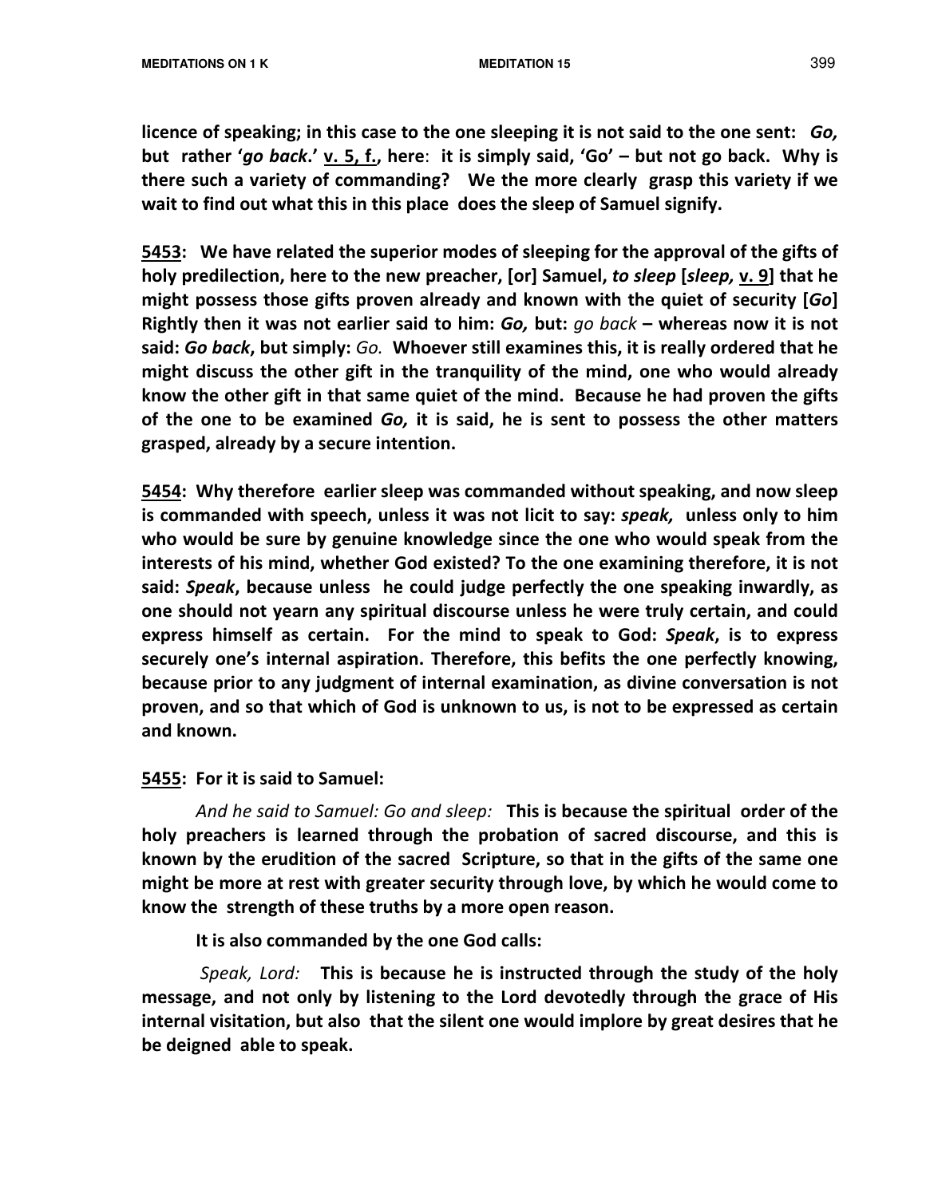**licence of speaking; in this case to the one sleeping it is not said to the one sent: *Go,* but rather '*go back*.' v. 5, f., here: it is simply said, 'Go' – but not go back. Why is there such a variety of commanding? We the more clearly grasp this variety if we wait to find out what this in this place does the sleep of Samuel signify.**

**5453: We have related the superior modes of sleeping for the approval of the gifts of holy predilection, here to the new preacher, [or] Samuel, *to sleep* [*sleep,* v. 9] that he might possess those gifts proven already and known with the quiet of security [*Go*] Rightly then it was not earlier said to him: *Go,* but:** *go back* **– whereas now it is not said: *Go back*, but simply:** *Go.* **Whoever still examines this, it is really ordered that he might discuss the other gift in the tranquility of the mind, one who would already know the other gift in that same quiet of the mind. Because he had proven the gifts of the one to be examined *Go,* it is said, he is sent to possess the other matters grasped, already by a secure intention.**

**5454: Why therefore earlier sleep was commanded without speaking, and now sleep is commanded with speech, unless it was not licit to say: *speak,* unless only to him who would be sure by genuine knowledge since the one who would speak from the interests of his mind, whether God existed? To the one examining therefore, it is not said: *Speak*, because unless he could judge perfectly the one speaking inwardly, as one should not yearn any spiritual discourse unless he were truly certain, and could express himself as certain. For the mind to speak to God: *Speak*, is to express securely one's internal aspiration. Therefore, this befits the one perfectly knowing, because prior to any judgment of internal examination, as divine conversation is not proven, and so that which of God is unknown to us, is not to be expressed as certain and known.**

**5455: For it is said to Samuel:**

*And he said to Samuel: Go and sleep:* **This is because the spiritual order of the holy preachers is learned through the probation of sacred discourse, and this is known by the erudition of the sacred Scripture, so that in the gifts of the same one might be more at rest with greater security through love, by which he would come to know the strength of these truths by a more open reason.**

**It is also commanded by the one God calls:**

*Speak, Lord:* **This is because he is instructed through the study of the holy message, and not only by listening to the Lord devotedly through the grace of His internal visitation, but also that the silent one would implore by great desires that he be deigned able to speak.**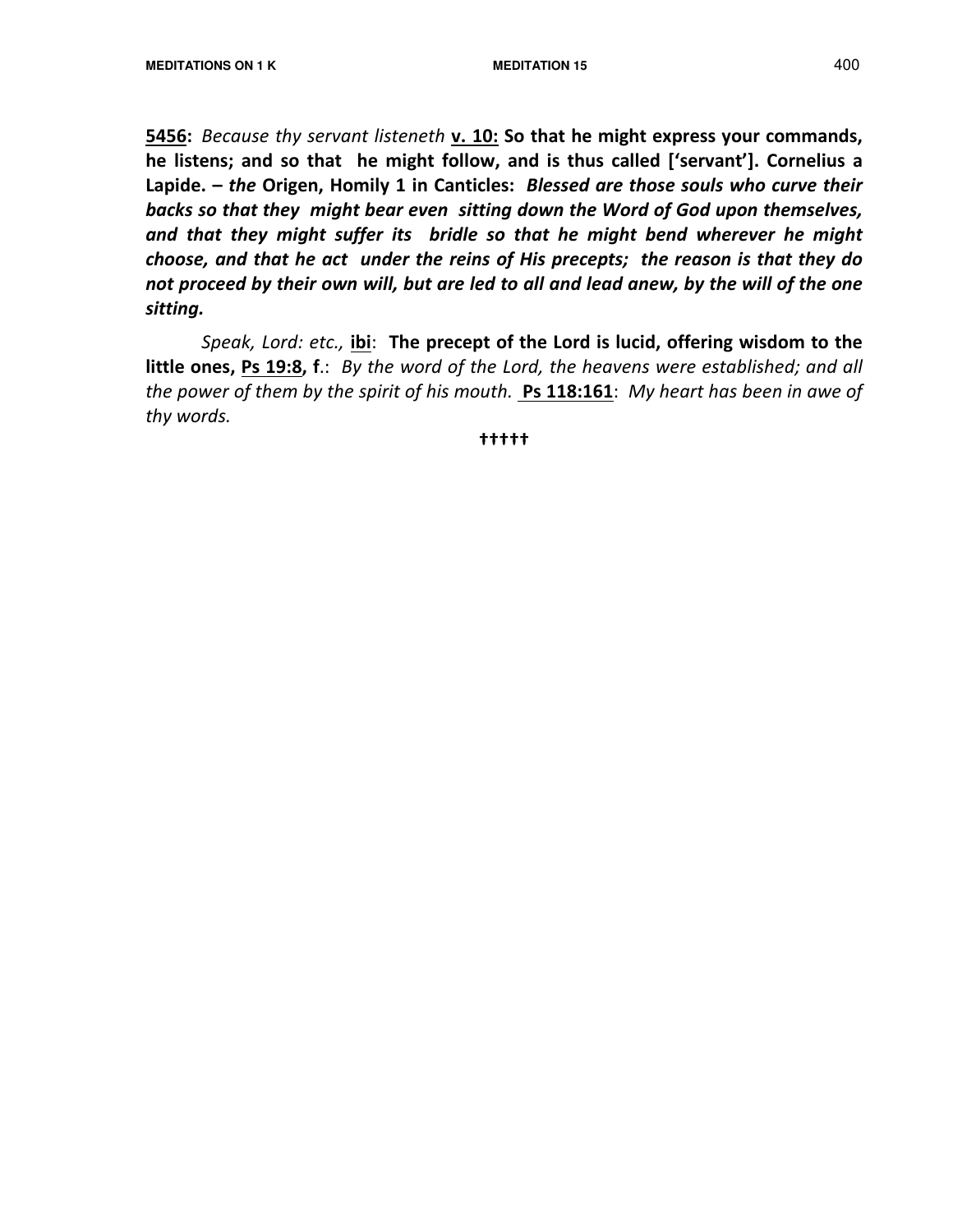**5456:** *Because thy servant listeneth* **v. 10: So that he might express your commands, he listens; and so that he might follow, and is thus called ['servant']. Cornelius a Lapide. –** ***the*** **Origen, Homily 1 in Canticles:** ***Blessed are those souls who curve their backs so that they might bear even sitting down the Word of God upon themselves, and that they might suffer its bridle so that he might bend wherever he might choose, and that he act under the reins of His precepts; the reason is that they do not proceed by their own will, but are led to all and lead anew, by the will of the one sitting.***

*Speak, Lord: etc.,* **ibi**: **The precept of the Lord is lucid, offering wisdom to the little ones, Ps 19:8, f**.: *By the word of the Lord, the heavens were established; and all the power of them by the spirit of his mouth.* **Ps 118:161**: *My heart has been in awe of thy words.*

†††††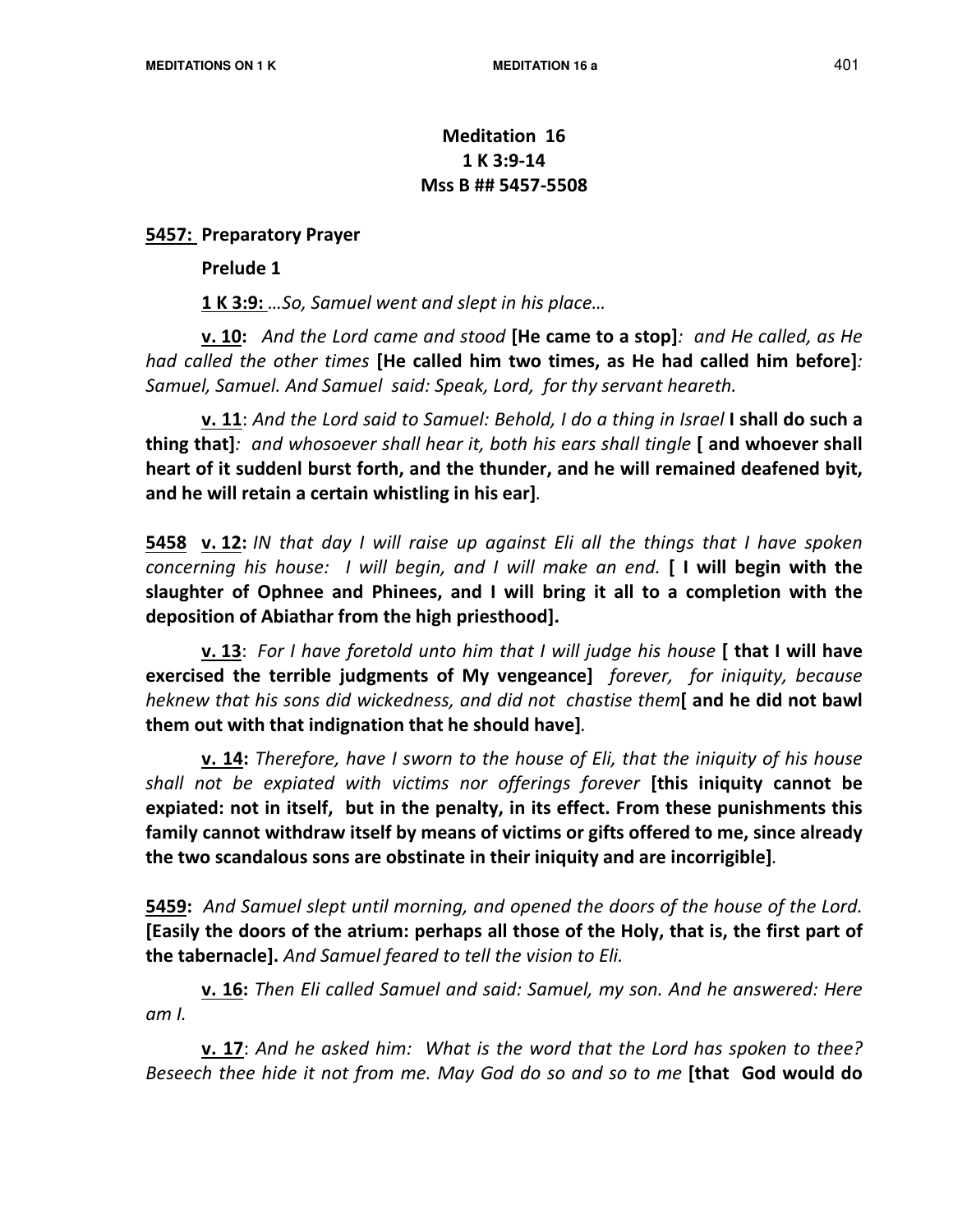## Meditation 16
## 1 K 3:9-14
## Mss B ## 5457-5508

**5457: Preparatory Prayer**

**Prelude 1**

**1 K 3:9:** *…So, Samuel went and slept in his place…*

**v. 10:** *And the Lord came and stood* **[He came to a stop]***: and He called, as He had called the other times* **[He called him two times, as He had called him before]***: Samuel, Samuel. And Samuel said: Speak, Lord, for thy servant heareth.*

**v. 11**: *And the Lord said to Samuel: Behold, I do a thing in Israel* **I shall do such a thing that]***: and whosoever shall hear it, both his ears shall tingle* **[ and whoever shall heart of it suddenl burst forth, and the thunder, and he will remained deafened byit, and he will retain a certain whistling in his ear]**.

**5458 v. 12:** *IN that day I will raise up against Eli all the things that I have spoken concerning his house: I will begin, and I will make an end.* **[ I will begin with the slaughter of Ophnee and Phinees, and I will bring it all to a completion with the deposition of Abiathar from the high priesthood].**

**v. 13**: *For I have foretold unto him that I will judge his house* **[ that I will have exercised the terrible judgments of My vengeance]** *forever, for iniquity, because heknew that his sons did wickedness, and did not chastise them***[ and he did not bawl them out with that indignation that he should have]**.

**v. 14:** *Therefore, have I sworn to the house of Eli, that the iniquity of his house shall not be expiated with victims nor offerings forever* **[this iniquity cannot be expiated: not in itself, but in the penalty, in its effect. From these punishments this family cannot withdraw itself by means of victims or gifts offered to me, since already the two scandalous sons are obstinate in their iniquity and are incorrigible]**.

**5459:** *And Samuel slept until morning, and opened the doors of the house of the Lord.* **[Easily the doors of the atrium: perhaps all those of the Holy, that is, the first part of the tabernacle].** *And Samuel feared to tell the vision to Eli.*

**v. 16:** *Then Eli called Samuel and said: Samuel, my son. And he answered: Here am I.*

**v. 17**: *And he asked him: What is the word that the Lord has spoken to thee? Beseech thee hide it not from me. May God do so and so to me* **[that God would do**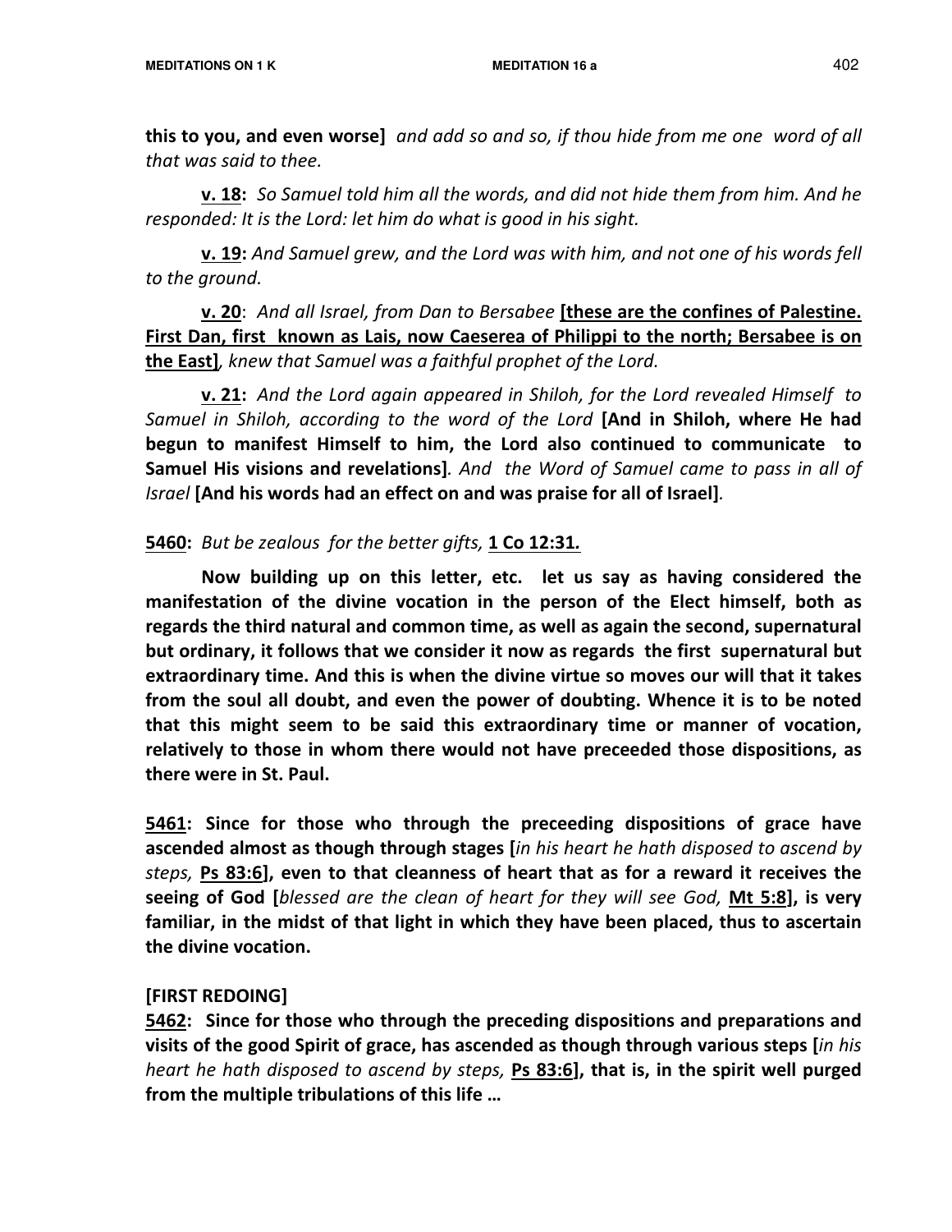**this to you, and even worse]** *and add so and so, if thou hide from me one word of all that was said to thee.*

**v. 18:** *So Samuel told him all the words, and did not hide them from him. And he responded: It is the Lord: let him do what is good in his sight.*

**v. 19:** *And Samuel grew, and the Lord was with him, and not one of his words fell to the ground.*

**v. 20**: *And all Israel, from Dan to Bersabee* **[these are the confines of Palestine. First Dan, first known as Lais, now Caeserea of Philippi to the north; Bersabee is on the East]***, knew that Samuel was a faithful prophet of the Lord.*

**v. 21:** *And the Lord again appeared in Shiloh, for the Lord revealed Himself to Samuel in Shiloh, according to the word of the Lord* **[And in Shiloh, where He had begun to manifest Himself to him, the Lord also continued to communicate to Samuel His visions and revelations]***. And the Word of Samuel came to pass in all of Israel* **[And his words had an effect on and was praise for all of Israel]**.

**5460:** *But be zealous for the better gifts,* **1 Co 12:31.**

**Now building up on this letter, etc. let us say as having considered the manifestation of the divine vocation in the person of the Elect himself, both as regards the third natural and common time, as well as again the second, supernatural but ordinary, it follows that we consider it now as regards the first supernatural but extraordinary time. And this is when the divine virtue so moves our will that it takes from the soul all doubt, and even the power of doubting. Whence it is to be noted that this might seem to be said this extraordinary time or manner of vocation, relatively to those in whom there would not have preceeded those dispositions, as there were in St. Paul.**

**5461: Since for those who through the preceeding dispositions of grace have ascended almost as though through stages [***in his heart he hath disposed to ascend by steps,* **Ps 83:6], even to that cleanness of heart that as for a reward it receives the seeing of God [***blessed are the clean of heart for they will see God,* **Mt 5:8], is very familiar, in the midst of that light in which they have been placed, thus to ascertain the divine vocation.**

**[FIRST REDOING]**

**5462: Since for those who through the preceding dispositions and preparations and visits of the good Spirit of grace, has ascended as though through various steps [***in his heart he hath disposed to ascend by steps,* **Ps 83:6], that is, in the spirit well purged from the multiple tribulations of this life …**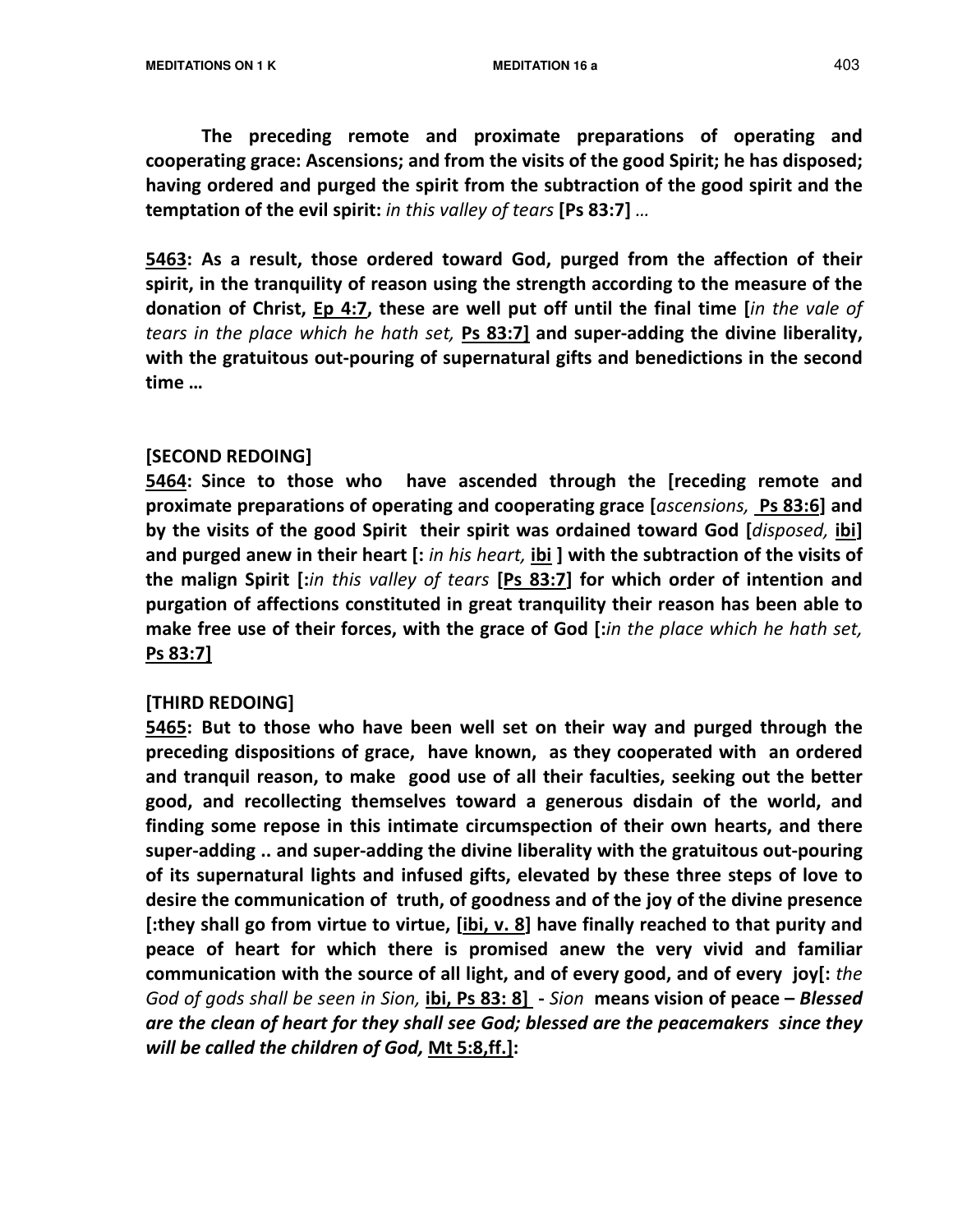**The preceding remote and proximate preparations of operating and cooperating grace: Ascensions; and from the visits of the good Spirit; he has disposed; having ordered and purged the spirit from the subtraction of the good spirit and the temptation of the evil spirit:** *in this valley of tears* **[Ps 83:7]** *…*

**5463: As a result, those ordered toward God, purged from the affection of their spirit, in the tranquility of reason using the strength according to the measure of the donation of Christ, Ep 4:7, these are well put off until the final time [***in the vale of tears in the place which he hath set,* **Ps 83:7] and super-adding the divine liberality, with the gratuitous out-pouring of supernatural gifts and benedictions in the second time …**

**[SECOND REDOING]**

**5464: Since to those who have ascended through the [receding remote and proximate preparations of operating and cooperating grace [***ascensions,* **Ps 83:6] and by the visits of the good Spirit their spirit was ordained toward God [***disposed,* **ibi] and purged anew in their heart [:** *in his heart,* **ibi ] with the subtraction of the visits of the malign Spirit [:***in this valley of tears* **[Ps 83:7] for which order of intention and purgation of affections constituted in great tranquility their reason has been able to make free use of their forces, with the grace of God [:***in the place which he hath set,* **Ps 83:7]**

**[THIRD REDOING]**

**5465: But to those who have been well set on their way and purged through the preceding dispositions of grace, have known, as they cooperated with an ordered and tranquil reason, to make good use of all their faculties, seeking out the better good, and recollecting themselves toward a generous disdain of the world, and finding some repose in this intimate circumspection of their own hearts, and there super-adding .. and super-adding the divine liberality with the gratuitous out-pouring of its supernatural lights and infused gifts, elevated by these three steps of love to desire the communication of truth, of goodness and of the joy of the divine presence [:they shall go from virtue to virtue, [ibi, v. 8] have finally reached to that purity and peace of heart for which there is promised anew the very vivid and familiar communication with the source of all light, and of every good, and of every joy[:** *the God of gods shall be seen in Sion,* **ibi, Ps 83: 8] -** *Sion* **means vision of peace –** ***Blessed are the clean of heart for they shall see God; blessed are the peacemakers since they will be called the children of God,*** **Mt 5:8,ff.]:**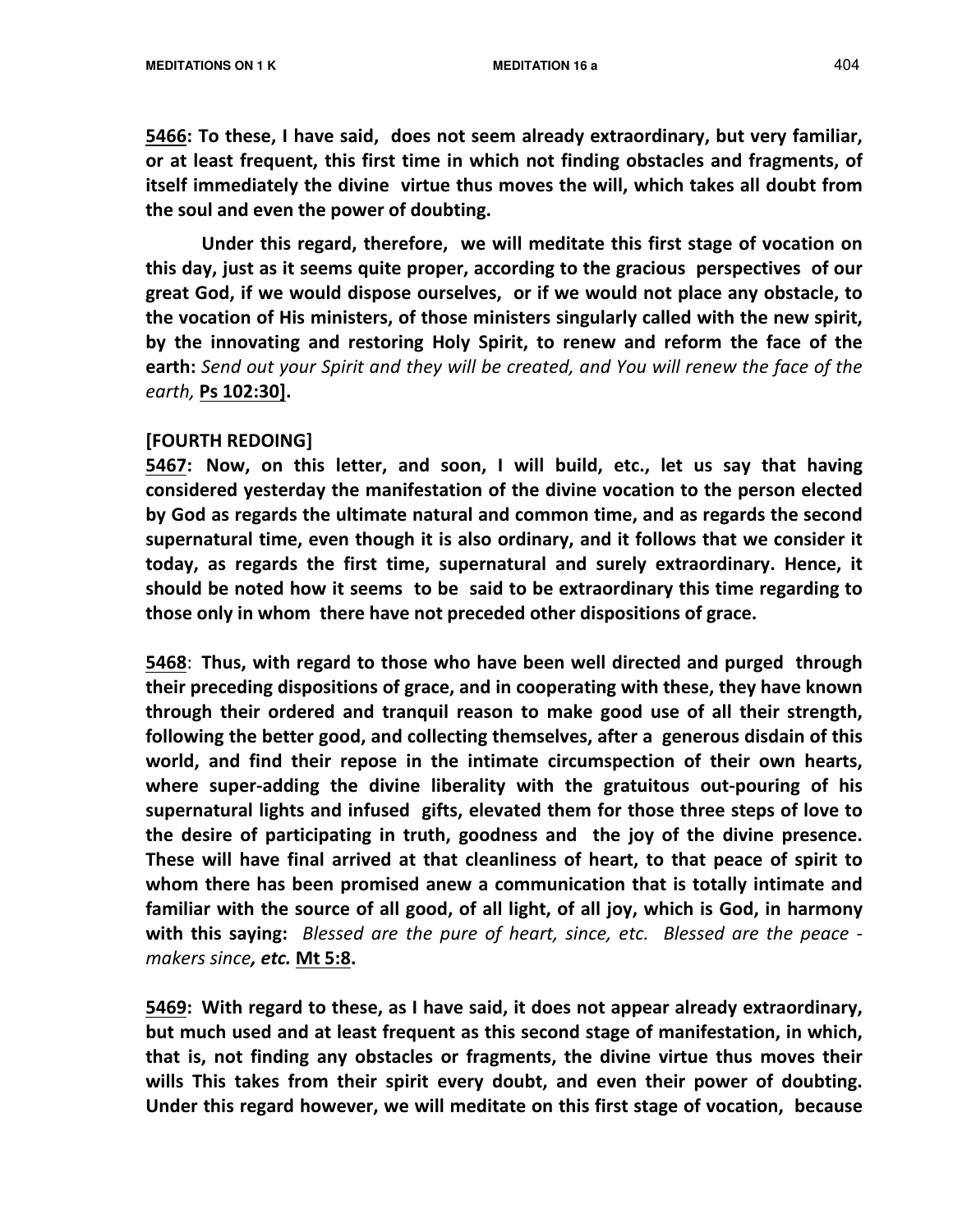**5466: To these, I have said, does not seem already extraordinary, but very familiar, or at least frequent, this first time in which not finding obstacles and fragments, of itself immediately the divine virtue thus moves the will, which takes all doubt from the soul and even the power of doubting.**

**Under this regard, therefore, we will meditate this first stage of vocation on this day, just as it seems quite proper, according to the gracious perspectives of our great God, if we would dispose ourselves, or if we would not place any obstacle, to the vocation of His ministers, of those ministers singularly called with the new spirit, by the innovating and restoring Holy Spirit, to renew and reform the face of the earth:** *Send out your Spirit and they will be created, and You will renew the face of the earth,* **Ps 102:30].**

**[FOURTH REDOING]**

**5467: Now, on this letter, and soon, I will build, etc., let us say that having considered yesterday the manifestation of the divine vocation to the person elected by God as regards the ultimate natural and common time, and as regards the second supernatural time, even though it is also ordinary, and it follows that we consider it today, as regards the first time, supernatural and surely extraordinary. Hence, it should be noted how it seems to be said to be extraordinary this time regarding to those only in whom there have not preceded other dispositions of grace.**

**5468: Thus, with regard to those who have been well directed and purged through their preceding dispositions of grace, and in cooperating with these, they have known through their ordered and tranquil reason to make good use of all their strength, following the better good, and collecting themselves, after a generous disdain of this world, and find their repose in the intimate circumspection of their own hearts, where super-adding the divine liberality with the gratuitous out-pouring of his supernatural lights and infused gifts, elevated them for those three steps of love to the desire of participating in truth, goodness and the joy of the divine presence. These will have final arrived at that cleanliness of heart, to that peace of spirit to whom there has been promised anew a communication that is totally intimate and familiar with the source of all good, of all light, of all joy, which is God, in harmony with this saying:** *Blessed are the pure of heart, since, etc. Blessed are the peace - makers since**, etc.*** **Mt 5:8.**

**5469: With regard to these, as I have said, it does not appear already extraordinary, but much used and at least frequent as this second stage of manifestation, in which, that is, not finding any obstacles or fragments, the divine virtue thus moves their wills This takes from their spirit every doubt, and even their power of doubting. Under this regard however, we will meditate on this first stage of vocation, because**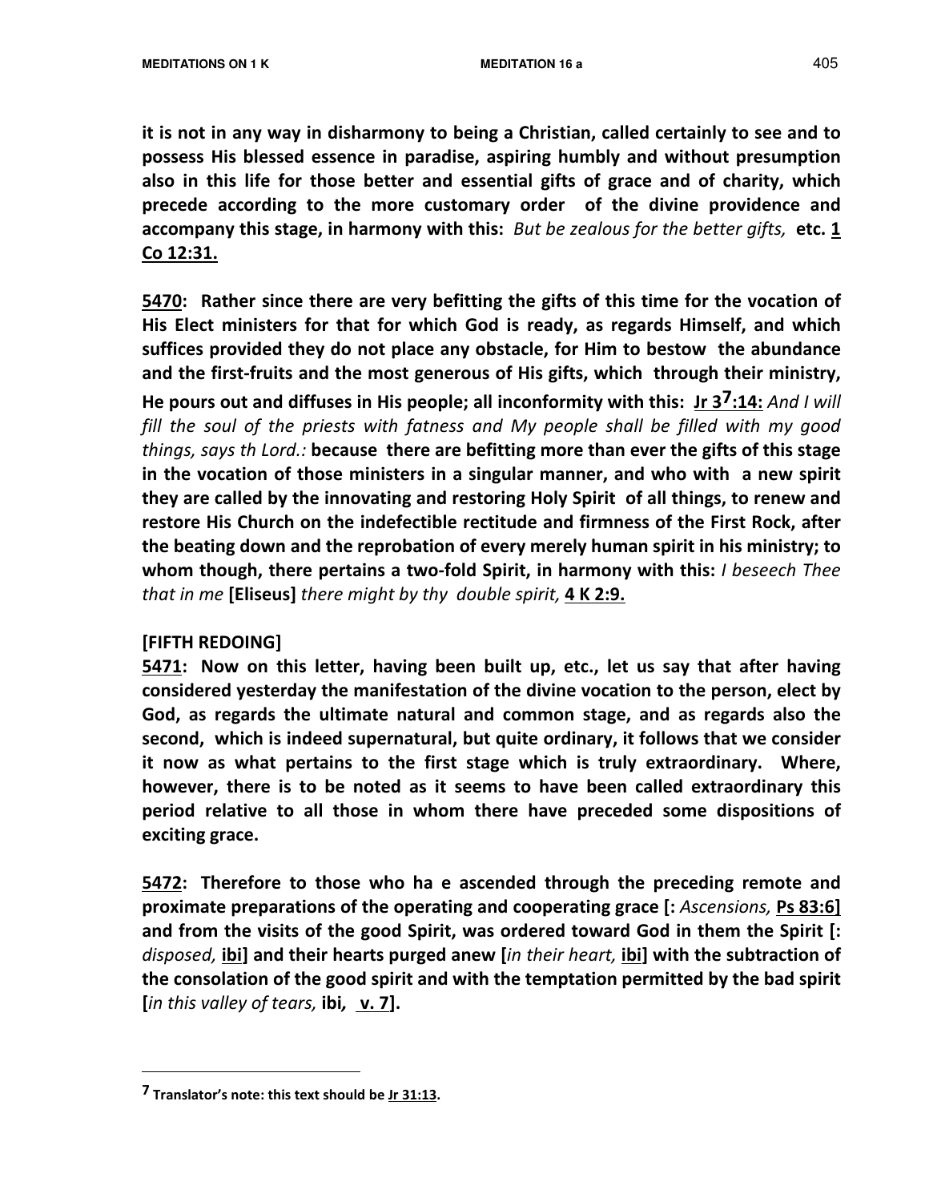**it is not in any way in disharmony to being a Christian, called certainly to see and to possess His blessed essence in paradise, aspiring humbly and without presumption also in this life for those better and essential gifts of grace and of charity, which precede according to the more customary order of the divine providence and accompany this stage, in harmony with this:** *But be zealous for the better gifts,* **etc. 1 Co 12:31.**

**5470: Rather since there are very befitting the gifts of this time for the vocation of His Elect ministers for that for which God is ready, as regards Himself, and which suffices provided they do not place any obstacle, for Him to bestow the abundance and the first-fruits and the most generous of His gifts, which through their ministry, He pours out and diffuses in His people; all inconformity with this: Jr 3[7]:14:** *And I will fill the soul of the priests with fatness and My people shall be filled with my good things, says th Lord.:* **because there are befitting more than ever the gifts of this stage in the vocation of those ministers in a singular manner, and who with a new spirit they are called by the innovating and restoring Holy Spirit of all things, to renew and restore His Church on the indefectible rectitude and firmness of the First Rock, after the beating down and the reprobation of every merely human spirit in his ministry; to whom though, there pertains a two-fold Spirit, in harmony with this:** *I beseech Thee that in me* **[Eliseus]** *there might by thy double spirit,* **4 K 2:9.**

**[FIFTH REDOING]**

**5471: Now on this letter, having been built up, etc., let us say that after having considered yesterday the manifestation of the divine vocation to the person, elect by God, as regards the ultimate natural and common stage, and as regards also the second, which is indeed supernatural, but quite ordinary, it follows that we consider it now as what pertains to the first stage which is truly extraordinary. Where, however, there is to be noted as it seems to have been called extraordinary this period relative to all those in whom there have preceded some dispositions of exciting grace.**

**5472: Therefore to those who ha e ascended through the preceding remote and proximate preparations of the operating and cooperating grace [:** *Ascensions,* **Ps 83:6] and from the visits of the good Spirit, was ordered toward God in them the Spirit [:** *disposed,* **ibi] and their hearts purged anew [***in their heart,* **ibi] with the subtraction of the consolation of the good spirit and with the temptation permitted by the bad spirit [***in this valley of tears,* **ibi***,* **v. 7].**

---

**[7] Translator's note: this text should be Jr 31:13.**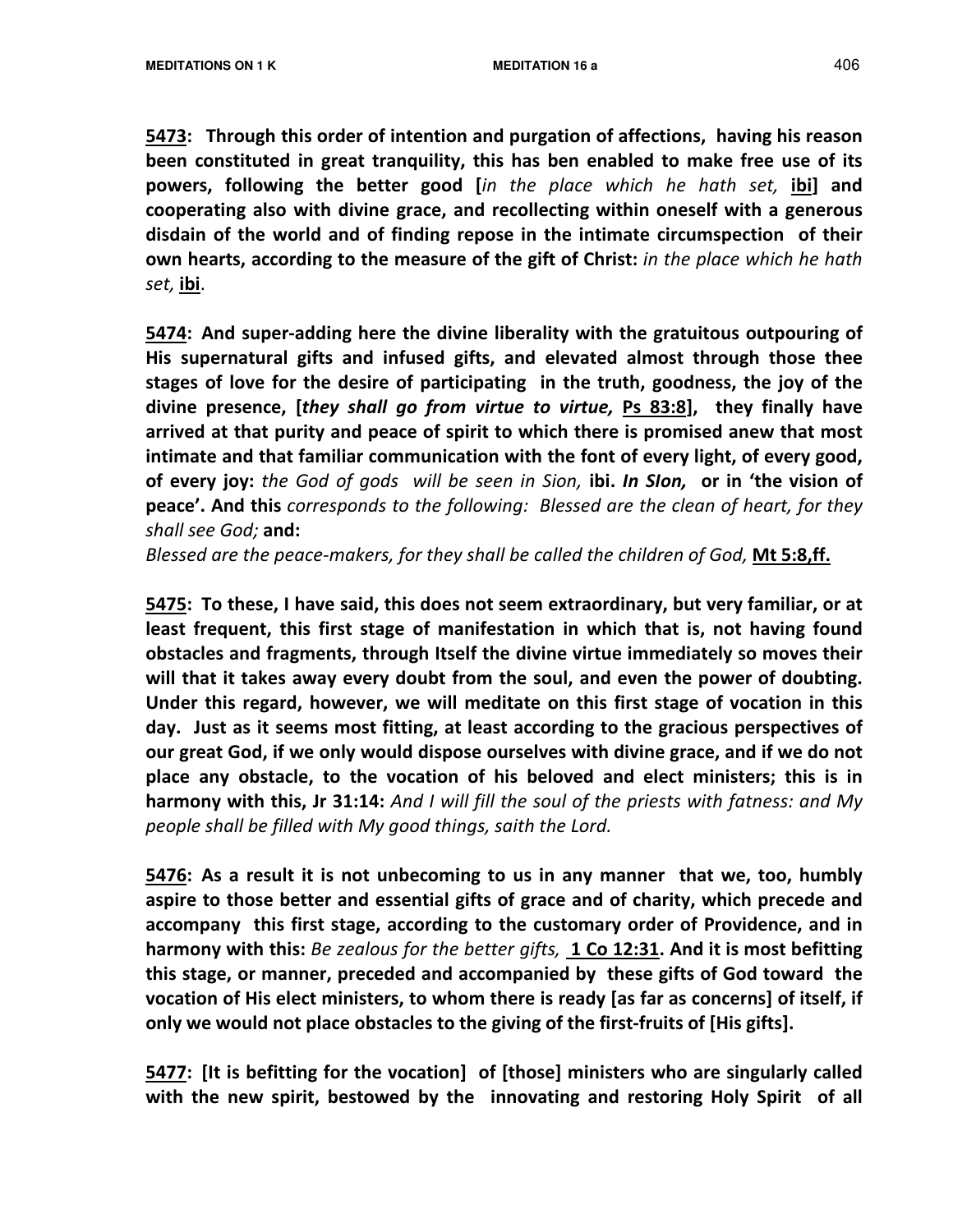**5473: Through this order of intention and purgation of affections, having his reason been constituted in great tranquility, this has ben enabled to make free use of its powers, following the better good [*in the place which he hath set,* ibi] and cooperating also with divine grace, and recollecting within oneself with a generous disdain of the world and of finding repose in the intimate circumspection of their own hearts, according to the measure of the gift of Christ:** *in the place which he hath set,* **ibi**.

**5474: And super-adding here the divine liberality with the gratuitous outpouring of His supernatural gifts and infused gifts, and elevated almost through those thee stages of love for the desire of participating in the truth, goodness, the joy of the divine presence, [*they shall go from virtue to virtue,* Ps 83:8], they finally have arrived at that purity and peace of spirit to which there is promised anew that most intimate and that familiar communication with the font of every light, of every good, of every joy:** *the God of gods will be seen in Sion,* **ibi. *In SIon,* or in 'the vision of peace'. And this** *corresponds to the following: Blessed are the clean of heart, for they shall see God;* **and:**
*Blessed are the peace-makers, for they shall be called the children of God,* **Mt 5:8,ff.**

**5475: To these, I have said, this does not seem extraordinary, but very familiar, or at least frequent, this first stage of manifestation in which that is, not having found obstacles and fragments, through Itself the divine virtue immediately so moves their will that it takes away every doubt from the soul, and even the power of doubting. Under this regard, however, we will meditate on this first stage of vocation in this day. Just as it seems most fitting, at least according to the gracious perspectives of our great God, if we only would dispose ourselves with divine grace, and if we do not place any obstacle, to the vocation of his beloved and elect ministers; this is in harmony with this, Jr 31:14:** *And I will fill the soul of the priests with fatness: and My people shall be filled with My good things, saith the Lord.*

**5476: As a result it is not unbecoming to us in any manner that we, too, humbly aspire to those better and essential gifts of grace and of charity, which precede and accompany this first stage, according to the customary order of Providence, and in harmony with this:** *Be zealous for the better gifts,* **1 Co 12:31. And it is most befitting this stage, or manner, preceded and accompanied by these gifts of God toward the vocation of His elect ministers, to whom there is ready [as far as concerns] of itself, if only we would not place obstacles to the giving of the first-fruits of [His gifts].**

**5477: [It is befitting for the vocation] of [those] ministers who are singularly called with the new spirit, bestowed by the innovating and restoring Holy Spirit of all**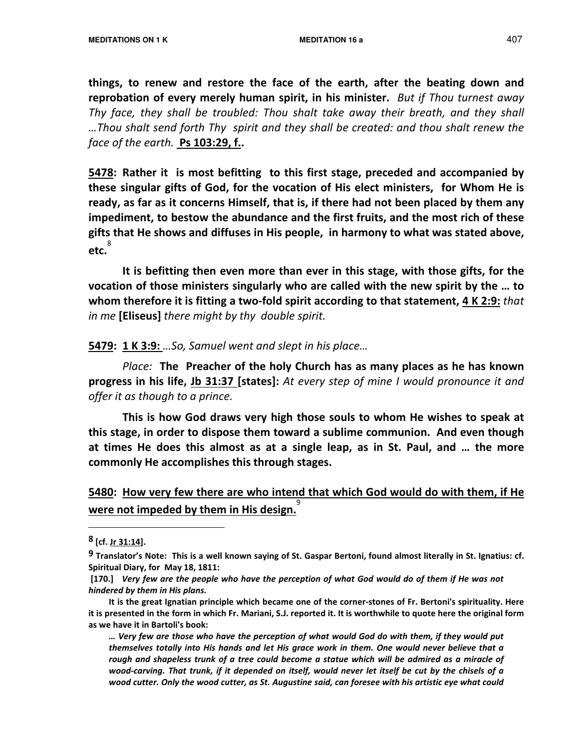**things, to renew and restore the face of the earth, after the beating down and reprobation of every merely human spirit, in his minister.** *But if Thou turnest away Thy face, they shall be troubled: Thou shalt take away their breath, and they shall …Thou shalt send forth Thy spirit and they shall be created: and thou shalt renew the face of the earth.* **Ps 103:29, f..**

**5478: Rather it is most befitting to this first stage, preceded and accompanied by these singular gifts of God, for the vocation of His elect ministers, for Whom He is ready, as far as it concerns Himself, that is, if there had not been placed by them any impediment, to bestow the abundance and the first fruits, and the most rich of these gifts that He shows and diffuses in His people, in harmony to what was stated above, etc.**[8]

**It is befitting then even more than ever in this stage, with those gifts, for the vocation of those ministers singularly who are called with the new spirit by the … to whom therefore it is fitting a two-fold spirit according to that statement, 4 K 2:9:** *that in me* **[Eliseus]** *there might by thy double spirit.*

**5479: 1 K 3:9:** *…So, Samuel went and slept in his place…*

*Place:* **The Preacher of the holy Church has as many places as he has known progress in his life, Jb 31:37 [states]:** *At every step of mine I would pronounce it and offer it as though to a prince.*

**This is how God draws very high those souls to whom He wishes to speak at this stage, in order to dispose them toward a sublime communion. And even though at times He does this almost as at a single leap, as in St. Paul, and … the more commonly He accomplishes this through stages.**

**5480: How very few there are who intend that which God would do with them, if He were not impeded by them in His design.**[9]

---

[8] **[cf. Jr 31:14].**

[9] **Translator's Note: This is a well known saying of St. Gaspar Bertoni, found almost literally in St. Ignatius: cf. Spiritual Diary, for May 18, 1811:**

**[170.]** ***Very few are the people who have the perception of what God would do of them if He was not hindered by them in His plans.***

**It is the great Ignatian principle which became one of the corner-stones of Fr. Bertoni's spirituality. Here it is presented in the form in which Fr. Mariani, S.J. reported it. It is worthwhile to quote here the original form as we have it in Bartoli's book:**

***… Very few are those who have the perception of what would God do with them, if they would put themselves totally into His hands and let His grace work in them. One would never believe that a rough and shapeless trunk of a tree could become a statue which will be admired as a miracle of wood-carving. That trunk, if it depended on itself, would never let itself be cut by the chisels of a wood cutter. Only the wood cutter, as St. Augustine said, can foresee with his artistic eye what could***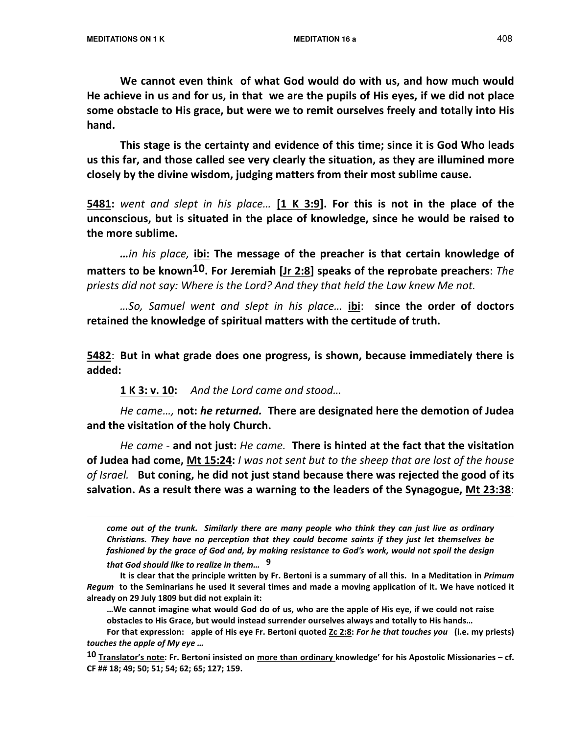**We cannot even think  of what God would do with us, and how much would He achieve in us and for us, in that  we are the pupils of His eyes, if we did not place some obstacle to His grace, but were we to remit ourselves freely and totally into His hand.**

**This stage is the certainty and evidence of this time; since it is God Who leads us this far, and those called see very clearly the situation, as they are illumined more closely by the divine wisdom, judging matters from their most sublime cause.**

**5481:** *went and slept in his place…* **[1 K 3:9]. For this is not in the place of the unconscious, but is situated in the place of knowledge, since he would be raised to the more sublime.**

***…****in his place,* **ibi: The message of the preacher is that certain knowledge of matters to be known[10]. For Jeremiah [Jr 2:8] speaks of the reprobate preachers**: *The priests did not say: Where is the Lord? And they that held the Law knew Me not.*

*…So, Samuel went and slept in his place…* **ibi**:  **since the order of doctors retained the knowledge of spiritual matters with the certitude of truth.**

**5482**:  **But in what grade does one progress, is shown, because immediately there is added:**

**1 K 3: v. 10:**    *And the Lord came and stood…*

*He came…,* **not: *he returned.*  There are designated here the demotion of Judea and the visitation of the holy Church.**

*He came -* **and not just:** *He came.*  **There is hinted at the fact that the visitation of Judea had come, Mt 15:24:** *I was not sent but to the sheep that are lost of the house of Israel.*  **But coning, he did not just stand because there was rejected the good of its salvation. As a result there was a warning to the leaders of the Synagogue, Mt 23:38**:

---

***come out of the trunk.  Similarly there are many people who think they can just live as ordinary Christians. They have no perception that they could become saints if they just let themselves be fashioned by the grace of God and, by making resistance to God's work, would not spoil the design that God should like to realize in them…*** [9]

**It is clear that the principle written by Fr. Bertoni is a summary of all this.  In a Meditation in *Primum Regum*  to the Seminarians he used it several times and made a moving application of it. We have noticed it already on 29 July 1809 but did not explain it:**

**…We cannot imagine what would God do of us, who are the apple of His eye, if we could not raise obstacles to His Grace, but would instead surrender ourselves always and totally to His hands…**

**For that expression:   apple of His eye Fr. Bertoni quoted Zc 2:8:** ***For he that touches you*** **(i.e. my priests)** ***touches the apple of My eye …***

[10] **Translator's note: Fr. Bertoni insisted on more than ordinary knowledge' for his Apostolic Missionaries – cf. CF ## 18; 49; 50; 51; 54; 62; 65; 127; 159.**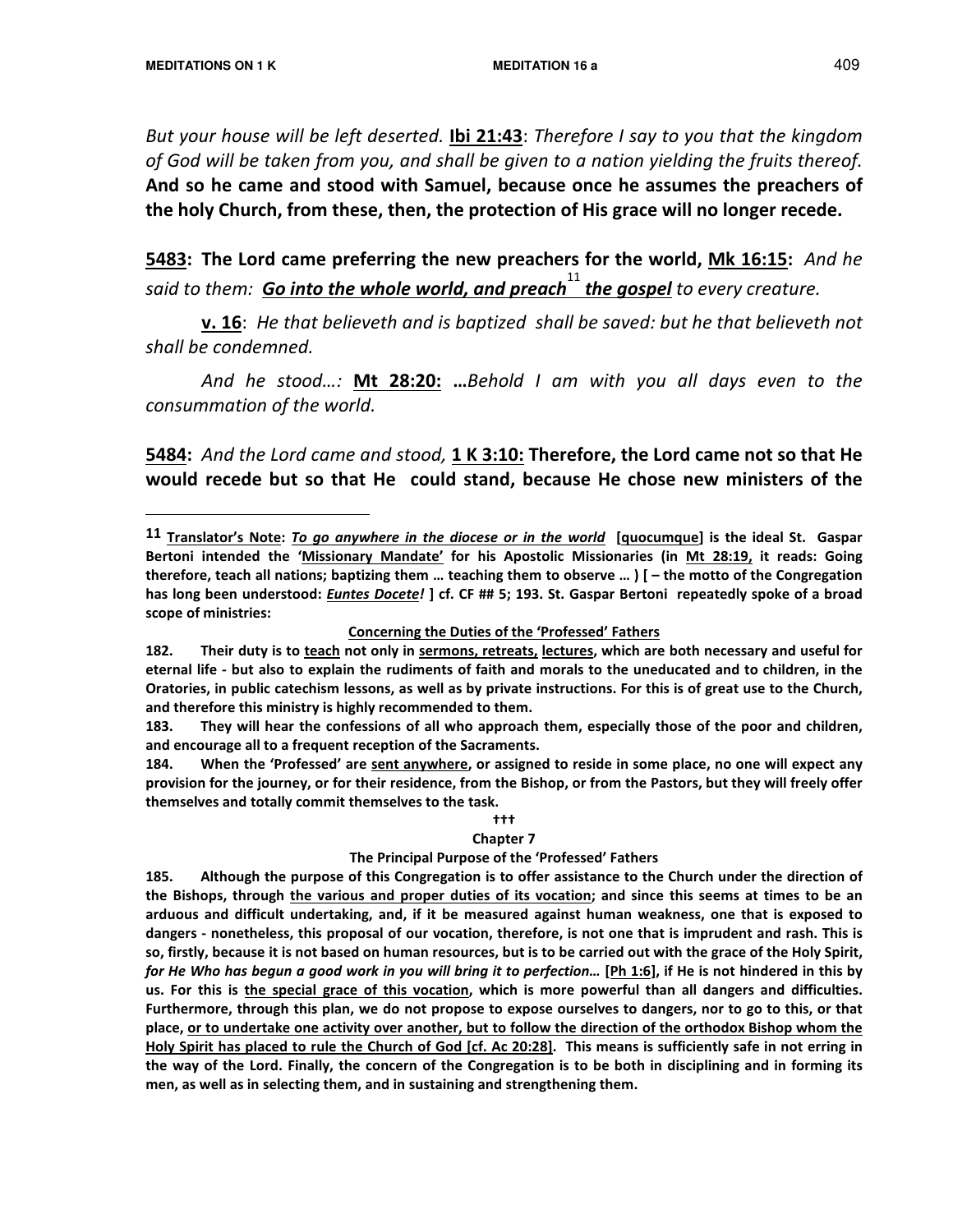*But your house will be left deserted.* **Ibi 21:43**: *Therefore I say to you that the kingdom of God will be taken from you, and shall be given to a nation yielding the fruits thereof.* **And so he came and stood with Samuel, because once he assumes the preachers of the holy Church, from these, then, the protection of His grace will no longer recede.**

**5483: The Lord came preferring the new preachers for the world, Mk 16:15:** *And he said to them: **Go into the whole world, and preach**[11] **the gospel** to every creature.*

**v. 16**: *He that believeth and is baptized shall be saved: but he that believeth not shall be condemned.*

*And he stood…:* **Mt 28:20: …***Behold I am with you all days even to the consummation of the world.*

**5484:** *And the Lord came and stood,* **1 K 3:10: Therefore, the Lord came not so that He would recede but so that He could stand, because He chose new ministers of the**

---

**11 Translator's Note: *To go anywhere in the diocese or in the world* [quocumque] is the ideal St. Gaspar Bertoni intended the 'Missionary Mandate' for his Apostolic Missionaries (in Mt 28:19, it reads: Going therefore, teach all nations; baptizing them … teaching them to observe … ) [ – the motto of the Congregation has long been understood: *Euntes Docete!* ] cf. CF ## 5; 193. St. Gaspar Bertoni repeatedly spoke of a broad scope of ministries:**

**Concerning the Duties of the 'Professed' Fathers**

**182. Their duty is to teach not only in sermons, retreats, lectures, which are both necessary and useful for eternal life - but also to explain the rudiments of faith and morals to the uneducated and to children, in the Oratories, in public catechism lessons, as well as by private instructions. For this is of great use to the Church, and therefore this ministry is highly recommended to them.**

**183. They will hear the confessions of all who approach them, especially those of the poor and children, and encourage all to a frequent reception of the Sacraments.**

**184. When the 'Professed' are sent anywhere, or assigned to reside in some place, no one will expect any provision for the journey, or for their residence, from the Bishop, or from the Pastors, but they will freely offer themselves and totally commit themselves to the task.**

**†††**

**Chapter 7**

**The Principal Purpose of the 'Professed' Fathers**

**185. Although the purpose of this Congregation is to offer assistance to the Church under the direction of the Bishops, through the various and proper duties of its vocation; and since this seems at times to be an arduous and difficult undertaking, and, if it be measured against human weakness, one that is exposed to dangers - nonetheless, this proposal of our vocation, therefore, is not one that is imprudent and rash. This is so, firstly, because it is not based on human resources, but is to be carried out with the grace of the Holy Spirit, *for He Who has begun a good work in you will bring it to perfection…* [Ph 1:6], if He is not hindered in this by us. For this is the special grace of this vocation, which is more powerful than all dangers and difficulties. Furthermore, through this plan, we do not propose to expose ourselves to dangers, nor to go to this, or that place, or to undertake one activity over another, but to follow the direction of the orthodox Bishop whom the Holy Spirit has placed to rule the Church of God [cf. Ac 20:28]. This means is sufficiently safe in not erring in the way of the Lord. Finally, the concern of the Congregation is to be both in disciplining and in forming its men, as well as in selecting them, and in sustaining and strengthening them.**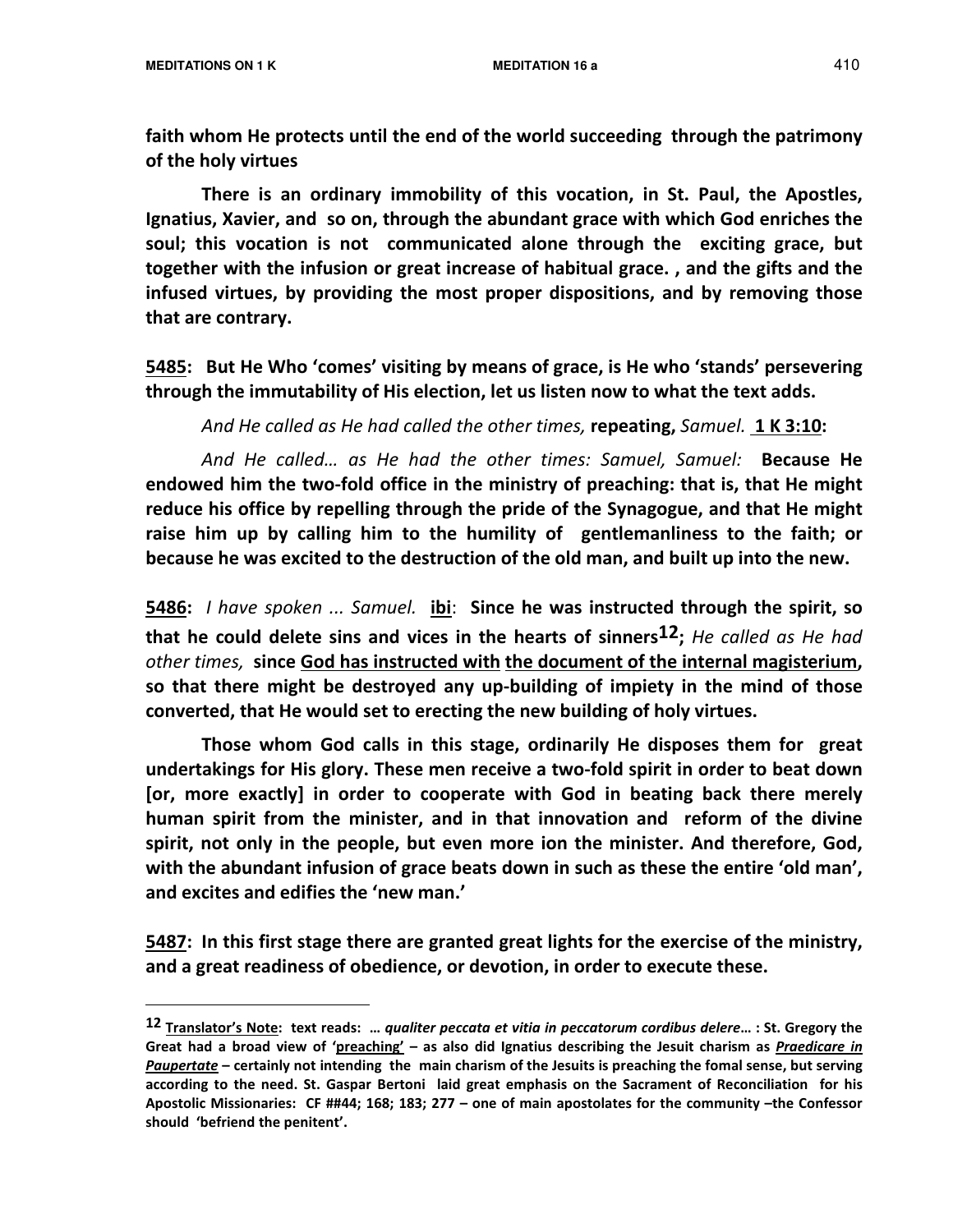**faith whom He protects until the end of the world succeeding through the patrimony of the holy virtues**

**There is an ordinary immobility of this vocation, in St. Paul, the Apostles, Ignatius, Xavier, and so on, through the abundant grace with which God enriches the soul; this vocation is not communicated alone through the exciting grace, but together with the infusion or great increase of habitual grace. , and the gifts and the infused virtues, by providing the most proper dispositions, and by removing those that are contrary.**

**5485: But He Who 'comes' visiting by means of grace, is He who 'stands' persevering through the immutability of His election, let us listen now to what the text adds.**

*And He called as He had called the other times,* **repeating,** *Samuel.* **1 K 3:10:**

*And He called… as He had the other times: Samuel, Samuel:* **Because He endowed him the two-fold office in the ministry of preaching: that is, that He might reduce his office by repelling through the pride of the Synagogue, and that He might raise him up by calling him to the humility of gentlemanliness to the faith; or because he was excited to the destruction of the old man, and built up into the new.**

**5486:** *I have spoken ... Samuel.* **ibi: Since he was instructed through the spirit, so that he could delete sins and vices in the hearts of sinners[12];** *He called as He had other times,* **since God has instructed with the document of the internal magisterium, so that there might be destroyed any up-building of impiety in the mind of those converted, that He would set to erecting the new building of holy virtues.**

**Those whom God calls in this stage, ordinarily He disposes them for great undertakings for His glory. These men receive a two-fold spirit in order to beat down [or, more exactly] in order to cooperate with God in beating back there merely human spirit from the minister, and in that innovation and reform of the divine spirit, not only in the people, but even more ion the minister. And therefore, God, with the abundant infusion of grace beats down in such as these the entire 'old man', and excites and edifies the 'new man.'**

**5487: In this first stage there are granted great lights for the exercise of the ministry, and a great readiness of obedience, or devotion, in order to execute these.**

---

[12] **Translator's Note: text reads: …** ***qualiter peccata et vitia in peccatorum cordibus delere…*** **: St. Gregory the Great had a broad view of 'preaching' – as also did Ignatius describing the Jesuit charism as** ***Praedicare in Paupertate*** **– certainly not intending the main charism of the Jesuits is preaching the fomal sense, but serving according to the need. St. Gaspar Bertoni laid great emphasis on the Sacrament of Reconciliation for his Apostolic Missionaries: CF ##44; 168; 183; 277 – one of main apostolates for the community –the Confessor should 'befriend the penitent'.**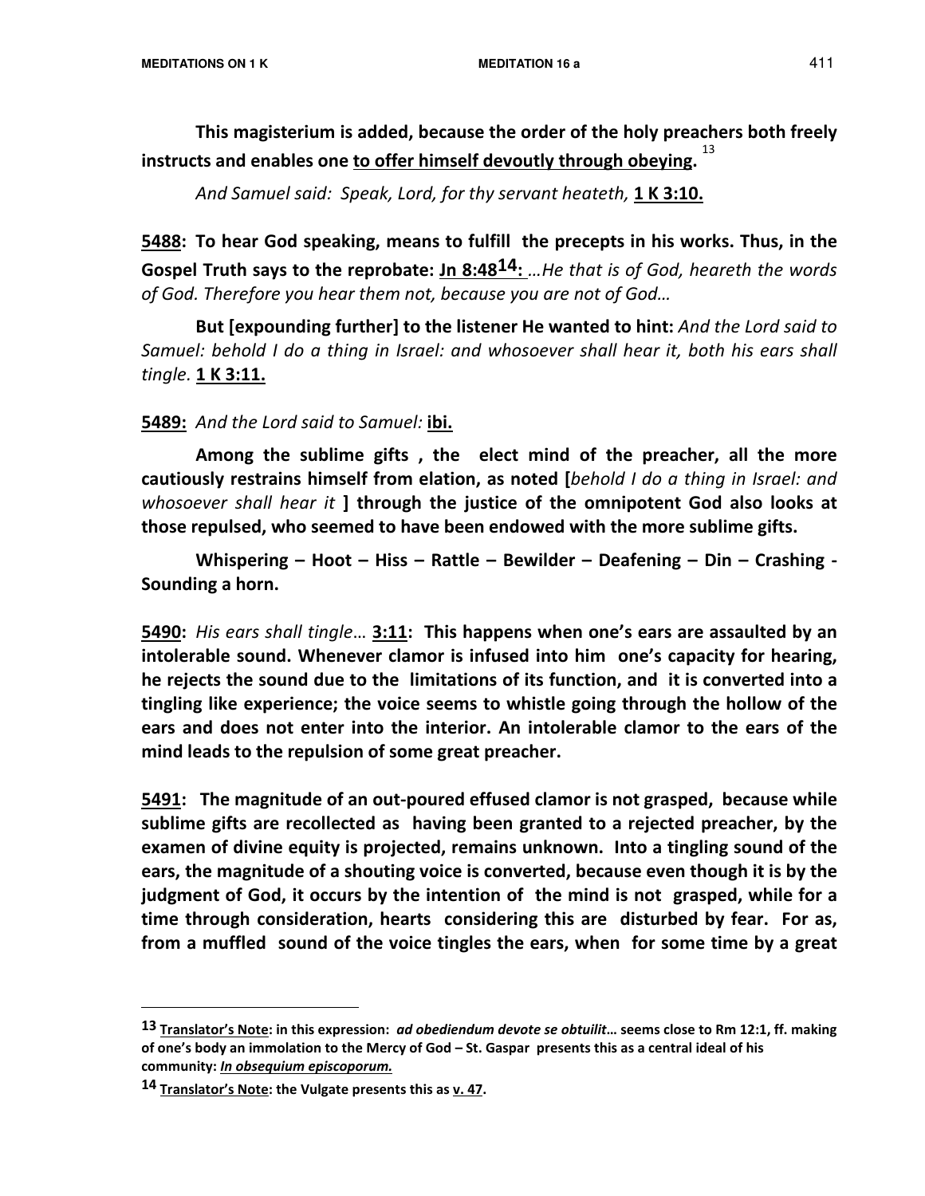**This magisterium is added, because the order of the holy preachers both freely instructs and enables one <u>to offer himself devoutly through obeying</u>.** [13]

*And Samuel said: Speak, Lord, for thy servant heateth,* **<u>1 K 3:10.</u>**

**<u>5488</u>: To hear God speaking, means to fulfill the precepts in his works. Thus, in the Gospel Truth says to the reprobate: <u>Jn 8:48</u>[14]<u>:</u>** *…He that is of God, heareth the words of God. Therefore you hear them not, because you are not of God…*

**But [expounding further] to the listener He wanted to hint:** *And the Lord said to Samuel: behold I do a thing in Israel: and whosoever shall hear it, both his ears shall tingle.* **<u>1 K 3:11.</u>**

**<u>5489</u>:** *And the Lord said to Samuel:* **<u>ibi.</u>**

**Among the sublime gifts , the elect mind of the preacher, all the more cautiously restrains himself from elation, as noted [***behold I do a thing in Israel: and whosoever shall hear it* **] through the justice of the omnipotent God also looks at those repulsed, who seemed to have been endowed with the more sublime gifts.**

**Whispering – Hoot – Hiss – Rattle – Bewilder – Deafening – Din – Crashing - Sounding a horn.**

**<u>5490</u>:** *His ears shall tingle…* **<u>3:11</u>: This happens when one's ears are assaulted by an intolerable sound. Whenever clamor is infused into him one's capacity for hearing, he rejects the sound due to the limitations of its function, and it is converted into a tingling like experience; the voice seems to whistle going through the hollow of the ears and does not enter into the interior. An intolerable clamor to the ears of the mind leads to the repulsion of some great preacher.**

**<u>5491</u>: The magnitude of an out-poured effused clamor is not grasped, because while sublime gifts are recollected as having been granted to a rejected preacher, by the examen of divine equity is projected, remains unknown. Into a tingling sound of the ears, the magnitude of a shouting voice is converted, because even though it is by the judgment of God, it occurs by the intention of the mind is not grasped, while for a time through consideration, hearts considering this are disturbed by fear. For as, from a muffled sound of the voice tingles the ears, when for some time by a great**

---

**13 <u>Translator's Note</u>: in this expression:** ***ad obediendum devote se obtuilit…*** **seems close to Rm 12:1, ff. making of one's body an immolation to the Mercy of God – St. Gaspar presents this as a central ideal of his community:** ***<u>In obsequium episcoporum.</u>***

**14 <u>Translator's Note</u>: the Vulgate presents this as <u>v. 47</u>.**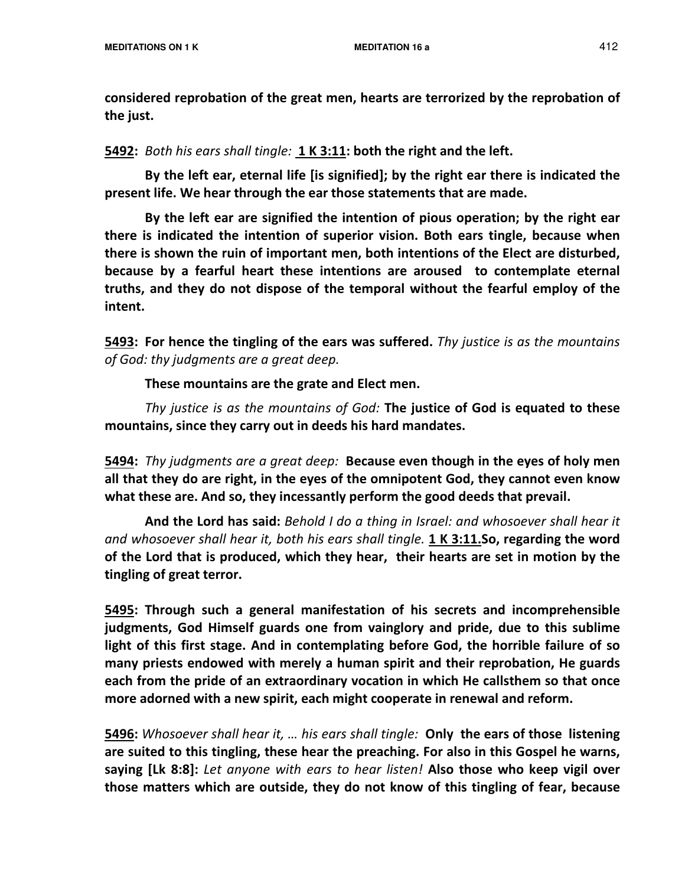**considered reprobation of the great men, hearts are terrorized by the reprobation of the just.**

**5492:** *Both his ears shall tingle:* **1 K 3:11: both the right and the left.**

**By the left ear, eternal life [is signified]; by the right ear there is indicated the present life. We hear through the ear those statements that are made.**

**By the left ear are signified the intention of pious operation; by the right ear there is indicated the intention of superior vision. Both ears tingle, because when there is shown the ruin of important men, both intentions of the Elect are disturbed, because by a fearful heart these intentions are aroused to contemplate eternal truths, and they do not dispose of the temporal without the fearful employ of the intent.**

**5493: For hence the tingling of the ears was suffered.** *Thy justice is as the mountains of God: thy judgments are a great deep.*

**These mountains are the grate and Elect men.**

*Thy justice is as the mountains of God:* **The justice of God is equated to these mountains, since they carry out in deeds his hard mandates.**

**5494:** *Thy judgments are a great deep:* **Because even though in the eyes of holy men all that they do are right, in the eyes of the omnipotent God, they cannot even know what these are. And so, they incessantly perform the good deeds that prevail.**

**And the Lord has said:** *Behold I do a thing in Israel: and whosoever shall hear it and whosoever shall hear it, both his ears shall tingle.* **1 K 3:11.So, regarding the word of the Lord that is produced, which they hear, their hearts are set in motion by the tingling of great terror.**

**5495: Through such a general manifestation of his secrets and incomprehensible judgments, God Himself guards one from vainglory and pride, due to this sublime light of this first stage. And in contemplating before God, the horrible failure of so many priests endowed with merely a human spirit and their reprobation, He guards each from the pride of an extraordinary vocation in which He callsthem so that once more adorned with a new spirit, each might cooperate in renewal and reform.**

**5496:** *Whosoever shall hear it, … his ears shall tingle:* **Only the ears of those listening are suited to this tingling, these hear the preaching. For also in this Gospel he warns, saying [Lk 8:8]:** *Let anyone with ears to hear listen!* **Also those who keep vigil over those matters which are outside, they do not know of this tingling of fear, because**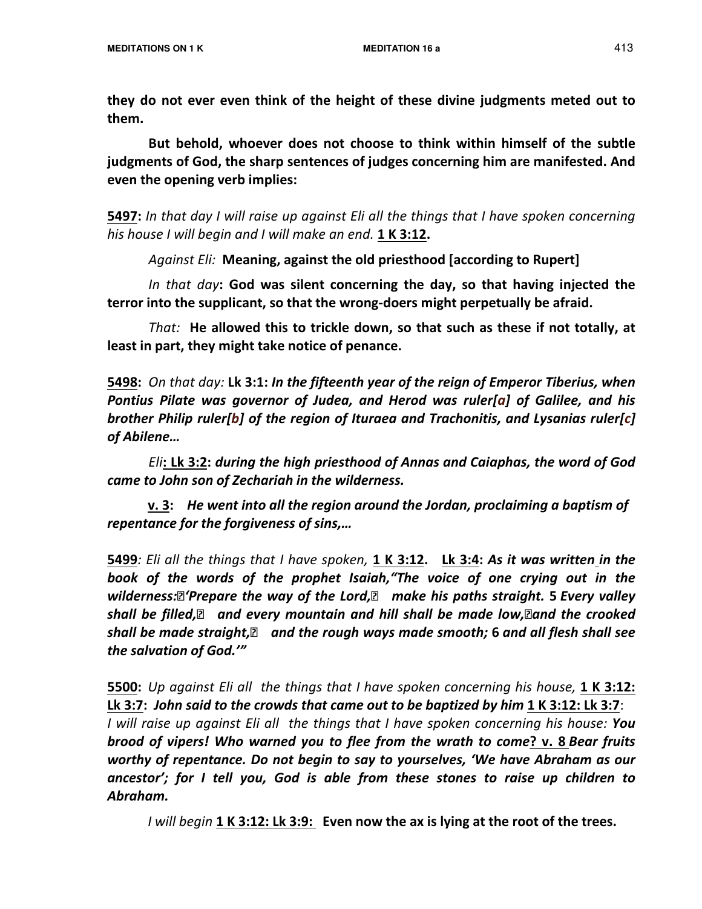**they do not ever even think of the height of these divine judgments meted out to them.**

**But behold, whoever does not choose to think within himself of the subtle judgments of God, the sharp sentences of judges concerning him are manifested. And even the opening verb implies:**

**5497:** *In that day I will raise up against Eli all the things that I have spoken concerning his house I will begin and I will make an end.* **1 K 3:12.**

*Against Eli:* **Meaning, against the old priesthood [according to Rupert]**

*In that day***: God was silent concerning the day, so that having injected the terror into the supplicant, so that the wrong-doers might perpetually be afraid.**

*That:* **He allowed this to trickle down, so that such as these if not totally, at least in part, they might take notice of penance.**

**5498:** *On that day:* **Lk 3:1:** ***In the fifteenth year of the reign of Emperor Tiberius, when Pontius Pilate was governor of Judea, and Herod was ruler[a] of Galilee, and his brother Philip ruler[b] of the region of Ituraea and Trachonitis, and Lysanias ruler[c] of Abilene…***

*Eli***: Lk 3:2:** ***during the high priesthood of Annas and Caiaphas, the word of God came to John son of Zechariah in the wilderness.***

**v. 3:** ***He went into all the region around the Jordan, proclaiming a baptism of repentance for the forgiveness of sins,…***

**5499***: Eli all the things that I have spoken,* **1 K 3:12. Lk 3:4:** ***As it was written in the book of the words of the prophet Isaiah,"The voice of one crying out in the wilderness: 'Prepare the way of the Lord, make his paths straight.*** **5** ***Every valley shall be filled, and every mountain and hill shall be made low, and the crooked shall be made straight, and the rough ways made smooth;*** **6** ***and all flesh shall see the salvation of God.'"***

**5500:** *Up against Eli all the things that I have spoken concerning his house,* **1 K 3:12: Lk 3:7:** ***John said to the crowds that came out to be baptized by him*** **1 K 3:12: Lk 3:7**: *I will raise up against Eli all the things that I have spoken concerning his house:* ***You brood of vipers! Who warned you to flee from the wrath to come? v. 8 Bear fruits worthy of repentance. Do not begin to say to yourselves, 'We have Abraham as our ancestor'; for I tell you, God is able from these stones to raise up children to Abraham.***

*I will begin* **1 K 3:12: Lk 3:9: Even now the ax is lying at the root of the trees.**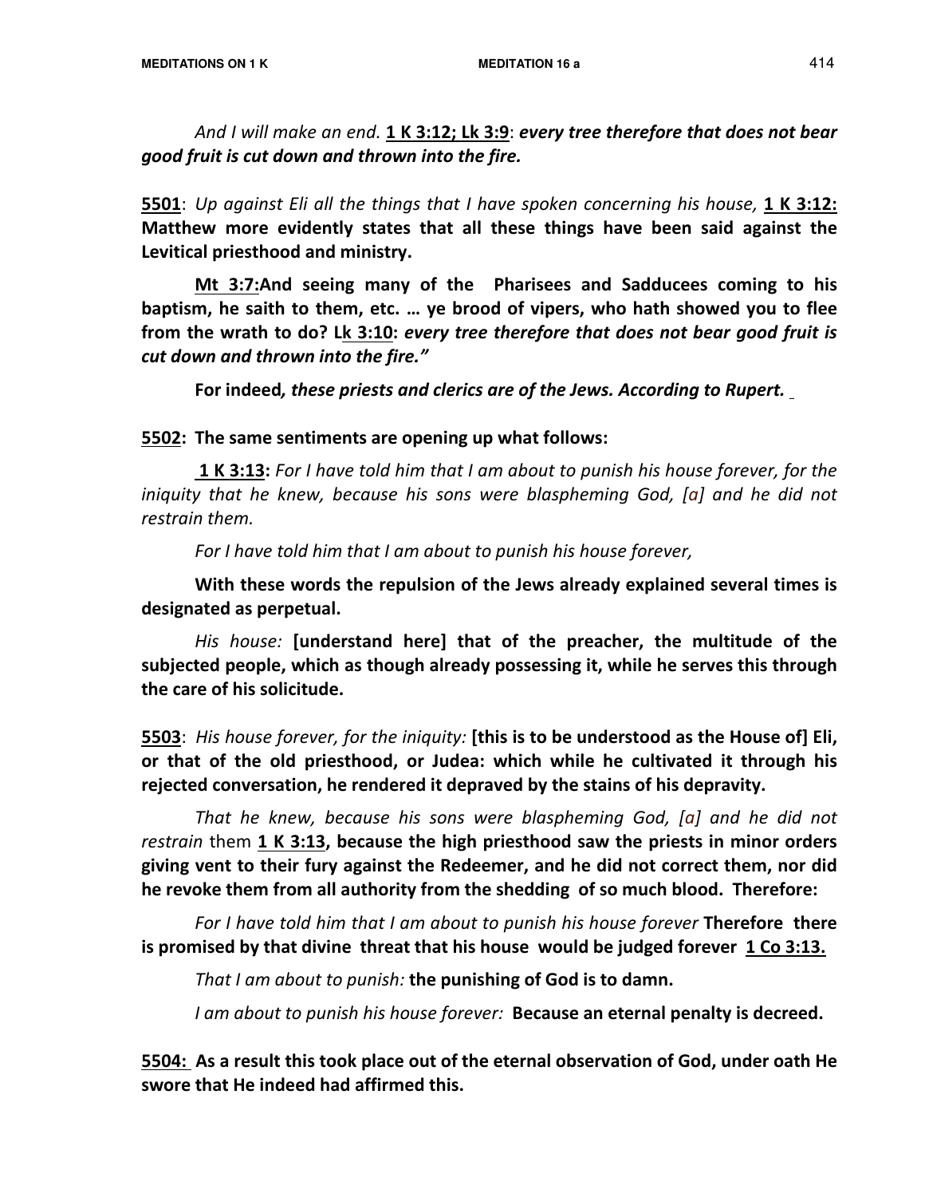*And I will make an end.* **1 K 3:12; Lk 3:9**: ***every tree therefore that does not bear good fruit is cut down and thrown into the fire.***

**5501**: *Up against Eli all the things that I have spoken concerning his house,* **1 K 3:12: Matthew more evidently states that all these things have been said against the Levitical priesthood and ministry.**

**Mt 3:7:And seeing many of the Pharisees and Sadducees coming to his baptism, he saith to them, etc. … ye brood of vipers, who hath showed you to flee from the wrath to do? Lk 3:10:** ***every tree therefore that does not bear good fruit is cut down and thrown into the fire."***

**For indeed*, these priests and clerics are of the Jews. According to Rupert.***

**5502: The same sentiments are opening up what follows:**

**1 K 3:13:** *For I have told him that I am about to punish his house forever, for the iniquity that he knew, because his sons were blaspheming God, [a] and he did not restrain them.*

*For I have told him that I am about to punish his house forever,*

**With these words the repulsion of the Jews already explained several times is designated as perpetual.**

*His house:* **[understand here] that of the preacher, the multitude of the subjected people, which as though already possessing it, while he serves this through the care of his solicitude.**

**5503**: *His house forever, for the iniquity:* **[this is to be understood as the House of] Eli, or that of the old priesthood, or Judea: which while he cultivated it through his rejected conversation, he rendered it depraved by the stains of his depravity.**

*That he knew, because his sons were blaspheming God, [a] and he did not restrain* them **1 K 3:13, because the high priesthood saw the priests in minor orders giving vent to their fury against the Redeemer, and he did not correct them, nor did he revoke them from all authority from the shedding of so much blood. Therefore:**

*For I have told him that I am about to punish his house forever* **Therefore there is promised by that divine threat that his house would be judged forever 1 Co 3:13.**

*That I am about to punish:* **the punishing of God is to damn.**

*I am about to punish his house forever:* **Because an eternal penalty is decreed.**

**5504: As a result this took place out of the eternal observation of God, under oath He swore that He indeed had affirmed this.**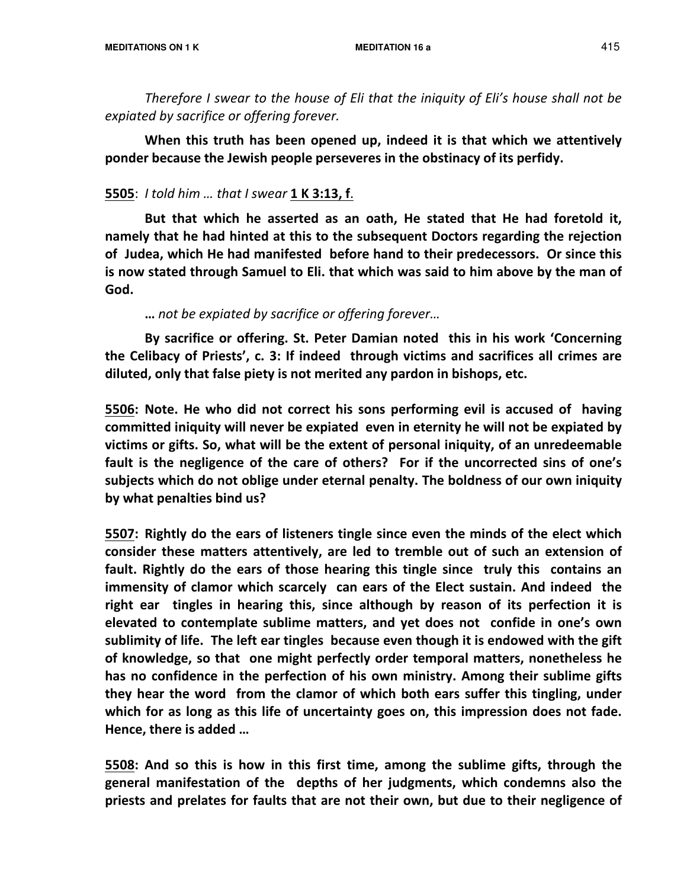*Therefore I swear to the house of Eli that the iniquity of Eli's house shall not be expiated by sacrifice or offering forever.*

**When this truth has been opened up, indeed it is that which we attentively ponder because the Jewish people perseveres in the obstinacy of its perfidy.**

<u>5505</u>: *I told him … that I swear* **<u>1 K 3:13, f</u>.**

**But that which he asserted as an oath, He stated that He had foretold it, namely that he had hinted at this to the subsequent Doctors regarding the rejection of Judea, which He had manifested before hand to their predecessors. Or since this is now stated through Samuel to Eli. that which was said to him above by the man of God.**

**…** *not be expiated by sacrifice or offering forever…*

**By sacrifice or offering. St. Peter Damian noted this in his work 'Concerning the Celibacy of Priests', c. 3: If indeed through victims and sacrifices all crimes are diluted, only that false piety is not merited any pardon in bishops, etc.**

**<u>5506</u>: Note. He who did not correct his sons performing evil is accused of having committed iniquity will never be expiated even in eternity he will not be expiated by victims or gifts. So, what will be the extent of personal iniquity, of an unredeemable fault is the negligence of the care of others? For if the uncorrected sins of one's subjects which do not oblige under eternal penalty. The boldness of our own iniquity by what penalties bind us?**

**<u>5507</u>: Rightly do the ears of listeners tingle since even the minds of the elect which consider these matters attentively, are led to tremble out of such an extension of fault. Rightly do the ears of those hearing this tingle since truly this contains an immensity of clamor which scarcely can ears of the Elect sustain. And indeed the right ear tingles in hearing this, since although by reason of its perfection it is elevated to contemplate sublime matters, and yet does not confide in one's own sublimity of life. The left ear tingles because even though it is endowed with the gift of knowledge, so that one might perfectly order temporal matters, nonetheless he has no confidence in the perfection of his own ministry. Among their sublime gifts they hear the word from the clamor of which both ears suffer this tingling, under which for as long as this life of uncertainty goes on, this impression does not fade. Hence, there is added …**

**<u>5508</u>: And so this is how in this first time, among the sublime gifts, through the general manifestation of the depths of her judgments, which condemns also the priests and prelates for faults that are not their own, but due to their negligence of**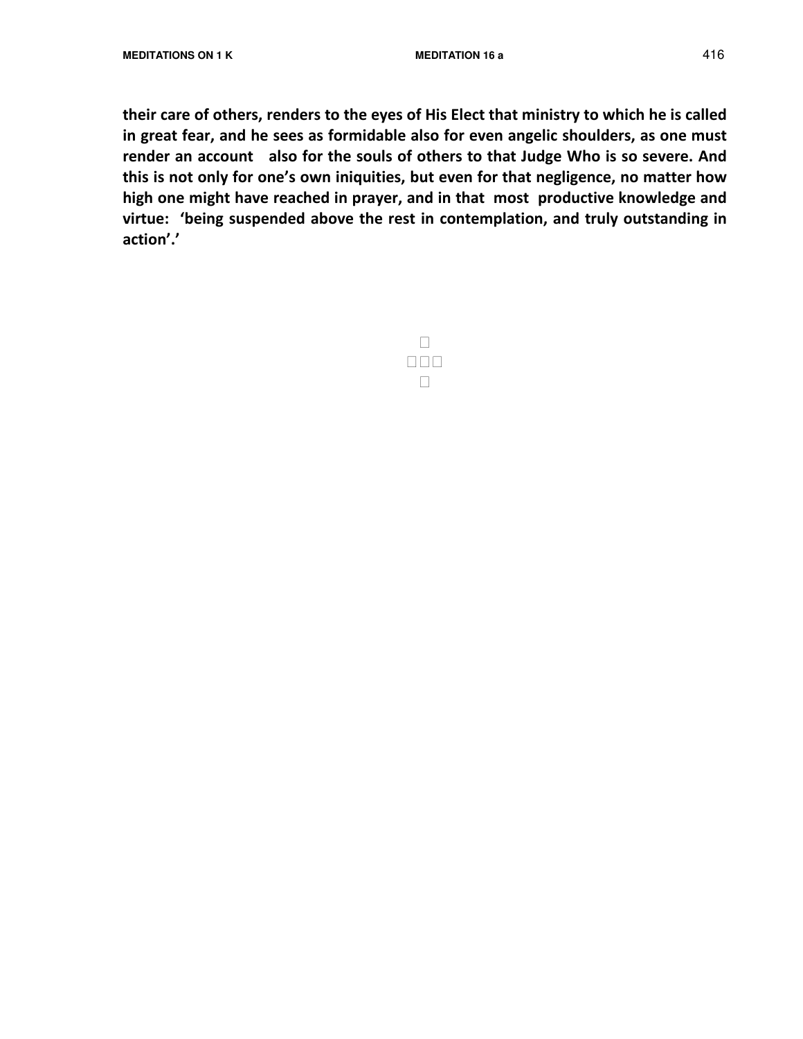**their care of others, renders to the eyes of His Elect that ministry to which he is called in great fear, and he sees as formidable also for even angelic shoulders, as one must render an account also for the souls of others to that Judge Who is so severe. And this is not only for one's own iniquities, but even for that negligence, no matter how high one might have reached in prayer, and in that most productive knowledge and virtue: 'being suspended above the rest in contemplation, and truly outstanding in action'.'**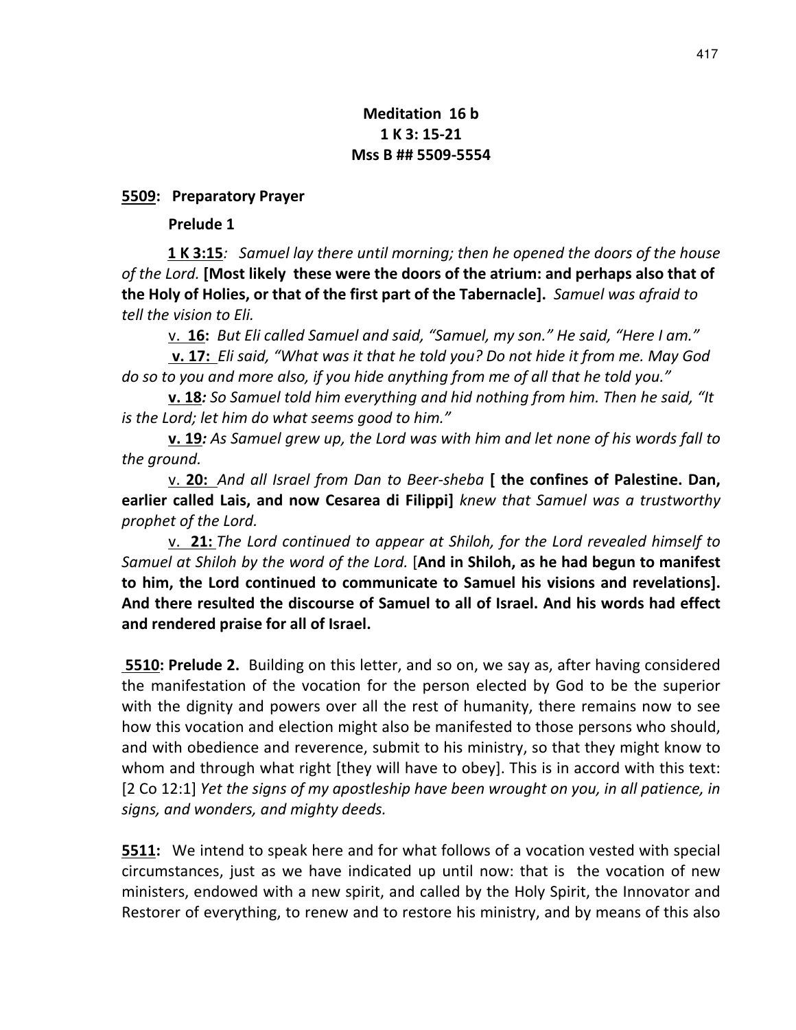**Meditation 16 b**
**1 K 3: 15-21**
**Mss B ## 5509-5554**

**5509: Preparatory Prayer**

**Prelude 1**

**1 K 3:15***: Samuel lay there until morning; then he opened the doors of the house of the Lord.* **[Most likely these were the doors of the atrium: and perhaps also that of the Holy of Holies, or that of the first part of the Tabernacle].** *Samuel was afraid to tell the vision to Eli.*

v. **16:** *But Eli called Samuel and said, "Samuel, my son." He said, "Here I am."*

**v. 17:** *Eli said, "What was it that he told you? Do not hide it from me. May God do so to you and more also, if you hide anything from me of all that he told you."*

**v. 18***: So Samuel told him everything and hid nothing from him. Then he said, "It is the Lord; let him do what seems good to him."*

**v. 19***: As Samuel grew up, the Lord was with him and let none of his words fall to the ground.*

v. **20:** *And all Israel from Dan to Beer-sheba* **[ the confines of Palestine. Dan, earlier called Lais, and now Cesarea di Filippi]** *knew that Samuel was a trustworthy prophet of the Lord.*

v. **21:** *The Lord continued to appear at Shiloh, for the Lord revealed himself to Samuel at Shiloh by the word of the Lord.* [**And in Shiloh, as he had begun to manifest to him, the Lord continued to communicate to Samuel his visions and revelations]. And there resulted the discourse of Samuel to all of Israel. And his words had effect and rendered praise for all of Israel.**

**5510: Prelude 2.** Building on this letter, and so on, we say as, after having considered the manifestation of the vocation for the person elected by God to be the superior with the dignity and powers over all the rest of humanity, there remains now to see how this vocation and election might also be manifested to those persons who should, and with obedience and reverence, submit to his ministry, so that they might know to whom and through what right [they will have to obey]. This is in accord with this text: [2 Co 12:1] *Yet the signs of my apostleship have been wrought on you, in all patience, in signs, and wonders, and mighty deeds.*

**5511:** We intend to speak here and for what follows of a vocation vested with special circumstances, just as we have indicated up until now: that is the vocation of new ministers, endowed with a new spirit, and called by the Holy Spirit, the Innovator and Restorer of everything, to renew and to restore his ministry, and by means of this also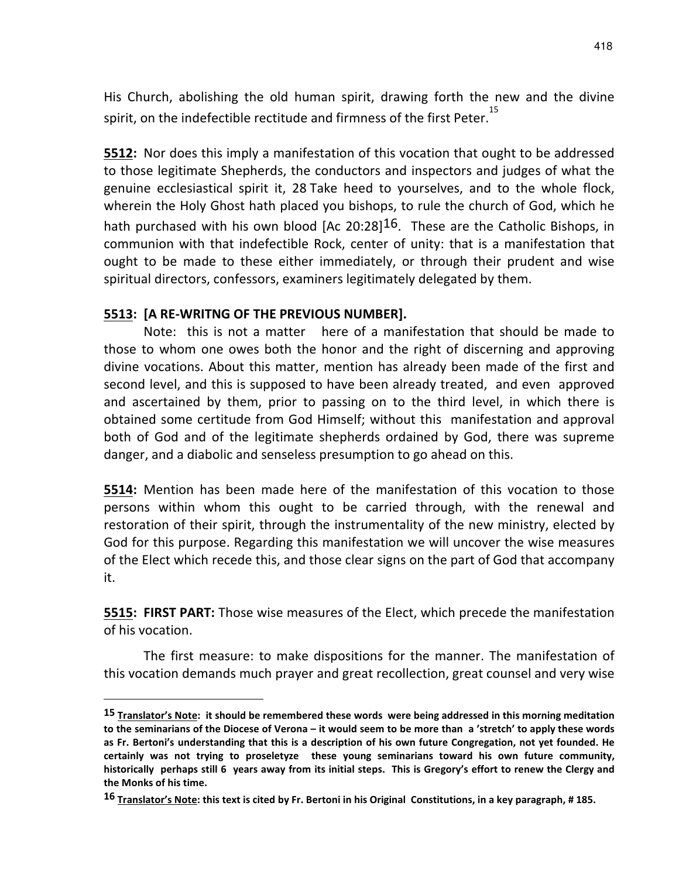His Church, abolishing the old human spirit, drawing forth the new and the divine spirit, on the indefectible rectitude and firmness of the first Peter.[15]

**5512:** Nor does this imply a manifestation of this vocation that ought to be addressed to those legitimate Shepherds, the conductors and inspectors and judges of what the genuine ecclesiastical spirit it, 28 Take heed to yourselves, and to the whole flock, wherein the Holy Ghost hath placed you bishops, to rule the church of God, which he hath purchased with his own blood [Ac 20:28][16]. These are the Catholic Bishops, in communion with that indefectible Rock, center of unity: that is a manifestation that ought to be made to these either immediately, or through their prudent and wise spiritual directors, confessors, examiners legitimately delegated by them.

**5513: [A RE-WRITNG OF THE PREVIOUS NUMBER].**

Note: this is not a matter here of a manifestation that should be made to those to whom one owes both the honor and the right of discerning and approving divine vocations. About this matter, mention has already been made of the first and second level, and this is supposed to have been already treated, and even approved and ascertained by them, prior to passing on to the third level, in which there is obtained some certitude from God Himself; without this manifestation and approval both of God and of the legitimate shepherds ordained by God, there was supreme danger, and a diabolic and senseless presumption to go ahead on this.

**5514:** Mention has been made here of the manifestation of this vocation to those persons within whom this ought to be carried through, with the renewal and restoration of their spirit, through the instrumentality of the new ministry, elected by God for this purpose. Regarding this manifestation we will uncover the wise measures of the Elect which recede this, and those clear signs on the part of God that accompany it.

**5515: FIRST PART:** Those wise measures of the Elect, which precede the manifestation of his vocation.

The first measure: to make dispositions for the manner. The manifestation of this vocation demands much prayer and great recollection, great counsel and very wise

---

**[15] Translator's Note: it should be remembered these words were being addressed in this morning meditation to the seminarians of the Diocese of Verona – it would seem to be more than a 'stretch' to apply these words as Fr. Bertoni's understanding that this is a description of his own future Congregation, not yet founded. He certainly was not trying to proseletyze these young seminarians toward his own future community, historically perhaps still 6 years away from its initial steps. This is Gregory's effort to renew the Clergy and the Monks of his time.**

**[16] Translator's Note: this text is cited by Fr. Bertoni in his Original Constitutions, in a key paragraph, # 185.**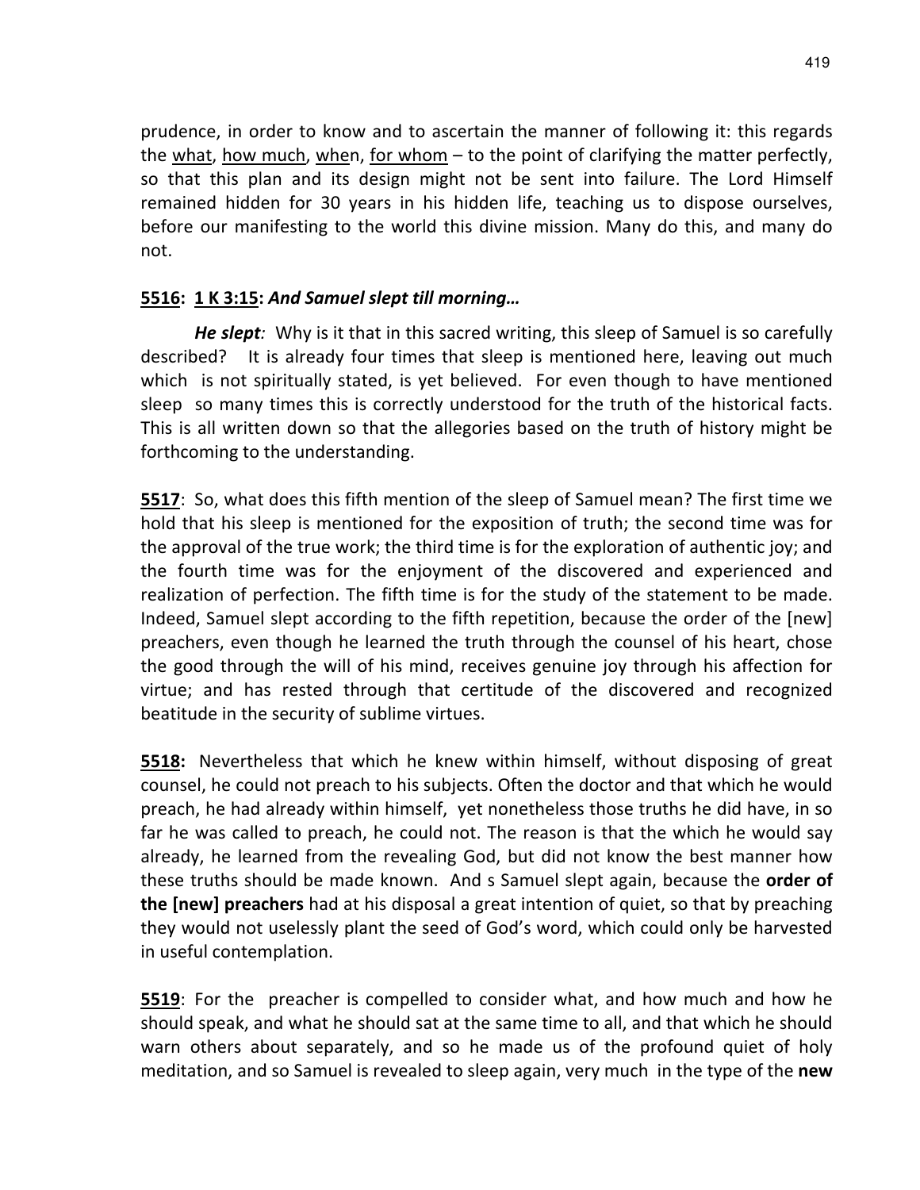prudence, in order to know and to ascertain the manner of following it: this regards the what, how much, when, for whom – to the point of clarifying the matter perfectly, so that this plan and its design might not be sent into failure. The Lord Himself remained hidden for 30 years in his hidden life, teaching us to dispose ourselves, before our manifesting to the world this divine mission. Many do this, and many do not.

**5516: 1 K 3:15: *And Samuel slept till morning…***

***He slept:*** Why is it that in this sacred writing, this sleep of Samuel is so carefully described? It is already four times that sleep is mentioned here, leaving out much which is not spiritually stated, is yet believed. For even though to have mentioned sleep so many times this is correctly understood for the truth of the historical facts. This is all written down so that the allegories based on the truth of history might be forthcoming to the understanding.

**5517**: So, what does this fifth mention of the sleep of Samuel mean? The first time we hold that his sleep is mentioned for the exposition of truth; the second time was for the approval of the true work; the third time is for the exploration of authentic joy; and the fourth time was for the enjoyment of the discovered and experienced and realization of perfection. The fifth time is for the study of the statement to be made. Indeed, Samuel slept according to the fifth repetition, because the order of the [new] preachers, even though he learned the truth through the counsel of his heart, chose the good through the will of his mind, receives genuine joy through his affection for virtue; and has rested through that certitude of the discovered and recognized beatitude in the security of sublime virtues.

**5518:** Nevertheless that which he knew within himself, without disposing of great counsel, he could not preach to his subjects. Often the doctor and that which he would preach, he had already within himself, yet nonetheless those truths he did have, in so far he was called to preach, he could not. The reason is that the which he would say already, he learned from the revealing God, but did not know the best manner how these truths should be made known. And s Samuel slept again, because the **order of the [new] preachers** had at his disposal a great intention of quiet, so that by preaching they would not uselessly plant the seed of God's word, which could only be harvested in useful contemplation.

**5519**: For the preacher is compelled to consider what, and how much and how he should speak, and what he should sat at the same time to all, and that which he should warn others about separately, and so he made us of the profound quiet of holy meditation, and so Samuel is revealed to sleep again, very much in the type of the **new**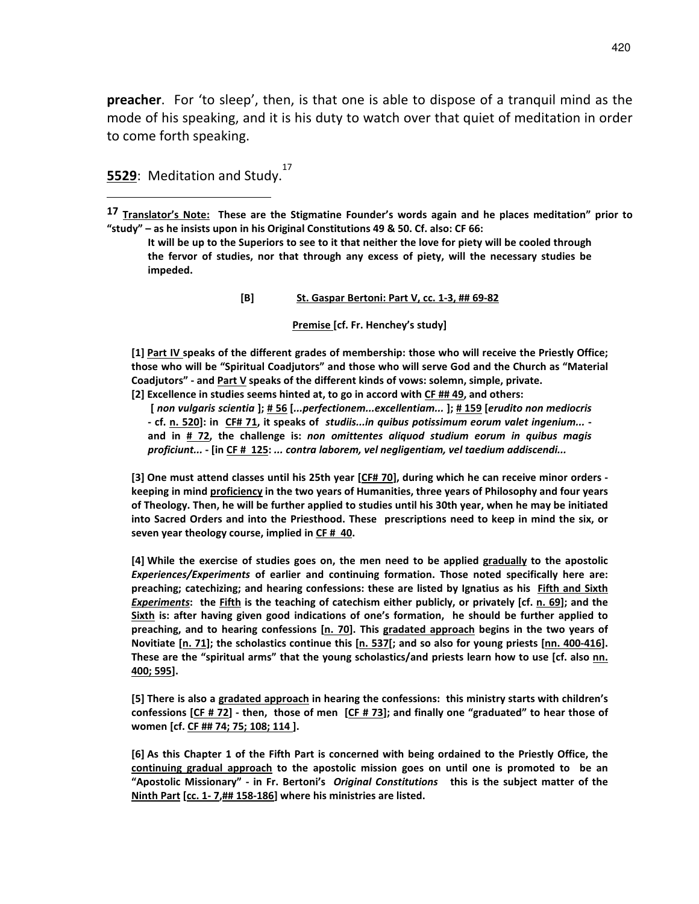**preacher**. For 'to sleep', then, is that one is able to dispose of a tranquil mind as the mode of his speaking, and it is his duty to watch over that quiet of meditation in order to come forth speaking.

**5529**: Meditation and Study.[17]

---

**17** **Translator's Note: These are the Stigmatine Founder's words again and he places meditation" prior to "study" – as he insists upon in his Original Constitutions 49 & 50. Cf. also: CF 66:**

> **It will be up to the Superiors to see to it that neither the love for piety will be cooled through the fervor of studies, nor that through any excess of piety, will the necessary studies be impeded.**

**[B] St. Gaspar Bertoni: Part V, cc. 1-3, ## 69-82**

**Premise [cf. Fr. Henchey's study]**

**[1] Part IV speaks of the different grades of membership: those who will receive the Priestly Office; those who will be "Spiritual Coadjutors" and those who will serve God and the Church as "Material Coadjutors" - and Part V speaks of the different kinds of vows: solemn, simple, private.**

**[2] Excellence in studies seems hinted at, to go in accord with CF ## 49, and others: [ *non vulgaris scientia* ]; # 56 [*...perfectionem...excellentiam...* ]; # 159 [*erudito non mediocris* - cf. n. 520]: in CF# 71, it speaks of *studiis...in quibus potissimum eorum valet ingenium...* - and in # 72, the challenge is: *non omittentes aliquod studium eorum in quibus magis proficiunt...* - [in CF # 125: *... contra laborem, vel negligentiam, vel taedium addiscendi...***

**[3] One must attend classes until his 25th year [CF# 70], during which he can receive minor orders - keeping in mind proficiency in the two years of Humanities, three years of Philosophy and four years of Theology. Then, he will be further applied to studies until his 30th year, when he may be initiated into Sacred Orders and into the Priesthood. These prescriptions need to keep in mind the six, or seven year theology course, implied in CF # 40.**

**[4] While the exercise of studies goes on, the men need to be applied gradually to the apostolic *Experiences/Experiments* of earlier and continuing formation. Those noted specifically here are: preaching; catechizing; and hearing confessions: these are listed by Ignatius as his Fifth and Sixth *Experiments*: the Fifth is the teaching of catechism either publicly, or privately [cf. n. 69]; and the Sixth is: after having given good indications of one's formation, he should be further applied to preaching, and to hearing confessions [n. 70]. This gradated approach begins in the two years of Novitiate [n. 71]; the scholastics continue this [n. 537[; and so also for young priests [nn. 400-416]. These are the "spiritual arms" that the young scholastics/and priests learn how to use [cf. also nn. 400; 595].**

**[5] There is also a gradated approach in hearing the confessions: this ministry starts with children's confessions [CF # 72] - then, those of men [CF # 73]; and finally one "graduated" to hear those of women [cf. CF ## 74; 75; 108; 114 ].**

**[6] As this Chapter 1 of the Fifth Part is concerned with being ordained to the Priestly Office, the continuing gradual approach to the apostolic mission goes on until one is promoted to be an "Apostolic Missionary" - in Fr. Bertoni's *Original Constitutions* this is the subject matter of the Ninth Part [cc. 1- 7,## 158-186] where his ministries are listed.**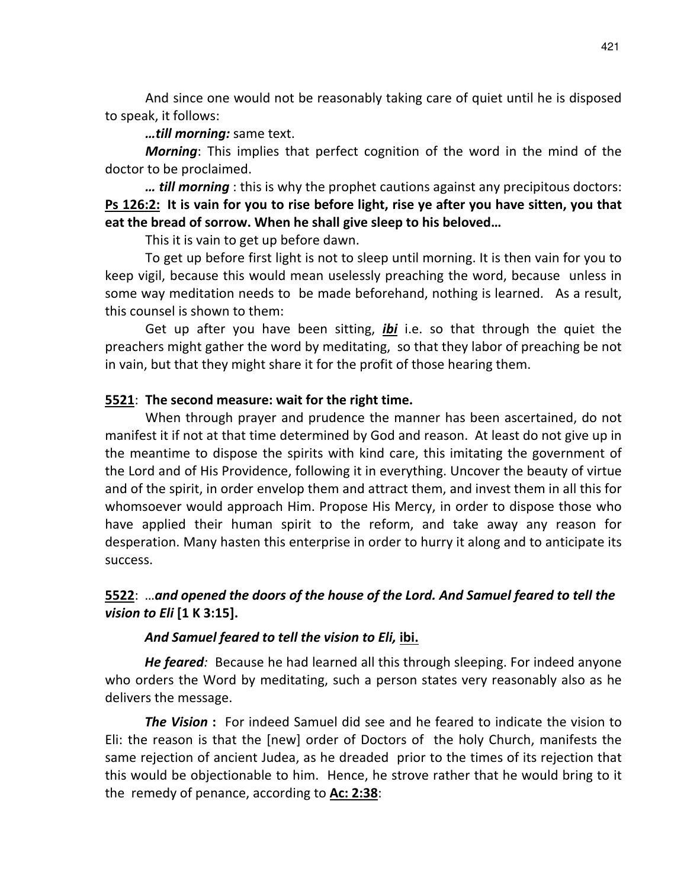And since one would not be reasonably taking care of quiet until he is disposed to speak, it follows:

***…till morning:*** same text.

***Morning***: This implies that perfect cognition of the word in the mind of the doctor to be proclaimed.

***… till morning*** : this is why the prophet cautions against any precipitous doctors: **Ps 126:2: It is vain for you to rise before light, rise ye after you have sitten, you that eat the bread of sorrow. When he shall give sleep to his beloved…**

This it is vain to get up before dawn.

To get up before first light is not to sleep until morning. It is then vain for you to keep vigil, because this would mean uselessly preaching the word, because unless in some way meditation needs to be made beforehand, nothing is learned. As a result, this counsel is shown to them:

Get up after you have been sitting, ***ibi*** i.e. so that through the quiet the preachers might gather the word by meditating, so that they labor of preaching be not in vain, but that they might share it for the profit of those hearing them.

**5521**: **The second measure: wait for the right time.**

When through prayer and prudence the manner has been ascertained, do not manifest it if not at that time determined by God and reason. At least do not give up in the meantime to dispose the spirits with kind care, this imitating the government of the Lord and of His Providence, following it in everything. Uncover the beauty of virtue and of the spirit, in order envelop them and attract them, and invest them in all this for whomsoever would approach Him. Propose His Mercy, in order to dispose those who have applied their human spirit to the reform, and take away any reason for desperation. Many hasten this enterprise in order to hurry it along and to anticipate its success.

**5522**: …***and opened the doors of the house of the Lord. And Samuel feared to tell the vision to Eli* [1 K 3:15].**

***And Samuel feared to tell the vision to Eli,* ibi.**

***He feared:*** Because he had learned all this through sleeping. For indeed anyone who orders the Word by meditating, such a person states very reasonably also as he delivers the message.

***The Vision* :** For indeed Samuel did see and he feared to indicate the vision to Eli: the reason is that the [new] order of Doctors of the holy Church, manifests the same rejection of ancient Judea, as he dreaded prior to the times of its rejection that this would be objectionable to him. Hence, he strove rather that he would bring to it the remedy of penance, according to **Ac: 2:38**: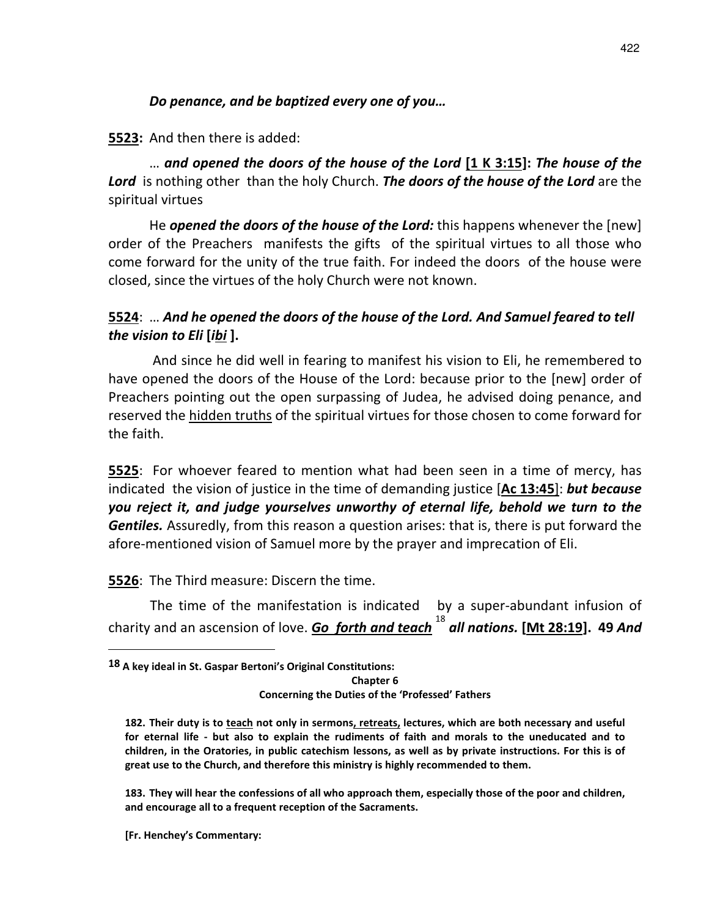*Do penance, and be baptized every one of you…*

**5523:** And then there is added:

… ***and opened the doors of the house of the Lord* [1 K 3:15]: *The house of the Lord*** is nothing other than the holy Church. ***The doors of the house of the Lord*** are the spiritual virtues

He ***opened the doors of the house of the Lord:*** this happens whenever the [new] order of the Preachers manifests the gifts of the spiritual virtues to all those who come forward for the unity of the true faith. For indeed the doors of the house were closed, since the virtues of the holy Church were not known.

**5524**: … ***And he opened the doors of the house of the Lord. And Samuel feared to tell the vision to Eli* [*ibi* ].**

And since he did well in fearing to manifest his vision to Eli, he remembered to have opened the doors of the House of the Lord: because prior to the [new] order of Preachers pointing out the open surpassing of Judea, he advised doing penance, and reserved the hidden truths of the spiritual virtues for those chosen to come forward for the faith.

**5525**: For whoever feared to mention what had been seen in a time of mercy, has indicated the vision of justice in the time of demanding justice [**Ac 13:45**]: ***but because you reject it, and judge yourselves unworthy of eternal life, behold we turn to the Gentiles.*** Assuredly, from this reason a question arises: that is, there is put forward the afore-mentioned vision of Samuel more by the prayer and imprecation of Eli.

**5526**: The Third measure: Discern the time.

The time of the manifestation is indicated by a super-abundant infusion of charity and an ascension of love. ***Go forth and teach***[18] ***all nations.* [Mt 28:19]. 49 *And***

---

**18 A key ideal in St. Gaspar Bertoni's Original Constitutions:**

**Chapter 6**
**Concerning the Duties of the 'Professed' Fathers**

**182. Their duty is to teach not only in sermons, retreats, lectures, which are both necessary and useful for eternal life - but also to explain the rudiments of faith and morals to the uneducated and to children, in the Oratories, in public catechism lessons, as well as by private instructions. For this is of great use to the Church, and therefore this ministry is highly recommended to them.**

**183. They will hear the confessions of all who approach them, especially those of the poor and children, and encourage all to a frequent reception of the Sacraments.**

**[Fr. Henchey's Commentary:**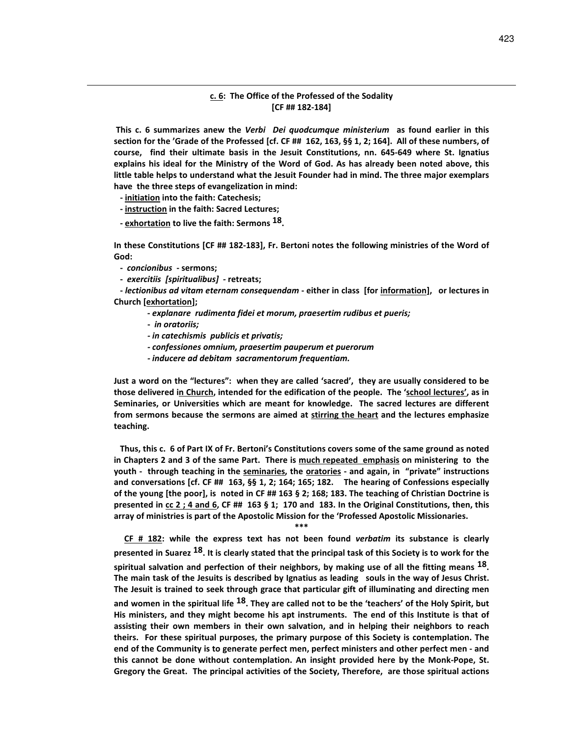**c. 6: The Office of the Professed of the Sodality**
**[CF ## 182-184]**

**This c. 6 summarizes anew the *Verbi Dei quodcumque ministerium* as found earlier in this section for the 'Grade of the Professed [cf. CF ## 162, 163, §§ 1, 2; 164]. All of these numbers, of course, find their ultimate basis in the Jesuit Constitutions, nn. 645-649 where St. Ignatius explains his ideal for the Ministry of the Word of God. As has already been noted above, this little table helps to understand what the Jesuit Founder had in mind. The three major exemplars have the three steps of evangelization in mind:**

- **initiation into the faith: Catechesis;**
- **instruction in the faith: Sacred Lectures;**
- **exhortation to live the faith: Sermons [18].**

**In these Constitutions [CF ## 182-183], Fr. Bertoni notes the following ministries of the Word of God:**

- ***concionibus* - sermons;**
- ***exercitiis [spiritualibus]* - retreats;**
- ***lectionibus ad vitam eternam consequendam* - either in class [for information], or lectures in Church [exhortation];**
    - ***explanare rudimenta fidei et morum, praesertim rudibus et pueris;***
    - ***in oratoriis;***
    - ***in catechismis publicis et privatis;***
    - ***confessiones omnium, praesertim pauperum et puerorum***
    - ***inducere ad debitam sacramentorum frequentiam.***

**Just a word on the "lectures": when they are called 'sacred', they are usually considered to be those delivered in Church, intended for the edification of the people. The 'school lectures', as in Seminaries, or Universities which are meant for knowledge. The sacred lectures are different from sermons because the sermons are aimed at stirring the heart and the lectures emphasize teaching.**

**Thus, this c. 6 of Part IX of Fr. Bertoni's Constitutions covers some of the same ground as noted in Chapters 2 and 3 of the same Part. There is much repeated emphasis on ministering to the youth - through teaching in the seminaries, the oratories - and again, in "private" instructions and conversations [cf. CF ## 163, §§ 1, 2; 164; 165; 182. The hearing of Confessions especially of the young [the poor], is noted in CF ## 163 § 2; 168; 183. The teaching of Christian Doctrine is presented in cc 2 ; 4 and 6, CF ## 163 § 1; 170 and 183. In the Original Constitutions, then, this array of ministries is part of the Apostolic Mission for the 'Professed Apostolic Missionaries.**

\*\*\*

**CF # 182: while the express text has not been found *verbatim* its substance is clearly presented in Suarez [18]. It is clearly stated that the principal task of this Society is to work for the spiritual salvation and perfection of their neighbors, by making use of all the fitting means [18]. The main task of the Jesuits is described by Ignatius as leading souls in the way of Jesus Christ. The Jesuit is trained to seek through grace that particular gift of illuminating and directing men and women in the spiritual life [18]. They are called not to be the 'teachers' of the Holy Spirit, but His ministers, and they might become his apt instruments. The end of this Institute is that of assisting their own members in their own salvation, and in helping their neighbors to reach theirs. For these spiritual purposes, the primary purpose of this Society is contemplation. The end of the Community is to generate perfect men, perfect ministers and other perfect men - and this cannot be done without contemplation. An insight provided here by the Monk-Pope, St. Gregory the Great. The principal activities of the Society, Therefore, are those spiritual actions**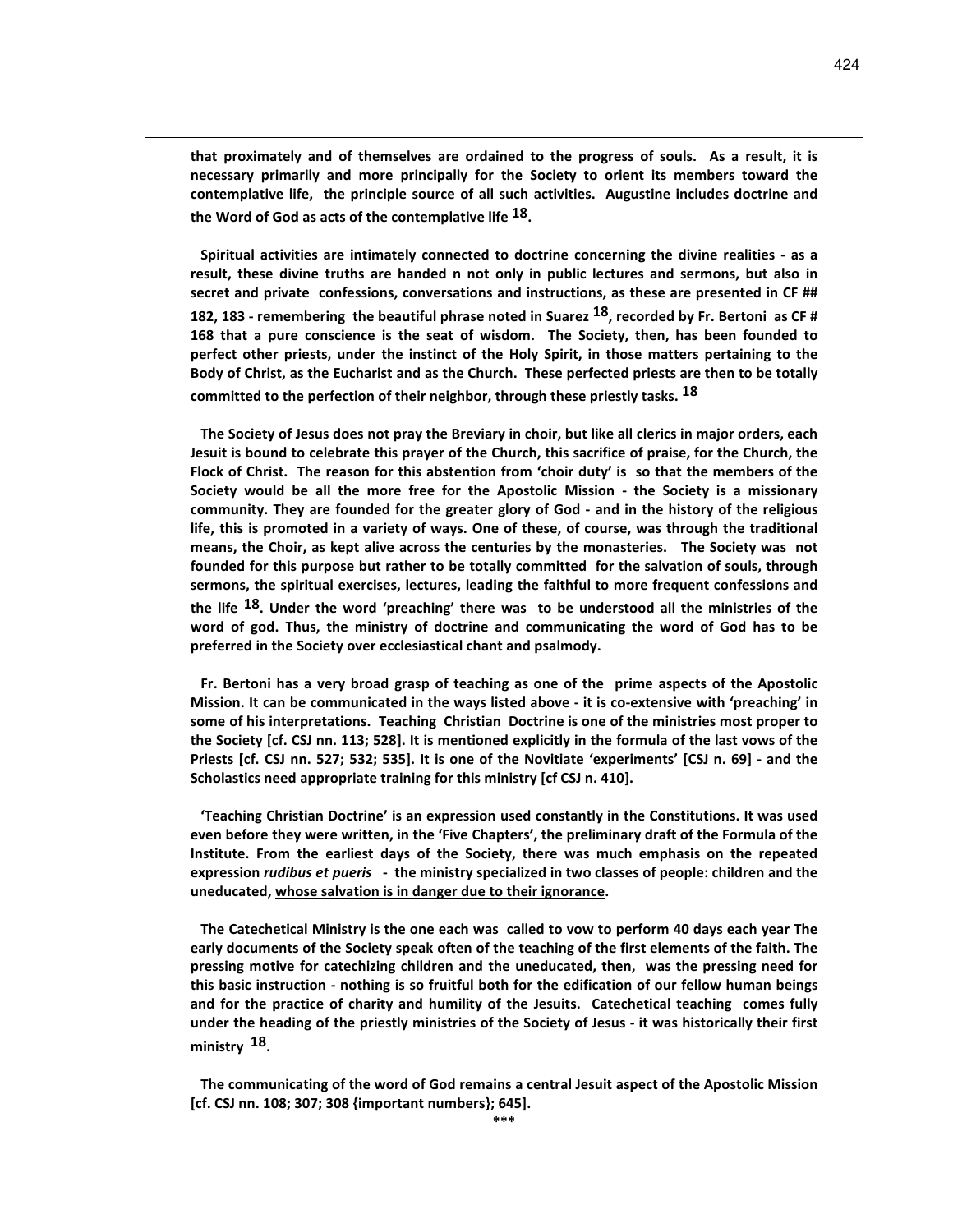**that proximately and of themselves are ordained to the progress of souls. As a result, it is necessary primarily and more principally for the Society to orient its members toward the contemplative life, the principle source of all such activities. Augustine includes doctrine and the Word of God as acts of the contemplative life [18].**

**Spiritual activities are intimately connected to doctrine concerning the divine realities - as a result, these divine truths are handed n not only in public lectures and sermons, but also in secret and private confessions, conversations and instructions, as these are presented in CF ## 182, 183 - remembering the beautiful phrase noted in Suarez [18], recorded by Fr. Bertoni as CF # 168 that a pure conscience is the seat of wisdom. The Society, then, has been founded to perfect other priests, under the instinct of the Holy Spirit, in those matters pertaining to the Body of Christ, as the Eucharist and as the Church. These perfected priests are then to be totally committed to the perfection of their neighbor, through these priestly tasks. [18]**

**The Society of Jesus does not pray the Breviary in choir, but like all clerics in major orders, each Jesuit is bound to celebrate this prayer of the Church, this sacrifice of praise, for the Church, the Flock of Christ. The reason for this abstention from 'choir duty' is so that the members of the Society would be all the more free for the Apostolic Mission - the Society is a missionary community. They are founded for the greater glory of God - and in the history of the religious life, this is promoted in a variety of ways. One of these, of course, was through the traditional means, the Choir, as kept alive across the centuries by the monasteries. The Society was not founded for this purpose but rather to be totally committed for the salvation of souls, through sermons, the spiritual exercises, lectures, leading the faithful to more frequent confessions and the life [18]. Under the word 'preaching' there was to be understood all the ministries of the word of god. Thus, the ministry of doctrine and communicating the word of God has to be preferred in the Society over ecclesiastical chant and psalmody.**

**Fr. Bertoni has a very broad grasp of teaching as one of the prime aspects of the Apostolic Mission. It can be communicated in the ways listed above - it is co-extensive with 'preaching' in some of his interpretations. Teaching Christian Doctrine is one of the ministries most proper to the Society [cf. CSJ nn. 113; 528]. It is mentioned explicitly in the formula of the last vows of the Priests [cf. CSJ nn. 527; 532; 535]. It is one of the Novitiate 'experiments' [CSJ n. 69] - and the Scholastics need appropriate training for this ministry [cf CSJ n. 410].**

**'Teaching Christian Doctrine' is an expression used constantly in the Constitutions. It was used even before they were written, in the 'Five Chapters', the preliminary draft of the Formula of the Institute. From the earliest days of the Society, there was much emphasis on the repeated expression *rudibus et pueris* - the ministry specialized in two classes of people: children and the uneducated, <u>whose salvation is in danger due to their ignorance</u>.**

**The Catechetical Ministry is the one each was called to vow to perform 40 days each year The early documents of the Society speak often of the teaching of the first elements of the faith. The pressing motive for catechizing children and the uneducated, then, was the pressing need for this basic instruction - nothing is so fruitful both for the edification of our fellow human beings and for the practice of charity and humility of the Jesuits. Catechetical teaching comes fully under the heading of the priestly ministries of the Society of Jesus - it was historically their first ministry [18].**

**The communicating of the word of God remains a central Jesuit aspect of the Apostolic Mission [cf. CSJ nn. 108; 307; 308 {important numbers}; 645].**

**\*\*\***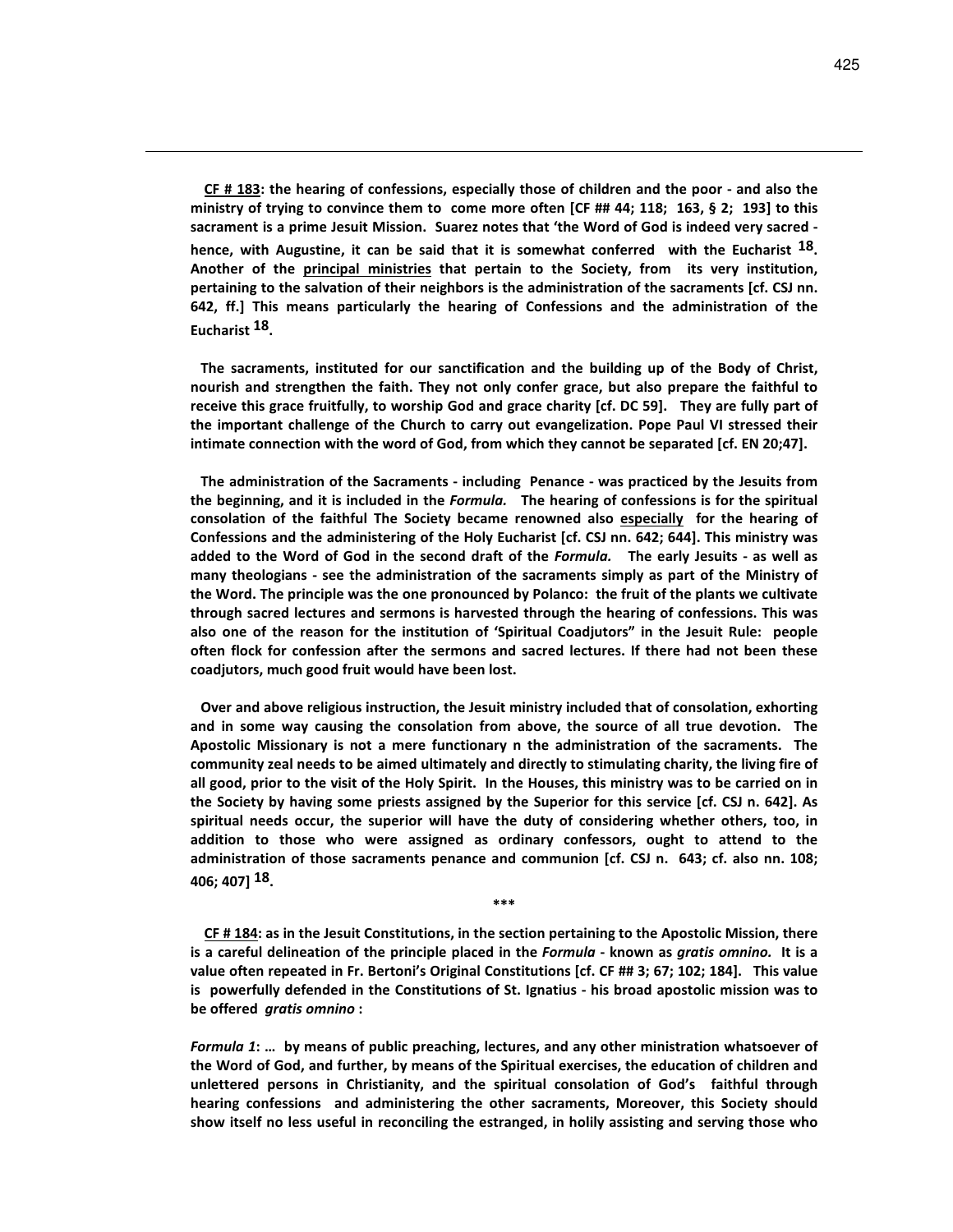**CF # 183: the hearing of confessions, especially those of children and the poor - and also the ministry of trying to convince them to come more often [cf. CF ## 44; 118; 163, § 2; 193] to this sacrament is a prime Jesuit Mission. Suarez notes that 'the Word of God is indeed very sacred - hence, with Augustine, it can be said that it is somewhat conferred with the Eucharist [18]. Another of the principal ministries that pertain to the Society, from its very institution, pertaining to the salvation of their neighbors is the administration of the sacraments [cf. CSJ nn. 642, ff.] This means particularly the hearing of Confessions and the administration of the Eucharist [18].**

**The sacraments, instituted for our sanctification and the building up of the Body of Christ, nourish and strengthen the faith. They not only confer grace, but also prepare the faithful to receive this grace fruitfully, to worship God and grace charity [cf. DC 59]. They are fully part of the important challenge of the Church to carry out evangelization. Pope Paul VI stressed their intimate connection with the word of God, from which they cannot be separated [cf. EN 20;47].**

**The administration of the Sacraments - including Penance - was practiced by the Jesuits from the beginning, and it is included in the *Formula.* The hearing of confessions is for the spiritual consolation of the faithful The Society became renowned also especially for the hearing of Confessions and the administering of the Holy Eucharist [cf. CSJ nn. 642; 644]. This ministry was added to the Word of God in the second draft of the *Formula.* The early Jesuits - as well as many theologians - see the administration of the sacraments simply as part of the Ministry of the Word. The principle was the one pronounced by Polanco: the fruit of the plants we cultivate through sacred lectures and sermons is harvested through the hearing of confessions. This was also one of the reason for the institution of 'Spiritual Coadjutors" in the Jesuit Rule: people often flock for confession after the sermons and sacred lectures. If there had not been these coadjutors, much good fruit would have been lost.**

**Over and above religious instruction, the Jesuit ministry included that of consolation, exhorting and in some way causing the consolation from above, the source of all true devotion. The Apostolic Missionary is not a mere functionary n the administration of the sacraments. The community zeal needs to be aimed ultimately and directly to stimulating charity, the living fire of all good, prior to the visit of the Holy Spirit. In the Houses, this ministry was to be carried on in the Society by having some priests assigned by the Superior for this service [cf. CSJ n. 642]. As spiritual needs occur, the superior will have the duty of considering whether others, too, in addition to those who were assigned as ordinary confessors, ought to attend to the administration of those sacraments penance and communion [cf. CSJ n. 643; cf. also nn. 108; 406; 407] [18].**

***

**CF # 184: as in the Jesuit Constitutions, in the section pertaining to the Apostolic Mission, there is a careful delineation of the principle placed in the *Formula* - known as *gratis omnino.* It is a value often repeated in Fr. Bertoni's Original Constitutions [cf. CF ## 3; 67; 102; 184]. This value is powerfully defended in the Constitutions of St. Ignatius - his broad apostolic mission was to be offered *gratis omnino* :**

***Formula 1*: … by means of public preaching, lectures, and any other ministration whatsoever of the Word of God, and further, by means of the Spiritual exercises, the education of children and unlettered persons in Christianity, and the spiritual consolation of God's faithful through hearing confessions and administering the other sacraments, Moreover, this Society should show itself no less useful in reconciling the estranged, in holily assisting and serving those who**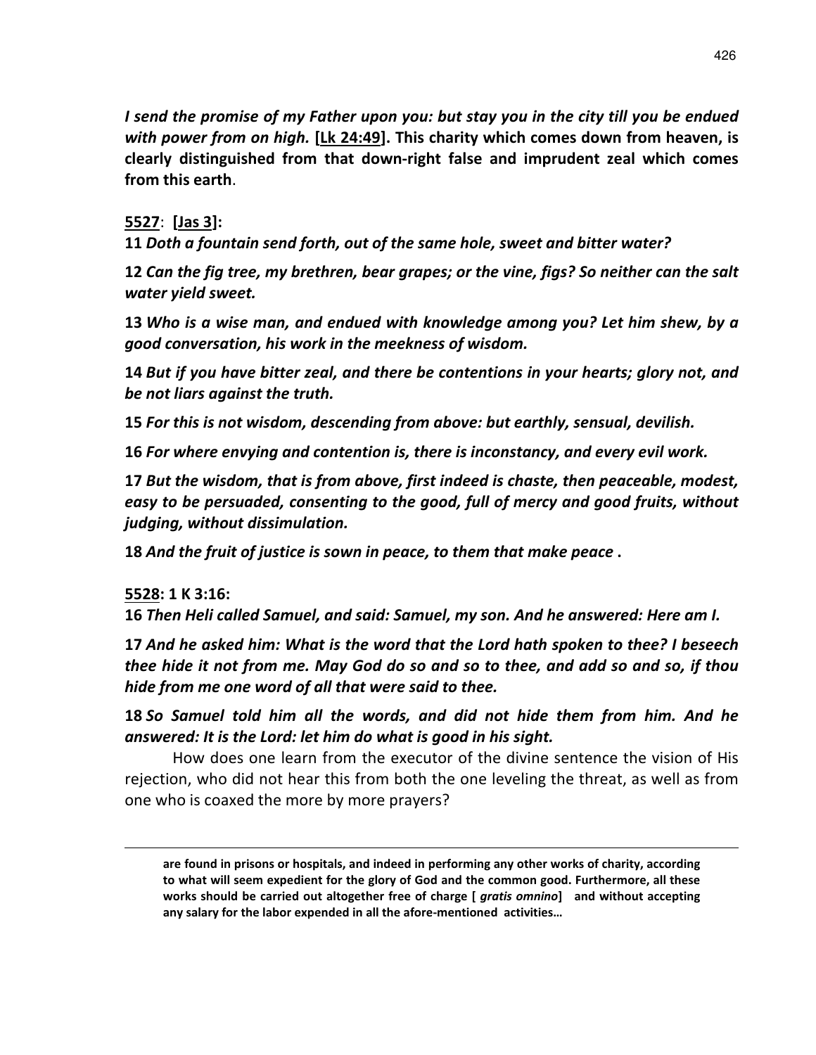***I send the promise of my Father upon you: but stay you in the city till you be endued with power from on high.* [Lk 24:49]. This charity which comes down from heaven, is clearly distinguished from that down-right false and imprudent zeal which comes from this earth**.

**5527**: **[Jas 3]:**

**11** ***Doth a fountain send forth, out of the same hole, sweet and bitter water?***

**12** ***Can the fig tree, my brethren, bear grapes; or the vine, figs? So neither can the salt water yield sweet.***

**13** ***Who is a wise man, and endued with knowledge among you? Let him shew, by a good conversation, his work in the meekness of wisdom.***

**14** ***But if you have bitter zeal, and there be contentions in your hearts; glory not, and be not liars against the truth.***

**15** ***For this is not wisdom, descending from above: but earthly, sensual, devilish.***

**16** ***For where envying and contention is, there is inconstancy, and every evil work.***

**17** ***But the wisdom, that is from above, first indeed is chaste, then peaceable, modest, easy to be persuaded, consenting to the good, full of mercy and good fruits, without judging, without dissimulation.***

**18** ***And the fruit of justice is sown in peace, to them that make peace .***

**5528: 1 K 3:16:**

**16** ***Then Heli called Samuel, and said: Samuel, my son. And he answered: Here am I.***

**17** ***And he asked him: What is the word that the Lord hath spoken to thee? I beseech thee hide it not from me. May God do so and so to thee, and add so and so, if thou hide from me one word of all that were said to thee.***

**18** ***So Samuel told him all the words, and did not hide them from him. And he answered: It is the Lord: let him do what is good in his sight.***

How does one learn from the executor of the divine sentence the vision of His rejection, who did not hear this from both the one leveling the threat, as well as from one who is coaxed the more by more prayers?

---

**are found in prisons or hospitals, and indeed in performing any other works of charity, according to what will seem expedient for the glory of God and the common good. Furthermore, all these works should be carried out altogether free of charge [ *gratis omnino*] and without accepting any salary for the labor expended in all the afore-mentioned activities…**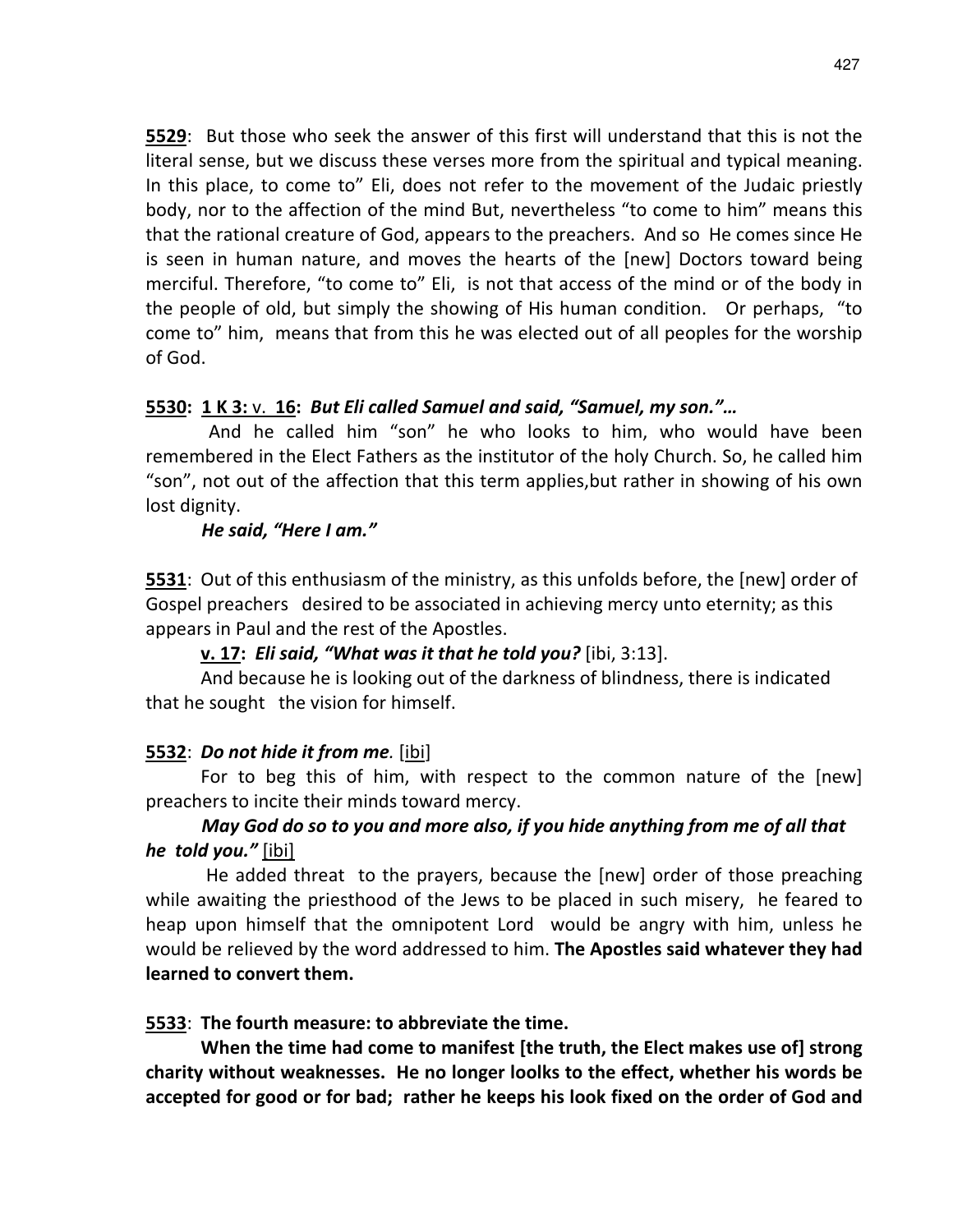**5529**: But those who seek the answer of this first will understand that this is not the literal sense, but we discuss these verses more from the spiritual and typical meaning. In this place, to come to" Eli, does not refer to the movement of the Judaic priestly body, nor to the affection of the mind But, nevertheless "to come to him" means this that the rational creature of God, appears to the preachers. And so He comes since He is seen in human nature, and moves the hearts of the [new] Doctors toward being merciful. Therefore, "to come to" Eli, is not that access of the mind or of the body in the people of old, but simply the showing of His human condition. Or perhaps, "to come to" him, means that from this he was elected out of all peoples for the worship of God.

**5530: 1 K 3: v. 16: *But Eli called Samuel and said, "Samuel, my son."…***

And he called him "son" he who looks to him, who would have been remembered in the Elect Fathers as the institutor of the holy Church. So, he called him "son", not out of the affection that this term applies,but rather in showing of his own lost dignity.

***He said, "Here I am."***

**5531**: Out of this enthusiasm of the ministry, as this unfolds before, the [new] order of Gospel preachers desired to be associated in achieving mercy unto eternity; as this appears in Paul and the rest of the Apostles.

**v. 17: *Eli said, "What was it that he told you?*** [ibi, 3:13].

And because he is looking out of the darkness of blindness, there is indicated that he sought the vision for himself.

**5532**: ***Do not hide it from me.*** [ibi]

For to beg this of him, with respect to the common nature of the [new] preachers to incite their minds toward mercy.

***May God do so to you and more also, if you hide anything from me of all that he told you."*** [ibi]

He added threat to the prayers, because the [new] order of those preaching while awaiting the priesthood of the Jews to be placed in such misery, he feared to heap upon himself that the omnipotent Lord would be angry with him, unless he would be relieved by the word addressed to him. **The Apostles said whatever they had learned to convert them.**

**5533**: **The fourth measure: to abbreviate the time.**

**When the time had come to manifest [the truth, the Elect makes use of] strong charity without weaknesses. He no longer loolks to the effect, whether his words be accepted for good or for bad; rather he keeps his look fixed on the order of God and**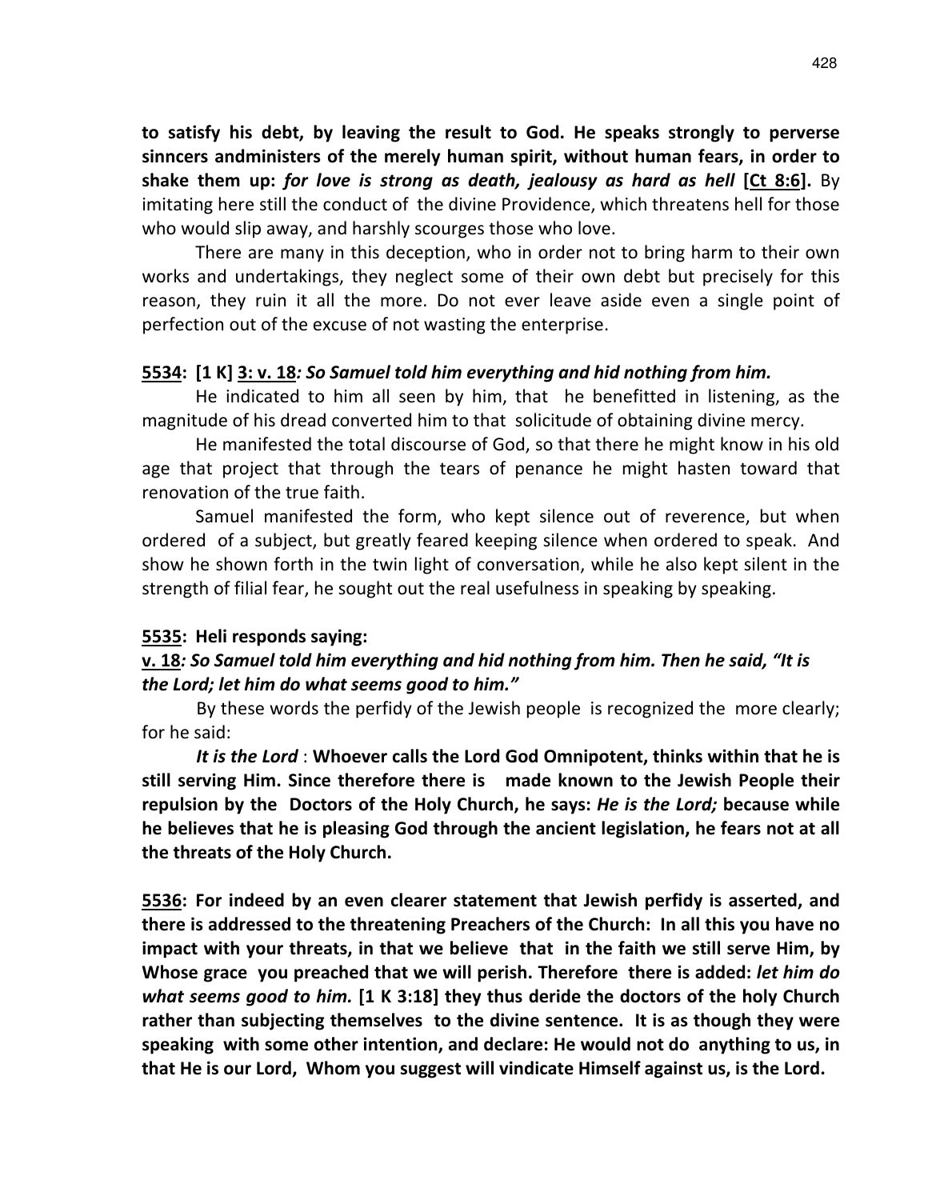**to satisfy his debt, by leaving the result to God. He speaks strongly to perverse sinncers andministers of the merely human spirit, without human fears, in order to shake them up:** ***for love is strong as death, jealousy as hard as hell*** **[Ct 8:6].** By imitating here still the conduct of the divine Providence, which threatens hell for those who would slip away, and harshly scourges those who love.

There are many in this deception, who in order not to bring harm to their own works and undertakings, they neglect some of their own debt but precisely for this reason, they ruin it all the more. Do not ever leave aside even a single point of perfection out of the excuse of not wasting the enterprise.

**5534: [1 K] 3: v. 18*: So Samuel told him everything and hid nothing from him.***

He indicated to him all seen by him, that he benefitted in listening, as the magnitude of his dread converted him to that solicitude of obtaining divine mercy.

He manifested the total discourse of God, so that there he might know in his old age that project that through the tears of penance he might hasten toward that renovation of the true faith.

Samuel manifested the form, who kept silence out of reverence, but when ordered of a subject, but greatly feared keeping silence when ordered to speak. And show he shown forth in the twin light of conversation, while he also kept silent in the strength of filial fear, he sought out the real usefulness in speaking by speaking.

**5535: Heli responds saying:**

**v. 18*: So Samuel told him everything and hid nothing from him. Then he said, "It is the Lord; let him do what seems good to him."***

By these words the perfidy of the Jewish people is recognized the more clearly; for he said:

***It is the Lord*** : **Whoever calls the Lord God Omnipotent, thinks within that he is still serving Him. Since therefore there is made known to the Jewish People their repulsion by the Doctors of the Holy Church, he says:** ***He is the Lord;*** **because while he believes that he is pleasing God through the ancient legislation, he fears not at all the threats of the Holy Church.**

**5536: For indeed by an even clearer statement that Jewish perfidy is asserted, and there is addressed to the threatening Preachers of the Church: In all this you have no impact with your threats, in that we believe that in the faith we still serve Him, by Whose grace you preached that we will perish. Therefore there is added:** ***let him do what seems good to him.*** **[1 K 3:18] they thus deride the doctors of the holy Church rather than subjecting themselves to the divine sentence. It is as though they were speaking with some other intention, and declare: He would not do anything to us, in that He is our Lord, Whom you suggest will vindicate Himself against us, is the Lord.**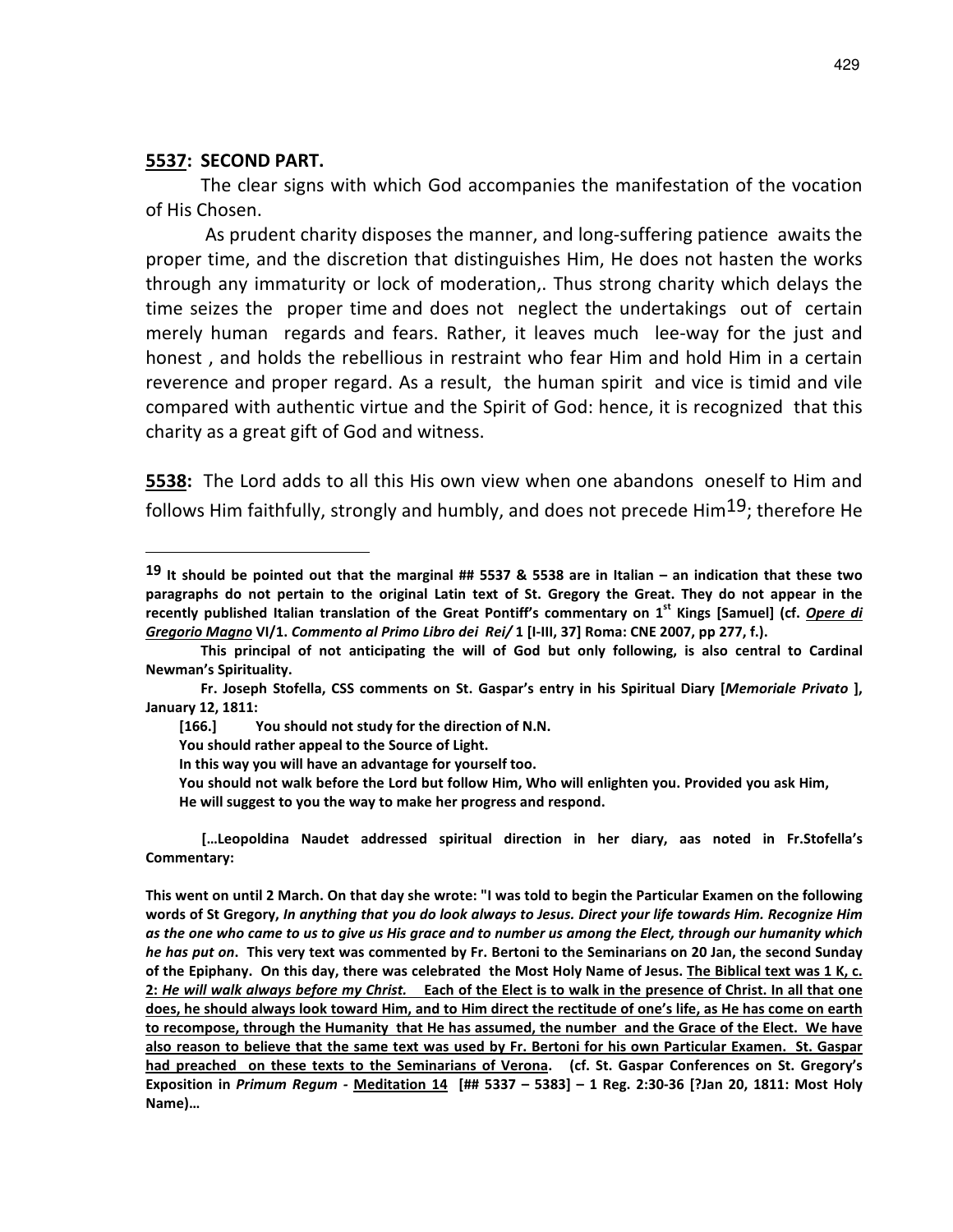**<u>5537</u>: SECOND PART.**

The clear signs with which God accompanies the manifestation of the vocation of His Chosen.

As prudent charity disposes the manner, and long-suffering patience awaits the proper time, and the discretion that distinguishes Him, He does not hasten the works through any immaturity or lock of moderation,. Thus strong charity which delays the time seizes the proper time and does not neglect the undertakings out of certain merely human regards and fears. Rather, it leaves much lee-way for the just and honest , and holds the rebellious in restraint who fear Him and hold Him in a certain reverence and proper regard. As a result, the human spirit and vice is timid and vile compared with authentic virtue and the Spirit of God: hence, it is recognized that this charity as a great gift of God and witness.

**<u>5538</u>:** The Lord adds to all this His own view when one abandons oneself to Him and follows Him faithfully, strongly and humbly, and does not precede Him[19]; therefore He

---

**[19] It should be pointed out that the marginal ## 5537 & 5538 are in Italian – an indication that these two paragraphs do not pertain to the original Latin text of St. Gregory the Great. They do not appear in the recently published Italian translation of the Great Pontiff's commentary on 1st Kings [Samuel] (cf. <u>*Opere di Gregorio Magno*</u> VI/1. *Commento al Primo Libro dei Rei/* 1 [I-III, 37] Roma: CNE 2007, pp 277, f.).**

**This principal of not anticipating the will of God but only following, is also central to Cardinal Newman's Spirituality.**

**Fr. Joseph Stofella, CSS comments on St. Gaspar's entry in his Spiritual Diary [*Memoriale Privato* ], January 12, 1811:**

**[166.] You should not study for the direction of N.N.**
**You should rather appeal to the Source of Light.**
**In this way you will have an advantage for yourself too.**
**You should not walk before the Lord but follow Him, Who will enlighten you. Provided you ask Him, He will suggest to you the way to make her progress and respond.**

**[…Leopoldina Naudet addressed spiritual direction in her diary, aas noted in Fr.Stofella's Commentary:**

**This went on until 2 March. On that day she wrote: "I was told to begin the Particular Examen on the following words of St Gregory, *In anything that you do look always to Jesus. Direct your life towards Him. Recognize Him as the one who came to us to give us His grace and to number us among the Elect, through our humanity which he has put on*. This very text was commented by Fr. Bertoni to the Seminarians on 20 Jan, the second Sunday of the Epiphany. On this day, there was celebrated the Most Holy Name of Jesus. <u>The Biblical text was 1 K, c. 2: *He will walk always before my Christ.*</u> <u>Each of the Elect is to walk in the presence of Christ. In all that one does, he should always look toward Him, and to Him direct the rectitude of one's life, as He has come on earth to recompose, through the Humanity that He has assumed, the number and the Grace of the Elect. We have also reason to believe that the same text was used by Fr. Bertoni for his own Particular Examen. St. Gaspar had preached on these texts to the Seminarians of Verona</u>. (cf. St. Gaspar Conferences on St. Gregory's Exposition in *Primum Regum* - <u>Meditation 14</u> [## 5337 – 5383] – 1 Reg. 2:30-36 [?Jan 20, 1811: Most Holy Name)…**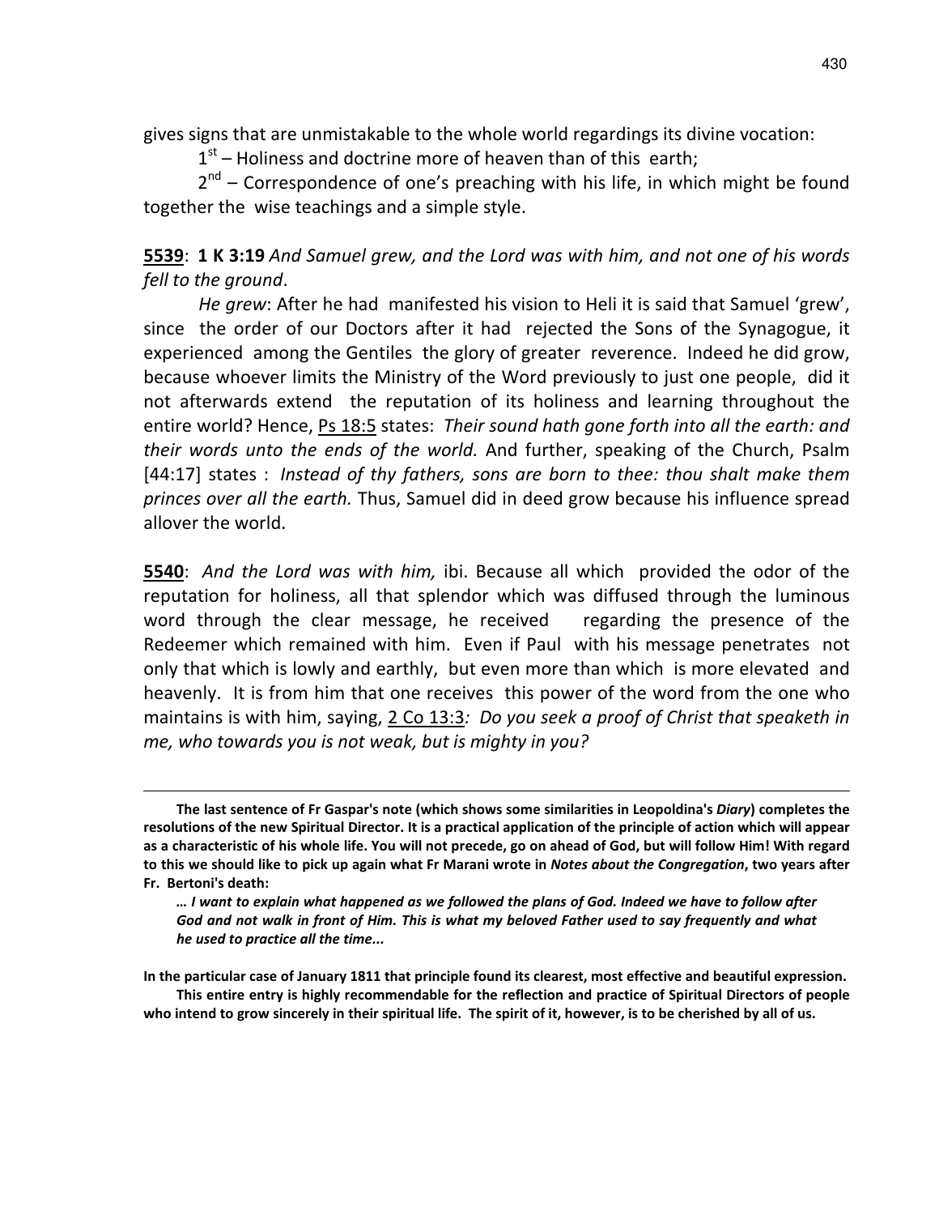gives signs that are unmistakable to the whole world regardings its divine vocation:

1st – Holiness and doctrine more of heaven than of this earth;

2nd – Correspondence of one's preaching with his life, in which might be found together the wise teachings and a simple style.

**5539**: **1 K 3:19** *And Samuel grew, and the Lord was with him, and not one of his words fell to the ground*.

*He grew*: After he had manifested his vision to Heli it is said that Samuel 'grew', since the order of our Doctors after it had rejected the Sons of the Synagogue, it experienced among the Gentiles the glory of greater reverence. Indeed he did grow, because whoever limits the Ministry of the Word previously to just one people, did it not afterwards extend the reputation of its holiness and learning throughout the entire world? Hence, Ps 18:5 states: *Their sound hath gone forth into all the earth: and their words unto the ends of the world.* And further, speaking of the Church, Psalm [44:17] states : *Instead of thy fathers, sons are born to thee: thou shalt make them princes over all the earth.* Thus, Samuel did in deed grow because his influence spread allover the world.

**5540**: *And the Lord was with him,* ibi. Because all which provided the odor of the reputation for holiness, all that splendor which was diffused through the luminous word through the clear message, he received regarding the presence of the Redeemer which remained with him. Even if Paul with his message penetrates not only that which is lowly and earthly, but even more than which is more elevated and heavenly. It is from him that one receives this power of the word from the one who maintains is with him, saying, 2 Co 13:3*: Do you seek a proof of Christ that speaketh in me, who towards you is not weak, but is mighty in you?*

---

**The last sentence of Fr Gaspar's note (which shows some similarities in Leopoldina's *Diary*) completes the resolutions of the new Spiritual Director. It is a practical application of the principle of action which will appear as a characteristic of his whole life. You will not precede, go on ahead of God, but will follow Him! With regard to this we should like to pick up again what Fr Marani wrote in *Notes about the Congregation*, two years after Fr. Bertoni's death:**

> ***… I want to explain what happened as we followed the plans of God. Indeed we have to follow after God and not walk in front of Him. This is what my beloved Father used to say frequently and what he used to practice all the time...***

**In the particular case of January 1811 that principle found its clearest, most effective and beautiful expression.**

**This entire entry is highly recommendable for the reflection and practice of Spiritual Directors of people who intend to grow sincerely in their spiritual life. The spirit of it, however, is to be cherished by all of us.**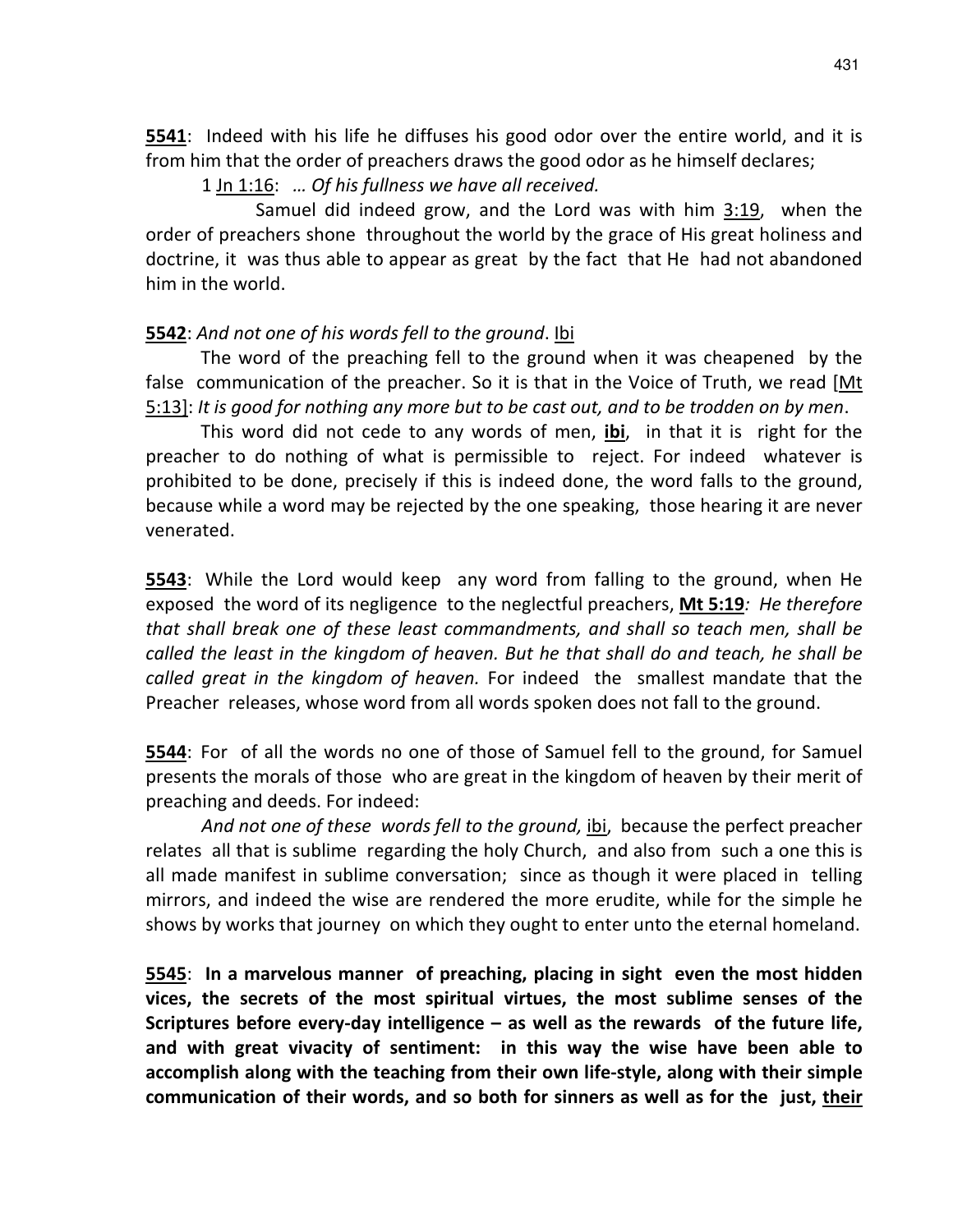**5541**: Indeed with his life he diffuses his good odor over the entire world, and it is from him that the order of preachers draws the good odor as he himself declares;

1 Jn 1:16: *… Of his fullness we have all received.*

Samuel did indeed grow, and the Lord was with him 3:19, when the order of preachers shone throughout the world by the grace of His great holiness and doctrine, it was thus able to appear as great by the fact that He had not abandoned him in the world.

**5542**: *And not one of his words fell to the ground*. Ibi

The word of the preaching fell to the ground when it was cheapened by the false communication of the preacher. So it is that in the Voice of Truth, we read [Mt 5:13]: *It is good for nothing any more but to be cast out, and to be trodden on by men*.

This word did not cede to any words of men, **ibi**, in that it is right for the preacher to do nothing of what is permissible to reject. For indeed whatever is prohibited to be done, precisely if this is indeed done, the word falls to the ground, because while a word may be rejected by the one speaking, those hearing it are never venerated.

**5543**: While the Lord would keep any word from falling to the ground, when He exposed the word of its negligence to the neglectful preachers, **Mt 5:19**: *He therefore that shall break one of these least commandments, and shall so teach men, shall be called the least in the kingdom of heaven. But he that shall do and teach, he shall be called great in the kingdom of heaven.* For indeed the smallest mandate that the Preacher releases, whose word from all words spoken does not fall to the ground.

**5544**: For of all the words no one of those of Samuel fell to the ground, for Samuel presents the morals of those who are great in the kingdom of heaven by their merit of preaching and deeds. For indeed:

*And not one of these words fell to the ground,* ibi, because the perfect preacher relates all that is sublime regarding the holy Church, and also from such a one this is all made manifest in sublime conversation; since as though it were placed in telling mirrors, and indeed the wise are rendered the more erudite, while for the simple he shows by works that journey on which they ought to enter unto the eternal homeland.

**5545**: **In a marvelous manner of preaching, placing in sight even the most hidden vices, the secrets of the most spiritual virtues, the most sublime senses of the Scriptures before every-day intelligence – as well as the rewards of the future life, and with great vivacity of sentiment: in this way the wise have been able to accomplish along with the teaching from their own life-style, along with their simple communication of their words, and so both for sinners as well as for the just, their**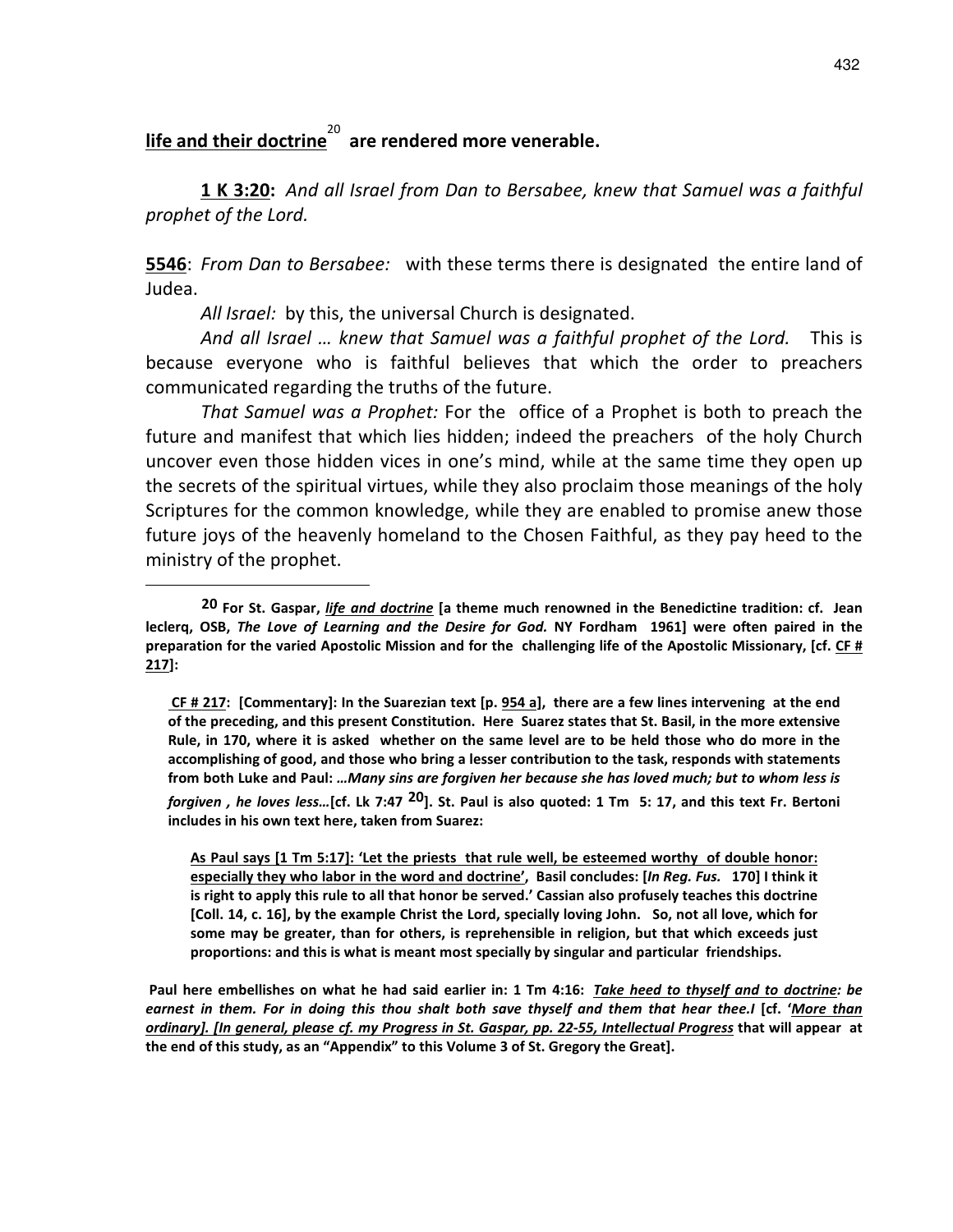**<u>life and their doctrine</u>**[20] **are rendered more venerable.**

**<u>1 K 3:20</u>:** *And all Israel from Dan to Bersabee, knew that Samuel was a faithful prophet of the Lord.*

**<u>5546</u>**: *From Dan to Bersabee:* with these terms there is designated the entire land of Judea.

*All Israel:* by this, the universal Church is designated.

*And all Israel … knew that Samuel was a faithful prophet of the Lord.* This is because everyone who is faithful believes that which the order to preachers communicated regarding the truths of the future.

*That Samuel was a Prophet:* For the office of a Prophet is both to preach the future and manifest that which lies hidden; indeed the preachers of the holy Church uncover even those hidden vices in one's mind, while at the same time they open up the secrets of the spiritual virtues, while they also proclaim those meanings of the holy Scriptures for the common knowledge, while they are enabled to promise anew those future joys of the heavenly homeland to the Chosen Faithful, as they pay heed to the ministry of the prophet.

---

**[20] For St. Gaspar, *<u>life and doctrine</u>* [a theme much renowned in the Benedictine tradition: cf. Jean leclerq, OSB, *The Love of Learning and the Desire for God.* NY Fordham 1961] were often paired in the preparation for the varied Apostolic Mission and for the challenging life of the Apostolic Missionary, [cf. <u>CF # 217</u>]:**

**<u>CF # 217</u>: [Commentary]: In the Suarezian text [p. <u>954 a</u>], there are a few lines intervening at the end of the preceding, and this present Constitution. Here Suarez states that St. Basil, in the more extensive Rule, in 170, where it is asked whether on the same level are to be held those who do more in the accomplishing of good, and those who bring a lesser contribution to the task, responds with statements from both Luke and Paul: *…Many sins are forgiven her because she has loved much; but to whom less is forgiven , he loves less…*[cf. Lk 7:47 [20]]. St. Paul is also quoted: 1 Tm 5: 17, and this text Fr. Bertoni includes in his own text here, taken from Suarez:**

> **<u>As Paul says [1 Tm 5:17]: 'Let the priests that rule well, be esteemed worthy of double honor: especially they who labor in the word and doctrine'</u>, Basil concludes: [*In Reg. Fus.* 170] I think it is right to apply this rule to all that honor be served.' Cassian also profusely teaches this doctrine [Coll. 14, c. 16], by the example Christ the Lord, specially loving John. So, not all love, which for some may be greater, than for others, is reprehensible in religion, but that which exceeds just proportions: and this is what is meant most specially by singular and particular friendships.**

**Paul here embellishes on what he had said earlier in: 1 Tm 4:16: *<u>Take heed to thyself and to doctrine</u>: be earnest in them. For in doing this thou shalt both save thyself and them that hear thee.I* [cf. '*<u>More than ordinary</u>]. [In general, please cf. my <u>Progress in St. Gaspar, pp. 22-55, Intellectual Progress</u>*] that will appear at the end of this study, as an "Appendix" to this Volume 3 of St. Gregory the Great].**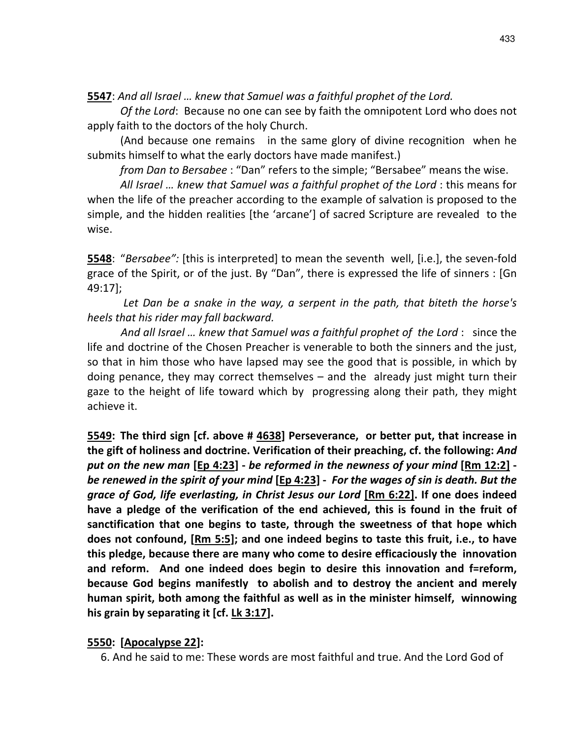**5547**: *And all Israel … knew that Samuel was a faithful prophet of the Lord.*

*Of the Lord*: Because no one can see by faith the omnipotent Lord who does not apply faith to the doctors of the holy Church.

(And because one remains in the same glory of divine recognition when he submits himself to what the early doctors have made manifest.)

*from Dan to Bersabee* : "Dan" refers to the simple; "Bersabee" means the wise.

*All Israel … knew that Samuel was a faithful prophet of the Lord* : this means for when the life of the preacher according to the example of salvation is proposed to the simple, and the hidden realities [the 'arcane'] of sacred Scripture are revealed to the wise.

**5548**: "*Bersabee":* [this is interpreted] to mean the seventh well, [i.e.], the seven-fold grace of the Spirit, or of the just. By "Dan", there is expressed the life of sinners : [Gn 49:17];

*Let Dan be a snake in the way, a serpent in the path, that biteth the horse's heels that his rider may fall backward.*

*And all Israel … knew that Samuel was a faithful prophet of the Lord* : since the life and doctrine of the Chosen Preacher is venerable to both the sinners and the just, so that in him those who have lapsed may see the good that is possible, in which by doing penance, they may correct themselves – and the already just might turn their gaze to the height of life toward which by progressing along their path, they might achieve it.

**5549: The third sign [cf. above # 4638] Perseverance, or better put, that increase in the gift of holiness and doctrine. Verification of their preaching, cf. the following: *And put on the new man* [Ep 4:23] - *be reformed in the newness of your mind* [Rm 12:2] - *be renewed in the spirit of your mind* [Ep 4:23] - *For the wages of sin is death. But the grace of God, life everlasting, in Christ Jesus our Lord* [Rm 6:22]. If one does indeed have a pledge of the verification of the end achieved, this is found in the fruit of sanctification that one begins to taste, through the sweetness of that hope which does not confound, [Rm 5:5]; and one indeed begins to taste this fruit, i.e., to have this pledge, because there are many who come to desire efficaciously the innovation and reform. And one indeed does begin to desire this innovation and f=reform, because God begins manifestly to abolish and to destroy the ancient and merely human spirit, both among the faithful as well as in the minister himself, winnowing his grain by separating it [cf. Lk 3:17].**

**5550: [Apocalypse 22]:**

6. And he said to me: These words are most faithful and true. And the Lord God of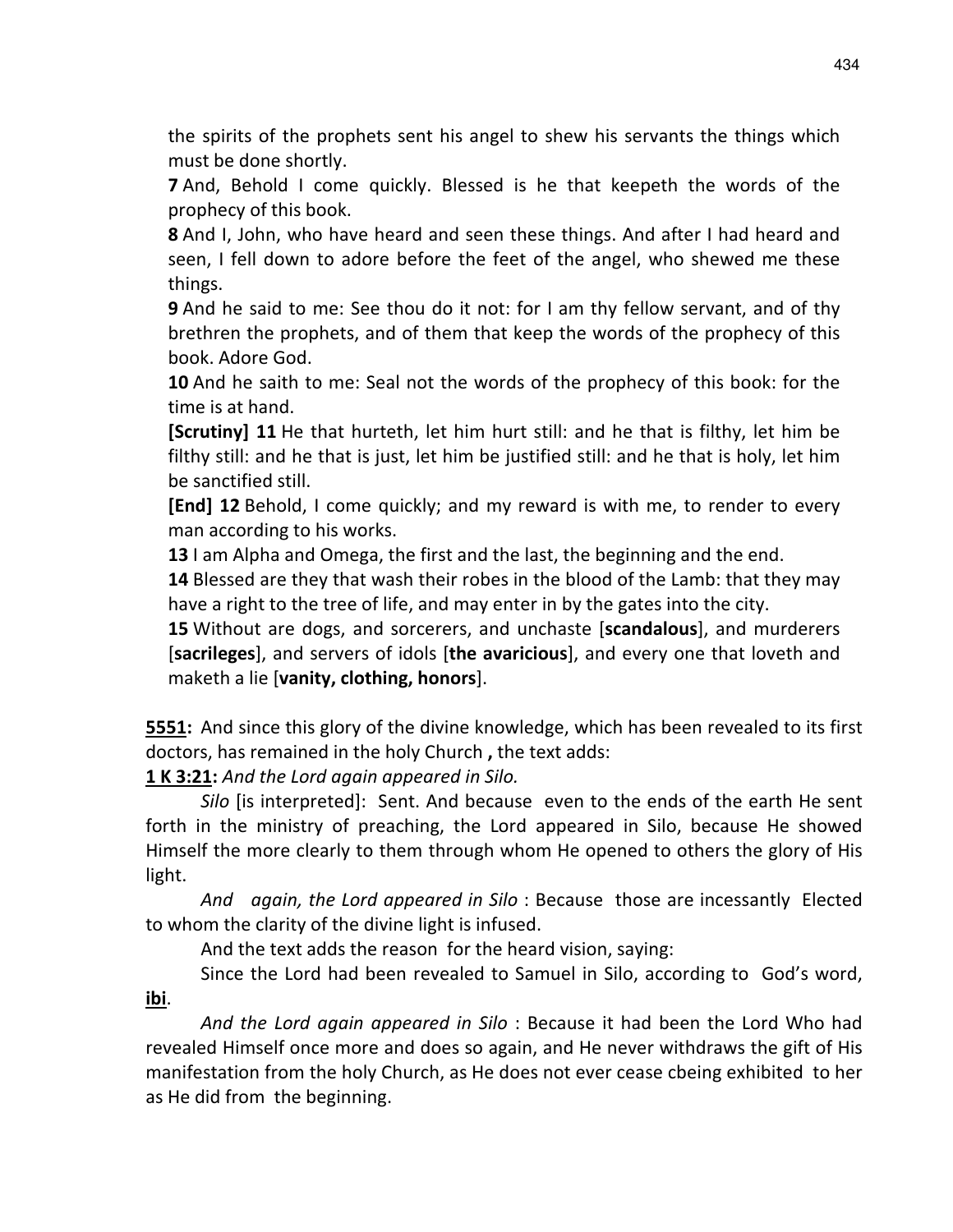the spirits of the prophets sent his angel to shew his servants the things which must be done shortly.

**7** And, Behold I come quickly. Blessed is he that keepeth the words of the prophecy of this book.

**8** And I, John, who have heard and seen these things. And after I had heard and seen, I fell down to adore before the feet of the angel, who shewed me these things.

**9** And he said to me: See thou do it not: for I am thy fellow servant, and of thy brethren the prophets, and of them that keep the words of the prophecy of this book. Adore God.

**10** And he saith to me: Seal not the words of the prophecy of this book: for the time is at hand.

**[Scrutiny] 11** He that hurteth, let him hurt still: and he that is filthy, let him be filthy still: and he that is just, let him be justified still: and he that is holy, let him be sanctified still.

**[End] 12** Behold, I come quickly; and my reward is with me, to render to every man according to his works.

**13** I am Alpha and Omega, the first and the last, the beginning and the end.

**14** Blessed are they that wash their robes in the blood of the Lamb: that they may have a right to the tree of life, and may enter in by the gates into the city.

**15** Without are dogs, and sorcerers, and unchaste [**scandalous**], and murderers [**sacrileges**], and servers of idols [**the avaricious**], and every one that loveth and maketh a lie [**vanity, clothing, honors**].

**<u>5551</u>:** And since this glory of the divine knowledge, which has been revealed to its first doctors, has remained in the holy Church **,** the text adds:

**<u>1 K 3:21</u>:** *And the Lord again appeared in Silo.*

*Silo* [is interpreted]: Sent. And because even to the ends of the earth He sent forth in the ministry of preaching, the Lord appeared in Silo, because He showed Himself the more clearly to them through whom He opened to others the glory of His light.

*And again, the Lord appeared in Silo* : Because those are incessantly Elected to whom the clarity of the divine light is infused.

And the text adds the reason for the heard vision, saying:

Since the Lord had been revealed to Samuel in Silo, according to God's word, **<u>ibi</u>**.

*And the Lord again appeared in Silo* : Because it had been the Lord Who had revealed Himself once more and does so again, and He never withdraws the gift of His manifestation from the holy Church, as He does not ever cease cbeing exhibited to her as He did from the beginning.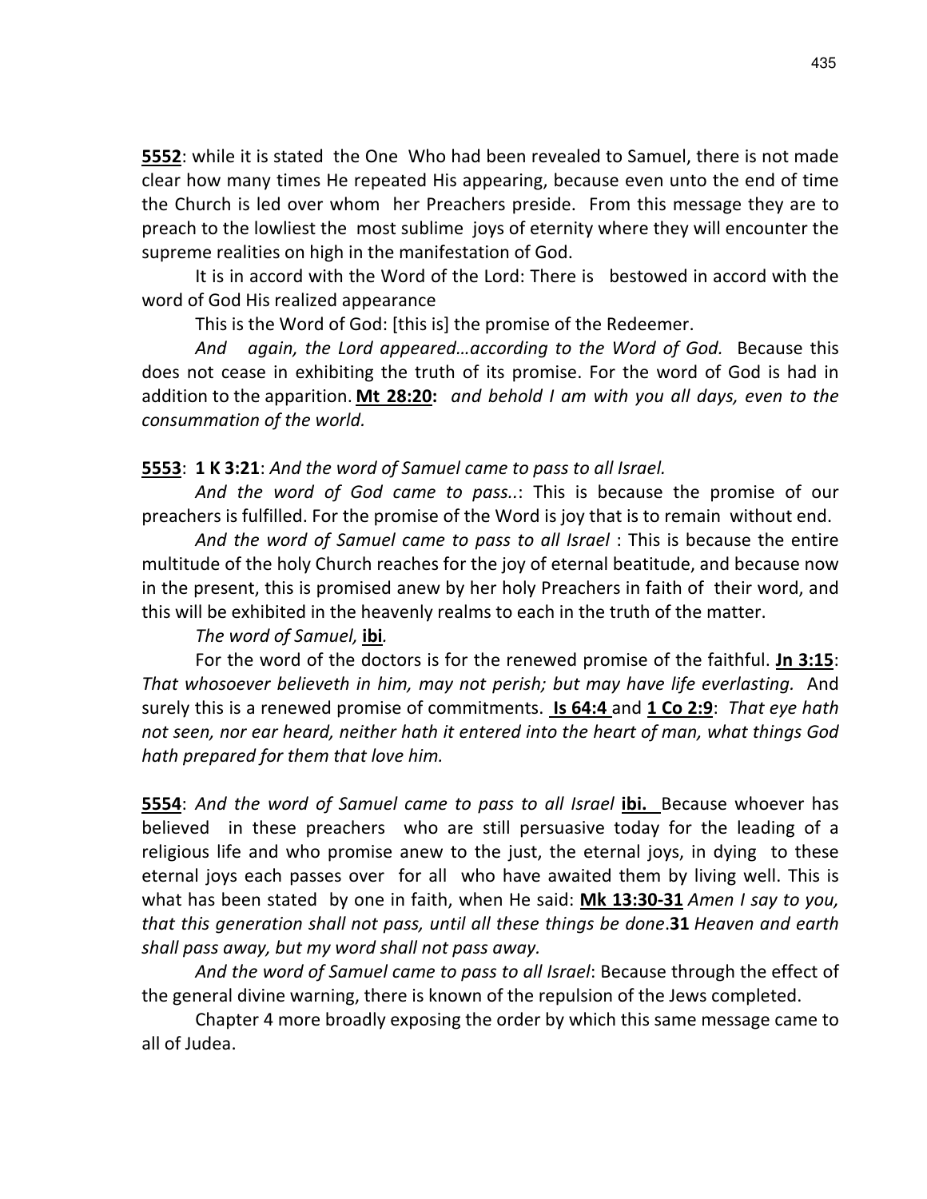**5552**: while it is stated the One Who had been revealed to Samuel, there is not made clear how many times He repeated His appearing, because even unto the end of time the Church is led over whom her Preachers preside. From this message they are to preach to the lowliest the most sublime joys of eternity where they will encounter the supreme realities on high in the manifestation of God.

It is in accord with the Word of the Lord: There is bestowed in accord with the word of God His realized appearance

This is the Word of God: [this is] the promise of the Redeemer.

*And again, the Lord appeared…according to the Word of God.* Because this does not cease in exhibiting the truth of its promise. For the word of God is had in addition to the apparition. **Mt 28:20:** *and behold I am with you all days, even to the consummation of the world.*

**5553**: **1 K 3:21**: *And the word of Samuel came to pass to all Israel.*

*And the word of God came to pass..*: This is because the promise of our preachers is fulfilled. For the promise of the Word is joy that is to remain without end.

*And the word of Samuel came to pass to all Israel* : This is because the entire multitude of the holy Church reaches for the joy of eternal beatitude, and because now in the present, this is promised anew by her holy Preachers in faith of their word, and this will be exhibited in the heavenly realms to each in the truth of the matter.

*The word of Samuel,* **ibi***.*

For the word of the doctors is for the renewed promise of the faithful. **Jn 3:15**: *That whosoever believeth in him, may not perish; but may have life everlasting.* And surely this is a renewed promise of commitments. **Is 64:4** and **1 Co 2:9**: *That eye hath not seen, nor ear heard, neither hath it entered into the heart of man, what things God hath prepared for them that love him.*

**5554**: *And the word of Samuel came to pass to all Israel* **ibi.** Because whoever has believed in these preachers who are still persuasive today for the leading of a religious life and who promise anew to the just, the eternal joys, in dying to these eternal joys each passes over for all who have awaited them by living well. This is what has been stated by one in faith, when He said: **Mk 13:30-31** *Amen I say to you, that this generation shall not pass, until all these things be done*.**31** *Heaven and earth shall pass away, but my word shall not pass away.*

*And the word of Samuel came to pass to all Israel*: Because through the effect of the general divine warning, there is known of the repulsion of the Jews completed.

Chapter 4 more broadly exposing the order by which this same message came to all of Judea.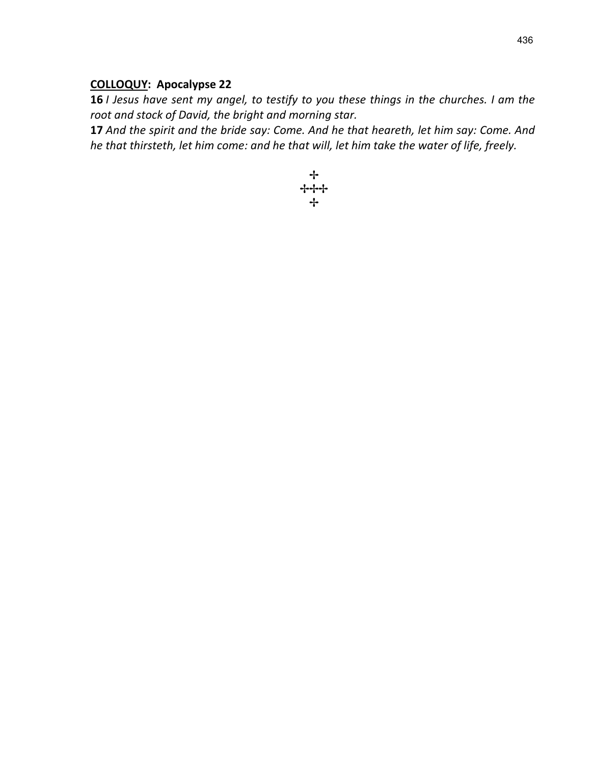**<u>COLLOQUY</u>: Apocalypse 22**

**16** *I Jesus have sent my angel, to testify to you these things in the churches. I am the root and stock of David, the bright and morning star.*

**17** *And the spirit and the bride say: Come. And he that heareth, let him say: Come. And he that thirsteth, let him come: and he that will, let him take the water of life, freely.*

✢
✢✢✢
✢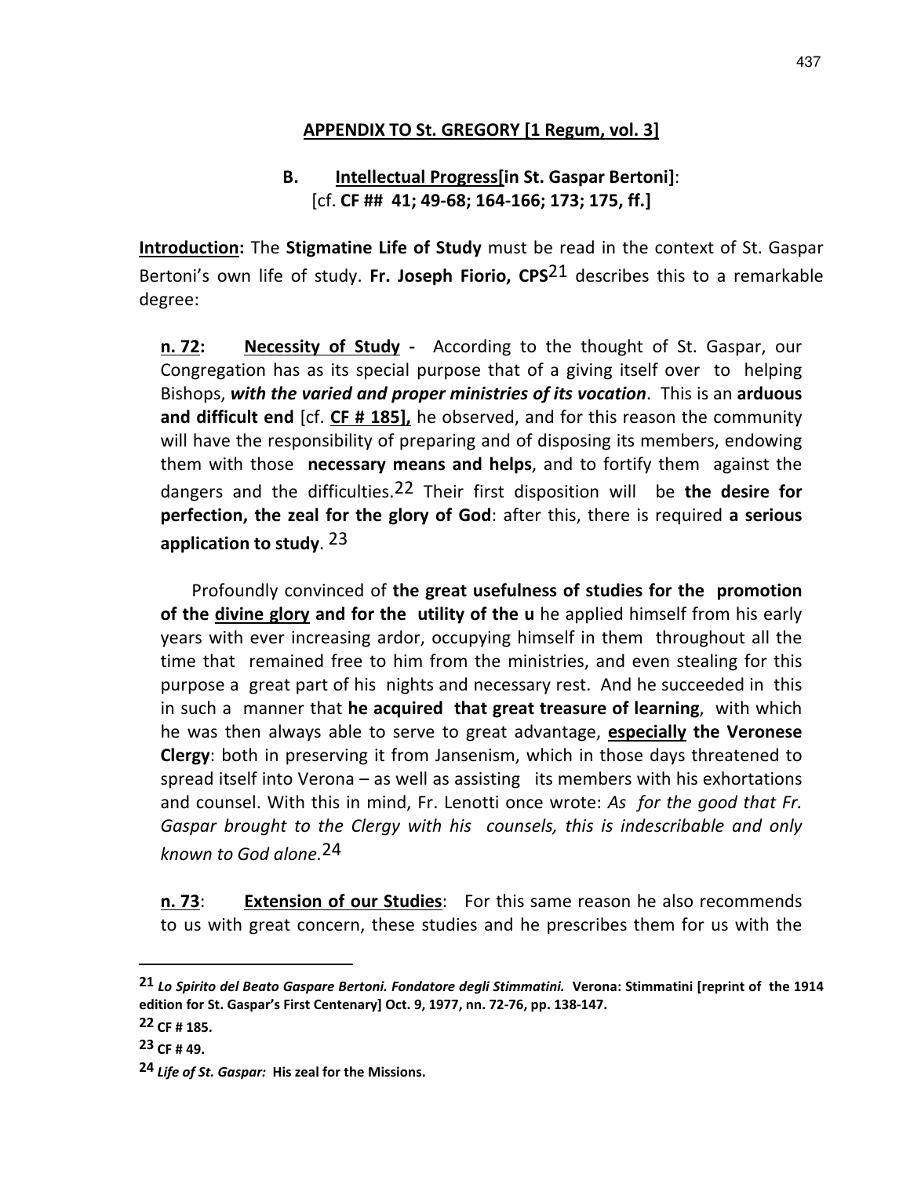## APPENDIX TO St. GREGORY [1 Regum, vol. 3]

### B. Intellectual Progress[in St. Gaspar Bertoni]: [cf. CF ## 41; 49-68; 164-166; 173; 175, ff.]

**Introduction:** The **Stigmatine Life of Study** must be read in the context of St. Gaspar Bertoni's own life of study. **Fr. Joseph Fiorio, CPS**[21] describes this to a remarkable degree:

> **n. 72:** **Necessity of Study -** According to the thought of St. Gaspar, our Congregation has as its special purpose that of a giving itself over to helping Bishops, ***with the varied and proper ministries of its vocation***. This is an **arduous and difficult end** [cf. **CF # 185],** he observed, and for this reason the community will have the responsibility of preparing and of disposing its members, endowing them with those **necessary means and helps**, and to fortify them against the dangers and the difficulties.[22] Their first disposition will be **the desire for perfection, the zeal for the glory of God**: after this, there is required **a serious application to study**.[23]
>
> Profoundly convinced of **the great usefulness of studies for the promotion of the divine glory and for the utility of the u** he applied himself from his early years with ever increasing ardor, occupying himself in them throughout all the time that remained free to him from the ministries, and even stealing for this purpose a great part of his nights and necessary rest. And he succeeded in this in such a manner that **he acquired that great treasure of learning**, with which he was then always able to serve to great advantage, **especially the Veronese Clergy**: both in preserving it from Jansenism, which in those days threatened to spread itself into Verona – as well as assisting its members with his exhortations and counsel. With this in mind, Fr. Lenotti once wrote: *As for the good that Fr. Gaspar brought to the Clergy with his counsels, this is indescribable and only known to God alone.*[24]
>
> **n. 73**: **Extension of our Studies**: For this same reason he also recommends to us with great concern, these studies and he prescribes them for us with the

---

[21] ***Lo Spirito del Beato Gaspare Bertoni. Fondatore degli Stimmatini.*** **Verona: Stimmatini [reprint of the 1914 edition for St. Gaspar's First Centenary] Oct. 9, 1977, nn. 72-76, pp. 138-147.**

[22] **CF # 185.**

[23] **CF # 49.**

[24] ***Life of St. Gaspar:*** **His zeal for the Missions.**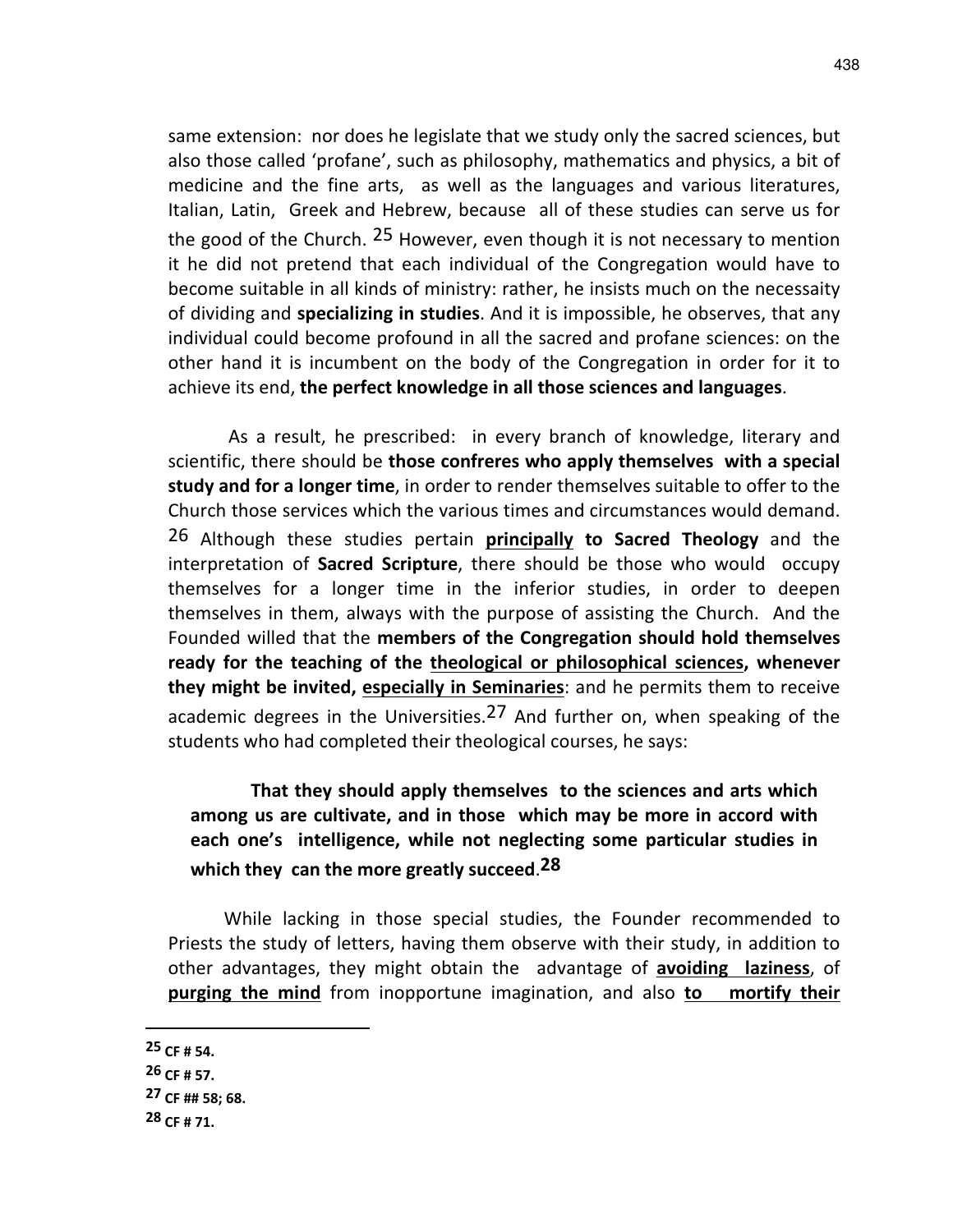same extension: nor does he legislate that we study only the sacred sciences, but also those called 'profane', such as philosophy, mathematics and physics, a bit of medicine and the fine arts, as well as the languages and various literatures, Italian, Latin, Greek and Hebrew, because all of these studies can serve us for the good of the Church. [25] However, even though it is not necessary to mention it he did not pretend that each individual of the Congregation would have to become suitable in all kinds of ministry: rather, he insists much on the necessaity of dividing and **specializing in studies**. And it is impossible, he observes, that any individual could become profound in all the sacred and profane sciences: on the other hand it is incumbent on the body of the Congregation in order for it to achieve its end, **the perfect knowledge in all those sciences and languages**.

As a result, he prescribed: in every branch of knowledge, literary and scientific, there should be **those confreres who apply themselves with a special study and for a longer time**, in order to render themselves suitable to offer to the Church those services which the various times and circumstances would demand. [26] Although these studies pertain **<u>principally</u> to Sacred Theology** and the interpretation of **Sacred Scripture**, there should be those who would occupy themselves for a longer time in the inferior studies, in order to deepen themselves in them, always with the purpose of assisting the Church. And the Founded willed that the **members of the Congregation should hold themselves ready for the teaching of the <u>theological or philosophical sciences</u>, whenever they might be invited, <u>especially in Seminaries</u>**: and he permits them to receive academic degrees in the Universities.[27] And further on, when speaking of the students who had completed their theological courses, he says:

> **That they should apply themselves to the sciences and arts which among us are cultivate, and in those which may be more in accord with each one's intelligence, while not neglecting some particular studies in which they can the more greatly succeed**.[28]

While lacking in those special studies, the Founder recommended to Priests the study of letters, having them observe with their study, in addition to other advantages, they might obtain the advantage of **<u>avoiding laziness</u>**, of **<u>purging the mind</u>** from inopportune imagination, and also **<u>to mortify their</u>**

---

[25] **CF # 54.**

[26] **CF # 57.**

[27] **CF ## 58; 68.**

[28] **CF # 71.**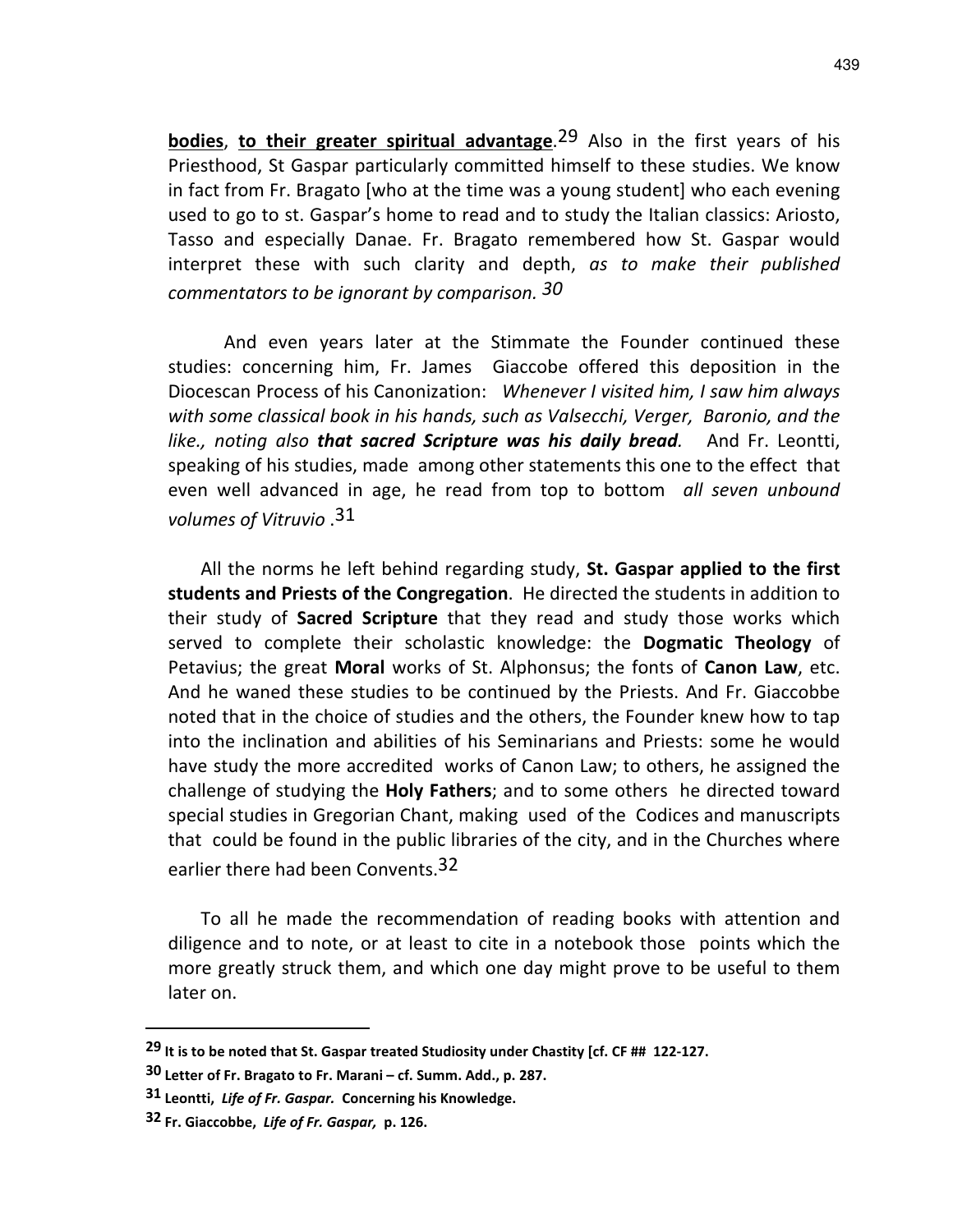**bodies**, **to their greater spiritual advantage**.[29] Also in the first years of his Priesthood, St Gaspar particularly committed himself to these studies. We know in fact from Fr. Bragato [who at the time was a young student] who each evening used to go to st. Gaspar's home to read and to study the Italian classics: Ariosto, Tasso and especially Danae. Fr. Bragato remembered how St. Gaspar would interpret these with such clarity and depth, *as to make their published commentators to be ignorant by comparison.* [30]

And even years later at the Stimmate the Founder continued these studies: concerning him, Fr. James Giaccobe offered this deposition in the Diocescan Process of his Canonization: *Whenever I visited him, I saw him always with some classical book in his hands, such as Valsecchi, Verger, Baronio, and the like., noting also* ***that sacred Scripture was his daily bread****.* And Fr. Leontti, speaking of his studies, made among other statements this one to the effect that even well advanced in age, he read from top to bottom *all seven unbound volumes of Vitruvio* .[31]

All the norms he left behind regarding study, **St. Gaspar applied to the first students and Priests of the Congregation**. He directed the students in addition to their study of **Sacred Scripture** that they read and study those works which served to complete their scholastic knowledge: the **Dogmatic Theology** of Petavius; the great **Moral** works of St. Alphonsus; the fonts of **Canon Law**, etc. And he waned these studies to be continued by the Priests. And Fr. Giaccobbe noted that in the choice of studies and the others, the Founder knew how to tap into the inclination and abilities of his Seminarians and Priests: some he would have study the more accredited works of Canon Law; to others, he assigned the challenge of studying the **Holy Fathers**; and to some others he directed toward special studies in Gregorian Chant, making used of the Codices and manuscripts that could be found in the public libraries of the city, and in the Churches where earlier there had been Convents.[32]

To all he made the recommendation of reading books with attention and diligence and to note, or at least to cite in a notebook those points which the more greatly struck them, and which one day might prove to be useful to them later on.

---

**[29] It is to be noted that St. Gaspar treated Studiosity under Chastity [cf. CF ## 122-127.**

**[30] Letter of Fr. Bragato to Fr. Marani – cf. Summ. Add., p. 287.**

**[31] Leontti, *Life of Fr. Gaspar.* Concerning his Knowledge.**

**[32] Fr. Giaccobbe, *Life of Fr. Gaspar,* p. 126.**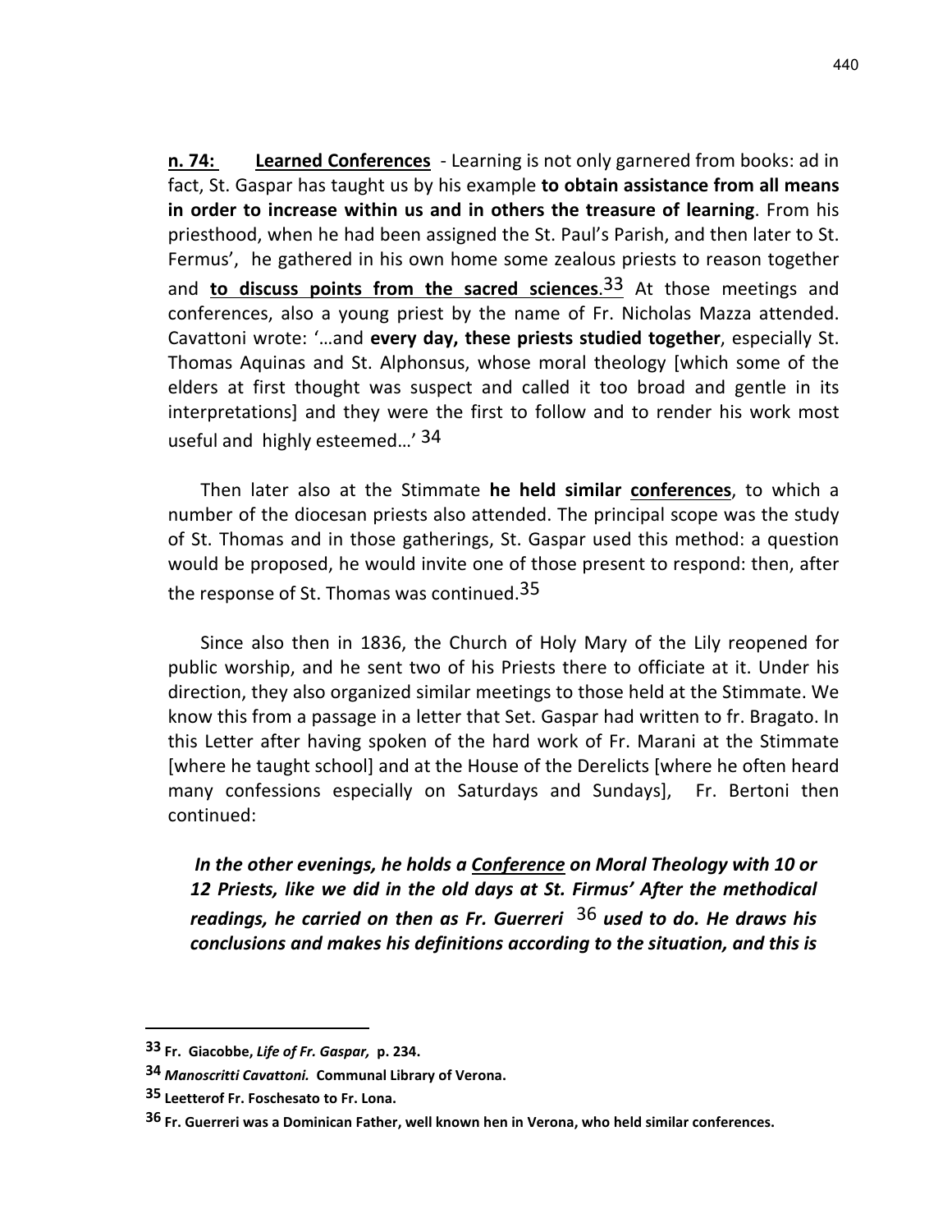**n. 74:** **Learned Conferences** - Learning is not only garnered from books: ad in fact, St. Gaspar has taught us by his example **to obtain assistance from all means in order to increase within us and in others the treasure of learning**. From his priesthood, when he had been assigned the St. Paul's Parish, and then later to St. Fermus', he gathered in his own home some zealous priests to reason together and **to discuss points from the sacred sciences**.[33] At those meetings and conferences, also a young priest by the name of Fr. Nicholas Mazza attended. Cavattoni wrote: '…and **every day, these priests studied together**, especially St. Thomas Aquinas and St. Alphonsus, whose moral theology [which some of the elders at first thought was suspect and called it too broad and gentle in its interpretations] and they were the first to follow and to render his work most useful and highly esteemed…' [34]

Then later also at the Stimmate **he held similar conferences**, to which a number of the diocesan priests also attended. The principal scope was the study of St. Thomas and in those gatherings, St. Gaspar used this method: a question would be proposed, he would invite one of those present to respond: then, after the response of St. Thomas was continued.[35]

Since also then in 1836, the Church of Holy Mary of the Lily reopened for public worship, and he sent two of his Priests there to officiate at it. Under his direction, they also organized similar meetings to those held at the Stimmate. We know this from a passage in a letter that Set. Gaspar had written to fr. Bragato. In this Letter after having spoken of the hard work of Fr. Marani at the Stimmate [where he taught school] and at the House of the Derelicts [where he often heard many confessions especially on Saturdays and Sundays], Fr. Bertoni then continued:

> ***In the other evenings, he holds a Conference on Moral Theology with 10 or 12 Priests, like we did in the old days at St. Firmus' After the methodical readings, he carried on then as Fr. Guerreri*** [36] ***used to do. He draws his conclusions and makes his definitions according to the situation, and this is***

---

**33** Fr. Giacobbe, *Life of Fr. Gaspar,* p. 234.

**34** *Manoscritti Cavattoni.* Communal Library of Verona.

**35** Leetterof Fr. Foschesato to Fr. Lona.

**36** Fr. Guerreri was a Dominican Father, well known hen in Verona, who held similar conferences.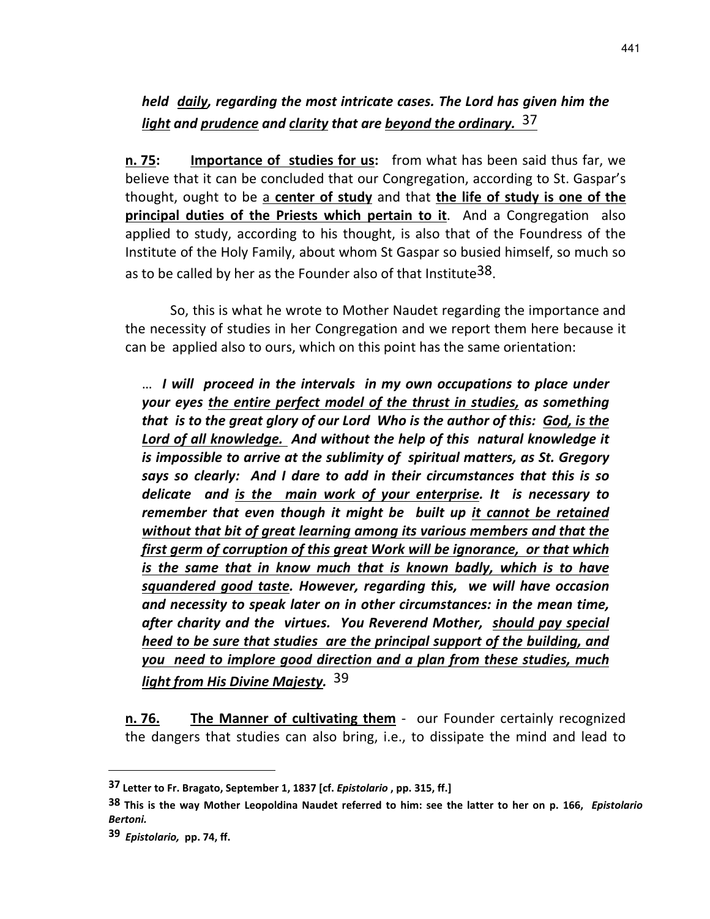***held <u>daily</u>, regarding the most intricate cases. The Lord has given him the <u>light</u> and <u>prudence</u> and <u>clarity</u> that are <u>beyond the ordinary.</u>*** [37]

**<u>n. 75</u>: <u>Importance of studies for us:</u>** from what has been said thus far, we believe that it can be concluded that our Congregation, according to St. Gaspar's thought, ought to be <u>a</u> **<u>center of study</u>** and that **<u>the life of study is one of the principal duties of the Priests which pertain to it</u>**. And a Congregation also applied to study, according to his thought, is also that of the Foundress of the Institute of the Holy Family, about whom St Gaspar so busied himself, so much so as to be called by her as the Founder also of that Institute[38].

So, this is what he wrote to Mother Naudet regarding the importance and the necessity of studies in her Congregation and we report them here because it can be applied also to ours, which on this point has the same orientation:

> … ***I will proceed in the intervals in my own occupations to place under your eyes <u>the entire perfect model of the thrust in studies,</u> as something that is to the great glory of our Lord Who is the author of this: <u>God, is the Lord of all knowledge.</u> And without the help of this natural knowledge it is impossible to arrive at the sublimity of spiritual matters, as St. Gregory says so clearly: And I dare to add in their circumstances that this is so delicate and <u>is the main work of your enterprise</u>. It is necessary to remember that even though it might be built up <u>it cannot be retained without that bit of great learning among its various members and that the first germ of corruption of this great Work will be ignorance, or that which is the same that in know much that is known badly, which is to have squandered good taste</u>. However, regarding this, we will have occasion and necessity to speak later on in other circumstances: in the mean time, after charity and the virtues. You Reverend Mother, <u>should pay special heed to be sure that studies are the principal support of the building, and you need to implore good direction and a plan from these studies, much light from His Divine Majesty.</u>*** [39]

**<u>n. 76.</u> <u>The Manner of cultivating them</u>** - our Founder certainly recognized the dangers that studies can also bring, i.e., to dissipate the mind and lead to

---

**[37] Letter to Fr. Bragato, September 1, 1837 [cf. *Epistolario* , pp. 315, ff.]**

**[38] This is the way Mother Leopoldina Naudet referred to him: see the latter to her on p. 166, *Epistolario Bertoni.***

**[39] *Epistolario,* pp. 74, ff.**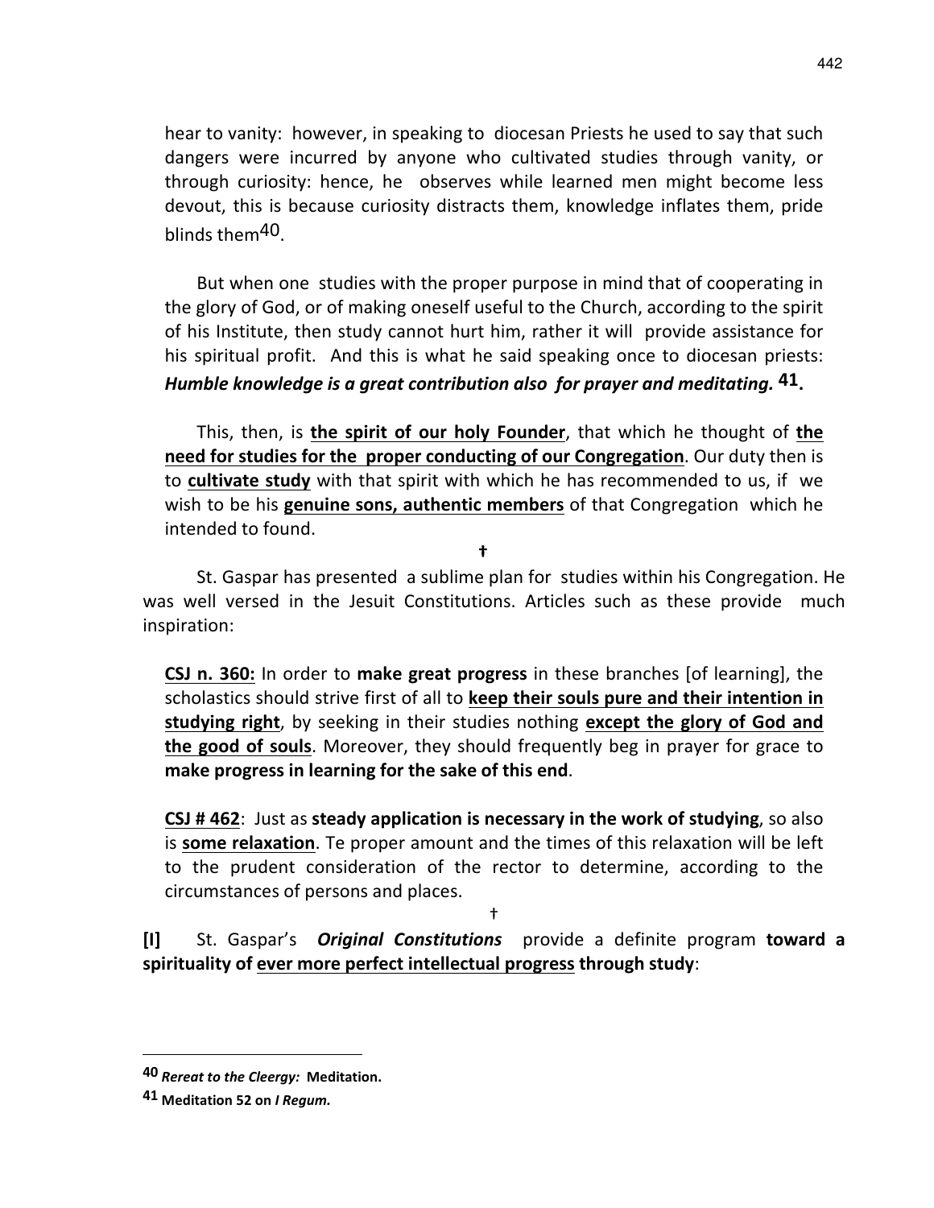hear to vanity: however, in speaking to diocesan Priests he used to say that such dangers were incurred by anyone who cultivated studies through vanity, or through curiosity: hence, he observes while learned men might become less devout, this is because curiosity distracts them, knowledge inflates them, pride blinds them[40].

But when one studies with the proper purpose in mind that of cooperating in the glory of God, or of making oneself useful to the Church, according to the spirit of his Institute, then study cannot hurt him, rather it will provide assistance for his spiritual profit. And this is what he said speaking once to diocesan priests: ***Humble knowledge is a great contribution also for prayer and meditating.*** **[41].**

This, then, is **the spirit of our holy Founder**, that which he thought of **the need for studies for the proper conducting of our Congregation**. Our duty then is to **cultivate study** with that spirit with which he has recommended to us, if we wish to be his **genuine sons, authentic members** of that Congregation which he intended to found.

†

St. Gaspar has presented a sublime plan for studies within his Congregation. He was well versed in the Jesuit Constitutions. Articles such as these provide much inspiration:

**CSJ n. 360:** In order to **make great progress** in these branches [of learning], the scholastics should strive first of all to **keep their souls pure and their intention in studying right**, by seeking in their studies nothing **except the glory of God and the good of souls**. Moreover, they should frequently beg in prayer for grace to **make progress in learning for the sake of this end**.

**CSJ # 462**: Just as **steady application is necessary in the work of studying**, so also is **some relaxation**. Te proper amount and the times of this relaxation will be left to the prudent consideration of the rector to determine, according to the circumstances of persons and places.

†

**[I]** St. Gaspar's ***Original Constitutions*** provide a definite program **toward a spirituality of ever more perfect intellectual progress through study**:

---

**40** ***Rereat to the Cleergy:*** **Meditation.**

**41** **Meditation 52 on *I Regum.***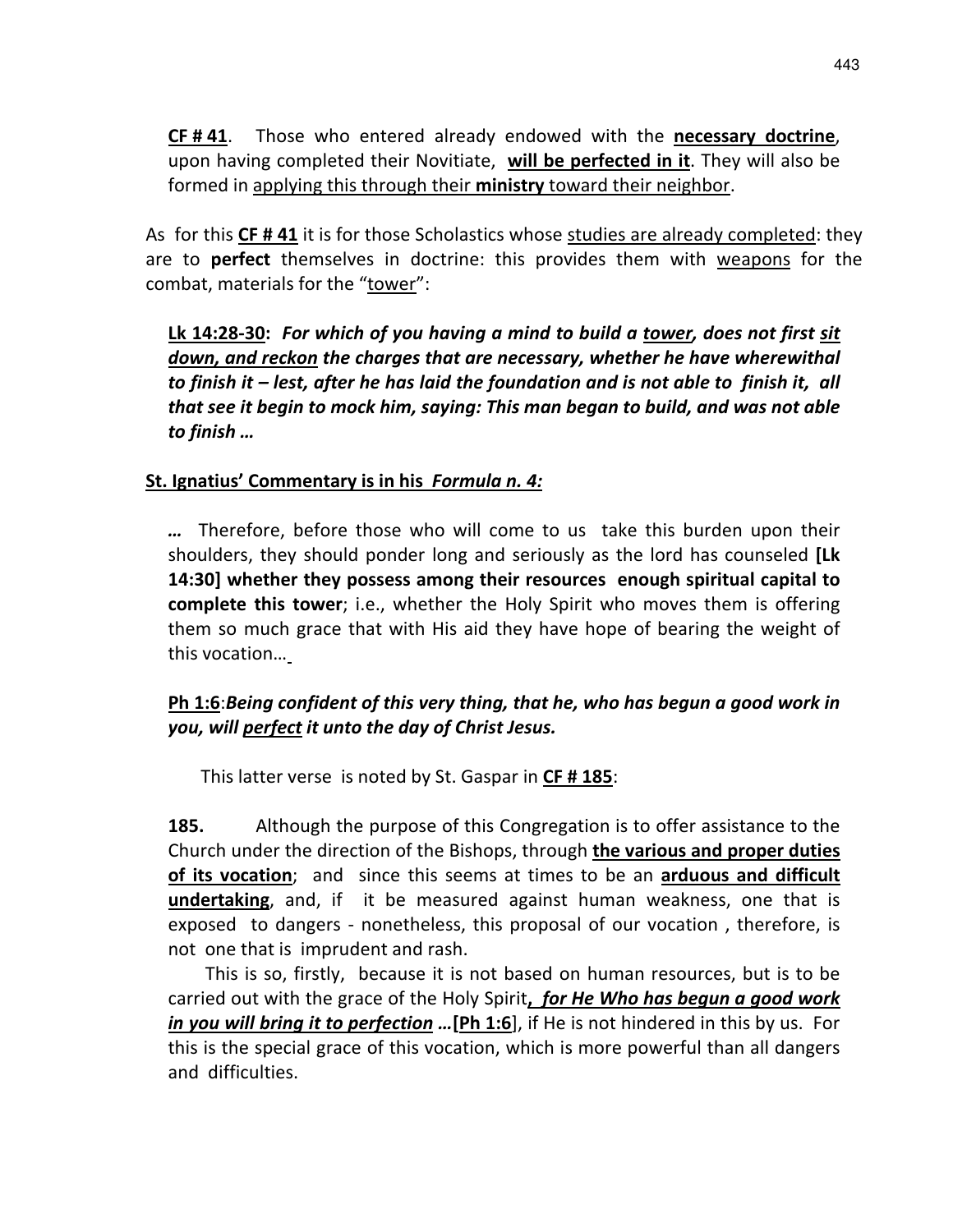**CF # 41**. Those who entered already endowed with the **necessary doctrine**, upon having completed their Novitiate, **will be perfected in it**. They will also be formed in applying this through their **ministry** toward their neighbor.

As for this **CF # 41** it is for those Scholastics whose studies are already completed: they are to **perfect** themselves in doctrine: this provides them with weapons for the combat, materials for the "tower":

**Lk 14:28-30:** ***For which of you having a mind to build a tower, does not first sit down, and reckon the charges that are necessary, whether he have wherewithal to finish it – lest, after he has laid the foundation and is not able to finish it, all that see it begin to mock him, saying: This man began to build, and was not able to finish …***

**St. Ignatius' Commentary is in his *Formula n. 4:***

***…*** Therefore, before those who will come to us take this burden upon their shoulders, they should ponder long and seriously as the lord has counseled **[Lk 14:30] whether they possess among their resources enough spiritual capital to complete this tower**; i.e., whether the Holy Spirit who moves them is offering them so much grace that with His aid they have hope of bearing the weight of this vocation…

**Ph 1:6**:***Being confident of this very thing, that he, who has begun a good work in you, will perfect it unto the day of Christ Jesus.***

This latter verse is noted by St. Gaspar in **CF # 185**:

**185.** Although the purpose of this Congregation is to offer assistance to the Church under the direction of the Bishops, through **the various and proper duties of its vocation**; and since this seems at times to be an **arduous and difficult undertaking**, and, if it be measured against human weakness, one that is exposed to dangers - nonetheless, this proposal of our vocation , therefore, is not one that is imprudent and rash.

This is so, firstly, because it is not based on human resources, but is to be carried out with the grace of the Holy Spirit***, for He Who has begun a good work in you will bring it to perfection …*****[Ph 1:6]**, if He is not hindered in this by us. For this is the special grace of this vocation, which is more powerful than all dangers and difficulties.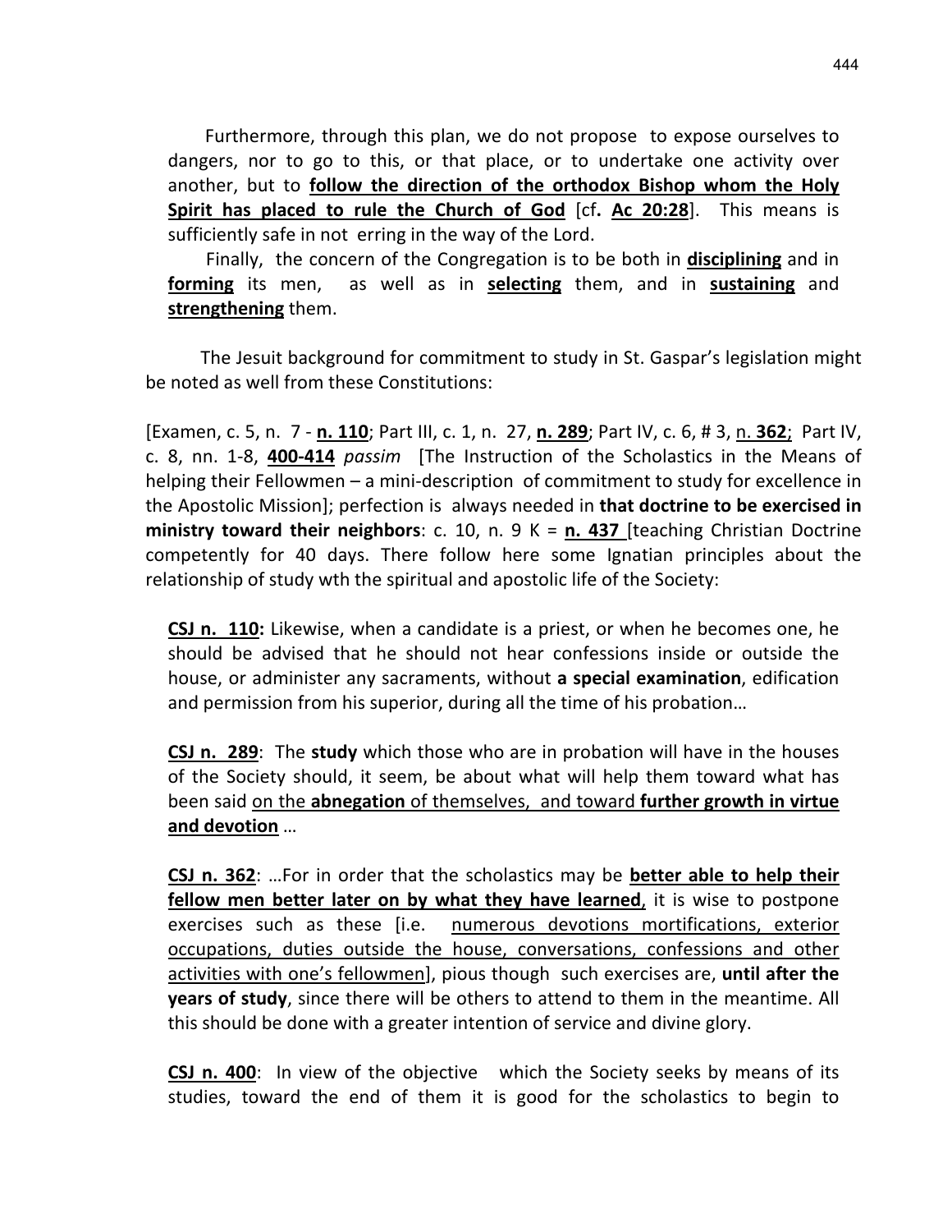Furthermore, through this plan, we do not propose to expose ourselves to dangers, nor to go to this, or that place, or to undertake one activity over another, but to **<u>follow the direction of the orthodox Bishop whom the Holy Spirit has placed to rule the Church of God</u>** [cf**. <u>Ac 20:28</u>**]. This means is sufficiently safe in not erring in the way of the Lord.

Finally, the concern of the Congregation is to be both in **<u>disciplining</u>** and in **<u>forming</u>** its men, as well as in **<u>selecting</u>** them, and in **<u>sustaining</u>** and **<u>strengthening</u>** them.

The Jesuit background for commitment to study in St. Gaspar's legislation might be noted as well from these Constitutions:

[Examen, c. 5, n. 7 - **<u>n. 110</u>**; Part III, c. 1, n. 27, **<u>n. 289</u>**; Part IV, c. 6, # 3, <u>n. **362**</u>; Part IV, c. 8, nn. 1-8, **<u>400-414</u>** *passim* [The Instruction of the Scholastics in the Means of helping their Fellowmen – a mini-description of commitment to study for excellence in the Apostolic Mission]; perfection is always needed in **that doctrine to be exercised in ministry toward their neighbors**: c. 10, n. 9 K = **<u>n. 437</u>** [teaching Christian Doctrine competently for 40 days. There follow here some Ignatian principles about the relationship of study wth the spiritual and apostolic life of the Society:

> **<u>CSJ n. 110</u>:** Likewise, when a candidate is a priest, or when he becomes one, he should be advised that he should not hear confessions inside or outside the house, or administer any sacraments, without **a special examination**, edification and permission from his superior, during all the time of his probation…

> **<u>CSJ n. 289</u>**: The **study** which those who are in probation will have in the houses of the Society should, it seem, be about what will help them toward what has been said <u>on the **abnegation** of themselves, and toward **further growth in virtue and devotion**</u> …

> **<u>CSJ n. 362</u>**: …For in order that the scholastics may be **<u>better able to help their fellow men better later on by what they have learned</u>**, it is wise to postpone exercises such as these [i.e. <u>numerous devotions mortifications, exterior occupations, duties outside the house, conversations, confessions and other activities with one's fellowmen</u>], pious though such exercises are, **until after the years of study**, since there will be others to attend to them in the meantime. All this should be done with a greater intention of service and divine glory.

> **<u>CSJ n. 400</u>**: In view of the objective which the Society seeks by means of its studies, toward the end of them it is good for the scholastics to begin to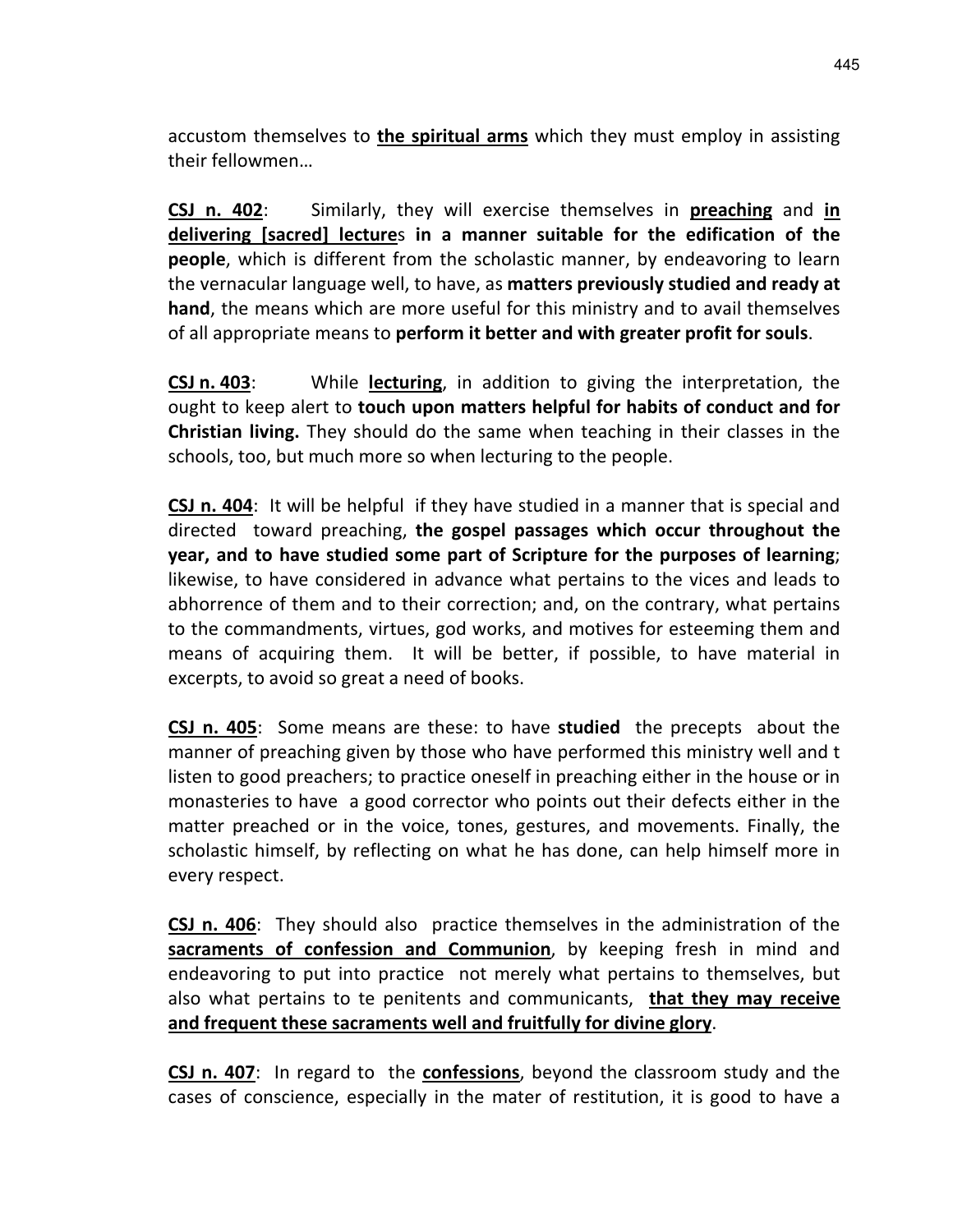accustom themselves to **<u>the spiritual arms</u>** which they must employ in assisting their fellowmen…

**<u>CSJ n. 402</u>**: Similarly, they will exercise themselves in **<u>preaching</u>** and **<u>in delivering [sacred] lecture</u>**s **in a manner suitable for the edification of the people**, which is different from the scholastic manner, by endeavoring to learn the vernacular language well, to have, as **matters previously studied and ready at hand**, the means which are more useful for this ministry and to avail themselves of all appropriate means to **perform it better and with greater profit for souls**.

**<u>CSJ n. 403</u>**: While **<u>lecturing</u>**, in addition to giving the interpretation, the ought to keep alert to **touch upon matters helpful for habits of conduct and for Christian living.** They should do the same when teaching in their classes in the schools, too, but much more so when lecturing to the people.

**<u>CSJ n. 404</u>**: It will be helpful if they have studied in a manner that is special and directed toward preaching, **the gospel passages which occur throughout the year, and to have studied some part of Scripture for the purposes of learning**; likewise, to have considered in advance what pertains to the vices and leads to abhorrence of them and to their correction; and, on the contrary, what pertains to the commandments, virtues, god works, and motives for esteeming them and means of acquiring them. It will be better, if possible, to have material in excerpts, to avoid so great a need of books.

**<u>CSJ n. 405</u>**: Some means are these: to have **studied** the precepts about the manner of preaching given by those who have performed this ministry well and t listen to good preachers; to practice oneself in preaching either in the house or in monasteries to have a good corrector who points out their defects either in the matter preached or in the voice, tones, gestures, and movements. Finally, the scholastic himself, by reflecting on what he has done, can help himself more in every respect.

**<u>CSJ n. 406</u>**: They should also practice themselves in the administration of the **<u>sacraments of confession and Communion</u>**, by keeping fresh in mind and endeavoring to put into practice not merely what pertains to themselves, but also what pertains to te penitents and communicants, **<u>that they may receive and frequent these sacraments well and fruitfully for divine glory</u>**.

**<u>CSJ n. 407</u>**: In regard to the **<u>confessions</u>**, beyond the classroom study and the cases of conscience, especially in the mater of restitution, it is good to have a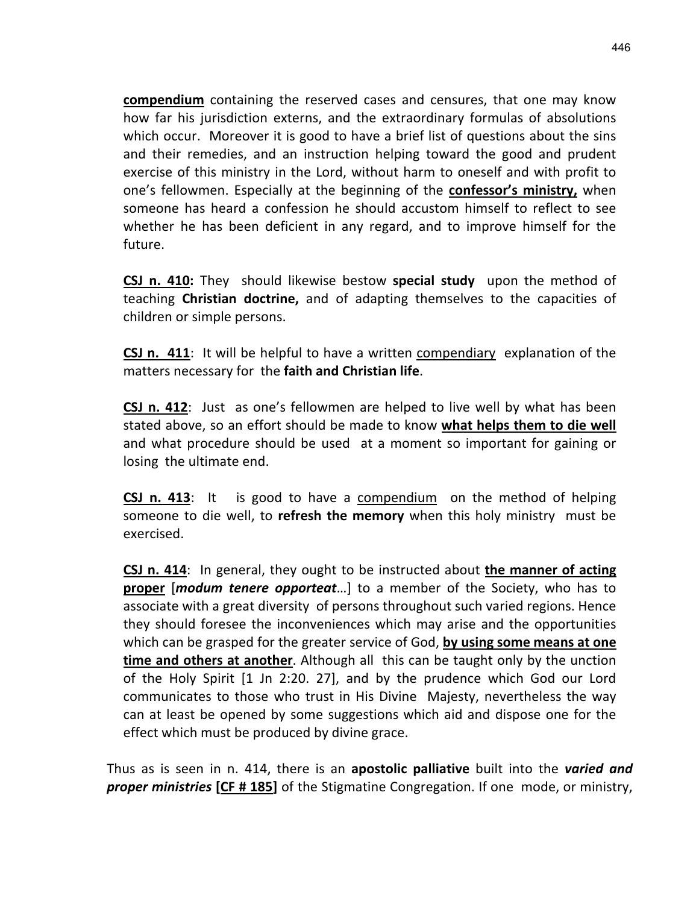**compendium** containing the reserved cases and censures, that one may know how far his jurisdiction externs, and the extraordinary formulas of absolutions which occur. Moreover it is good to have a brief list of questions about the sins and their remedies, and an instruction helping toward the good and prudent exercise of this ministry in the Lord, without harm to oneself and with profit to one's fellowmen. Especially at the beginning of the **confessor's ministry,** when someone has heard a confession he should accustom himself to reflect to see whether he has been deficient in any regard, and to improve himself for the future.

**CSJ n. 410:** They should likewise bestow **special study** upon the method of teaching **Christian doctrine,** and of adapting themselves to the capacities of children or simple persons.

**CSJ n. 411**: It will be helpful to have a written compendiary explanation of the matters necessary for the **faith and Christian life**.

**CSJ n. 412**: Just as one's fellowmen are helped to live well by what has been stated above, so an effort should be made to know **what helps them to die well** and what procedure should be used at a moment so important for gaining or losing the ultimate end.

**CSJ n. 413**: It is good to have a compendium on the method of helping someone to die well, to **refresh the memory** when this holy ministry must be exercised.

**CSJ n. 414**: In general, they ought to be instructed about **the manner of acting proper** [***modum tenere opporteat***…] to a member of the Society, who has to associate with a great diversity of persons throughout such varied regions. Hence they should foresee the inconveniences which may arise and the opportunities which can be grasped for the greater service of God, **by using some means at one time and others at another**. Although all this can be taught only by the unction of the Holy Spirit [1 Jn 2:20. 27], and by the prudence which God our Lord communicates to those who trust in His Divine Majesty, nevertheless the way can at least be opened by some suggestions which aid and dispose one for the effect which must be produced by divine grace.

Thus as is seen in n. 414, there is an **apostolic palliative** built into the ***varied and proper ministries*** **[CF # 185]** of the Stigmatine Congregation. If one mode, or ministry,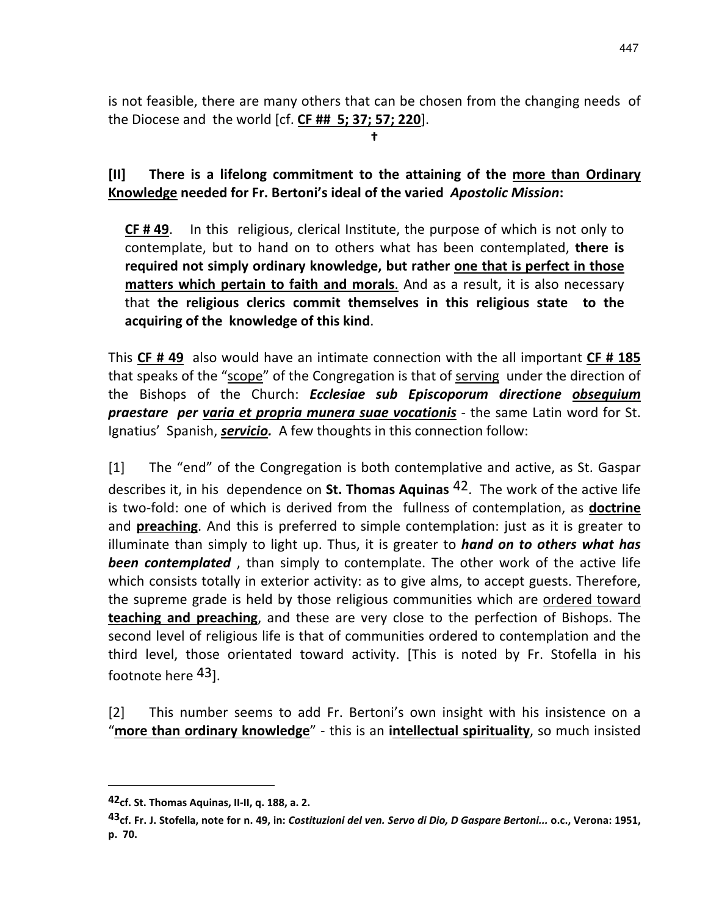is not feasible, there are many others that can be chosen from the changing needs of the Diocese and the world [cf. **CF ## 5; 37; 57; 220**].

†

**[II] There is a lifelong commitment to the attaining of the more than Ordinary Knowledge needed for Fr. Bertoni's ideal of the varied *Apostolic Mission*:**

> **CF # 49**. In this religious, clerical Institute, the purpose of which is not only to contemplate, but to hand on to others what has been contemplated, **there is required not simply ordinary knowledge, but rather one that is perfect in those matters which pertain to faith and morals**. And as a result, it is also necessary that **the religious clerics commit themselves in this religious state to the acquiring of the knowledge of this kind**.

This **CF # 49** also would have an intimate connection with the all important **CF # 185** that speaks of the "scope" of the Congregation is that of serving under the direction of the Bishops of the Church: ***Ecclesiae sub Episcoporum directione obsequium praestare per varia et propria munera suae vocationis*** - the same Latin word for St. Ignatius' Spanish, ***servicio.*** A few thoughts in this connection follow:

[1] The "end" of the Congregation is both contemplative and active, as St. Gaspar describes it, in his dependence on **St. Thomas Aquinas** [42]. The work of the active life is two-fold: one of which is derived from the fullness of contemplation, as **doctrine** and **preaching**. And this is preferred to simple contemplation: just as it is greater to illuminate than simply to light up. Thus, it is greater to ***hand on to others what has been contemplated***, than simply to contemplate. The other work of the active life which consists totally in exterior activity: as to give alms, to accept guests. Therefore, the supreme grade is held by those religious communities which are ordered toward **teaching and preaching**, and these are very close to the perfection of Bishops. The second level of religious life is that of communities ordered to contemplation and the third level, those orientated toward activity. [This is noted by Fr. Stofella in his footnote here [43]].

[2] This number seems to add Fr. Bertoni's own insight with his insistence on a "**more than ordinary knowledge**" - this is an **intellectual spirituality**, so much insisted

---

**[42] cf. St. Thomas Aquinas, II-II, q. 188, a. 2.**

**[43] cf. Fr. J. Stofella, note for n. 49, in: *Costituzioni del ven. Servo di Dio, D Gaspare Bertoni...* o.c., Verona: 1951, p. 70.**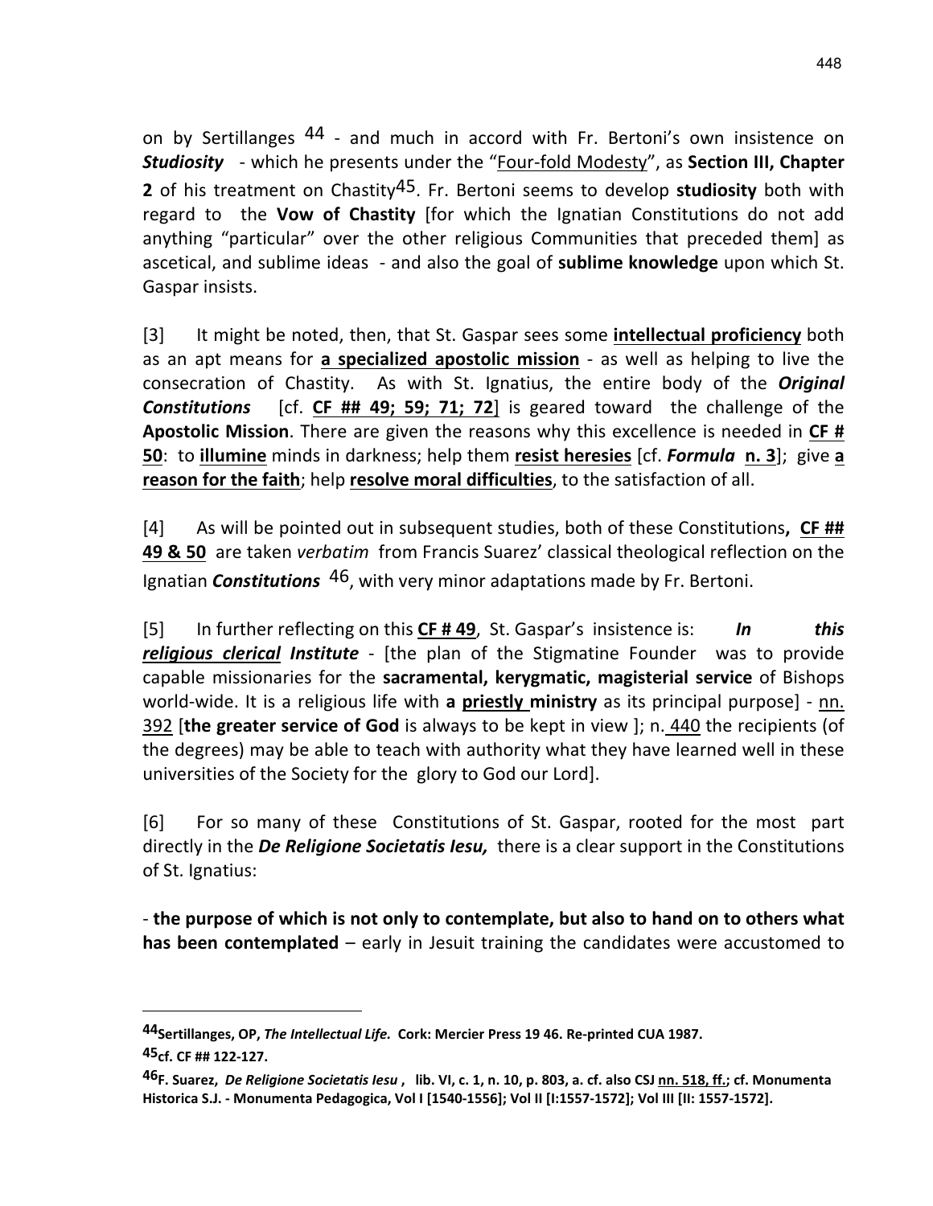on by Sertillanges [44] - and much in accord with Fr. Bertoni's own insistence on ***Studiosity*** - which he presents under the "Four-fold Modesty", as **Section III, Chapter 2** of his treatment on Chastity[45]. Fr. Bertoni seems to develop **studiosity** both with regard to the **Vow of Chastity** [for which the Ignatian Constitutions do not add anything "particular" over the other religious Communities that preceded them] as ascetical, and sublime ideas - and also the goal of **sublime knowledge** upon which St. Gaspar insists.

[3] It might be noted, then, that St. Gaspar sees some **intellectual proficiency** both as an apt means for **a specialized apostolic mission** - as well as helping to live the consecration of Chastity. As with St. Ignatius, the entire body of the ***Original Constitutions*** [cf. **CF ## 49; 59; 71; 72**] is geared toward the challenge of the **Apostolic Mission**. There are given the reasons why this excellence is needed in **CF # 50**: to **illumine** minds in darkness; help them **resist heresies** [cf. ***Formula*** **n. 3**]; give **a reason for the faith**; help **resolve moral difficulties**, to the satisfaction of all.

[4] As will be pointed out in subsequent studies, both of these Constitutions, **CF ## 49 & 50** are taken *verbatim* from Francis Suarez' classical theological reflection on the Ignatian ***Constitutions*** [46], with very minor adaptations made by Fr. Bertoni.

[5] In further reflecting on this **CF # 49**, St. Gaspar's insistence is: ***In this religious clerical Institute*** - [the plan of the Stigmatine Founder was to provide capable missionaries for the **sacramental, kerygmatic, magisterial service** of Bishops world-wide. It is a religious life with **a priestly ministry** as its principal purpose] - nn. 392 [**the greater service of God** is always to be kept in view ]; n. 440 the recipients (of the degrees) may be able to teach with authority what they have learned well in these universities of the Society for the glory to God our Lord].

[6] For so many of these Constitutions of St. Gaspar, rooted for the most part directly in the ***De Religione Societatis Iesu,*** there is a clear support in the Constitutions of St. Ignatius:

- **the purpose of which is not only to contemplate, but also to hand on to others what has been contemplated** – early in Jesuit training the candidates were accustomed to

---

[44] **Sertillanges, OP, *The Intellectual Life.* Cork: Mercier Press 19 46. Re-printed CUA 1987.**

[45] **cf. CF ## 122-127.**

[46] **F. Suarez, *De Religione Societatis Iesu* , lib. VI, c. 1, n. 10, p. 803, a. cf. also CSJ nn. 518, ff.; cf. Monumenta Historica S.J. - Monumenta Pedagogica, Vol I [1540-1556]; Vol II [I:1557-1572]; Vol III [II: 1557-1572].**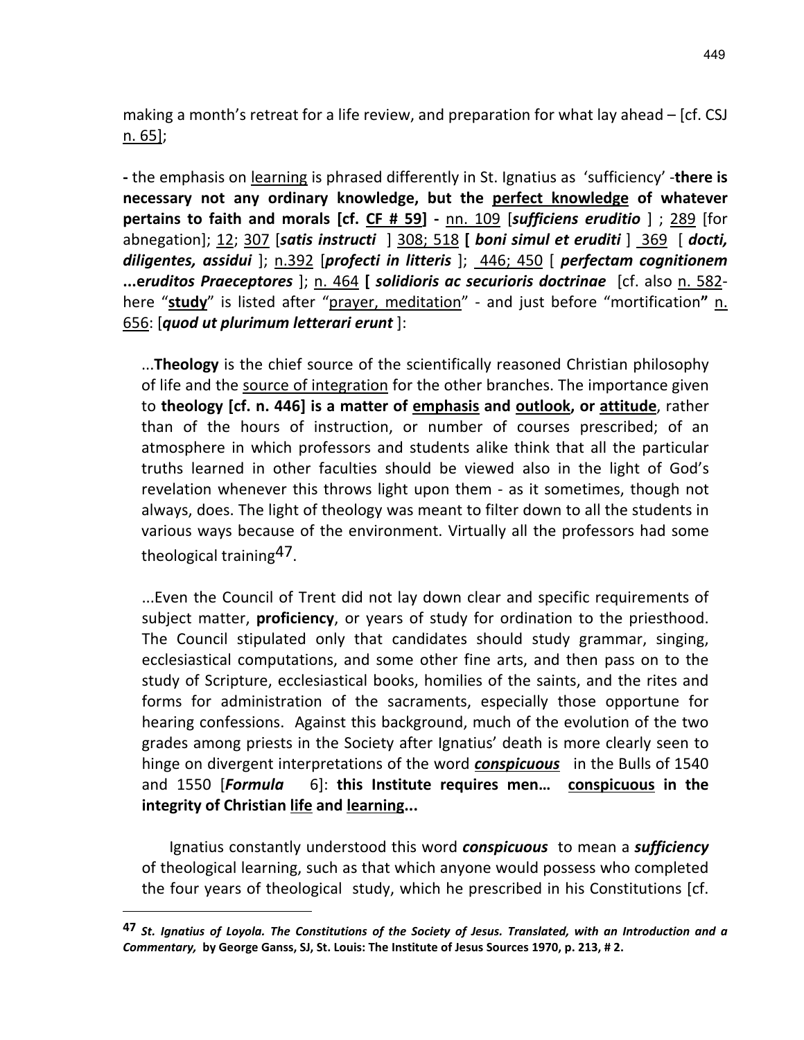making a month's retreat for a life review, and preparation for what lay ahead – [cf. CSJ n. 65];

**-** the emphasis on learning is phrased differently in St. Ignatius as 'sufficiency' -**there is necessary not any ordinary knowledge, but the perfect knowledge of whatever pertains to faith and morals [cf. CF # 59] -** nn. 109 [***sufficiens eruditio*** ] ; 289 [for abnegation]; 12; 307 [***satis instructi*** ] 308; 518 **[ *boni simul et eruditi*** ] 369 [ ***docti, diligentes, assidui*** ]; n.392 [***profecti in litteris*** ]; 446; 450 [ ***perfectam cognitionem* ...*eruditos Praeceptores*** ]; n. 464 **[ *solidioris ac securioris doctrinae*** [cf. also n. 582- here "**study**" is listed after "prayer, meditation" - and just before "mortification**"** n. 656: [***quod ut plurimum letterari erunt*** ]:

> ...**Theology** is the chief source of the scientifically reasoned Christian philosophy of life and the source of integration for the other branches. The importance given to **theology [cf. n. 446] is a matter of emphasis and outlook, or attitude**, rather than of the hours of instruction, or number of courses prescribed; of an atmosphere in which professors and students alike think that all the particular truths learned in other faculties should be viewed also in the light of God's revelation whenever this throws light upon them - as it sometimes, though not always, does. The light of theology was meant to filter down to all the students in various ways because of the environment. Virtually all the professors had some theological training[47].
>
> ...Even the Council of Trent did not lay down clear and specific requirements of subject matter, **proficiency**, or years of study for ordination to the priesthood. The Council stipulated only that candidates should study grammar, singing, ecclesiastical computations, and some other fine arts, and then pass on to the study of Scripture, ecclesiastical books, homilies of the saints, and the rites and forms for administration of the sacraments, especially those opportune for hearing confessions. Against this background, much of the evolution of the two grades among priests in the Society after Ignatius' death is more clearly seen to hinge on divergent interpretations of the word ***conspicuous*** in the Bulls of 1540 and 1550 [***Formula*** 6]: **this Institute requires men… conspicuous in the integrity of Christian life and learning...**
>
> Ignatius constantly understood this word ***conspicuous*** to mean a ***sufficiency*** of theological learning, such as that which anyone would possess who completed the four years of theological study, which he prescribed in his Constitutions [cf.

---

**47** ***St. Ignatius of Loyola. The Constitutions of the Society of Jesus. Translated, with an Introduction and a Commentary,*** **by George Ganss, SJ, St. Louis: The Institute of Jesus Sources 1970, p. 213, # 2.**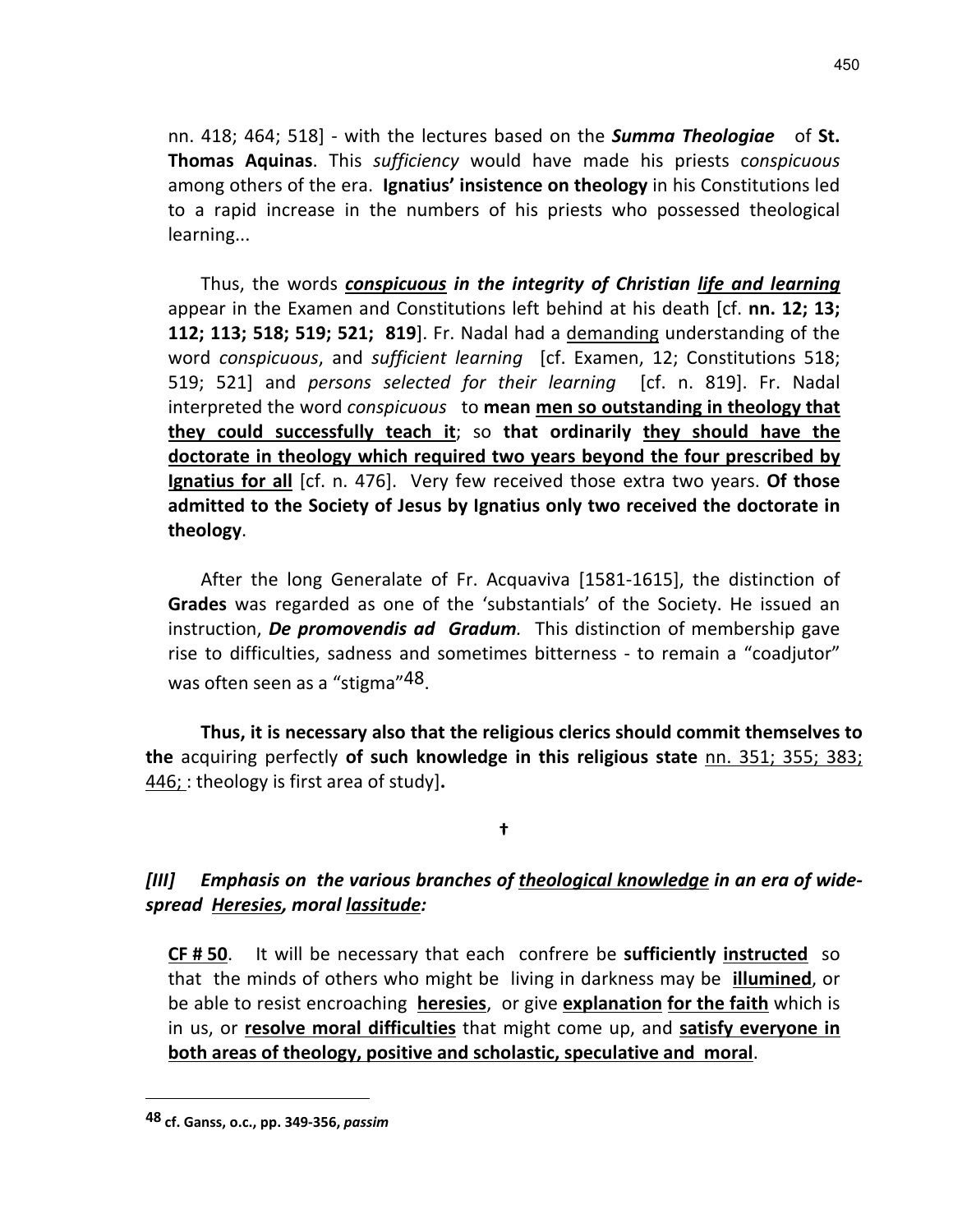nn. 418; 464; 518] - with the lectures based on the ***Summa Theologiae*** of **St. Thomas Aquinas**. This *sufficiency* would have made his priests c*onspicuous* among others of the era. **Ignatius' insistence on theology** in his Constitutions led to a rapid increase in the numbers of his priests who possessed theological learning...

Thus, the words ***<u>conspicuous</u> in the integrity of Christian <u>life and learning</u>*** appear in the Examen and Constitutions left behind at his death [cf. **nn. 12; 13; 112; 113; 518; 519; 521; 819**]. Fr. Nadal had a <u>demanding</u> understanding of the word *conspicuous*, and *sufficient learning* [cf. Examen, 12; Constitutions 518; 519; 521] and *persons selected for their learning* [cf. n. 819]. Fr. Nadal interpreted the word *conspicuous* to **mean <u>men so outstanding in theology that they could successfully teach it</u>**; so **that ordinarily <u>they should have the doctorate in theology which required two years beyond the four prescribed by Ignatius for all</u>** [cf. n. 476]. Very few received those extra two years. **Of those admitted to the Society of Jesus by Ignatius only two received the doctorate in theology**.

After the long Generalate of Fr. Acquaviva [1581-1615], the distinction of **Grades** was regarded as one of the 'substantials' of the Society. He issued an instruction, ***De promovendis ad Gradum.*** This distinction of membership gave rise to difficulties, sadness and sometimes bitterness - to remain a "coadjutor" was often seen as a "stigma"[48].

**Thus, it is necessary also that the religious clerics should commit themselves to the** acquiring perfectly **of such knowledge in this religious state** <u>nn. 351; 355; 383; 446; </u>: theology is first area of study]**.**

†

### *[III] Emphasis on the various branches of <u>theological knowledge</u> in an era of wide-spread <u>Heresies</u>, moral <u>lassitude</u>:*

**<u>CF # 50</u>**. It will be necessary that each confrere be **sufficiently <u>instructed</u>** so that the minds of others who might be living in darkness may be **<u>illumined</u>**, or be able to resist encroaching **<u>heresies</u>**, or give **<u>explanation</u> <u>for the faith</u>** which is in us, or **<u>resolve moral difficulties</u>** that might come up, and **<u>satisfy everyone in both areas of theology, positive and scholastic, speculative and moral</u>**.

---

**48 cf. Ganss, o.c., pp. 349-356, *passim***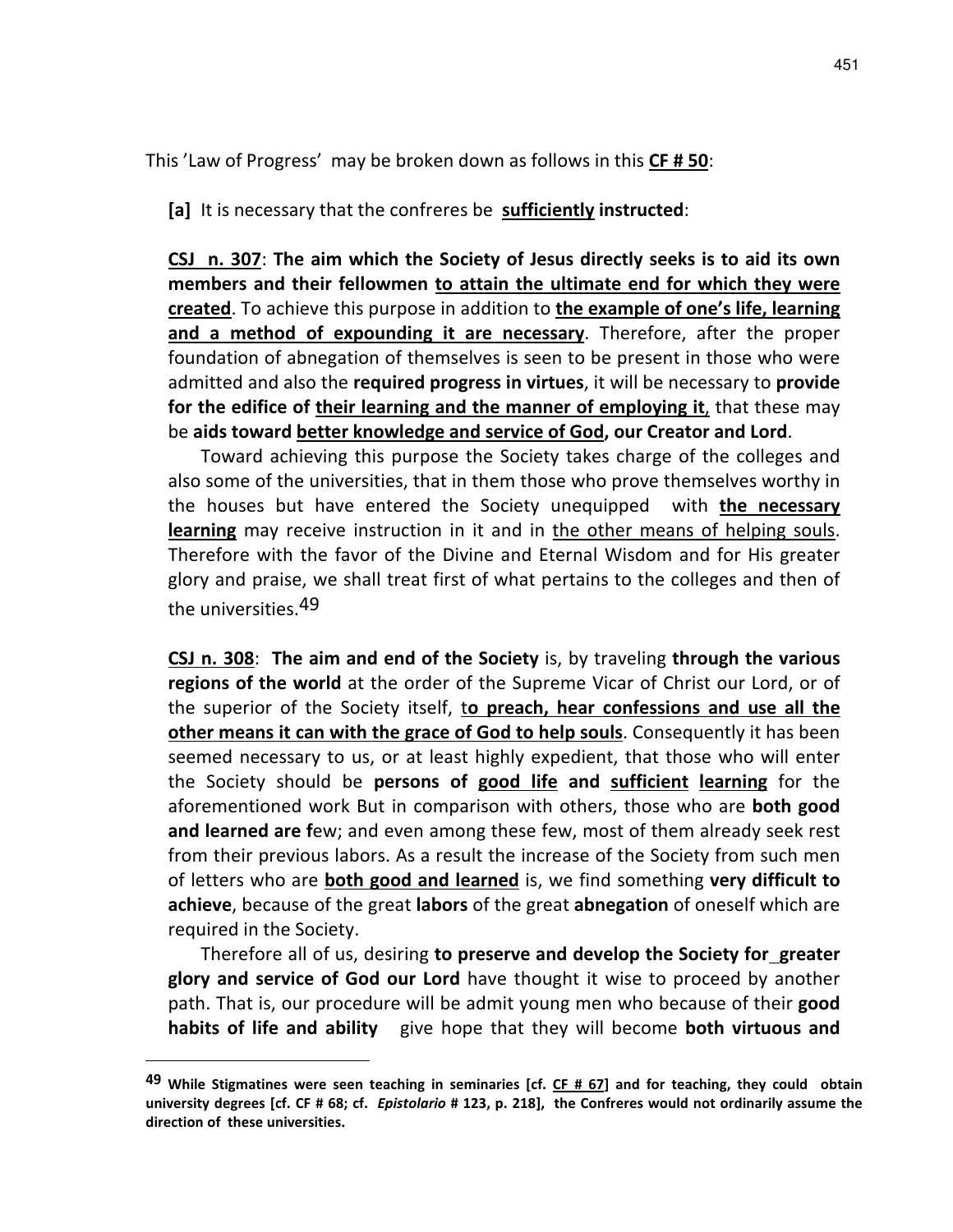This 'Law of Progress' may be broken down as follows in this **CF # 50**:

**[a]** It is necessary that the confreres be **sufficiently instructed**:

**CSJ n. 307**: **The aim which the Society of Jesus directly seeks is to aid its own members and their fellowmen to attain the ultimate end for which they were created**. To achieve this purpose in addition to **the example of one's life, learning and a method of expounding it are necessary**. Therefore, after the proper foundation of abnegation of themselves is seen to be present in those who were admitted and also the **required progress in virtues**, it will be necessary to **provide for the edifice of their learning and the manner of employing it**, that these may be **aids toward better knowledge and service of God, our Creator and Lord**.

Toward achieving this purpose the Society takes charge of the colleges and also some of the universities, that in them those who prove themselves worthy in the houses but have entered the Society unequipped with **the necessary learning** may receive instruction in it and in the other means of helping souls. Therefore with the favor of the Divine and Eternal Wisdom and for His greater glory and praise, we shall treat first of what pertains to the colleges and then of the universities.[49]

**CSJ n. 308**: **The aim and end of the Society** is, by traveling **through the various regions of the world** at the order of the Supreme Vicar of Christ our Lord, or of the superior of the Society itself, t**o preach, hear confessions and use all the other means it can with the grace of God to help souls**. Consequently it has been seemed necessary to us, or at least highly expedient, that those who will enter the Society should be **persons of good life and sufficient learning** for the aforementioned work But in comparison with others, those who are **both good and learned are f**ew; and even among these few, most of them already seek rest from their previous labors. As a result the increase of the Society from such men of letters who are **both good and learned** is, we find something **very difficult to achieve**, because of the great **labors** of the great **abnegation** of oneself which are required in the Society.

Therefore all of us, desiring **to preserve and develop the Society for greater glory and service of God our Lord** have thought it wise to proceed by another path. That is, our procedure will be admit young men who because of their **good habits of life and ability** give hope that they will become **both virtuous and**

---

**[49] While Stigmatines were seen teaching in seminaries [cf. CF # 67] and for teaching, they could obtain university degrees [cf. CF # 68; cf. *Epistolario* # 123, p. 218], the Confreres would not ordinarily assume the direction of these universities.**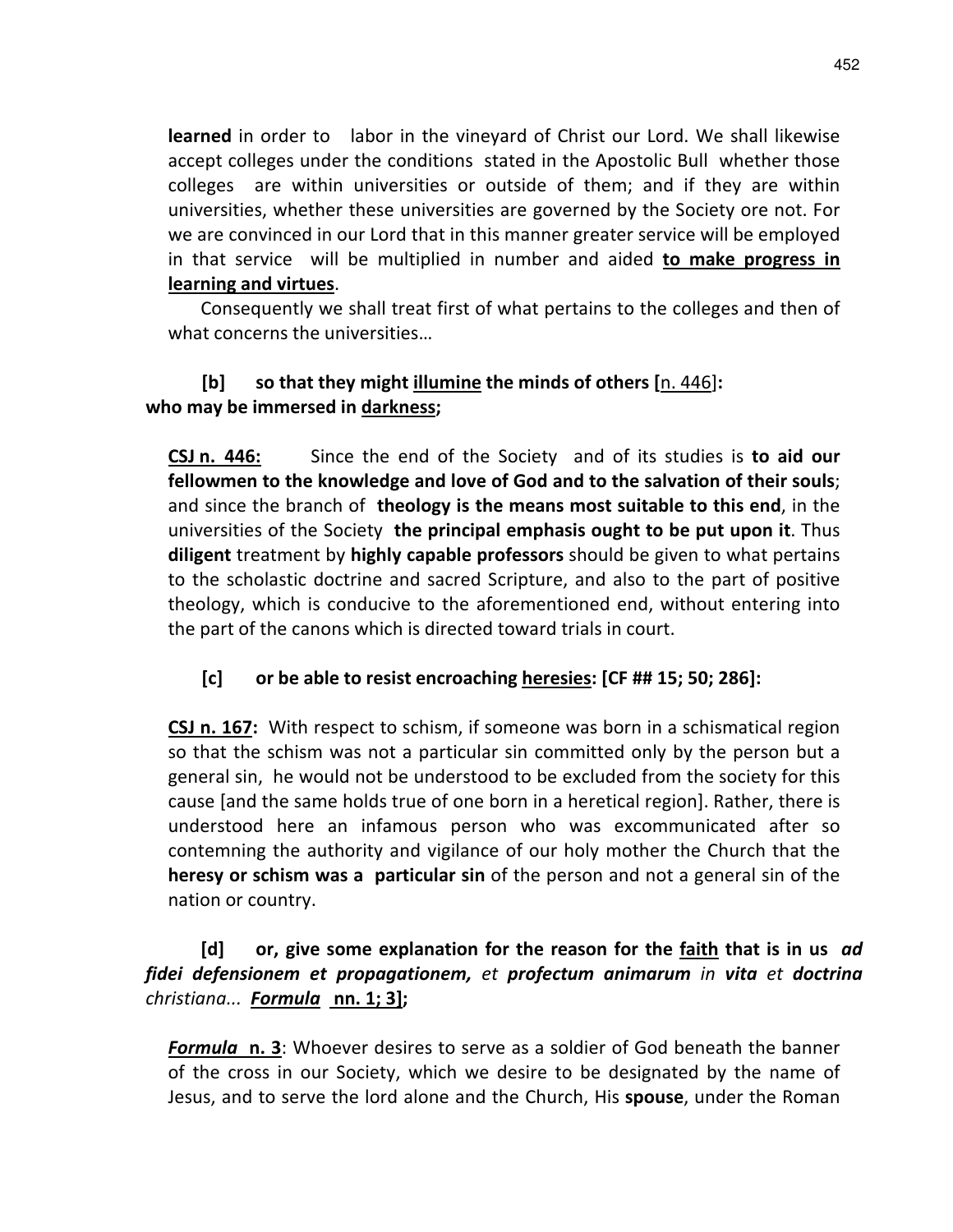**learned** in order to labor in the vineyard of Christ our Lord. We shall likewise accept colleges under the conditions stated in the Apostolic Bull whether those colleges are within universities or outside of them; and if they are within universities, whether these universities are governed by the Society ore not. For we are convinced in our Lord that in this manner greater service will be employed in that service will be multiplied in number and aided **<u>to make progress in learning and virtues</u>**.

Consequently we shall treat first of what pertains to the colleges and then of what concerns the universities…

**[b] so that they might <u>illumine</u> the minds of others [**<u>n. 446</u>]**: who may be immersed in <u>darkness</u>;**

**<u>CSJ n. 446:</u>** Since the end of the Society and of its studies is **to aid our fellowmen to the knowledge and love of God and to the salvation of their souls**; and since the branch of **theology is the means most suitable to this end**, in the universities of the Society **the principal emphasis ought to be put upon it**. Thus **diligent** treatment by **highly capable professors** should be given to what pertains to the scholastic doctrine and sacred Scripture, and also to the part of positive theology, which is conducive to the aforementioned end, without entering into the part of the canons which is directed toward trials in court.

**[c] or be able to resist encroaching <u>heresies</u>: [CF ## 15; 50; 286]:**

**<u>CSJ n. 167</u>:** With respect to schism, if someone was born in a schismatical region so that the schism was not a particular sin committed only by the person but a general sin, he would not be understood to be excluded from the society for this cause [and the same holds true of one born in a heretical region]. Rather, there is understood here an infamous person who was excommunicated after so contemning the authority and vigilance of our holy mother the Church that the **heresy or schism was a particular sin** of the person and not a general sin of the nation or country.

**[d] or, give some explanation for the reason for the <u>faith</u> that is in us *ad fidei defensionem et propagationem*, *et* *profectum animarum* *in* *vita* *et* *doctrina* *christiana...* *<u>Formula</u>* <u>nn. 1; 3</u>];**

***<u>Formula</u>* <u>n. 3</u>**: Whoever desires to serve as a soldier of God beneath the banner of the cross in our Society, which we desire to be designated by the name of Jesus, and to serve the lord alone and the Church, His **spouse**, under the Roman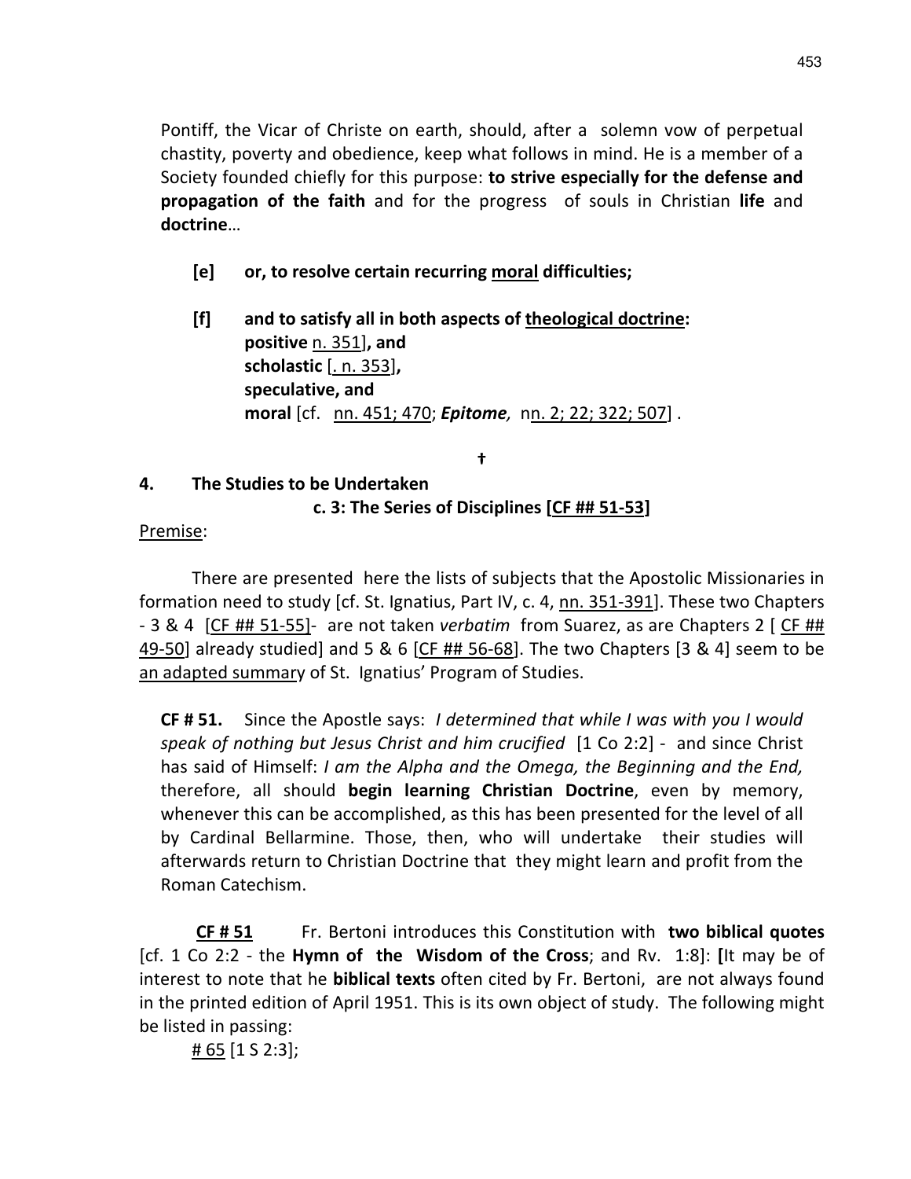Pontiff, the Vicar of Christe on earth, should, after a solemn vow of perpetual chastity, poverty and obedience, keep what follows in mind. He is a member of a Society founded chiefly for this purpose: **to strive especially for the defense and propagation of the faith** and for the progress of souls in Christian **life** and **doctrine**…

- **[e] or, to resolve certain recurring moral difficulties;**
- **[f] and to satisfy all in both aspects of theological doctrine:**
  **positive** n. 351]**, and**
  **scholastic** [. n. 353]**,**
  **speculative, and**
  **moral** [cf. nn. 451; 470; ***Epitome,*** nn. 2; 22; 322; 507] .

✝

## 4. The Studies to be Undertaken

### c. 3: The Series of Disciplines [CF ## 51-53]

Premise:

There are presented here the lists of subjects that the Apostolic Missionaries in formation need to study [cf. St. Ignatius, Part IV, c. 4, nn. 351-391]. These two Chapters - 3 & 4 [CF ## 51-55]- are not taken *verbatim* from Suarez, as are Chapters 2 [ CF ## 49-50] already studied] and 5 & 6 [CF ## 56-68]. The two Chapters [3 & 4] seem to be an adapted summary of St. Ignatius' Program of Studies.

> **CF # 51.** Since the Apostle says: *I determined that while I was with you I would speak of nothing but Jesus Christ and him crucified* [1 Co 2:2] - and since Christ has said of Himself: *I am the Alpha and the Omega, the Beginning and the End,* therefore, all should **begin learning Christian Doctrine**, even by memory, whenever this can be accomplished, as this has been presented for the level of all by Cardinal Bellarmine. Those, then, who will undertake their studies will afterwards return to Christian Doctrine that they might learn and profit from the Roman Catechism.

**CF # 51** Fr. Bertoni introduces this Constitution with **two biblical quotes** [cf. 1 Co 2:2 - the **Hymn of the Wisdom of the Cross**; and Rv. 1:8]: **[**It may be of interest to note that he **biblical texts** often cited by Fr. Bertoni, are not always found in the printed edition of April 1951. This is its own object of study. The following might be listed in passing:

# 65 [1 S 2:3];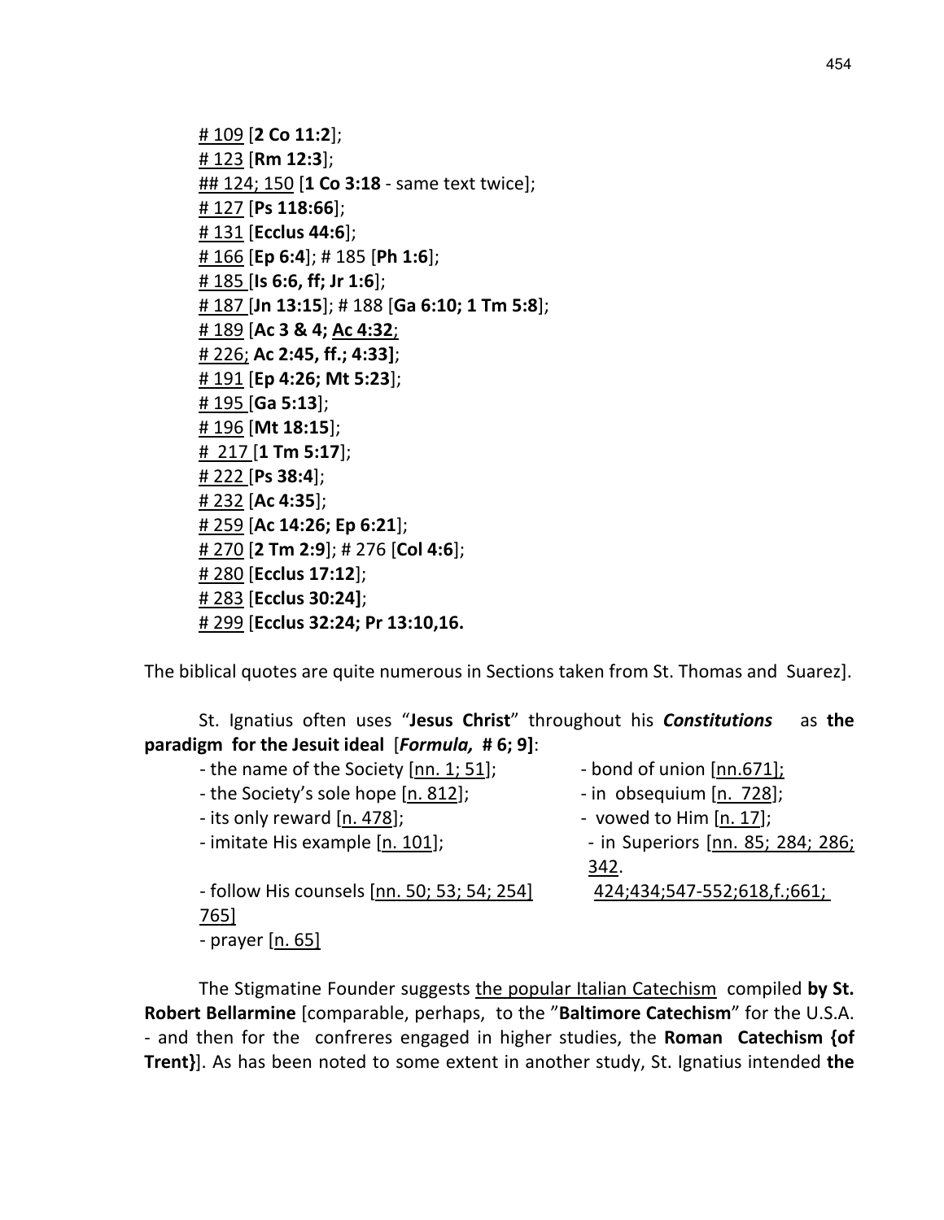# 109 [**2 Co 11:2**];
# 123 [**Rm 12:3**];
## 124; 150 [**1 Co 3:18** - same text twice];
# 127 [**Ps 118:66**];
# 131 [**Ecclus 44:6**];
# 166 [**Ep 6:4**]; # 185 [**Ph 1:6**];
# 185 [**Is 6:6, ff; Jr 1:6**];
# 187 [**Jn 13:15**]; # 188 [**Ga 6:10; 1 Tm 5:8**];
# 189 [**Ac 3 & 4; Ac 4:32**;
# 226; **Ac 2:45, ff.; 4:33]**;
# 191 [**Ep 4:26; Mt 5:23**];
# 195 [**Ga 5:13**];
# 196 [**Mt 18:15**];
# 217 [**1 Tm 5:17**];
# 222 [**Ps 38:4**];
# 232 [**Ac 4:35**];
# 259 [**Ac 14:26; Ep 6:21**];
# 270 [**2 Tm 2:9**]; # 276 [**Col 4:6**];
# 280 [**Ecclus 17:12**];
# 283 [**Ecclus 30:24]**;
# 299 [**Ecclus 32:24; Pr 13:10,16.**

The biblical quotes are quite numerous in Sections taken from St. Thomas and Suarez].

St. Ignatius often uses "**Jesus Christ**" throughout his ***Constitutions*** as **the paradigm for the Jesuit ideal** [***Formula,* # 6; 9]**:

- the name of the Society [nn. 1; 51];
- the Society's sole hope [n. 812];
- its only reward [n. 478];
- imitate His example [n. 101];
- follow His counsels [nn. 50; 53; 54; 254] 765]
- prayer [n. 65]
- bond of union [nn.671];
- in obsequium [n. 728];
- vowed to Him [n. 17];
- in Superiors [nn. 85; 284; 286; 342. 424;434;547-552;618,f.;661;

The Stigmatine Founder suggests the popular Italian Catechism compiled **by St. Robert Bellarmine** [comparable, perhaps, to the "**Baltimore Catechism**" for the U.S.A. - and then for the confreres engaged in higher studies, the **Roman Catechism {of Trent}**]. As has been noted to some extent in another study, St. Ignatius intended **the**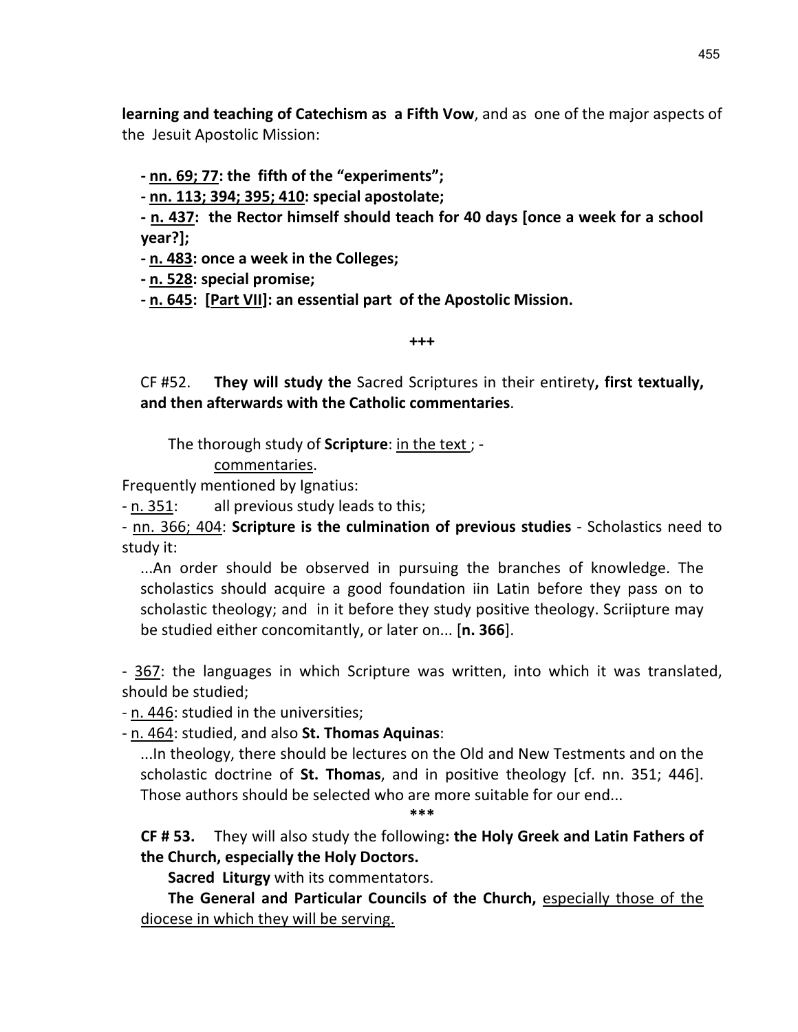**learning and teaching of Catechism as a Fifth Vow**, and as one of the major aspects of the Jesuit Apostolic Mission:

- **nn. 69; 77: the fifth of the "experiments";**
- **nn. 113; 394; 395; 410: special apostolate;**
- **n. 437: the Rector himself should teach for 40 days [once a week for a school year?];**
- **n. 483: once a week in the Colleges;**
- **n. 528: special promise;**
- **n. 645: [Part VII]: an essential part of the Apostolic Mission.**

+++

CF #52. **They will study the** Sacred Scriptures in their entirety**, first textually, and then afterwards with the Catholic commentaries**.

The thorough study of **Scripture**: in the text ; -
commentaries.

Frequently mentioned by Ignatius:

- n. 351: all previous study leads to this;
- nn. 366; 404: **Scripture is the culmination of previous studies** - Scholastics need to study it:

...An order should be observed in pursuing the branches of knowledge. The scholastics should acquire a good foundation iin Latin before they pass on to scholastic theology; and in it before they study positive theology. Scriipture may be studied either concomitantly, or later on... [**n. 366**].

- 367: the languages in which Scripture was written, into which it was translated, should be studied;
- n. 446: studied in the universities;
- n. 464: studied, and also **St. Thomas Aquinas**:

...In theology, there should be lectures on the Old and New Testments and on the scholastic doctrine of **St. Thomas**, and in positive theology [cf. nn. 351; 446]. Those authors should be selected who are more suitable for our end...

***

**CF # 53.** They will also study the following**: the Holy Greek and Latin Fathers of the Church, especially the Holy Doctors.**

**Sacred Liturgy** with its commentators.

**The General and Particular Councils of the Church,** especially those of the diocese in which they will be serving.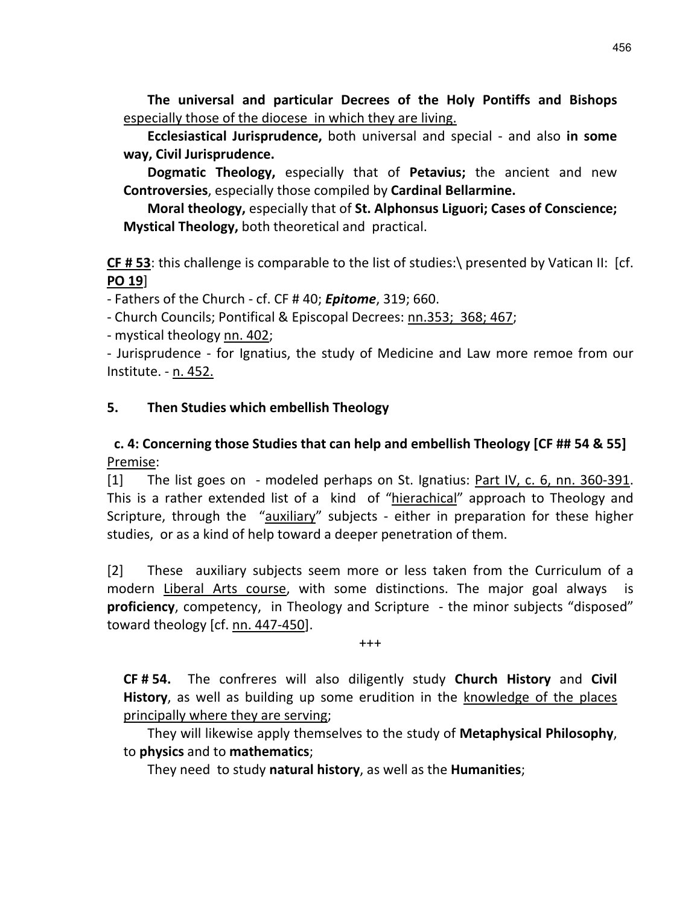**The universal and particular Decrees of the Holy Pontiffs and Bishops** especially those of the diocese in which they are living.

**Ecclesiastical Jurisprudence,** both universal and special - and also **in some way, Civil Jurisprudence.**

**Dogmatic Theology,** especially that of **Petavius;** the ancient and new **Controversies**, especially those compiled by **Cardinal Bellarmine.**

**Moral theology,** especially that of **St. Alphonsus Liguori; Cases of Conscience; Mystical Theology,** both theoretical and practical.

**CF # 53**: this challenge is comparable to the list of studies:\ presented by Vatican II: [cf. **PO 19**]

- Fathers of the Church - cf. CF # 40; ***Epitome***, 319; 660.
- Church Councils; Pontifical & Episcopal Decrees: nn.353; 368; 467;
- mystical theology nn. 402;
- Jurisprudence - for Ignatius, the study of Medicine and Law more remoe from our Institute. - n. 452.

### 5. Then Studies which embellish Theology

**c. 4: Concerning those Studies that can help and embellish Theology [CF ## 54 & 55]**

Premise:

[1] The list goes on - modeled perhaps on St. Ignatius: Part IV, c. 6, nn. 360-391. This is a rather extended list of a kind of "hierachical" approach to Theology and Scripture, through the "auxiliary" subjects - either in preparation for these higher studies, or as a kind of help toward a deeper penetration of them.

[2] These auxiliary subjects seem more or less taken from the Curriculum of a modern Liberal Arts course, with some distinctions. The major goal always is **proficiency**, competency, in Theology and Scripture - the minor subjects "disposed" toward theology [cf. nn. 447-450].

+++

**CF # 54.** The confreres will also diligently study **Church History** and **Civil History**, as well as building up some erudition in the knowledge of the places principally where they are serving;

They will likewise apply themselves to the study of **Metaphysical Philosophy**, to **physics** and to **mathematics**;

They need to study **natural history**, as well as the **Humanities**;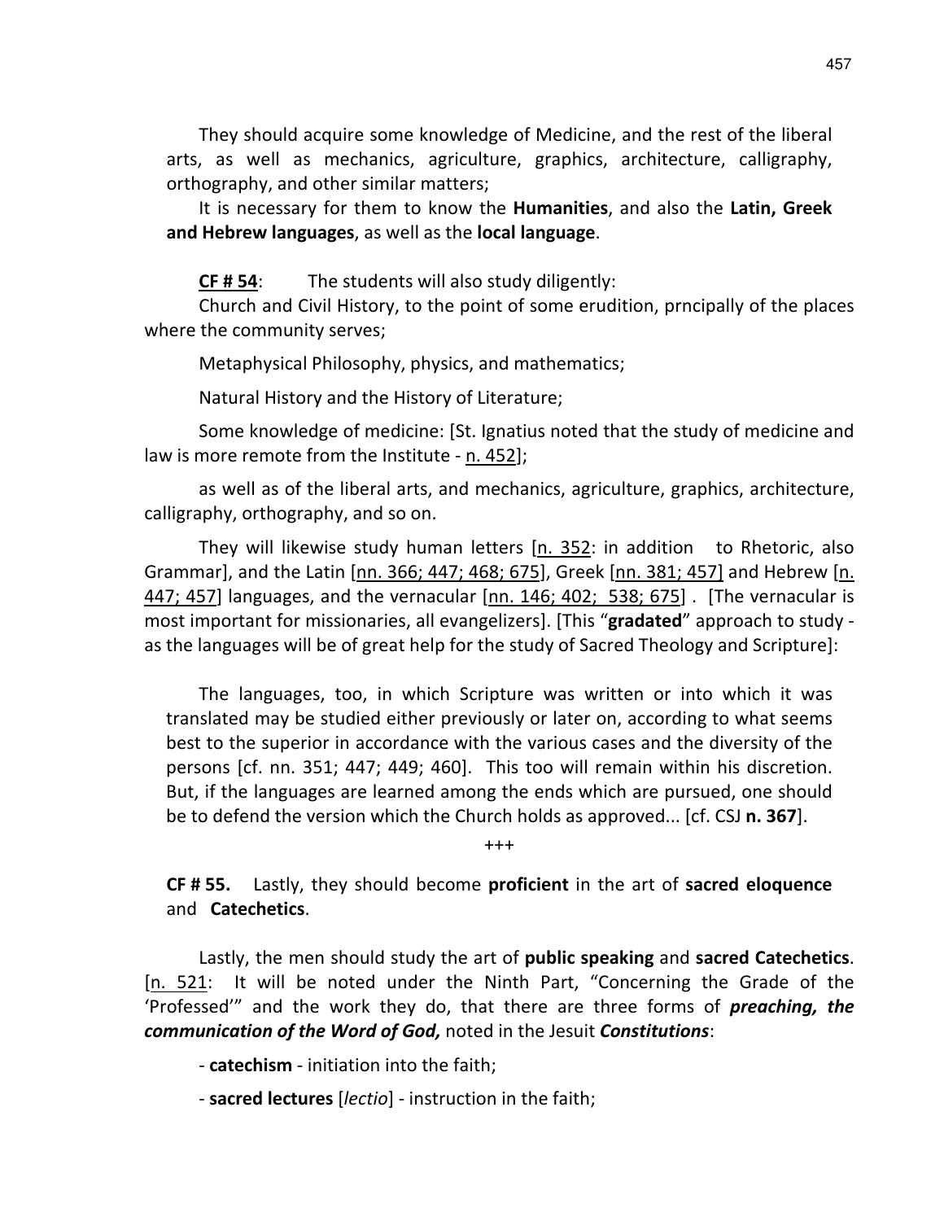They should acquire some knowledge of Medicine, and the rest of the liberal arts, as well as mechanics, agriculture, graphics, architecture, calligraphy, orthography, and other similar matters;

It is necessary for them to know the **Humanities**, and also the **Latin, Greek and Hebrew languages**, as well as the **local language**.

**CF # 54**: The students will also study diligently:

Church and Civil History, to the point of some erudition, prncipally of the places where the community serves;

Metaphysical Philosophy, physics, and mathematics;

Natural History and the History of Literature;

Some knowledge of medicine: [St. Ignatius noted that the study of medicine and law is more remote from the Institute - n. 452];

as well as of the liberal arts, and mechanics, agriculture, graphics, architecture, calligraphy, orthography, and so on.

They will likewise study human letters [n. 352: in addition to Rhetoric, also Grammar], and the Latin [nn. 366; 447; 468; 675], Greek [nn. 381; 457] and Hebrew [n. 447; 457] languages, and the vernacular [nn. 146; 402; 538; 675] . [The vernacular is most important for missionaries, all evangelizers]. [This "**gradated**" approach to study - as the languages will be of great help for the study of Sacred Theology and Scripture]:

> The languages, too, in which Scripture was written or into which it was translated may be studied either previously or later on, according to what seems best to the superior in accordance with the various cases and the diversity of the persons [cf. nn. 351; 447; 449; 460]. This too will remain within his discretion. But, if the languages are learned among the ends which are pursued, one should be to defend the version which the Church holds as approved... [cf. CSJ **n. 367**].

+++

**CF # 55.** Lastly, they should become **proficient** in the art of **sacred eloquence** and **Catechetics**.

Lastly, the men should study the art of **public speaking** and **sacred Catechetics**. [n. 521: It will be noted under the Ninth Part, "Concerning the Grade of the 'Professed'" and the work they do, that there are three forms of ***preaching, the communication of the Word of God,*** noted in the Jesuit ***Constitutions***:

- **catechism** - initiation into the faith;
- **sacred lectures** [*lectio*] - instruction in the faith;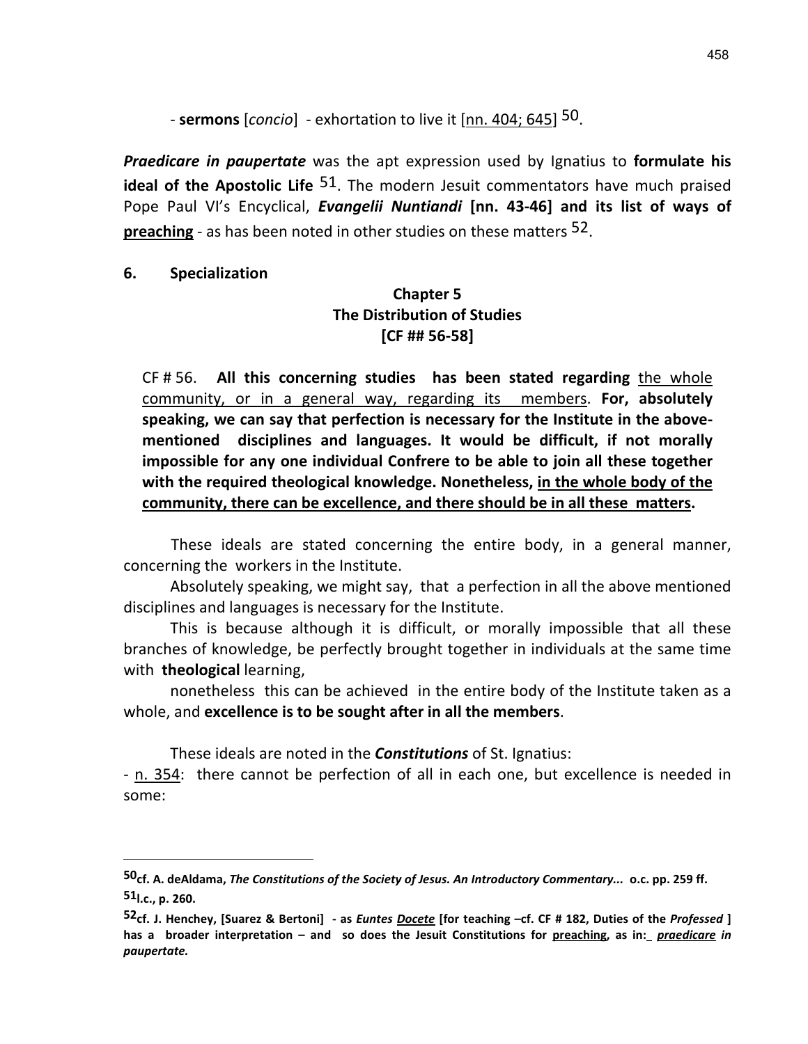- **sermons** [*concio*] - exhortation to live it [nn. 404; 645] [50].

***Praedicare in paupertate*** was the apt expression used by Ignatius to **formulate his ideal of the Apostolic Life** [51]. The modern Jesuit commentators have much praised Pope Paul VI's Encyclical, ***Evangelii Nuntiandi*** **[nn. 43-46] and its list of ways of preaching** - as has been noted in other studies on these matters [52].

**6. Specialization**

**Chapter 5**
**The Distribution of Studies**
**[CF ## 56-58]**

> CF # 56. **All this concerning studies has been stated regarding** the whole community, or in a general way, regarding its members. **For, absolutely speaking, we can say that perfection is necessary for the Institute in the above-mentioned disciplines and languages. It would be difficult, if not morally impossible for any one individual Confrere to be able to join all these together with the required theological knowledge. Nonetheless, in the whole body of the community, there can be excellence, and there should be in all these matters.**

These ideals are stated concerning the entire body, in a general manner, concerning the workers in the Institute.

Absolutely speaking, we might say, that a perfection in all the above mentioned disciplines and languages is necessary for the Institute.

This is because although it is difficult, or morally impossible that all these branches of knowledge, be perfectly brought together in individuals at the same time with **theological** learning,

nonetheless this can be achieved in the entire body of the Institute taken as a whole, and **excellence is to be sought after in all the members**.

These ideals are noted in the ***Constitutions*** of St. Ignatius:

- n. 354: there cannot be perfection of all in each one, but excellence is needed in some:

---

**[50] cf. A. deAldama, *The Constitutions of the Society of Jesus. An Introductory Commentary...* o.c. pp. 259 ff.**

**[51] l.c., p. 260.**

**[52] cf. J. Henchey, [Suarez & Bertoni] - as *Euntes Docete* [for teaching –cf. CF # 182, Duties of the *Professed* ] has a broader interpretation – and so does the Jesuit Constitutions for preaching, as in: *praedicare in paupertate.***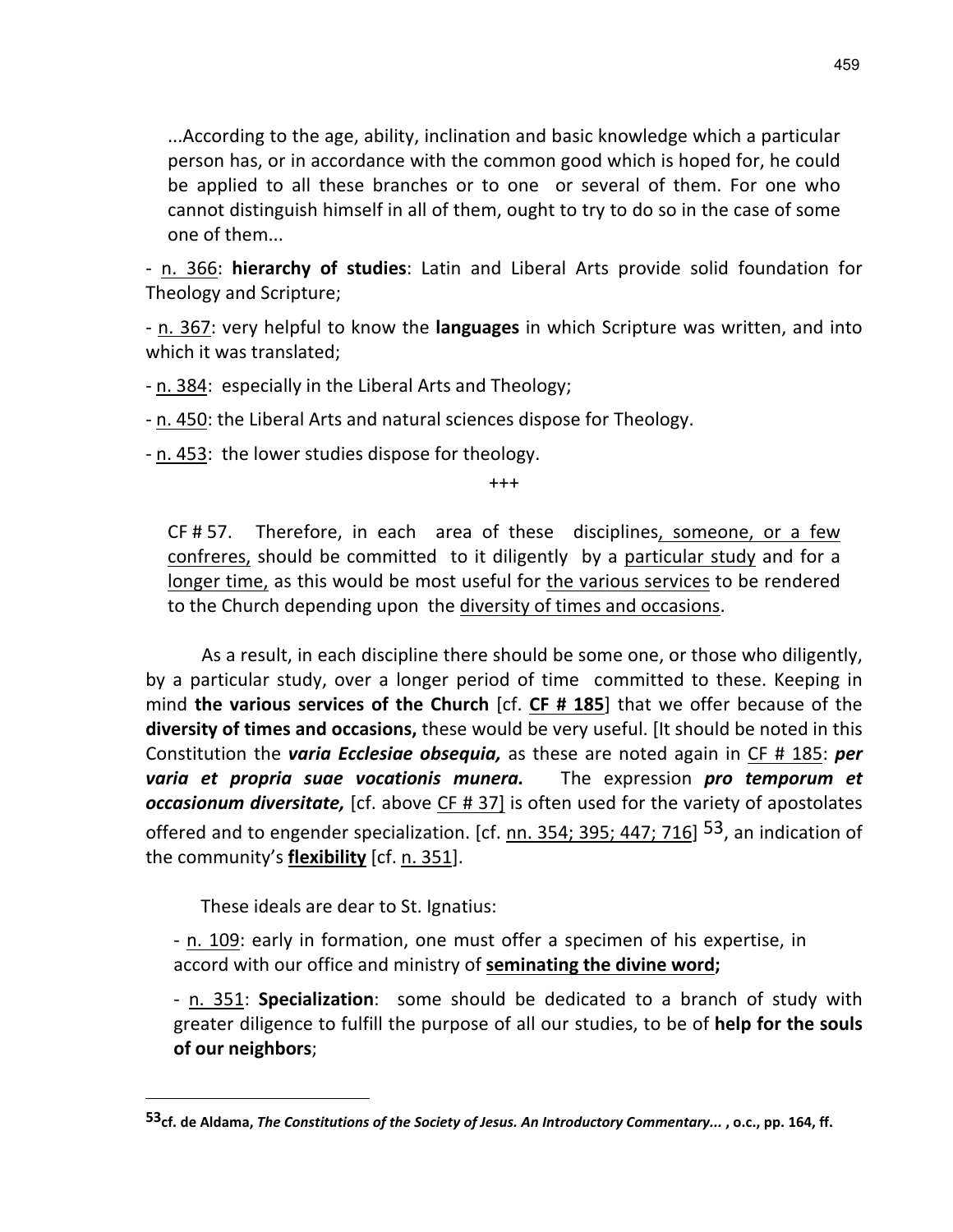...According to the age, ability, inclination and basic knowledge which a particular person has, or in accordance with the common good which is hoped for, he could be applied to all these branches or to one or several of them. For one who cannot distinguish himself in all of them, ought to try to do so in the case of some one of them...

- n. 366: **hierarchy of studies**: Latin and Liberal Arts provide solid foundation for Theology and Scripture;

- n. 367: very helpful to know the **languages** in which Scripture was written, and into which it was translated;

- n. 384: especially in the Liberal Arts and Theology;

- n. 450: the Liberal Arts and natural sciences dispose for Theology.

- n. 453: the lower studies dispose for theology.

+++

CF # 57. Therefore, in each area of these disciplines, someone, or a few confreres, should be committed to it diligently by a particular study and for a longer time, as this would be most useful for the various services to be rendered to the Church depending upon the diversity of times and occasions.

As a result, in each discipline there should be some one, or those who diligently, by a particular study, over a longer period of time committed to these. Keeping in mind **the various services of the Church** [cf. **CF # 185**] that we offer because of the **diversity of times and occasions,** these would be very useful. [It should be noted in this Constitution the ***varia Ecclesiae obsequia,*** as these are noted again in CF # 185: ***per varia et propria suae vocationis munera.*** The expression ***pro temporum et occasionum diversitate,*** [cf. above CF # 37] is often used for the variety of apostolates offered and to engender specialization. [cf. nn. 354; 395; 447; 716] [53], an indication of the community's **flexibility** [cf. n. 351].

These ideals are dear to St. Ignatius:

- n. 109: early in formation, one must offer a specimen of his expertise, in accord with our office and ministry of **seminating the divine word;**

- n. 351: **Specialization**: some should be dedicated to a branch of study with greater diligence to fulfill the purpose of all our studies, to be of **help for the souls of our neighbors**;

[53] **cf. de Aldama, *The Constitutions of the Society of Jesus. An Introductory Commentary...* , o.c., pp. 164, ff.**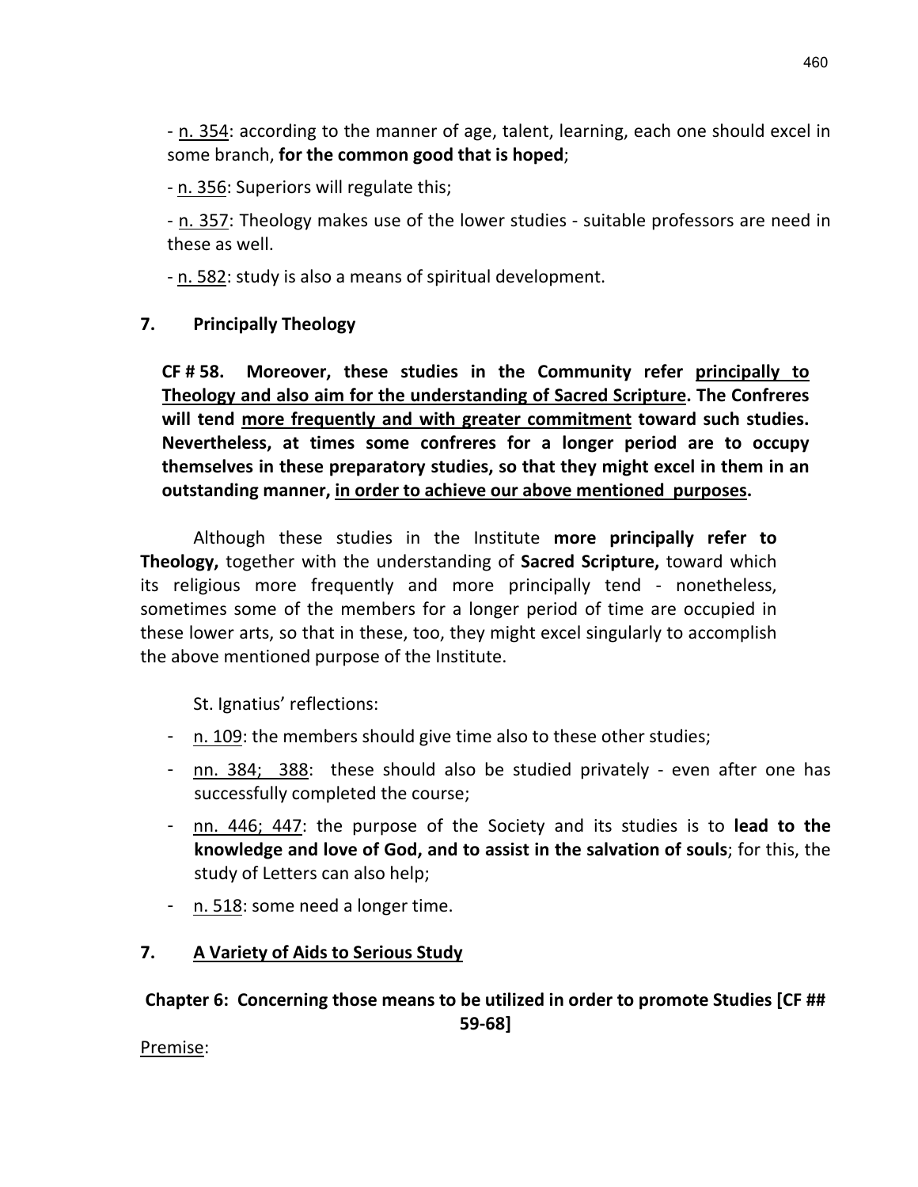- <u>n. 354</u>: according to the manner of age, talent, learning, each one should excel in some branch, **for the common good that is hoped**;

- <u>n. 356</u>: Superiors will regulate this;

- <u>n. 357</u>: Theology makes use of the lower studies - suitable professors are need in these as well.

- <u>n. 582</u>: study is also a means of spiritual development.

## 7. Principally Theology

**CF # 58. Moreover, these studies in the Community refer <u>principally to Theology and also aim for the understanding of Sacred Scripture</u>. The Confreres will tend <u>more frequently and with greater commitment</u> toward such studies. Nevertheless, at times some confreres for a longer period are to occupy themselves in these preparatory studies, so that they might excel in them in an outstanding manner, <u>in order to achieve our above mentioned purposes</u>.**

Although these studies in the Institute **more principally refer to Theology,** together with the understanding of **Sacred Scripture,** toward which its religious more frequently and more principally tend - nonetheless, sometimes some of the members for a longer period of time are occupied in these lower arts, so that in these, too, they might excel singularly to accomplish the above mentioned purpose of the Institute.

St. Ignatius' reflections:

- <u>n. 109</u>: the members should give time also to these other studies;
- <u>nn. 384; 388</u>: these should also be studied privately - even after one has successfully completed the course;
- <u>nn. 446; 447</u>: the purpose of the Society and its studies is to **lead to the knowledge and love of God, and to assist in the salvation of souls**; for this, the study of Letters can also help;
- <u>n. 518</u>: some need a longer time.

## 7. <u>A Variety of Aids to Serious Study</u>

### Chapter 6: Concerning those means to be utilized in order to promote Studies [CF ## 59-68]

<u>Premise</u>: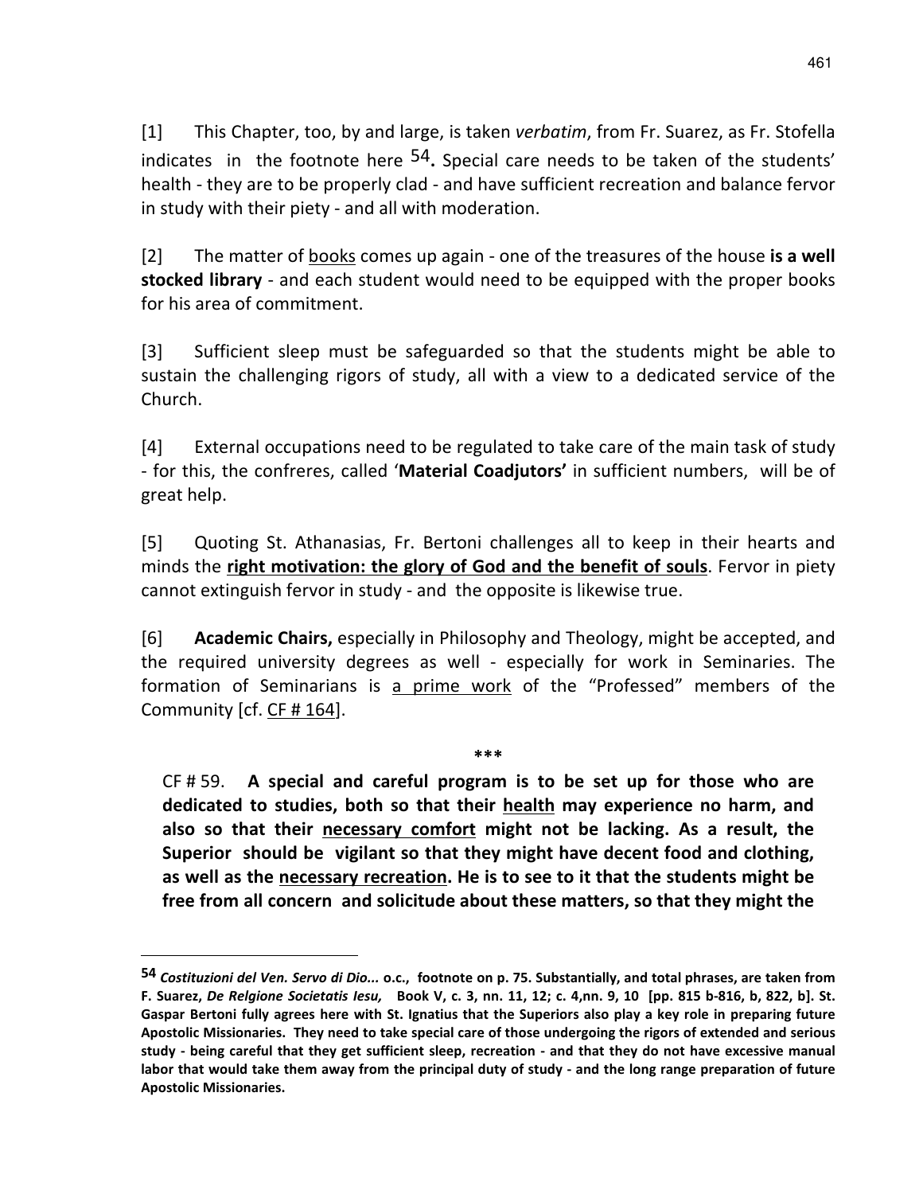[1] This Chapter, too, by and large, is taken *verbatim*, from Fr. Suarez, as Fr. Stofella indicates in the footnote here [54]**.** Special care needs to be taken of the students' health - they are to be properly clad - and have sufficient recreation and balance fervor in study with their piety - and all with moderation.

[2] The matter of <u>books</u> comes up again - one of the treasures of the house **is a well stocked library** - and each student would need to be equipped with the proper books for his area of commitment.

[3] Sufficient sleep must be safeguarded so that the students might be able to sustain the challenging rigors of study, all with a view to a dedicated service of the Church.

[4] External occupations need to be regulated to take care of the main task of study - for this, the confreres, called '**Material Coadjutors'** in sufficient numbers, will be of great help.

[5] Quoting St. Athanasias, Fr. Bertoni challenges all to keep in their hearts and minds the **<u>right motivation: the glory of God and the benefit of souls</u>**. Fervor in piety cannot extinguish fervor in study - and the opposite is likewise true.

[6] **Academic Chairs,** especially in Philosophy and Theology, might be accepted, and the required university degrees as well - especially for work in Seminaries. The formation of Seminarians is <u>a prime work</u> of the "Professed" members of the Community [cf. <u>CF # 164</u>].

***

CF # 59. **A special and careful program is to be set up for those who are dedicated to studies, both so that their <u>health</u> may experience no harm, and also so that their <u>necessary comfort</u> might not be lacking. As a result, the Superior should be vigilant so that they might have decent food and clothing, as well as the <u>necessary recreation</u>. He is to see to it that the students might be free from all concern and solicitude about these matters, so that they might the**

---

[54] ***Costituzioni del Ven. Servo di Dio...*** **o.c., footnote on p. 75. Substantially, and total phrases, are taken from F. Suarez, *De Relgione Societatis Iesu,* Book V, c. 3, nn. 11, 12; c. 4,nn. 9, 10 [pp. 815 b-816, b, 822, b]. St. Gaspar Bertoni fully agrees here with St. Ignatius that the Superiors also play a key role in preparing future Apostolic Missionaries. They need to take special care of those undergoing the rigors of extended and serious study - being careful that they get sufficient sleep, recreation - and that they do not have excessive manual labor that would take them away from the principal duty of study - and the long range preparation of future Apostolic Missionaries.**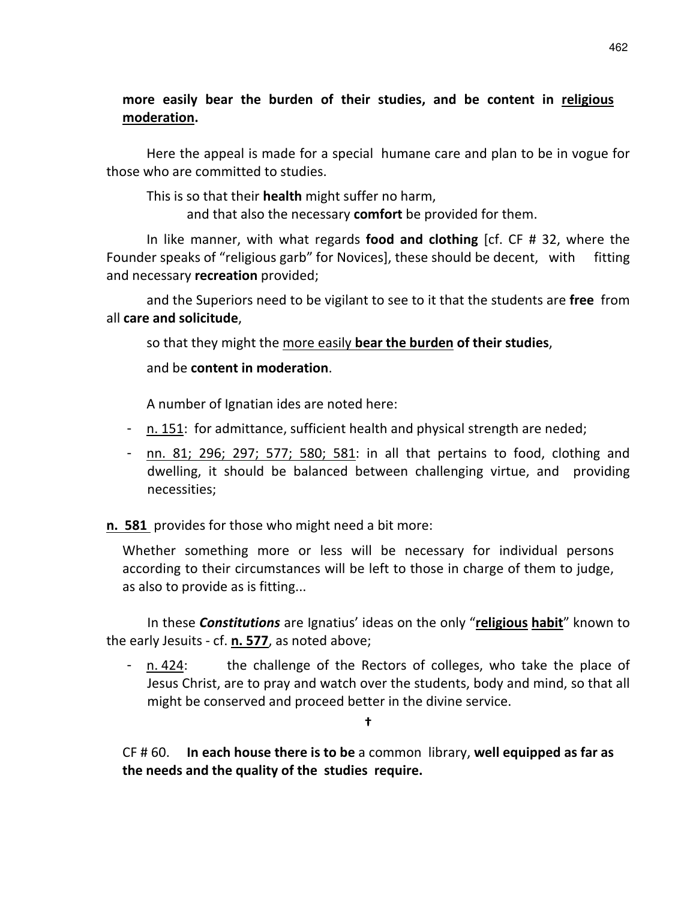**more easily bear the burden of their studies, and be content in <u>religious moderation</u>.**

Here the appeal is made for a special humane care and plan to be in vogue for those who are committed to studies.

This is so that their **health** might suffer no harm,

and that also the necessary **comfort** be provided for them.

In like manner, with what regards **food and clothing** [cf. CF # 32, where the Founder speaks of "religious garb" for Novices], these should be decent, with fitting and necessary **recreation** provided;

and the Superiors need to be vigilant to see to it that the students are **free** from all **care and solicitude**,

so that they might the <u>more easily</u> **<u>bear the burden</u> of their studies**,

and be **content in moderation**.

A number of Ignatian ides are noted here:

- <u>n. 151</u>: for admittance, sufficient health and physical strength are neded;
- <u>nn. 81; 296; 297; 577; 580; 581</u>: in all that pertains to food, clothing and dwelling, it should be balanced between challenging virtue, and providing necessities;

**<u>n. 581</u>** provides for those who might need a bit more:

> Whether something more or less will be necessary for individual persons according to their circumstances will be left to those in charge of them to judge, as also to provide as is fitting...

In these ***Constitutions*** are Ignatius' ideas on the only "**<u>religious</u> <u>habit</u>**" known to the early Jesuits - cf. **<u>n. 577</u>**, as noted above;

- <u>n. 424</u>: the challenge of the Rectors of colleges, who take the place of Jesus Christ, are to pray and watch over the students, body and mind, so that all might be conserved and proceed better in the divine service.

†

CF # 60. **In each house there is to be** a common library, **well equipped as far as the needs and the quality of the studies require.**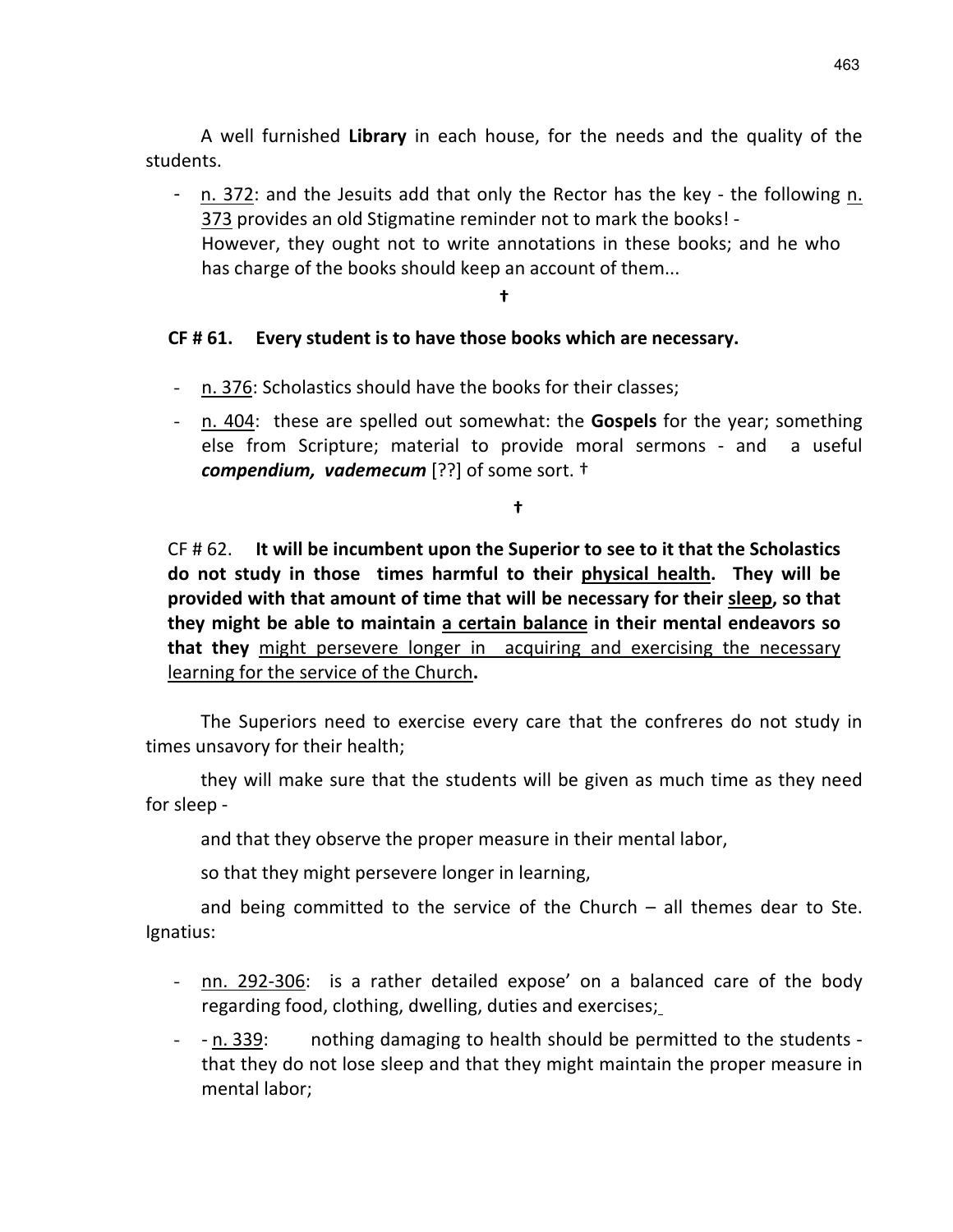A well furnished **Library** in each house, for the needs and the quality of the students.

- n. 372: and the Jesuits add that only the Rector has the key - the following n. 373 provides an old Stigmatine reminder not to mark the books! -
  However, they ought not to write annotations in these books; and he who has charge of the books should keep an account of them...

†

**CF # 61. Every student is to have those books which are necessary.**

- n. 376: Scholastics should have the books for their classes;
- n. 404: these are spelled out somewhat: the **Gospels** for the year; something else from Scripture; material to provide moral sermons - and a useful ***compendium, vademecum*** [??] of some sort. †

†

CF # 62. **It will be incumbent upon the Superior to see to it that the Scholastics do not study in those times harmful to their physical health. They will be provided with that amount of time that will be necessary for their sleep, so that they might be able to maintain a certain balance in their mental endeavors so that they** might persevere longer in acquiring and exercising the necessary learning for the service of the Church**.**

The Superiors need to exercise every care that the confreres do not study in times unsavory for their health;

they will make sure that the students will be given as much time as they need for sleep -

and that they observe the proper measure in their mental labor,

so that they might persevere longer in learning,

and being committed to the service of the Church – all themes dear to Ste. Ignatius:

- nn. 292-306: is a rather detailed expose' on a balanced care of the body regarding food, clothing, dwelling, duties and exercises;
- - n. 339: nothing damaging to health should be permitted to the students - that they do not lose sleep and that they might maintain the proper measure in mental labor;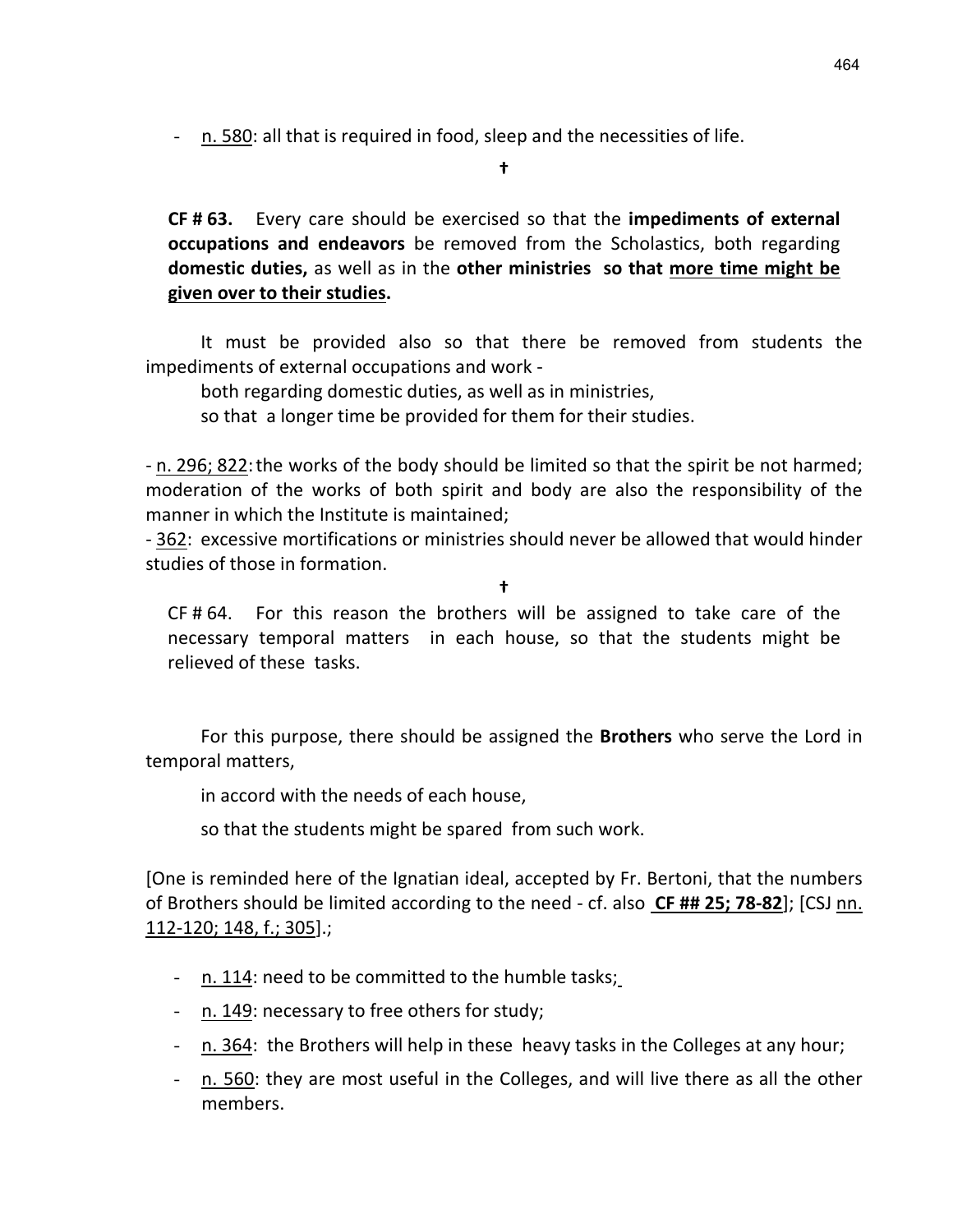- n. 580: all that is required in food, sleep and the necessities of life.

✝

**CF # 63.** Every care should be exercised so that the **impediments of external occupations and endeavors** be removed from the Scholastics, both regarding **domestic duties,** as well as in the **other ministries so that more time might be given over to their studies.**

It must be provided also so that there be removed from students the impediments of external occupations and work -

both regarding domestic duties, as well as in ministries,

so that a longer time be provided for them for their studies.

- n. 296; 822: the works of the body should be limited so that the spirit be not harmed; moderation of the works of both spirit and body are also the responsibility of the manner in which the Institute is maintained;
- 362: excessive mortifications or ministries should never be allowed that would hinder studies of those in formation.

✝

CF # 64. For this reason the brothers will be assigned to take care of the necessary temporal matters in each house, so that the students might be relieved of these tasks.

For this purpose, there should be assigned the **Brothers** who serve the Lord in temporal matters,

in accord with the needs of each house,

so that the students might be spared from such work.

[One is reminded here of the Ignatian ideal, accepted by Fr. Bertoni, that the numbers of Brothers should be limited according to the need - cf. also **CF ## 25; 78-82**]; [CSJ nn. 112-120; 148, f.; 305].;

- n. 114: need to be committed to the humble tasks;
- n. 149: necessary to free others for study;
- n. 364: the Brothers will help in these heavy tasks in the Colleges at any hour;
- n. 560: they are most useful in the Colleges, and will live there as all the other members.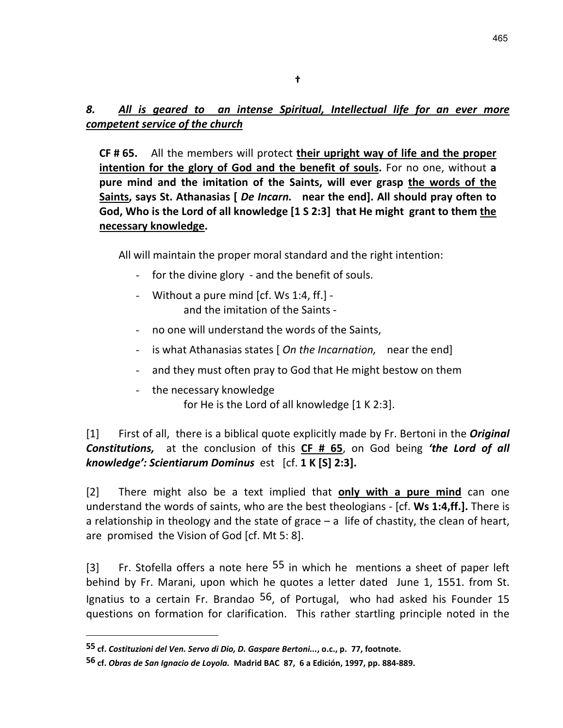†

*8.* ***All is geared to an intense Spiritual, Intellectual life for an ever more competent service of the church***

> **CF # 65.** All the members will protect **their upright way of life and the proper intention for the glory of God and the benefit of souls.** For no one, without **a pure mind and the imitation of the Saints, will ever grasp the words of the Saints, says St. Athanasias [ *De Incarn.* near the end]. All should pray often to God, Who is the Lord of all knowledge [1 S 2:3] that He might grant to them the necessary knowledge.**

All will maintain the proper moral standard and the right intention:

- for the divine glory - and the benefit of souls.
- Without a pure mind [cf. Ws 1:4, ff.] -
  and the imitation of the Saints -
- no one will understand the words of the Saints,
- is what Athanasias states [ *On the Incarnation,* near the end]
- and they must often pray to God that He might bestow on them
- the necessary knowledge
  for He is the Lord of all knowledge [1 K 2:3].

[1] First of all, there is a biblical quote explicitly made by Fr. Bertoni in the ***Original Constitutions,*** at the conclusion of this **CF # 65**, on God being ***'the Lord of all knowledge': Scientiarum Dominus*** est [cf. **1 K [S] 2:3].**

[2] There might also be a text implied that **only with a pure mind** can one understand the words of saints, who are the best theologians - [cf. **Ws 1:4,ff.].** There is a relationship in theology and the state of grace – a life of chastity, the clean of heart, are promised the Vision of God [cf. Mt 5: 8].

[3] Fr. Stofella offers a note here [55] in which he mentions a sheet of paper left behind by Fr. Marani, upon which he quotes a letter dated June 1, 1551. from St. Ignatius to a certain Fr. Brandao [56], of Portugal, who had asked his Founder 15 questions on formation for clarification. This rather startling principle noted in the

---

**[55] cf. *Costituzioni del Ven. Servo di Dio, D. Gaspare Bertoni...*, o.c., p. 77, footnote.**

**[56] cf. *Obras de San Ignacio de Loyola.* Madrid BAC 87, 6 a Edición, 1997, pp. 884-889.**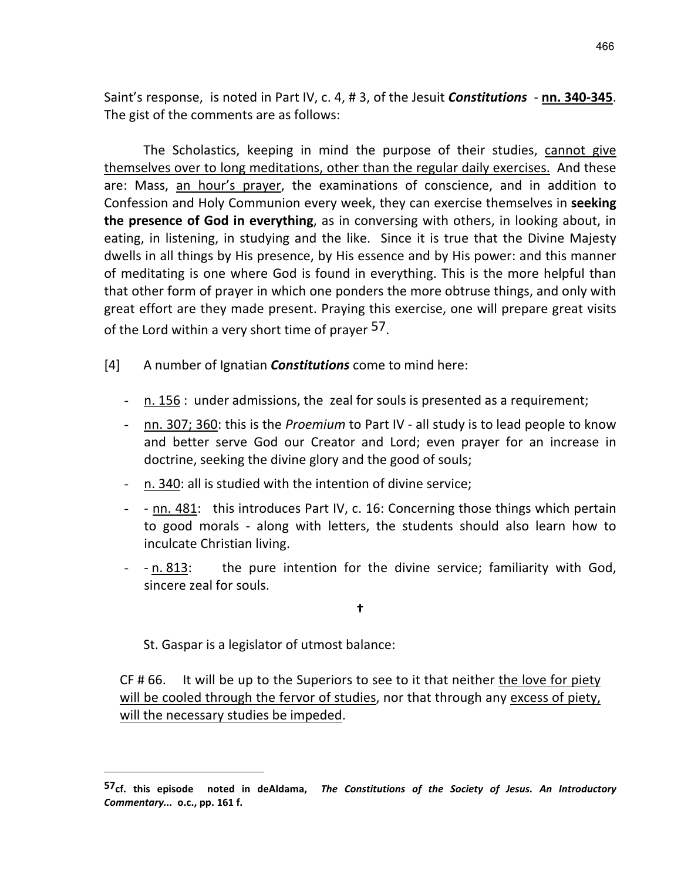Saint's response, is noted in Part IV, c. 4, # 3, of the Jesuit ***Constitutions*** - **nn. 340-345**. The gist of the comments are as follows:

The Scholastics, keeping in mind the purpose of their studies, cannot give themselves over to long meditations, other than the regular daily exercises. And these are: Mass, an hour's prayer, the examinations of conscience, and in addition to Confession and Holy Communion every week, they can exercise themselves in **seeking the presence of God in everything**, as in conversing with others, in looking about, in eating, in listening, in studying and the like. Since it is true that the Divine Majesty dwells in all things by His presence, by His essence and by His power: and this manner of meditating is one where God is found in everything. This is the more helpful than that other form of prayer in which one ponders the more obtruse things, and only with great effort are they made present. Praying this exercise, one will prepare great visits of the Lord within a very short time of prayer [57].

[4] A number of Ignatian ***Constitutions*** come to mind here:

- n. 156 : under admissions, the zeal for souls is presented as a requirement;
- nn. 307; 360: this is the *Proemium* to Part IV - all study is to lead people to know and better serve God our Creator and Lord; even prayer for an increase in doctrine, seeking the divine glory and the good of souls;
- n. 340: all is studied with the intention of divine service;
- - nn. 481: this introduces Part IV, c. 16: Concerning those things which pertain to good morals - along with letters, the students should also learn how to inculcate Christian living.
- - n. 813: the pure intention for the divine service; familiarity with God, sincere zeal for souls.

†

St. Gaspar is a legislator of utmost balance:

CF # 66. It will be up to the Superiors to see to it that neither the love for piety will be cooled through the fervor of studies, nor that through any excess of piety, will the necessary studies be impeded.

---

**[57] cf. this episode noted in deAldama, *The Constitutions of the Society of Jesus. An Introductory Commentary...* o.c., pp. 161 f.**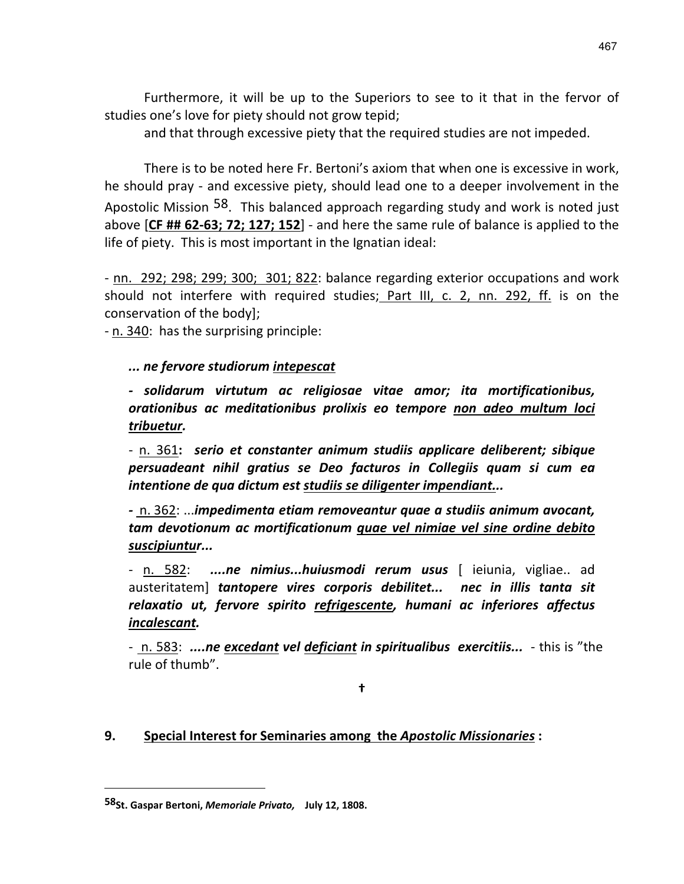Furthermore, it will be up to the Superiors to see to it that in the fervor of studies one's love for piety should not grow tepid;

and that through excessive piety that the required studies are not impeded.

There is to be noted here Fr. Bertoni's axiom that when one is excessive in work, he should pray - and excessive piety, should lead one to a deeper involvement in the Apostolic Mission [58]. This balanced approach regarding study and work is noted just above [**CF ## 62-63; 72; 127; 152**] - and here the same rule of balance is applied to the life of piety. This is most important in the Ignatian ideal:

- nn. 292; 298; 299; 300; 301; 822: balance regarding exterior occupations and work should not interfere with required studies; Part III, c. 2, nn. 292, ff. is on the conservation of the body];
- n. 340: has the surprising principle:

> ***... ne fervore studiorum intepescat***
>
> ***- solidarum virtutum ac religiosae vitae amor; ita mortificationibus, orationibus ac meditationibus prolixis eo tempore non adeo multum loci tribuetur.***
>
> - n. 361**:** ***serio et constanter animum studiis applicare deliberent; sibique persuadeant nihil gratius se Deo facturos in Collegiis quam si cum ea intentione de qua dictum est studiis se diligenter impendiant...***
>
> **-** n. 362: ...***impedimenta etiam removeantur quae a studiis animum avocant, tam devotionum ac mortificationum quae vel nimiae vel sine ordine debito suscipiuntur...***
>
> - n. 582: ***....ne nimius...huiusmodi rerum usus*** [ ieiunia, vigliae.. ad austeritatem] ***tantopere vires corporis debilitet... nec in illis tanta sit relaxatio ut, fervore spirito refrigescente, humani ac inferiores affectus incalescant.***
>
> - n. 583: ***....ne excedant vel deficiant in spiritualibus exercitiis...*** - this is "the rule of thumb".

†

## 9. Special Interest for Seminaries among the *Apostolic Missionaries* :

---

[58] **St. Gaspar Bertoni, *Memoriale Privato,* July 12, 1808.**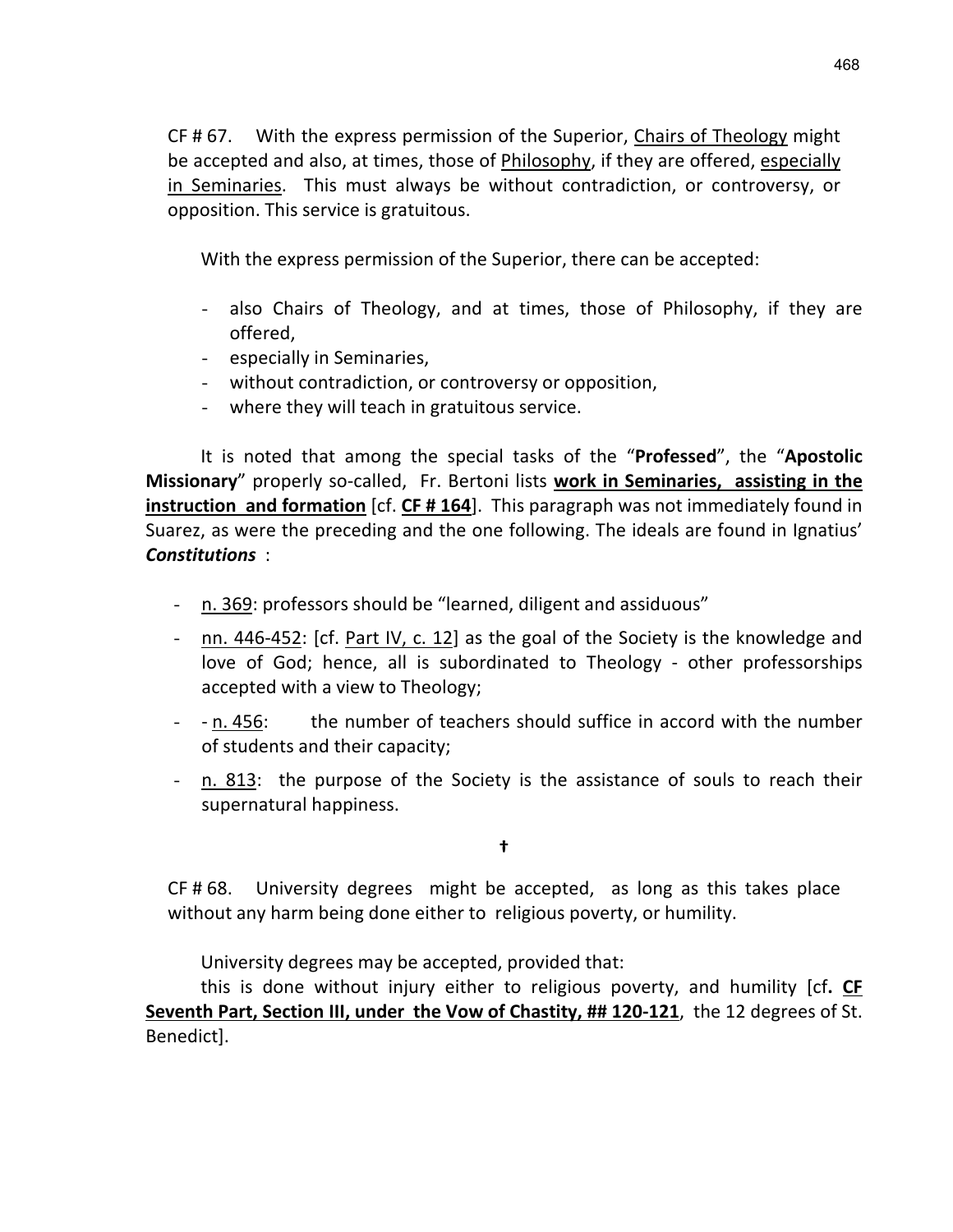CF # 67. With the express permission of the Superior, Chairs of Theology might be accepted and also, at times, those of Philosophy, if they are offered, especially in Seminaries. This must always be without contradiction, or controversy, or opposition. This service is gratuitous.

With the express permission of the Superior, there can be accepted:

- also Chairs of Theology, and at times, those of Philosophy, if they are offered,
- especially in Seminaries,
- without contradiction, or controversy or opposition,
- where they will teach in gratuitous service.

It is noted that among the special tasks of the "**Professed**", the "**Apostolic Missionary**" properly so-called, Fr. Bertoni lists **work in Seminaries, assisting in the instruction and formation** [cf. **CF # 164**]. This paragraph was not immediately found in Suarez, as were the preceding and the one following. The ideals are found in Ignatius' ***Constitutions*** :

- n. 369: professors should be "learned, diligent and assiduous"
- nn. 446-452: [cf. Part IV, c. 12] as the goal of the Society is the knowledge and love of God; hence, all is subordinated to Theology - other professorships accepted with a view to Theology;
- - n. 456: the number of teachers should suffice in accord with the number of students and their capacity;
- n. 813: the purpose of the Society is the assistance of souls to reach their supernatural happiness.

✝

CF # 68. University degrees might be accepted, as long as this takes place without any harm being done either to religious poverty, or humility.

University degrees may be accepted, provided that:

this is done without injury either to religious poverty, and humility [cf**. CF Seventh Part, Section III, under the Vow of Chastity, ## 120-121**, the 12 degrees of St. Benedict].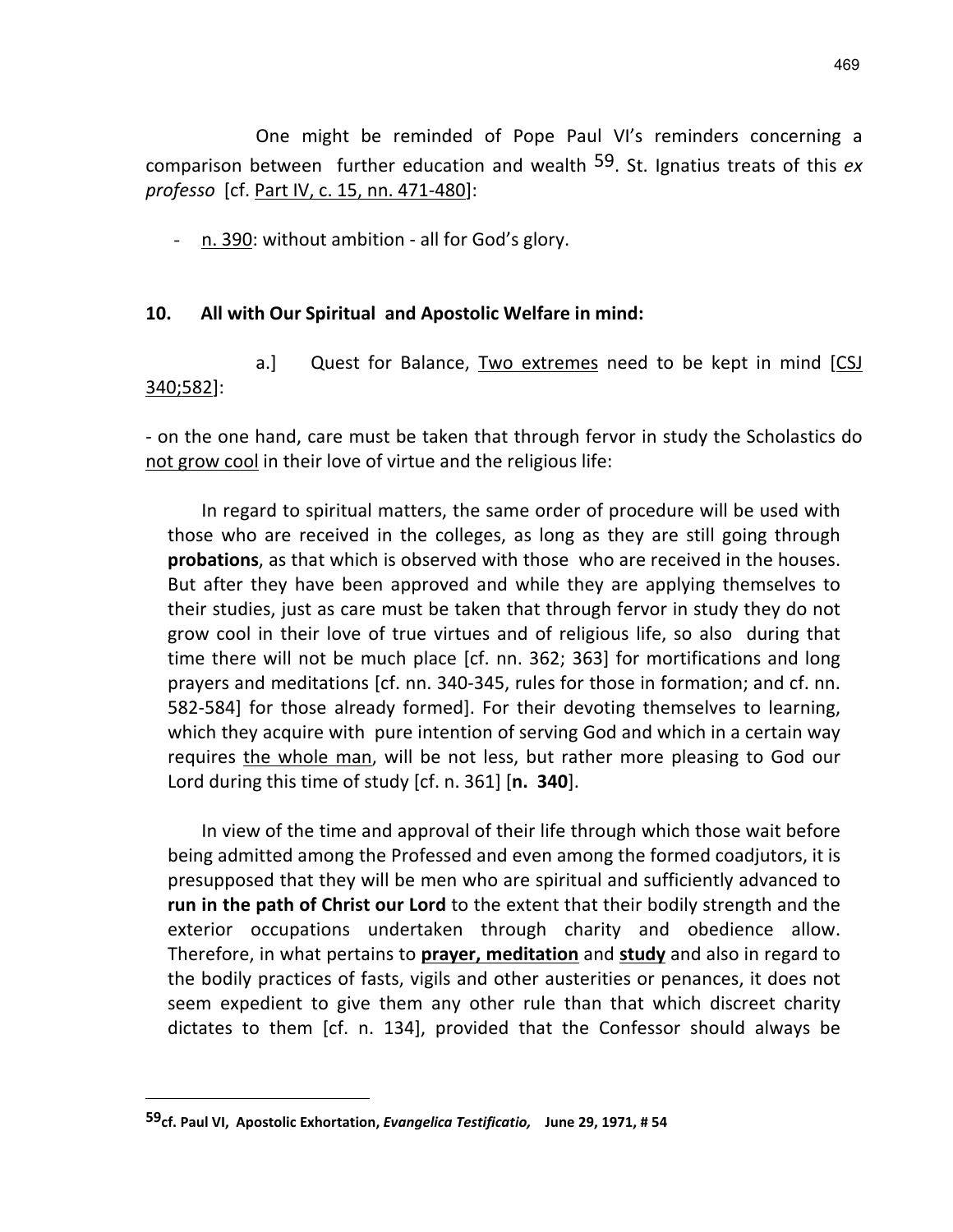One might be reminded of Pope Paul VI's reminders concerning a comparison between further education and wealth [59]. St. Ignatius treats of this *ex professo* [cf. Part IV, c. 15, nn. 471-480]:

- n. 390: without ambition - all for God's glory.

**10. All with Our Spiritual and Apostolic Welfare in mind:**

a.] Quest for Balance, Two extremes need to be kept in mind [CSJ 340;582]:

- on the one hand, care must be taken that through fervor in study the Scholastics do not grow cool in their love of virtue and the religious life:

> In regard to spiritual matters, the same order of procedure will be used with those who are received in the colleges, as long as they are still going through **probations**, as that which is observed with those who are received in the houses. But after they have been approved and while they are applying themselves to their studies, just as care must be taken that through fervor in study they do not grow cool in their love of true virtues and of religious life, so also during that time there will not be much place [cf. nn. 362; 363] for mortifications and long prayers and meditations [cf. nn. 340-345, rules for those in formation; and cf. nn. 582-584] for those already formed]. For their devoting themselves to learning, which they acquire with pure intention of serving God and which in a certain way requires the whole man, will be not less, but rather more pleasing to God our Lord during this time of study [cf. n. 361] [**n. 340**].

> In view of the time and approval of their life through which those wait before being admitted among the Professed and even among the formed coadjutors, it is presupposed that they will be men who are spiritual and sufficiently advanced to **run in the path of Christ our Lord** to the extent that their bodily strength and the exterior occupations undertaken through charity and obedience allow. Therefore, in what pertains to **prayer, meditation** and **study** and also in regard to the bodily practices of fasts, vigils and other austerities or penances, it does not seem expedient to give them any other rule than that which discreet charity dictates to them [cf. n. 134], provided that the Confessor should always be

---

**[59] cf. Paul VI, Apostolic Exhortation, *Evangelica Testificatio,* June 29, 1971, # 54**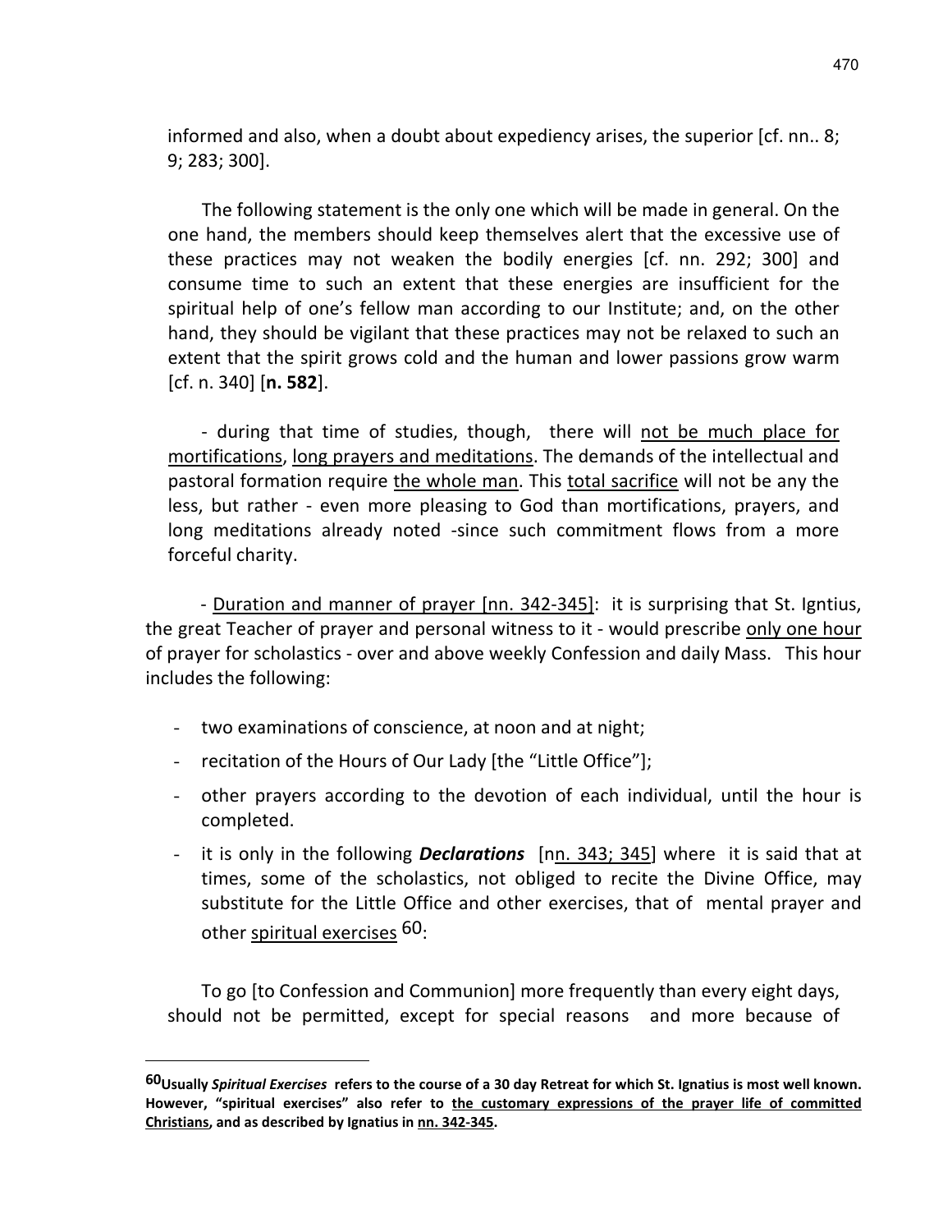informed and also, when a doubt about expediency arises, the superior [cf. nn.. 8; 9; 283; 300].

The following statement is the only one which will be made in general. On the one hand, the members should keep themselves alert that the excessive use of these practices may not weaken the bodily energies [cf. nn. 292; 300] and consume time to such an extent that these energies are insufficient for the spiritual help of one's fellow man according to our Institute; and, on the other hand, they should be vigilant that these practices may not be relaxed to such an extent that the spirit grows cold and the human and lower passions grow warm [cf. n. 340] [**n. 582**].

- during that time of studies, though, there will not be much place for mortifications, long prayers and meditations. The demands of the intellectual and pastoral formation require the whole man. This total sacrifice will not be any the less, but rather - even more pleasing to God than mortifications, prayers, and long meditations already noted -since such commitment flows from a more forceful charity.

- Duration and manner of prayer [nn. 342-345]: it is surprising that St. Igntius, the great Teacher of prayer and personal witness to it - would prescribe only one hour of prayer for scholastics - over and above weekly Confession and daily Mass. This hour includes the following:

- two examinations of conscience, at noon and at night;
- recitation of the Hours of Our Lady [the "Little Office"];
- other prayers according to the devotion of each individual, until the hour is completed.
- it is only in the following ***Declarations*** [nn. 343; 345] where it is said that at times, some of the scholastics, not obliged to recite the Divine Office, may substitute for the Little Office and other exercises, that of mental prayer and other spiritual exercises [60]:

To go [to Confession and Communion] more frequently than every eight days, should not be permitted, except for special reasons and more because of

**[60] Usually *Spiritual Exercises* refers to the course of a 30 day Retreat for which St. Ignatius is most well known. However, "spiritual exercises" also refer to the customary expressions of the prayer life of committed Christians, and as described by Ignatius in nn. 342-345.**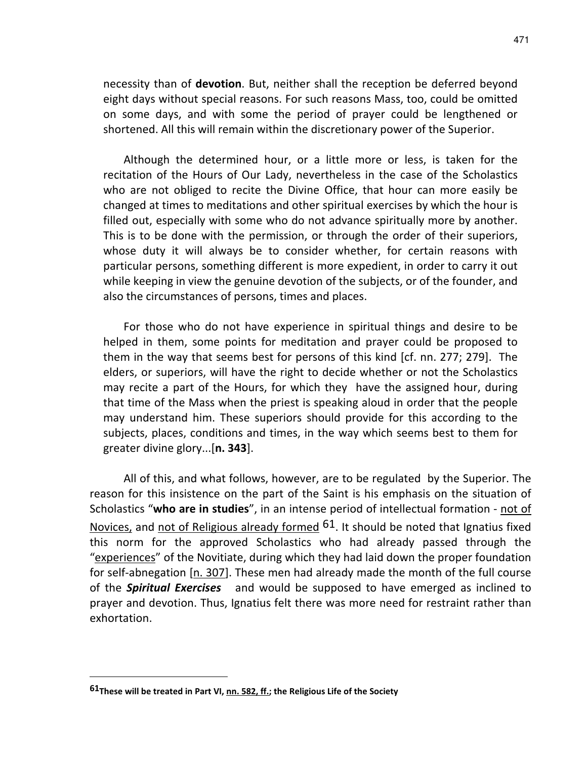necessity than of **devotion**. But, neither shall the reception be deferred beyond eight days without special reasons. For such reasons Mass, too, could be omitted on some days, and with some the period of prayer could be lengthened or shortened. All this will remain within the discretionary power of the Superior.

Although the determined hour, or a little more or less, is taken for the recitation of the Hours of Our Lady, nevertheless in the case of the Scholastics who are not obliged to recite the Divine Office, that hour can more easily be changed at times to meditations and other spiritual exercises by which the hour is filled out, especially with some who do not advance spiritually more by another. This is to be done with the permission, or through the order of their superiors, whose duty it will always be to consider whether, for certain reasons with particular persons, something different is more expedient, in order to carry it out while keeping in view the genuine devotion of the subjects, or of the founder, and also the circumstances of persons, times and places.

For those who do not have experience in spiritual things and desire to be helped in them, some points for meditation and prayer could be proposed to them in the way that seems best for persons of this kind [cf. nn. 277; 279]. The elders, or superiors, will have the right to decide whether or not the Scholastics may recite a part of the Hours, for which they have the assigned hour, during that time of the Mass when the priest is speaking aloud in order that the people may understand him. These superiors should provide for this according to the subjects, places, conditions and times, in the way which seems best to them for greater divine glory...[**n. 343**].

All of this, and what follows, however, are to be regulated by the Superior. The reason for this insistence on the part of the Saint is his emphasis on the situation of Scholastics "**who are in studies**", in an intense period of intellectual formation - <u>not of Novices,</u> and <u>not of Religious already formed</u> [61]. It should be noted that Ignatius fixed this norm for the approved Scholastics who had already passed through the "<u>experiences</u>" of the Novitiate, during which they had laid down the proper foundation for self-abnegation [<u>n. 307</u>]. These men had already made the month of the full course of the ***Spiritual Exercises*** and would be supposed to have emerged as inclined to prayer and devotion. Thus, Ignatius felt there was more need for restraint rather than exhortation.

---

**[61] These will be treated in Part VI, <u>nn. 582, ff.</u>; the Religious Life of the Society**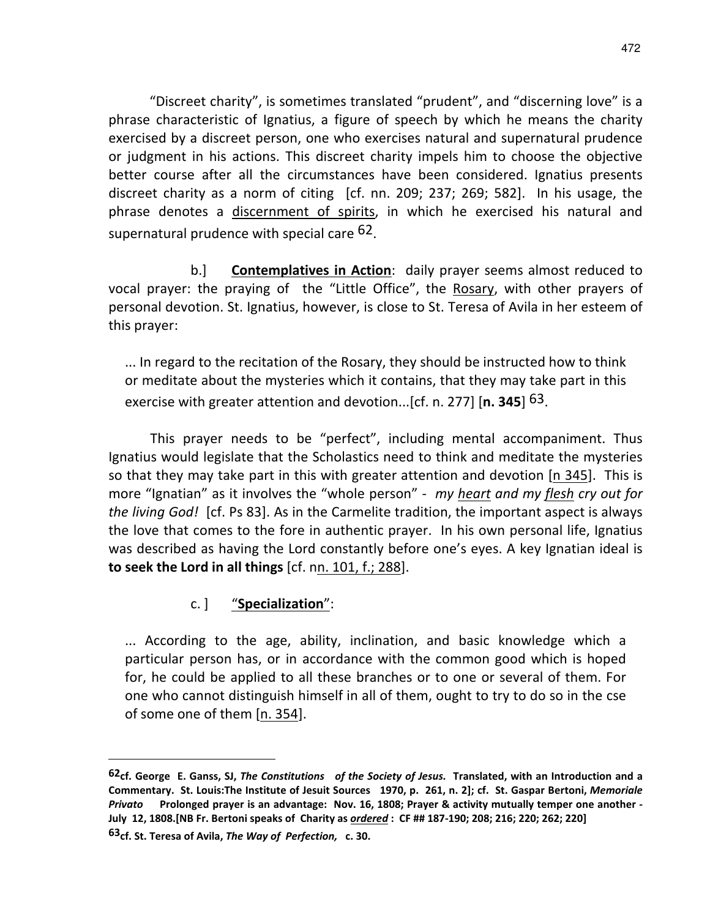"Discreet charity", is sometimes translated "prudent", and "discerning love" is a phrase characteristic of Ignatius, a figure of speech by which he means the charity exercised by a discreet person, one who exercises natural and supernatural prudence or judgment in his actions. This discreet charity impels him to choose the objective better course after all the circumstances have been considered. Ignatius presents discreet charity as a norm of citing [cf. nn. 209; 237; 269; 582]. In his usage, the phrase denotes a <u>discernment of spirits</u>, in which he exercised his natural and supernatural prudence with special care [62].

b.] **<u>Contemplatives in Action</u>**: daily prayer seems almost reduced to vocal prayer: the praying of the "Little Office", the <u>Rosary</u>, with other prayers of personal devotion. St. Ignatius, however, is close to St. Teresa of Avila in her esteem of this prayer:

> ... In regard to the recitation of the Rosary, they should be instructed how to think or meditate about the mysteries which it contains, that they may take part in this exercise with greater attention and devotion...[cf. n. 277] [**n. 345**] [63].

This prayer needs to be "perfect", including mental accompaniment. Thus Ignatius would legislate that the Scholastics need to think and meditate the mysteries so that they may take part in this with greater attention and devotion [<u>n 345</u>]. This is more "Ignatian" as it involves the "whole person" - *my <u>heart</u> and my <u>flesh</u> cry out for the living God!* [cf. Ps 83]. As in the Carmelite tradition, the important aspect is always the love that comes to the fore in authentic prayer. In his own personal life, Ignatius was described as having the Lord constantly before one's eyes. A key Ignatian ideal is **to seek the Lord in all things** [cf. n<u>n. 101, f.; 288</u>].

c. ] "**<u>Specialization</u>**":

> ... According to the age, ability, inclination, and basic knowledge which a particular person has, or in accordance with the common good which is hoped for, he could be applied to all these branches or to one or several of them. For one who cannot distinguish himself in all of them, ought to try to do so in the cse of some one of them [<u>n. 354</u>].

---

**[62] cf. George E. Ganss, SJ, *The Constitutions of the Society of Jesus.* Translated, with an Introduction and a Commentary. St. Louis:The Institute of Jesuit Sources 1970, p. 261, n. 2]; cf. St. Gaspar Bertoni, *Memoriale Privato* Prolonged prayer is an advantage: Nov. 16, 1808; Prayer & activity mutually temper one another - July 12, 1808.[NB Fr. Bertoni speaks of Charity as <u>*ordered*</u> : CF ## 187-190; 208; 216; 220; 262; 220]**

**[63] cf. St. Teresa of Avila, *The Way of Perfection,* c. 30.**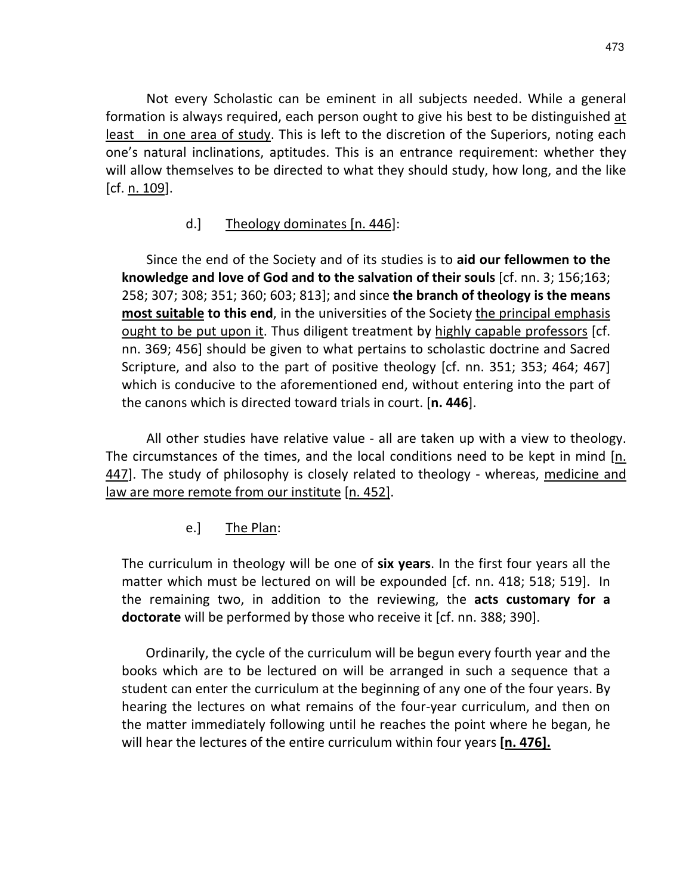Not every Scholastic can be eminent in all subjects needed. While a general formation is always required, each person ought to give his best to be distinguished <u>at least in one area of study</u>. This is left to the discretion of the Superiors, noting each one's natural inclinations, aptitudes. This is an entrance requirement: whether they will allow themselves to be directed to what they should study, how long, and the like [cf. <u>n. 109</u>].

d.] <u>Theology dominates [n. 446]</u>:

> Since the end of the Society and of its studies is to **aid our fellowmen to the knowledge and love of God and to the salvation of their souls** [cf. nn. 3; 156;163; 258; 307; 308; 351; 360; 603; 813]; and since **the branch of theology is the means <u>most suitable</u> to this end**, in the universities of the Society <u>the principal emphasis ought to be put upon it</u>. Thus diligent treatment by <u>highly capable professors</u> [cf. nn. 369; 456] should be given to what pertains to scholastic doctrine and Sacred Scripture, and also to the part of positive theology [cf. nn. 351; 353; 464; 467] which is conducive to the aforementioned end, without entering into the part of the canons which is directed toward trials in court. [**n. 446**].

All other studies have relative value - all are taken up with a view to theology. The circumstances of the times, and the local conditions need to be kept in mind [<u>n. 447</u>]. The study of philosophy is closely related to theology - whereas, <u>medicine and law are more remote from our institute</u> [<u>n. 452</u>].

e.] <u>The Plan</u>:

> The curriculum in theology will be one of **six years**. In the first four years all the matter which must be lectured on will be expounded [cf. nn. 418; 518; 519]. In the remaining two, in addition to the reviewing, the **acts customary for a doctorate** will be performed by those who receive it [cf. nn. 388; 390].
>
> Ordinarily, the cycle of the curriculum will be begun every fourth year and the books which are to be lectured on will be arranged in such a sequence that a student can enter the curriculum at the beginning of any one of the four years. By hearing the lectures on what remains of the four-year curriculum, and then on the matter immediately following until he reaches the point where he began, he will hear the lectures of the entire curriculum within four years **[<u>n. 476</u>].**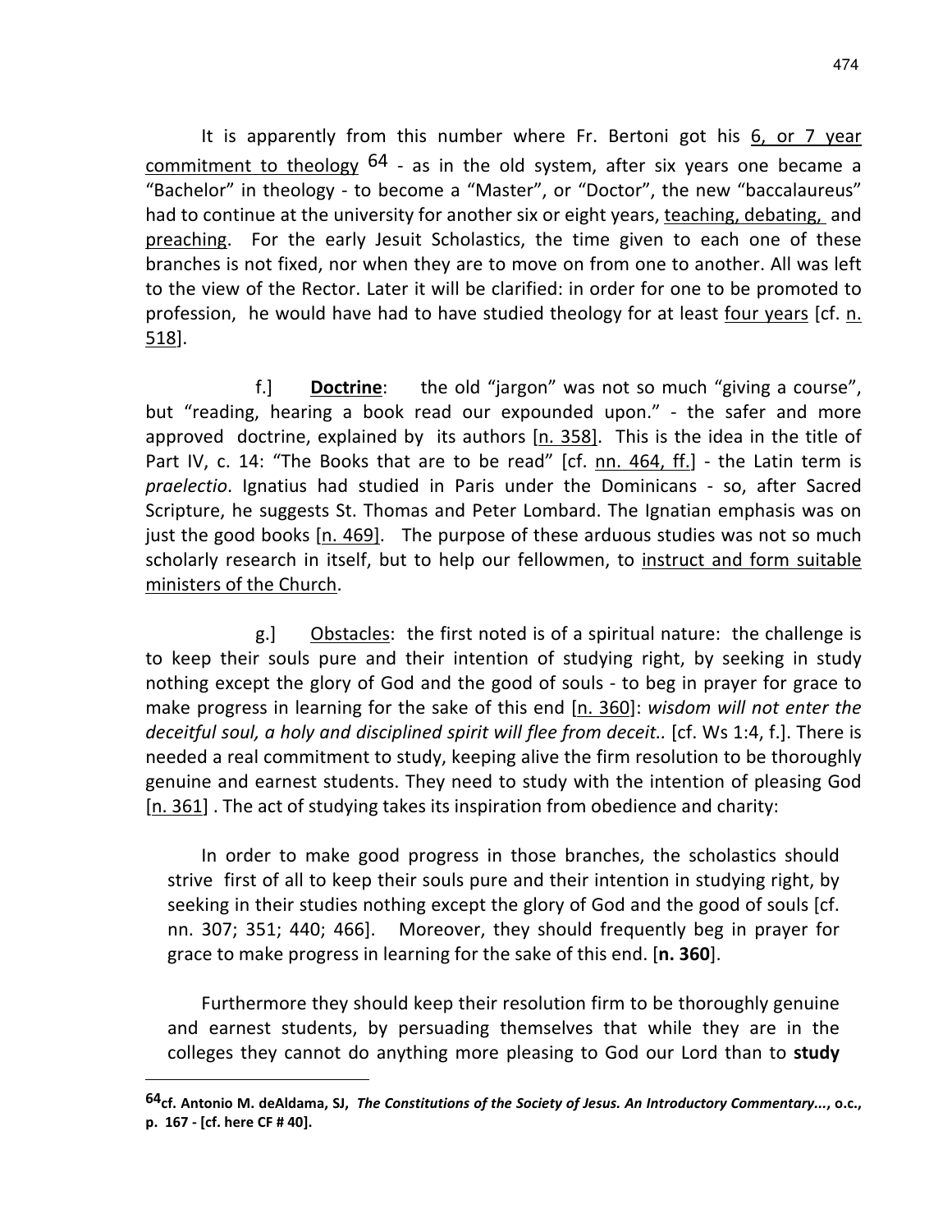It is apparently from this number where Fr. Bertoni got his 6, or 7 year commitment to theology [64] - as in the old system, after six years one became a "Bachelor" in theology - to become a "Master", or "Doctor", the new "baccalaureus" had to continue at the university for another six or eight years, teaching, debating, and preaching. For the early Jesuit Scholastics, the time given to each one of these branches is not fixed, nor when they are to move on from one to another. All was left to the view of the Rector. Later it will be clarified: in order for one to be promoted to profession, he would have had to have studied theology for at least four years [cf. n. 518].

f.] **Doctrine**: the old "jargon" was not so much "giving a course", but "reading, hearing a book read our expounded upon." - the safer and more approved doctrine, explained by its authors [n. 358]. This is the idea in the title of Part IV, c. 14: "The Books that are to be read" [cf. nn. 464, ff.] - the Latin term is *praelectio*. Ignatius had studied in Paris under the Dominicans - so, after Sacred Scripture, he suggests St. Thomas and Peter Lombard. The Ignatian emphasis was on just the good books [n. 469]. The purpose of these arduous studies was not so much scholarly research in itself, but to help our fellowmen, to instruct and form suitable ministers of the Church.

g.] Obstacles: the first noted is of a spiritual nature: the challenge is to keep their souls pure and their intention of studying right, by seeking in study nothing except the glory of God and the good of souls - to beg in prayer for grace to make progress in learning for the sake of this end [n. 360]: *wisdom will not enter the deceitful soul, a holy and disciplined spirit will flee from deceit..* [cf. Ws 1:4, f.]. There is needed a real commitment to study, keeping alive the firm resolution to be thoroughly genuine and earnest students. They need to study with the intention of pleasing God [n. 361] . The act of studying takes its inspiration from obedience and charity:

> In order to make good progress in those branches, the scholastics should strive first of all to keep their souls pure and their intention in studying right, by seeking in their studies nothing except the glory of God and the good of souls [cf. nn. 307; 351; 440; 466]. Moreover, they should frequently beg in prayer for grace to make progress in learning for the sake of this end. [**n. 360**].
>
> Furthermore they should keep their resolution firm to be thoroughly genuine and earnest students, by persuading themselves that while they are in the colleges they cannot do anything more pleasing to God our Lord than to **study**

---

**[64] cf. Antonio M. deAldama, SJ, *The Constitutions of the Society of Jesus. An Introductory Commentary...*, o.c., p. 167 - [cf. here CF # 40].**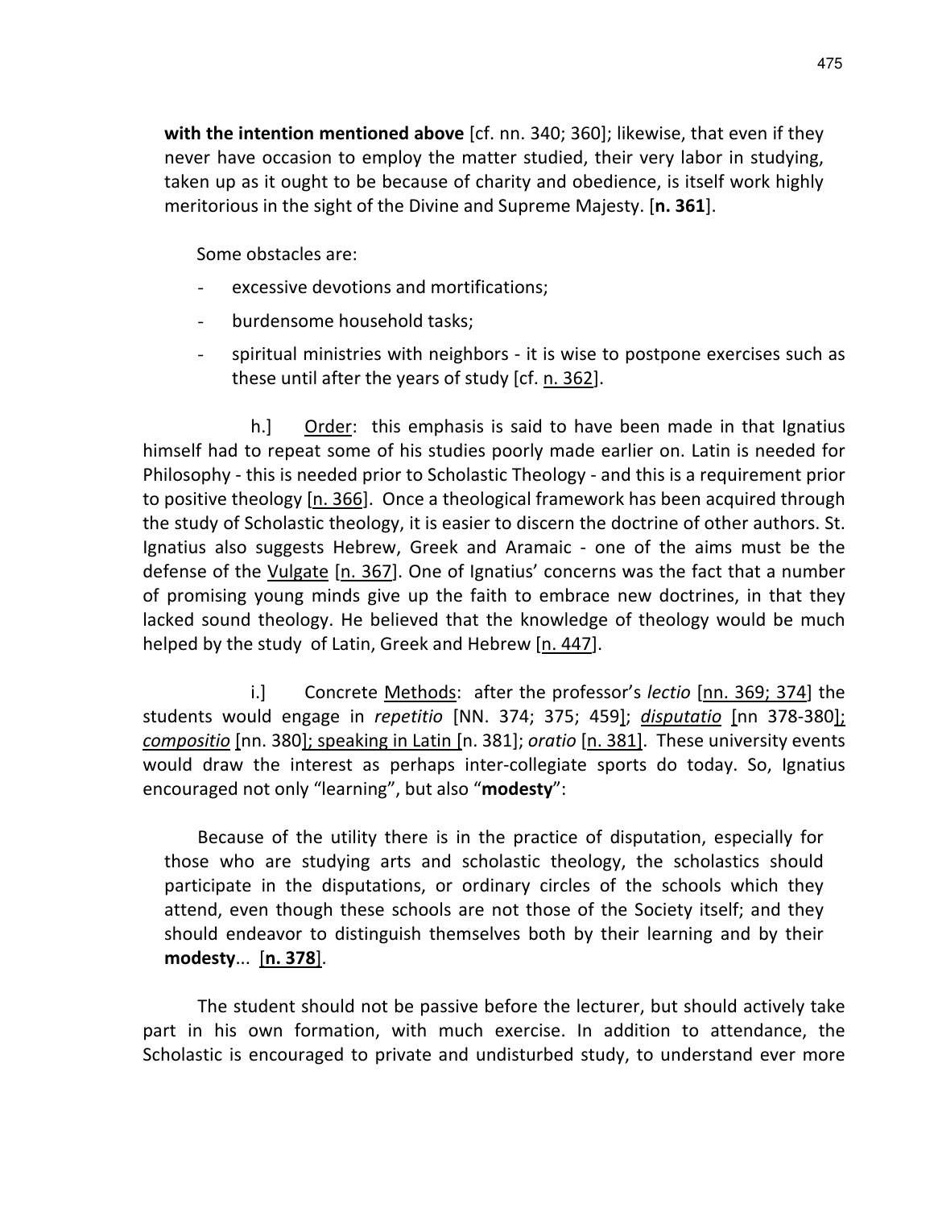> **with the intention mentioned above** [cf. nn. 340; 360]; likewise, that even if they never have occasion to employ the matter studied, their very labor in studying, taken up as it ought to be because of charity and obedience, is itself work highly meritorious in the sight of the Divine and Supreme Majesty. [**n. 361**].

Some obstacles are:

- excessive devotions and mortifications;
- burdensome household tasks;
- spiritual ministries with neighbors - it is wise to postpone exercises such as these until after the years of study [cf. n. 362].

h.] Order: this emphasis is said to have been made in that Ignatius himself had to repeat some of his studies poorly made earlier on. Latin is needed for Philosophy - this is needed prior to Scholastic Theology - and this is a requirement prior to positive theology [n. 366]. Once a theological framework has been acquired through the study of Scholastic theology, it is easier to discern the doctrine of other authors. St. Ignatius also suggests Hebrew, Greek and Aramaic - one of the aims must be the defense of the Vulgate [n. 367]. One of Ignatius' concerns was the fact that a number of promising young minds give up the faith to embrace new doctrines, in that they lacked sound theology. He believed that the knowledge of theology would be much helped by the study of Latin, Greek and Hebrew [n. 447].

i.] Concrete Methods: after the professor's *lectio* [nn. 369; 374] the students would engage in *repetitio* [NN. 374; 375; 459]; *disputatio* [nn 378-380]; *compositio* [nn. 380]; speaking in Latin [n. 381]; *oratio* [n. 381]. These university events would draw the interest as perhaps inter-collegiate sports do today. So, Ignatius encouraged not only "learning", but also "**modesty**":

> Because of the utility there is in the practice of disputation, especially for those who are studying arts and scholastic theology, the scholastics should participate in the disputations, or ordinary circles of the schools which they attend, even though these schools are not those of the Society itself; and they should endeavor to distinguish themselves both by their learning and by their **modesty**... [**n. 378**].

The student should not be passive before the lecturer, but should actively take part in his own formation, with much exercise. In addition to attendance, the Scholastic is encouraged to private and undisturbed study, to understand ever more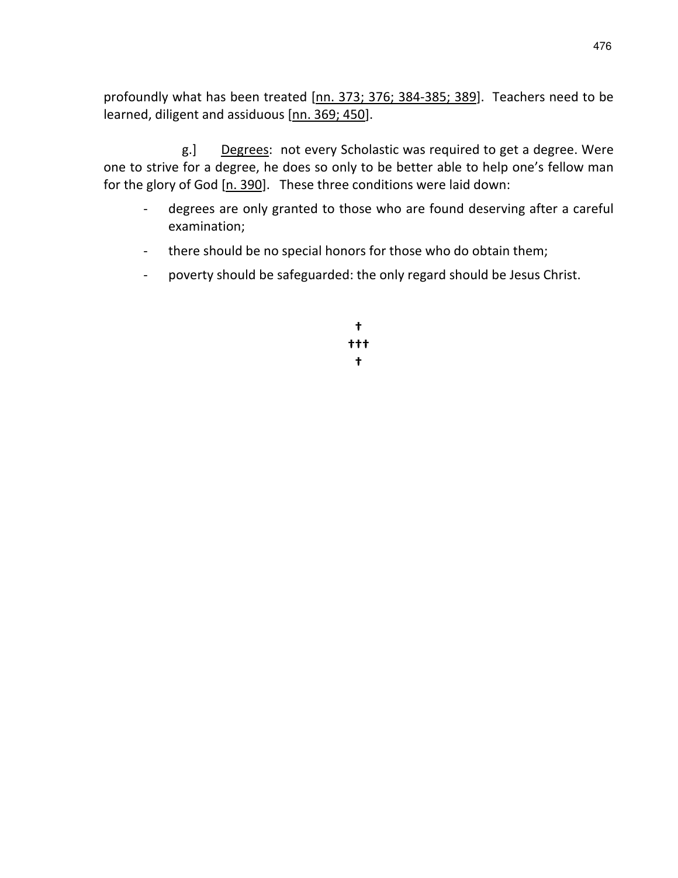profoundly what has been treated [nn. 373; 376; 384-385; 389]. Teachers need to be learned, diligent and assiduous [nn. 369; 450].

g.] Degrees: not every Scholastic was required to get a degree. Were one to strive for a degree, he does so only to be better able to help one's fellow man for the glory of God [n. 390]. These three conditions were laid down:

- degrees are only granted to those who are found deserving after a careful examination;
- there should be no special honors for those who do obtain them;
- poverty should be safeguarded: the only regard should be Jesus Christ.

†
†††
†